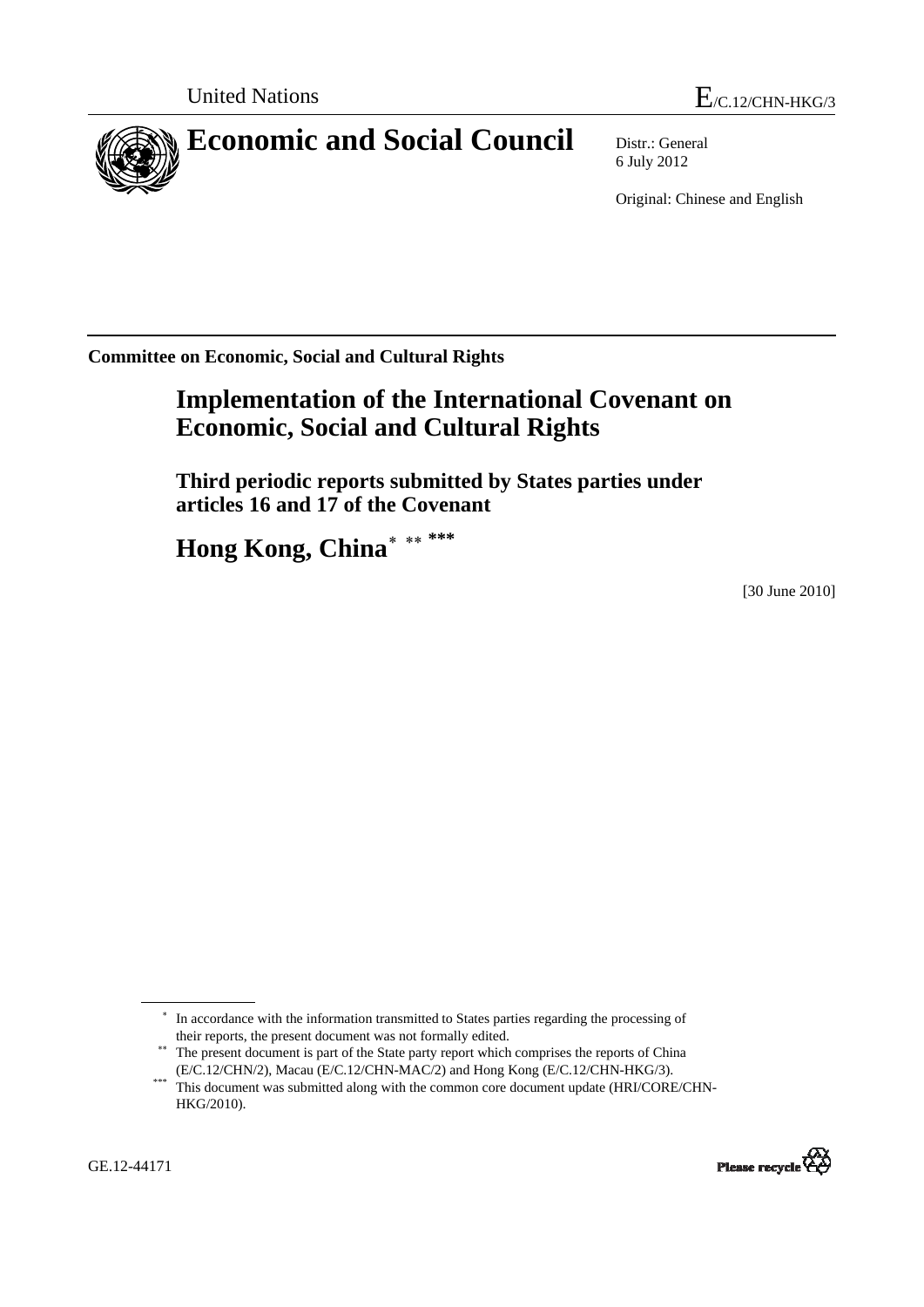United Nations

E/C.12/CHN-HKG/3

# Economic and Social Council

Distr.: General
6 July 2012

Original: Chinese and English

**Committee on Economic, Social and Cultural Rights**

# Implementation of the International Covenant on Economic, Social and Cultural Rights

## Third periodic reports submitted by States parties under articles 16 and 17 of the Covenant

## Hong Kong, China* ** ***

[30 June 2010]

---

\* In accordance with the information transmitted to States parties regarding the processing of their reports, the present document was not formally edited.

\*\* The present document is part of the State party report which comprises the reports of China (E/C.12/CHN/2), Macau (E/C.12/CHN-MAC/2) and Hong Kong (E/C.12/CHN-HKG/3).

\*\*\* This document was submitted along with the common core document update (HRI/CORE/CHN-HKG/2010).

GE.12-44171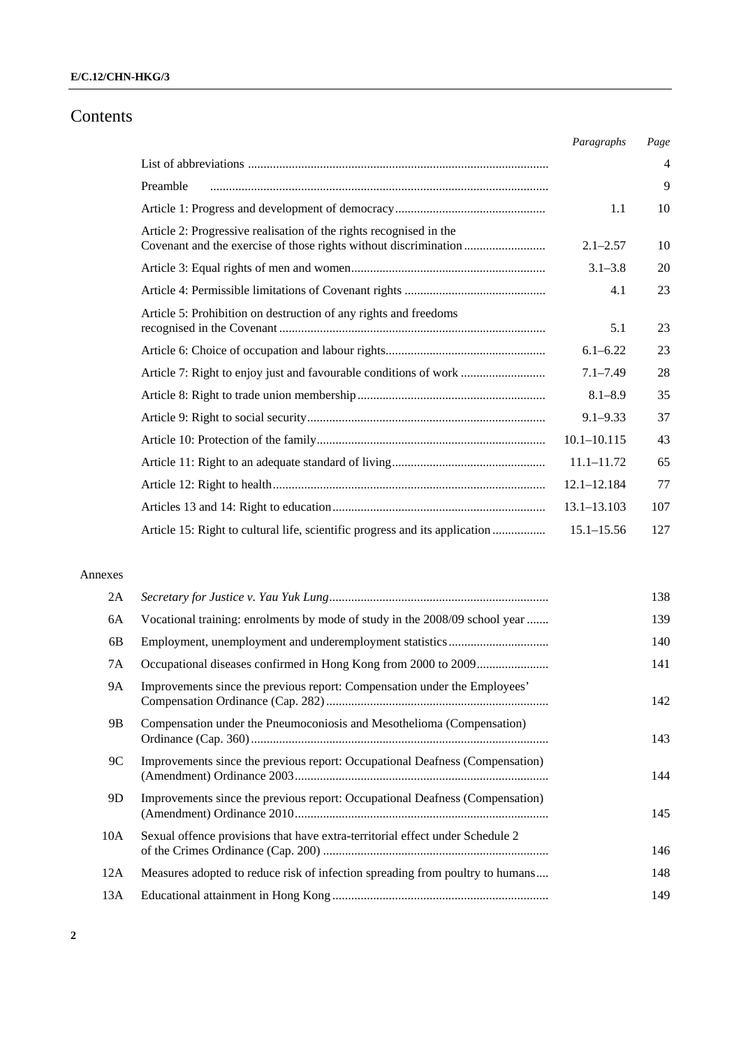# Contents

| | Paragraphs | Page |
|---|---|---|
| List of abbreviations | | 4 |
| Preamble | | 9 |
| Article 1: Progress and development of democracy | 1.1 | 10 |
| Article 2: Progressive realisation of the rights recognised in the Covenant and the exercise of those rights without discrimination | 2.1–2.57 | 10 |
| Article 3: Equal rights of men and women | 3.1–3.8 | 20 |
| Article 4: Permissible limitations of Covenant rights | 4.1 | 23 |
| Article 5: Prohibition on destruction of any rights and freedoms recognised in the Covenant | 5.1 | 23 |
| Article 6: Choice of occupation and labour rights | 6.1–6.22 | 23 |
| Article 7: Right to enjoy just and favourable conditions of work | 7.1–7.49 | 28 |
| Article 8: Right to trade union membership | 8.1–8.9 | 35 |
| Article 9: Right to social security | 9.1–9.33 | 37 |
| Article 10: Protection of the family | 10.1–10.115 | 43 |
| Article 11: Right to an adequate standard of living | 11.1–11.72 | 65 |
| Article 12: Right to health | 12.1–12.184 | 77 |
| Articles 13 and 14: Right to education | 13.1–13.103 | 107 |
| Article 15: Right to cultural life, scientific progress and its application | 15.1–15.56 | 127 |

Annexes

| | | Page |
|---|---|---|
| 2A | *Secretary for Justice v. Yau Yuk Lung* | 138 |
| 6A | Vocational training: enrolments by mode of study in the 2008/09 school year | 139 |
| 6B | Employment, unemployment and underemployment statistics | 140 |
| 7A | Occupational diseases confirmed in Hong Kong from 2000 to 2009 | 141 |
| 9A | Improvements since the previous report: Compensation under the Employees' Compensation Ordinance (Cap. 282) | 142 |
| 9B | Compensation under the Pneumoconiosis and Mesothelioma (Compensation) Ordinance (Cap. 360) | 143 |
| 9C | Improvements since the previous report: Occupational Deafness (Compensation) (Amendment) Ordinance 2003 | 144 |
| 9D | Improvements since the previous report: Occupational Deafness (Compensation) (Amendment) Ordinance 2010 | 145 |
| 10A | Sexual offence provisions that have extra-territorial effect under Schedule 2 of the Crimes Ordinance (Cap. 200) | 146 |
| 12A | Measures adopted to reduce risk of infection spreading from poultry to humans | 148 |
| 13A | Educational attainment in Hong Kong | 149 |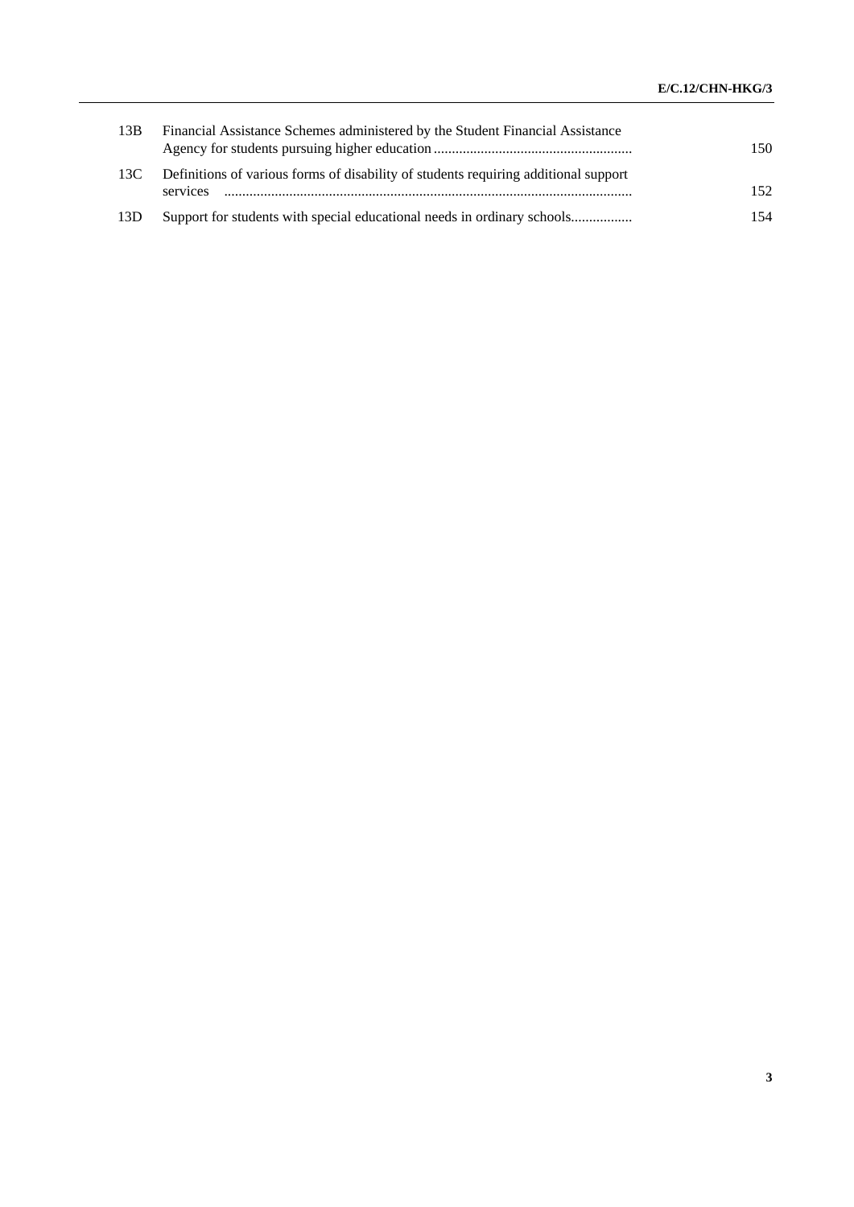| | | |
|---|---|---|
| 13B | Financial Assistance Schemes administered by the Student Financial Assistance Agency for students pursuing higher education | 150 |
| 13C | Definitions of various forms of disability of students requiring additional support services | 152 |
| 13D | Support for students with special educational needs in ordinary schools | 154 |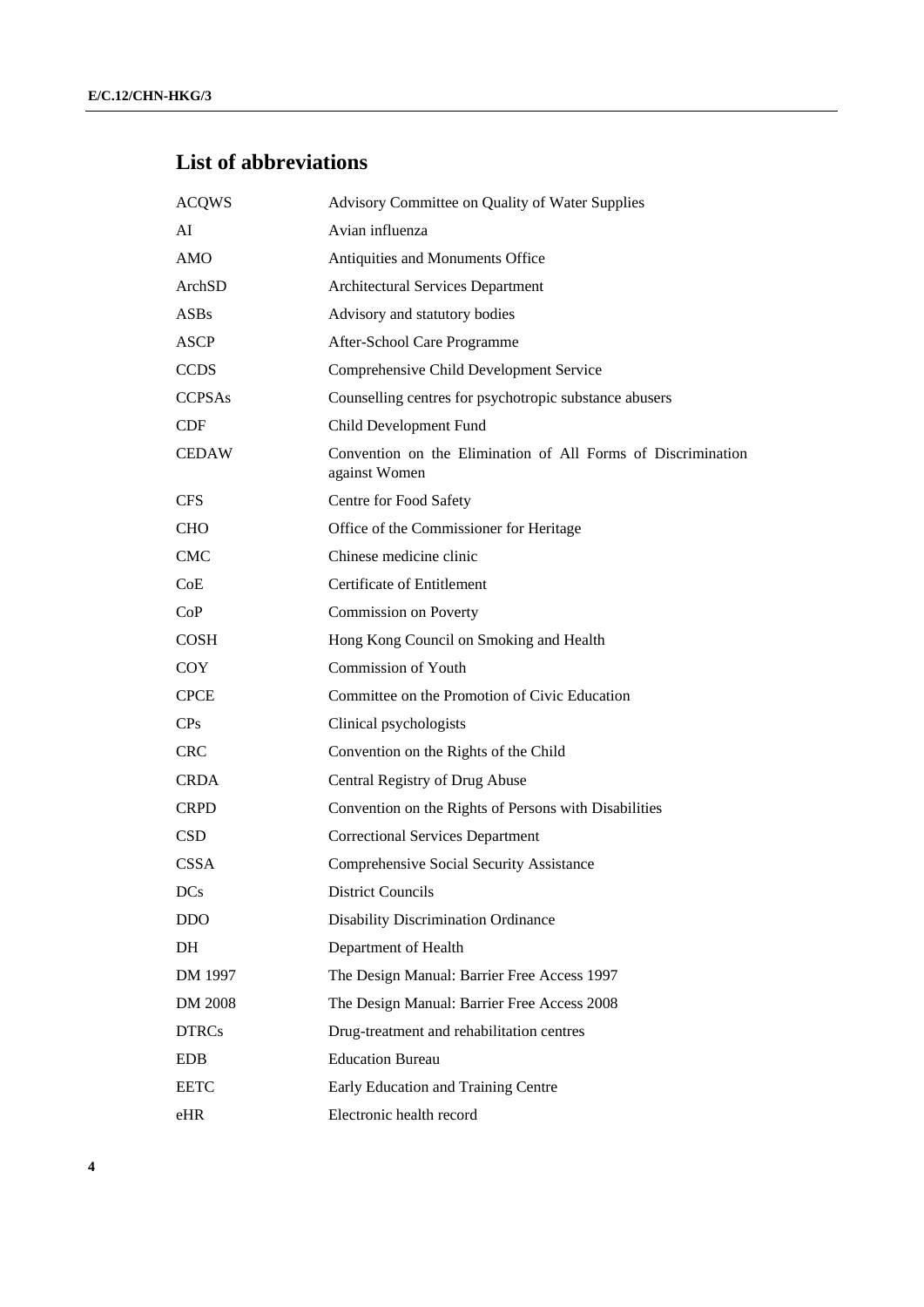## List of abbreviations

| | |
|---|---|
| ACQWS | Advisory Committee on Quality of Water Supplies |
| AI | Avian influenza |
| AMO | Antiquities and Monuments Office |
| ArchSD | Architectural Services Department |
| ASBs | Advisory and statutory bodies |
| ASCP | After-School Care Programme |
| CCDS | Comprehensive Child Development Service |
| CCPSAs | Counselling centres for psychotropic substance abusers |
| CDF | Child Development Fund |
| CEDAW | Convention on the Elimination of All Forms of Discrimination against Women |
| CFS | Centre for Food Safety |
| CHO | Office of the Commissioner for Heritage |
| CMC | Chinese medicine clinic |
| CoE | Certificate of Entitlement |
| CoP | Commission on Poverty |
| COSH | Hong Kong Council on Smoking and Health |
| COY | Commission of Youth |
| CPCE | Committee on the Promotion of Civic Education |
| CPs | Clinical psychologists |
| CRC | Convention on the Rights of the Child |
| CRDA | Central Registry of Drug Abuse |
| CRPD | Convention on the Rights of Persons with Disabilities |
| CSD | Correctional Services Department |
| CSSA | Comprehensive Social Security Assistance |
| DCs | District Councils |
| DDO | Disability Discrimination Ordinance |
| DH | Department of Health |
| DM 1997 | The Design Manual: Barrier Free Access 1997 |
| DM 2008 | The Design Manual: Barrier Free Access 2008 |
| DTRCs | Drug-treatment and rehabilitation centres |
| EDB | Education Bureau |
| EETC | Early Education and Training Centre |
| eHR | Electronic health record |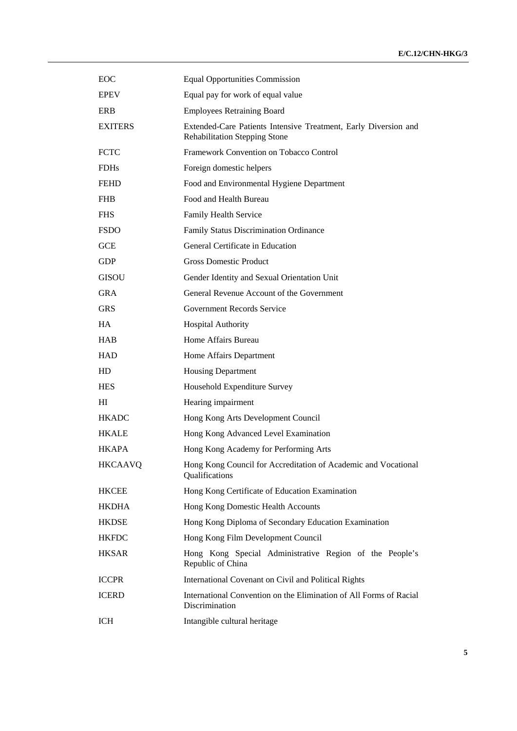| | |
|---|---|
| EOC | Equal Opportunities Commission |
| EPEV | Equal pay for work of equal value |
| ERB | Employees Retraining Board |
| EXITERS | Extended-Care Patients Intensive Treatment, Early Diversion and Rehabilitation Stepping Stone |
| FCTC | Framework Convention on Tobacco Control |
| FDHs | Foreign domestic helpers |
| FEHD | Food and Environmental Hygiene Department |
| FHB | Food and Health Bureau |
| FHS | Family Health Service |
| FSDO | Family Status Discrimination Ordinance |
| GCE | General Certificate in Education |
| GDP | Gross Domestic Product |
| GISOU | Gender Identity and Sexual Orientation Unit |
| GRA | General Revenue Account of the Government |
| GRS | Government Records Service |
| HA | Hospital Authority |
| HAB | Home Affairs Bureau |
| HAD | Home Affairs Department |
| HD | Housing Department |
| HES | Household Expenditure Survey |
| HI | Hearing impairment |
| HKADC | Hong Kong Arts Development Council |
| HKALE | Hong Kong Advanced Level Examination |
| HKAPA | Hong Kong Academy for Performing Arts |
| HKCAAVQ | Hong Kong Council for Accreditation of Academic and Vocational Qualifications |
| HKCEE | Hong Kong Certificate of Education Examination |
| HKDHA | Hong Kong Domestic Health Accounts |
| HKDSE | Hong Kong Diploma of Secondary Education Examination |
| HKFDC | Hong Kong Film Development Council |
| HKSAR | Hong Kong Special Administrative Region of the People's Republic of China |
| ICCPR | International Covenant on Civil and Political Rights |
| ICERD | International Convention on the Elimination of All Forms of Racial Discrimination |
| ICH | Intangible cultural heritage |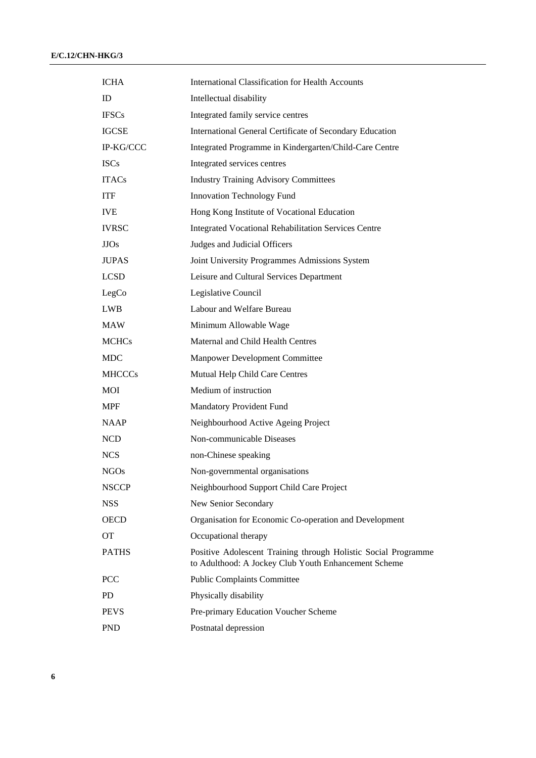| | |
|---|---|
| ICHA | International Classification for Health Accounts |
| ID | Intellectual disability |
| IFSCs | Integrated family service centres |
| IGCSE | International General Certificate of Secondary Education |
| IP-KG/CCC | Integrated Programme in Kindergarten/Child-Care Centre |
| ISCs | Integrated services centres |
| ITACs | Industry Training Advisory Committees |
| ITF | Innovation Technology Fund |
| IVE | Hong Kong Institute of Vocational Education |
| IVRSC | Integrated Vocational Rehabilitation Services Centre |
| JJOs | Judges and Judicial Officers |
| JUPAS | Joint University Programmes Admissions System |
| LCSD | Leisure and Cultural Services Department |
| LegCo | Legislative Council |
| LWB | Labour and Welfare Bureau |
| MAW | Minimum Allowable Wage |
| MCHCs | Maternal and Child Health Centres |
| MDC | Manpower Development Committee |
| MHCCCs | Mutual Help Child Care Centres |
| MOI | Medium of instruction |
| MPF | Mandatory Provident Fund |
| NAAP | Neighbourhood Active Ageing Project |
| NCD | Non-communicable Diseases |
| NCS | non-Chinese speaking |
| NGOs | Non-governmental organisations |
| NSCCP | Neighbourhood Support Child Care Project |
| NSS | New Senior Secondary |
| OECD | Organisation for Economic Co-operation and Development |
| OT | Occupational therapy |
| PATHS | Positive Adolescent Training through Holistic Social Programme to Adulthood: A Jockey Club Youth Enhancement Scheme |
| PCC | Public Complaints Committee |
| PD | Physically disability |
| PEVS | Pre-primary Education Voucher Scheme |
| PND | Postnatal depression |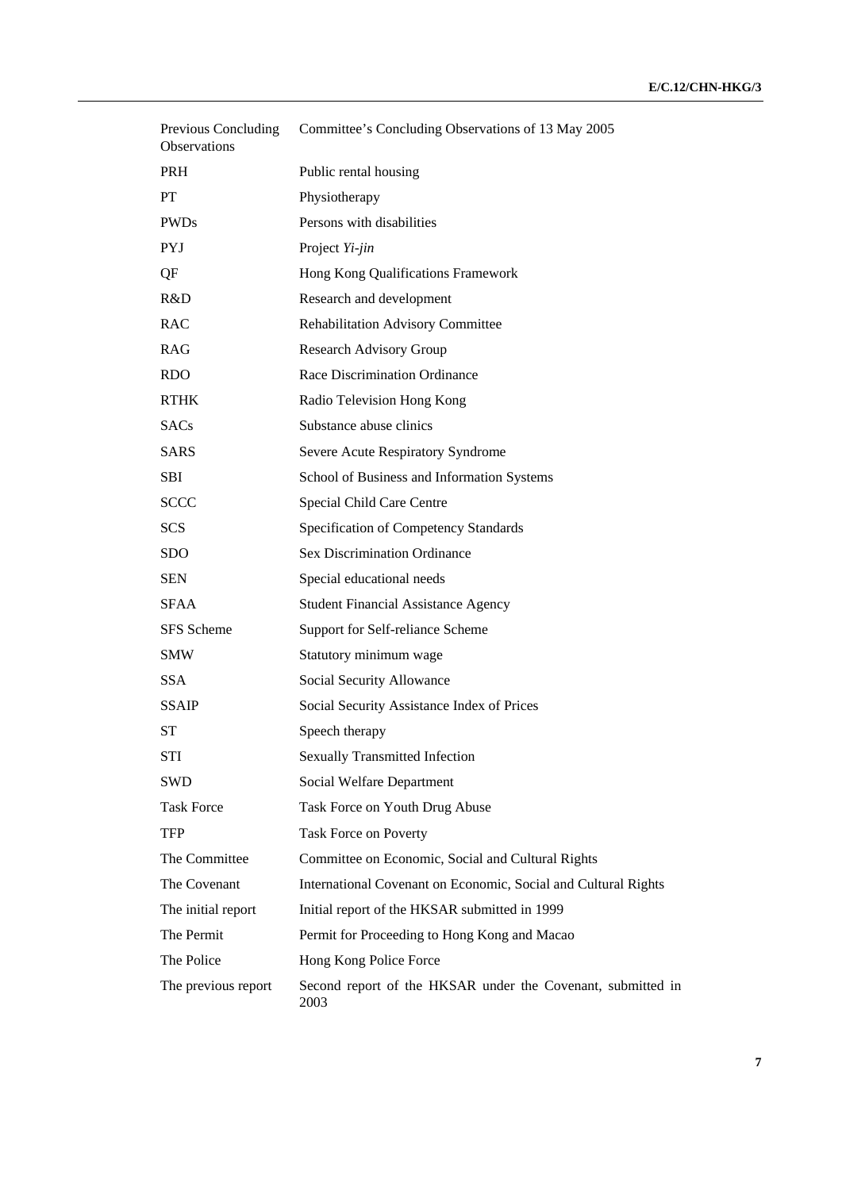| | |
|---|---|
| Previous Concluding Observations | Committee's Concluding Observations of 13 May 2005 |
| PRH | Public rental housing |
| PT | Physiotherapy |
| PWDs | Persons with disabilities |
| PYJ | Project *Yi-jin* |
| QF | Hong Kong Qualifications Framework |
| R&D | Research and development |
| RAC | Rehabilitation Advisory Committee |
| RAG | Research Advisory Group |
| RDO | Race Discrimination Ordinance |
| RTHK | Radio Television Hong Kong |
| SACs | Substance abuse clinics |
| SARS | Severe Acute Respiratory Syndrome |
| SBI | School of Business and Information Systems |
| SCCC | Special Child Care Centre |
| SCS | Specification of Competency Standards |
| SDO | Sex Discrimination Ordinance |
| SEN | Special educational needs |
| SFAA | Student Financial Assistance Agency |
| SFS Scheme | Support for Self-reliance Scheme |
| SMW | Statutory minimum wage |
| SSA | Social Security Allowance |
| SSAIP | Social Security Assistance Index of Prices |
| ST | Speech therapy |
| STI | Sexually Transmitted Infection |
| SWD | Social Welfare Department |
| Task Force | Task Force on Youth Drug Abuse |
| TFP | Task Force on Poverty |
| The Committee | Committee on Economic, Social and Cultural Rights |
| The Covenant | International Covenant on Economic, Social and Cultural Rights |
| The initial report | Initial report of the HKSAR submitted in 1999 |
| The Permit | Permit for Proceeding to Hong Kong and Macao |
| The Police | Hong Kong Police Force |
| The previous report | Second report of the HKSAR under the Covenant, submitted in 2003 |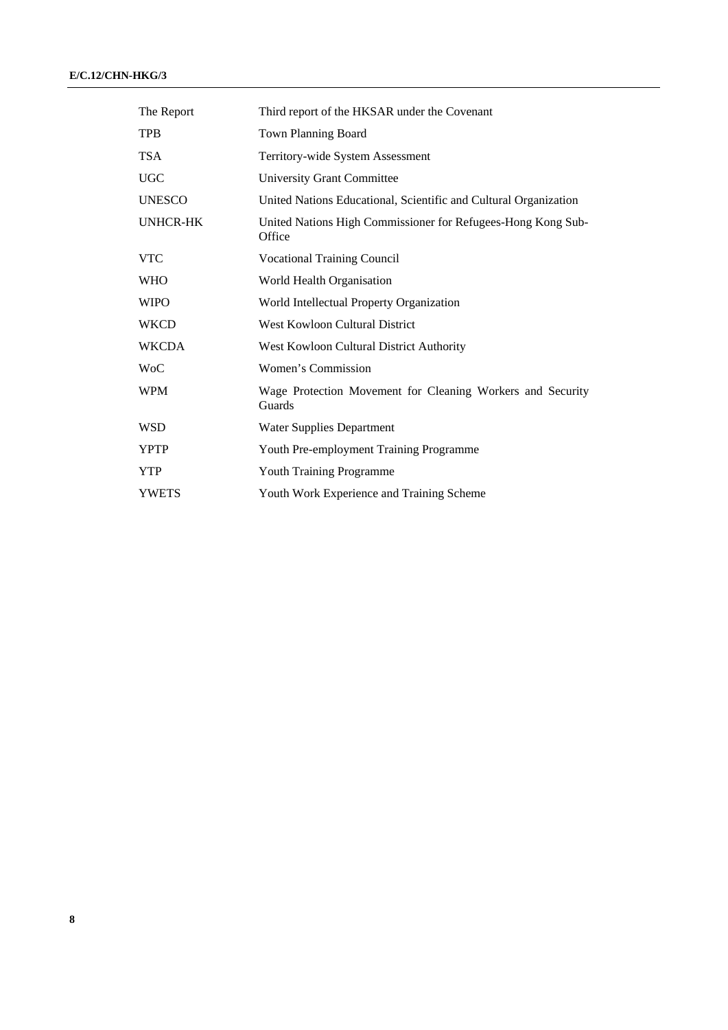| | |
|---|---|
| The Report | Third report of the HKSAR under the Covenant |
| TPB | Town Planning Board |
| TSA | Territory-wide System Assessment |
| UGC | University Grant Committee |
| UNESCO | United Nations Educational, Scientific and Cultural Organization |
| UNHCR-HK | United Nations High Commissioner for Refugees-Hong Kong Sub-Office |
| VTC | Vocational Training Council |
| WHO | World Health Organisation |
| WIPO | World Intellectual Property Organization |
| WKCD | West Kowloon Cultural District |
| WKCDA | West Kowloon Cultural District Authority |
| WoC | Women's Commission |
| WPM | Wage Protection Movement for Cleaning Workers and Security Guards |
| WSD | Water Supplies Department |
| YPTP | Youth Pre-employment Training Programme |
| YTP | Youth Training Programme |
| YWETS | Youth Work Experience and Training Scheme |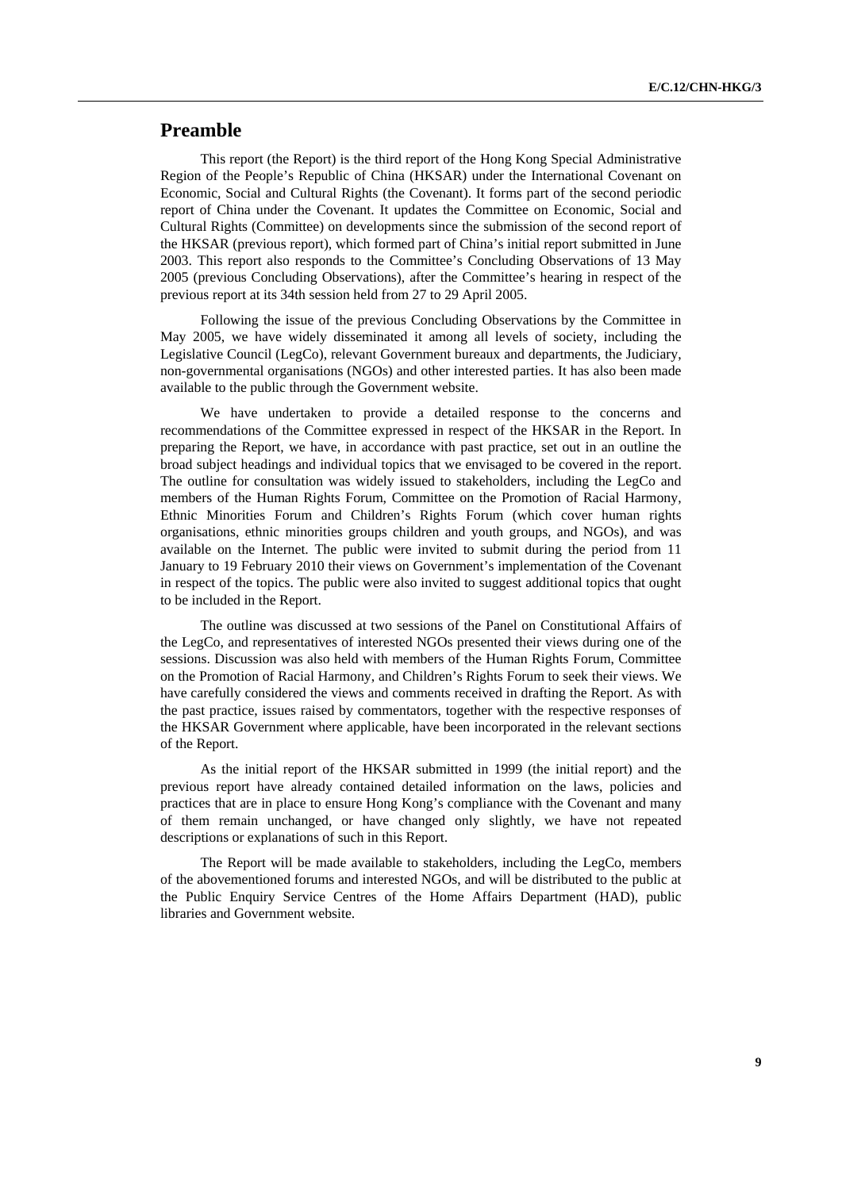## Preamble

This report (the Report) is the third report of the Hong Kong Special Administrative Region of the People's Republic of China (HKSAR) under the International Covenant on Economic, Social and Cultural Rights (the Covenant). It forms part of the second periodic report of China under the Covenant. It updates the Committee on Economic, Social and Cultural Rights (Committee) on developments since the submission of the second report of the HKSAR (previous report), which formed part of China's initial report submitted in June 2003. This report also responds to the Committee's Concluding Observations of 13 May 2005 (previous Concluding Observations), after the Committee's hearing in respect of the previous report at its 34th session held from 27 to 29 April 2005.

Following the issue of the previous Concluding Observations by the Committee in May 2005, we have widely disseminated it among all levels of society, including the Legislative Council (LegCo), relevant Government bureaux and departments, the Judiciary, non-governmental organisations (NGOs) and other interested parties. It has also been made available to the public through the Government website.

We have undertaken to provide a detailed response to the concerns and recommendations of the Committee expressed in respect of the HKSAR in the Report. In preparing the Report, we have, in accordance with past practice, set out in an outline the broad subject headings and individual topics that we envisaged to be covered in the report. The outline for consultation was widely issued to stakeholders, including the LegCo and members of the Human Rights Forum, Committee on the Promotion of Racial Harmony, Ethnic Minorities Forum and Children's Rights Forum (which cover human rights organisations, ethnic minorities groups children and youth groups, and NGOs), and was available on the Internet. The public were invited to submit during the period from 11 January to 19 February 2010 their views on Government's implementation of the Covenant in respect of the topics. The public were also invited to suggest additional topics that ought to be included in the Report.

The outline was discussed at two sessions of the Panel on Constitutional Affairs of the LegCo, and representatives of interested NGOs presented their views during one of the sessions. Discussion was also held with members of the Human Rights Forum, Committee on the Promotion of Racial Harmony, and Children's Rights Forum to seek their views. We have carefully considered the views and comments received in drafting the Report. As with the past practice, issues raised by commentators, together with the respective responses of the HKSAR Government where applicable, have been incorporated in the relevant sections of the Report.

As the initial report of the HKSAR submitted in 1999 (the initial report) and the previous report have already contained detailed information on the laws, policies and practices that are in place to ensure Hong Kong's compliance with the Covenant and many of them remain unchanged, or have changed only slightly, we have not repeated descriptions or explanations of such in this Report.

The Report will be made available to stakeholders, including the LegCo, members of the abovementioned forums and interested NGOs, and will be distributed to the public at the Public Enquiry Service Centres of the Home Affairs Department (HAD), public libraries and Government website.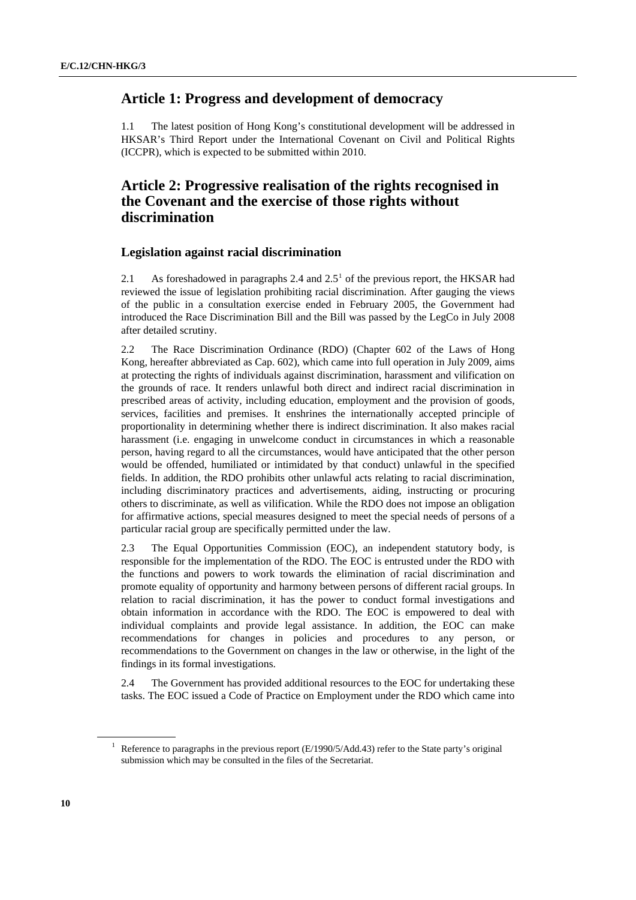## Article 1: Progress and development of democracy

1.1 The latest position of Hong Kong's constitutional development will be addressed in HKSAR's Third Report under the International Covenant on Civil and Political Rights (ICCPR), which is expected to be submitted within 2010.

## Article 2: Progressive realisation of the rights recognised in the Covenant and the exercise of those rights without discrimination

### Legislation against racial discrimination

2.1 As foreshadowed in paragraphs 2.4 and 2.5[1] of the previous report, the HKSAR had reviewed the issue of legislation prohibiting racial discrimination. After gauging the views of the public in a consultation exercise ended in February 2005, the Government had introduced the Race Discrimination Bill and the Bill was passed by the LegCo in July 2008 after detailed scrutiny.

2.2 The Race Discrimination Ordinance (RDO) (Chapter 602 of the Laws of Hong Kong, hereafter abbreviated as Cap. 602), which came into full operation in July 2009, aims at protecting the rights of individuals against discrimination, harassment and vilification on the grounds of race. It renders unlawful both direct and indirect racial discrimination in prescribed areas of activity, including education, employment and the provision of goods, services, facilities and premises. It enshrines the internationally accepted principle of proportionality in determining whether there is indirect discrimination. It also makes racial harassment (i.e. engaging in unwelcome conduct in circumstances in which a reasonable person, having regard to all the circumstances, would have anticipated that the other person would be offended, humiliated or intimidated by that conduct) unlawful in the specified fields. In addition, the RDO prohibits other unlawful acts relating to racial discrimination, including discriminatory practices and advertisements, aiding, instructing or procuring others to discriminate, as well as vilification. While the RDO does not impose an obligation for affirmative actions, special measures designed to meet the special needs of persons of a particular racial group are specifically permitted under the law.

2.3 The Equal Opportunities Commission (EOC), an independent statutory body, is responsible for the implementation of the RDO. The EOC is entrusted under the RDO with the functions and powers to work towards the elimination of racial discrimination and promote equality of opportunity and harmony between persons of different racial groups. In relation to racial discrimination, it has the power to conduct formal investigations and obtain information in accordance with the RDO. The EOC is empowered to deal with individual complaints and provide legal assistance. In addition, the EOC can make recommendations for changes in policies and procedures to any person, or recommendations to the Government on changes in the law or otherwise, in the light of the findings in its formal investigations.

2.4 The Government has provided additional resources to the EOC for undertaking these tasks. The EOC issued a Code of Practice on Employment under the RDO which came into

---

[1] Reference to paragraphs in the previous report (E/1990/5/Add.43) refer to the State party's original submission which may be consulted in the files of the Secretariat.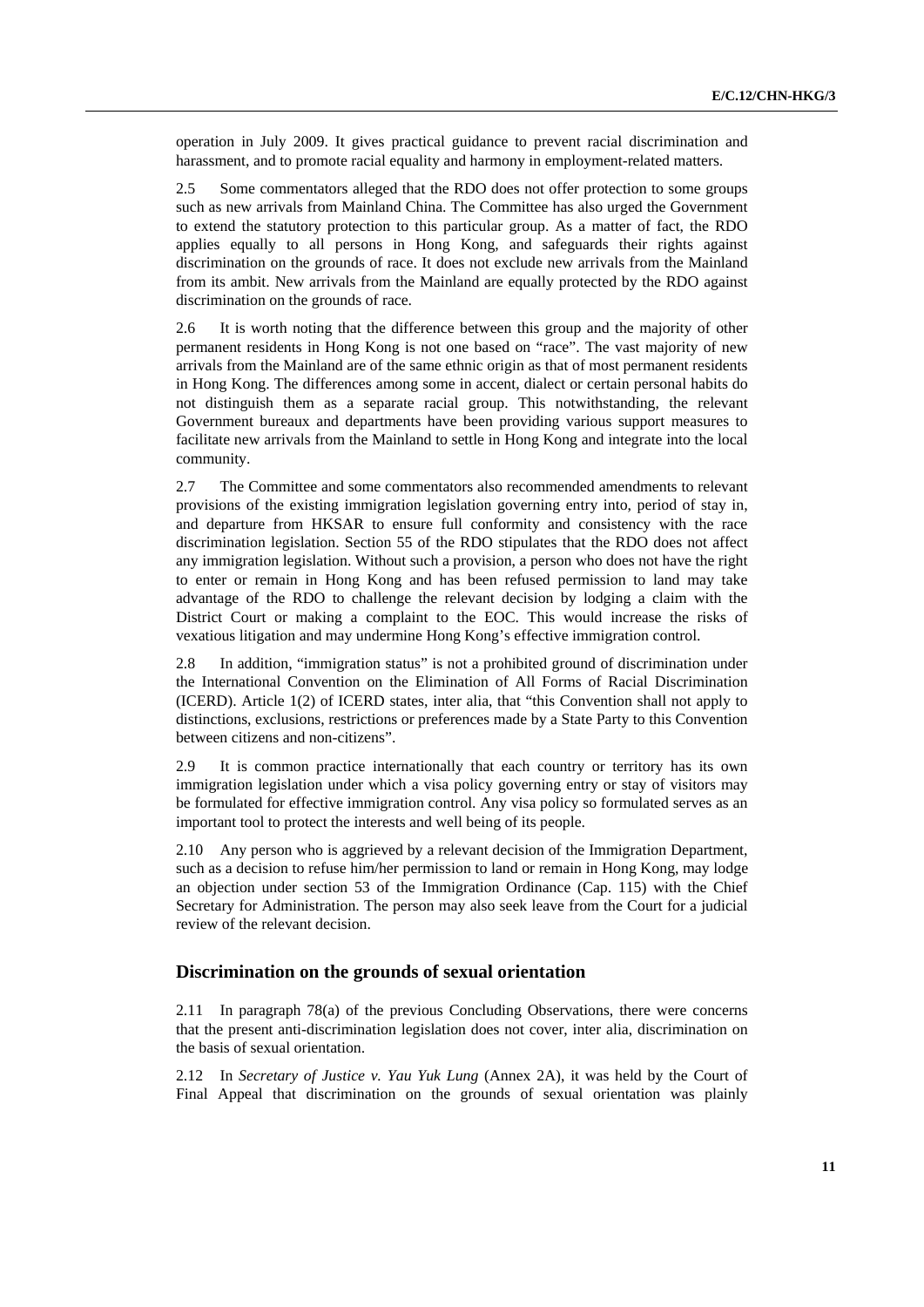operation in July 2009. It gives practical guidance to prevent racial discrimination and harassment, and to promote racial equality and harmony in employment-related matters.

2.5 Some commentators alleged that the RDO does not offer protection to some groups such as new arrivals from Mainland China. The Committee has also urged the Government to extend the statutory protection to this particular group. As a matter of fact, the RDO applies equally to all persons in Hong Kong, and safeguards their rights against discrimination on the grounds of race. It does not exclude new arrivals from the Mainland from its ambit. New arrivals from the Mainland are equally protected by the RDO against discrimination on the grounds of race.

2.6 It is worth noting that the difference between this group and the majority of other permanent residents in Hong Kong is not one based on "race". The vast majority of new arrivals from the Mainland are of the same ethnic origin as that of most permanent residents in Hong Kong. The differences among some in accent, dialect or certain personal habits do not distinguish them as a separate racial group. This notwithstanding, the relevant Government bureaux and departments have been providing various support measures to facilitate new arrivals from the Mainland to settle in Hong Kong and integrate into the local community.

2.7 The Committee and some commentators also recommended amendments to relevant provisions of the existing immigration legislation governing entry into, period of stay in, and departure from HKSAR to ensure full conformity and consistency with the race discrimination legislation. Section 55 of the RDO stipulates that the RDO does not affect any immigration legislation. Without such a provision, a person who does not have the right to enter or remain in Hong Kong and has been refused permission to land may take advantage of the RDO to challenge the relevant decision by lodging a claim with the District Court or making a complaint to the EOC. This would increase the risks of vexatious litigation and may undermine Hong Kong's effective immigration control.

2.8 In addition, "immigration status" is not a prohibited ground of discrimination under the International Convention on the Elimination of All Forms of Racial Discrimination (ICERD). Article 1(2) of ICERD states, inter alia, that "this Convention shall not apply to distinctions, exclusions, restrictions or preferences made by a State Party to this Convention between citizens and non-citizens".

2.9 It is common practice internationally that each country or territory has its own immigration legislation under which a visa policy governing entry or stay of visitors may be formulated for effective immigration control. Any visa policy so formulated serves as an important tool to protect the interests and well being of its people.

2.10 Any person who is aggrieved by a relevant decision of the Immigration Department, such as a decision to refuse him/her permission to land or remain in Hong Kong, may lodge an objection under section 53 of the Immigration Ordinance (Cap. 115) with the Chief Secretary for Administration. The person may also seek leave from the Court for a judicial review of the relevant decision.

### Discrimination on the grounds of sexual orientation

2.11 In paragraph 78(a) of the previous Concluding Observations, there were concerns that the present anti-discrimination legislation does not cover, inter alia, discrimination on the basis of sexual orientation.

2.12 In *Secretary of Justice v. Yau Yuk Lung* (Annex 2A), it was held by the Court of Final Appeal that discrimination on the grounds of sexual orientation was plainly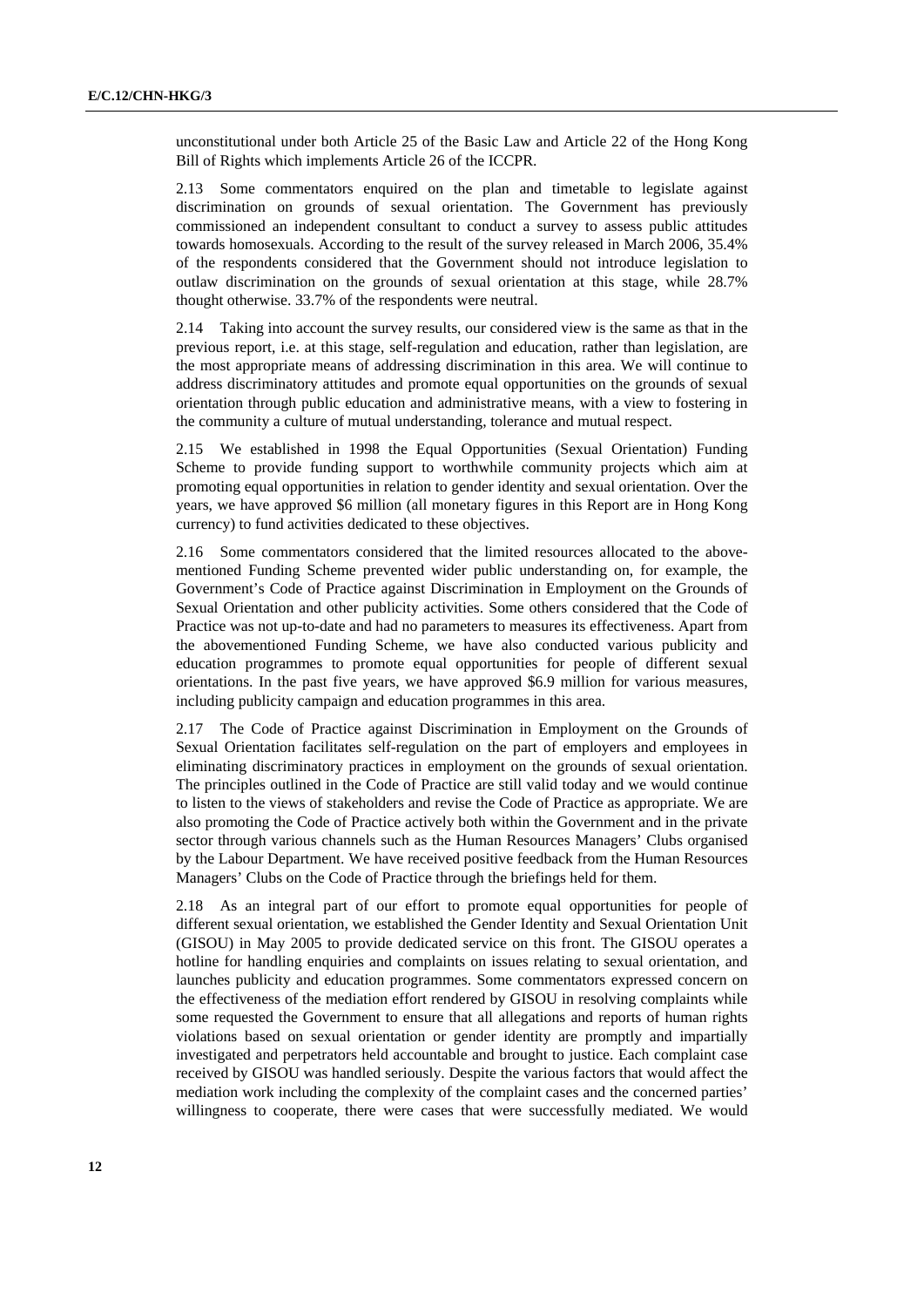unconstitutional under both Article 25 of the Basic Law and Article 22 of the Hong Kong Bill of Rights which implements Article 26 of the ICCPR.

2.13 Some commentators enquired on the plan and timetable to legislate against discrimination on grounds of sexual orientation. The Government has previously commissioned an independent consultant to conduct a survey to assess public attitudes towards homosexuals. According to the result of the survey released in March 2006, 35.4% of the respondents considered that the Government should not introduce legislation to outlaw discrimination on the grounds of sexual orientation at this stage, while 28.7% thought otherwise. 33.7% of the respondents were neutral.

2.14 Taking into account the survey results, our considered view is the same as that in the previous report, i.e. at this stage, self-regulation and education, rather than legislation, are the most appropriate means of addressing discrimination in this area. We will continue to address discriminatory attitudes and promote equal opportunities on the grounds of sexual orientation through public education and administrative means, with a view to fostering in the community a culture of mutual understanding, tolerance and mutual respect.

2.15 We established in 1998 the Equal Opportunities (Sexual Orientation) Funding Scheme to provide funding support to worthwhile community projects which aim at promoting equal opportunities in relation to gender identity and sexual orientation. Over the years, we have approved $6 million (all monetary figures in this Report are in Hong Kong currency) to fund activities dedicated to these objectives.

2.16 Some commentators considered that the limited resources allocated to the abovementioned Funding Scheme prevented wider public understanding on, for example, the Government's Code of Practice against Discrimination in Employment on the Grounds of Sexual Orientation and other publicity activities. Some others considered that the Code of Practice was not up-to-date and had no parameters to measures its effectiveness. Apart from the abovementioned Funding Scheme, we have also conducted various publicity and education programmes to promote equal opportunities for people of different sexual orientations. In the past five years, we have approved $6.9 million for various measures, including publicity campaign and education programmes in this area.

2.17 The Code of Practice against Discrimination in Employment on the Grounds of Sexual Orientation facilitates self-regulation on the part of employers and employees in eliminating discriminatory practices in employment on the grounds of sexual orientation. The principles outlined in the Code of Practice are still valid today and we would continue to listen to the views of stakeholders and revise the Code of Practice as appropriate. We are also promoting the Code of Practice actively both within the Government and in the private sector through various channels such as the Human Resources Managers' Clubs organised by the Labour Department. We have received positive feedback from the Human Resources Managers' Clubs on the Code of Practice through the briefings held for them.

2.18 As an integral part of our effort to promote equal opportunities for people of different sexual orientation, we established the Gender Identity and Sexual Orientation Unit (GISOU) in May 2005 to provide dedicated service on this front. The GISOU operates a hotline for handling enquiries and complaints on issues relating to sexual orientation, and launches publicity and education programmes. Some commentators expressed concern on the effectiveness of the mediation effort rendered by GISOU in resolving complaints while some requested the Government to ensure that all allegations and reports of human rights violations based on sexual orientation or gender identity are promptly and impartially investigated and perpetrators held accountable and brought to justice. Each complaint case received by GISOU was handled seriously. Despite the various factors that would affect the mediation work including the complexity of the complaint cases and the concerned parties' willingness to cooperate, there were cases that were successfully mediated. We would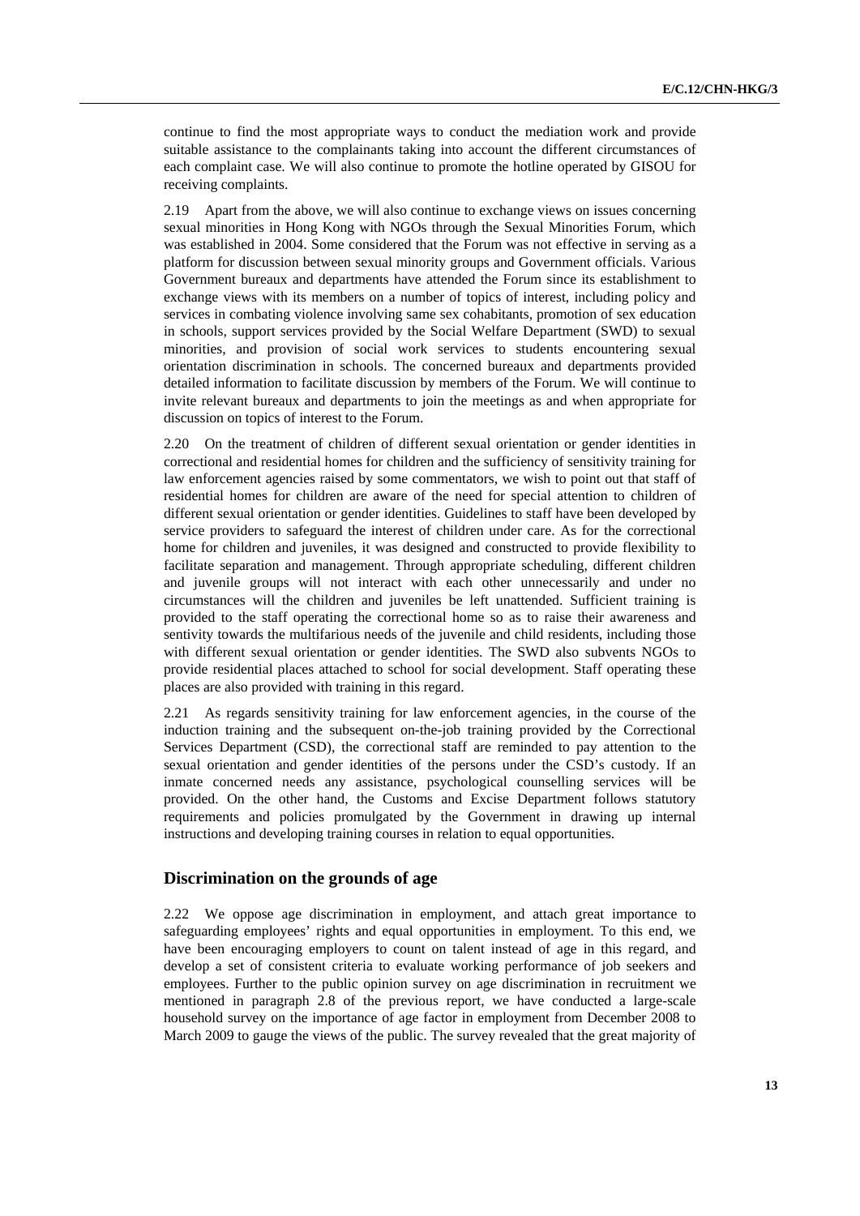continue to find the most appropriate ways to conduct the mediation work and provide suitable assistance to the complainants taking into account the different circumstances of each complaint case. We will also continue to promote the hotline operated by GISOU for receiving complaints.

2.19 Apart from the above, we will also continue to exchange views on issues concerning sexual minorities in Hong Kong with NGOs through the Sexual Minorities Forum, which was established in 2004. Some considered that the Forum was not effective in serving as a platform for discussion between sexual minority groups and Government officials. Various Government bureaux and departments have attended the Forum since its establishment to exchange views with its members on a number of topics of interest, including policy and services in combating violence involving same sex cohabitants, promotion of sex education in schools, support services provided by the Social Welfare Department (SWD) to sexual minorities, and provision of social work services to students encountering sexual orientation discrimination in schools. The concerned bureaux and departments provided detailed information to facilitate discussion by members of the Forum. We will continue to invite relevant bureaux and departments to join the meetings as and when appropriate for discussion on topics of interest to the Forum.

2.20 On the treatment of children of different sexual orientation or gender identities in correctional and residential homes for children and the sufficiency of sensitivity training for law enforcement agencies raised by some commentators, we wish to point out that staff of residential homes for children are aware of the need for special attention to children of different sexual orientation or gender identities. Guidelines to staff have been developed by service providers to safeguard the interest of children under care. As for the correctional home for children and juveniles, it was designed and constructed to provide flexibility to facilitate separation and management. Through appropriate scheduling, different children and juvenile groups will not interact with each other unnecessarily and under no circumstances will the children and juveniles be left unattended. Sufficient training is provided to the staff operating the correctional home so as to raise their awareness and sentivity towards the multifarious needs of the juvenile and child residents, including those with different sexual orientation or gender identities. The SWD also subvents NGOs to provide residential places attached to school for social development. Staff operating these places are also provided with training in this regard.

2.21 As regards sensitivity training for law enforcement agencies, in the course of the induction training and the subsequent on-the-job training provided by the Correctional Services Department (CSD), the correctional staff are reminded to pay attention to the sexual orientation and gender identities of the persons under the CSD's custody. If an inmate concerned needs any assistance, psychological counselling services will be provided. On the other hand, the Customs and Excise Department follows statutory requirements and policies promulgated by the Government in drawing up internal instructions and developing training courses in relation to equal opportunities.

## Discrimination on the grounds of age

2.22 We oppose age discrimination in employment, and attach great importance to safeguarding employees' rights and equal opportunities in employment. To this end, we have been encouraging employers to count on talent instead of age in this regard, and develop a set of consistent criteria to evaluate working performance of job seekers and employees. Further to the public opinion survey on age discrimination in recruitment we mentioned in paragraph 2.8 of the previous report, we have conducted a large-scale household survey on the importance of age factor in employment from December 2008 to March 2009 to gauge the views of the public. The survey revealed that the great majority of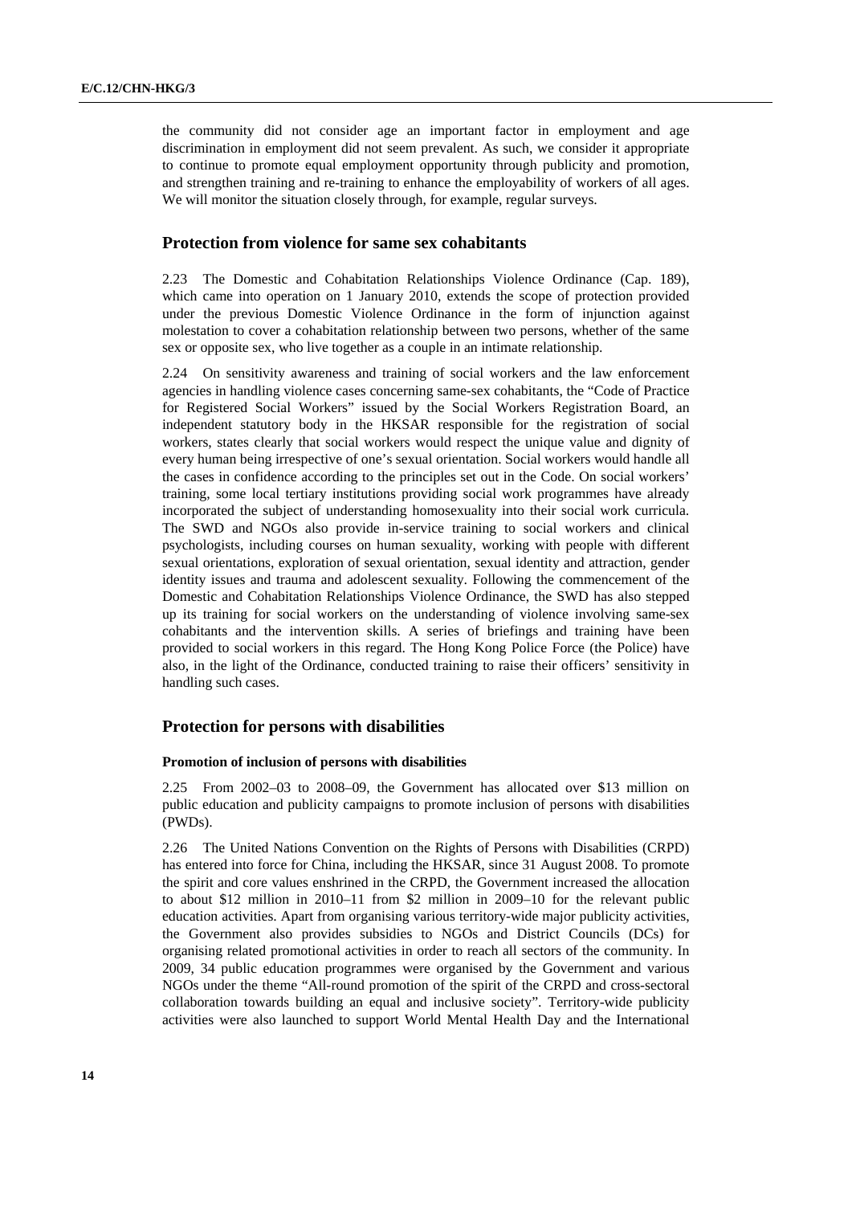the community did not consider age an important factor in employment and age discrimination in employment did not seem prevalent. As such, we consider it appropriate to continue to promote equal employment opportunity through publicity and promotion, and strengthen training and re-training to enhance the employability of workers of all ages. We will monitor the situation closely through, for example, regular surveys.

## Protection from violence for same sex cohabitants

2.23 The Domestic and Cohabitation Relationships Violence Ordinance (Cap. 189), which came into operation on 1 January 2010, extends the scope of protection provided under the previous Domestic Violence Ordinance in the form of injunction against molestation to cover a cohabitation relationship between two persons, whether of the same sex or opposite sex, who live together as a couple in an intimate relationship.

2.24 On sensitivity awareness and training of social workers and the law enforcement agencies in handling violence cases concerning same-sex cohabitants, the "Code of Practice for Registered Social Workers" issued by the Social Workers Registration Board, an independent statutory body in the HKSAR responsible for the registration of social workers, states clearly that social workers would respect the unique value and dignity of every human being irrespective of one's sexual orientation. Social workers would handle all the cases in confidence according to the principles set out in the Code. On social workers' training, some local tertiary institutions providing social work programmes have already incorporated the subject of understanding homosexuality into their social work curricula. The SWD and NGOs also provide in-service training to social workers and clinical psychologists, including courses on human sexuality, working with people with different sexual orientations, exploration of sexual orientation, sexual identity and attraction, gender identity issues and trauma and adolescent sexuality. Following the commencement of the Domestic and Cohabitation Relationships Violence Ordinance, the SWD has also stepped up its training for social workers on the understanding of violence involving same-sex cohabitants and the intervention skills. A series of briefings and training have been provided to social workers in this regard. The Hong Kong Police Force (the Police) have also, in the light of the Ordinance, conducted training to raise their officers' sensitivity in handling such cases.

## Protection for persons with disabilities

### Promotion of inclusion of persons with disabilities

2.25 From 2002–03 to 2008–09, the Government has allocated over $13 million on public education and publicity campaigns to promote inclusion of persons with disabilities (PWDs).

2.26 The United Nations Convention on the Rights of Persons with Disabilities (CRPD) has entered into force for China, including the HKSAR, since 31 August 2008. To promote the spirit and core values enshrined in the CRPD, the Government increased the allocation to about $12 million in 2010–11 from $2 million in 2009–10 for the relevant public education activities. Apart from organising various territory-wide major publicity activities, the Government also provides subsidies to NGOs and District Councils (DCs) for organising related promotional activities in order to reach all sectors of the community. In 2009, 34 public education programmes were organised by the Government and various NGOs under the theme "All-round promotion of the spirit of the CRPD and cross-sectoral collaboration towards building an equal and inclusive society". Territory-wide publicity activities were also launched to support World Mental Health Day and the International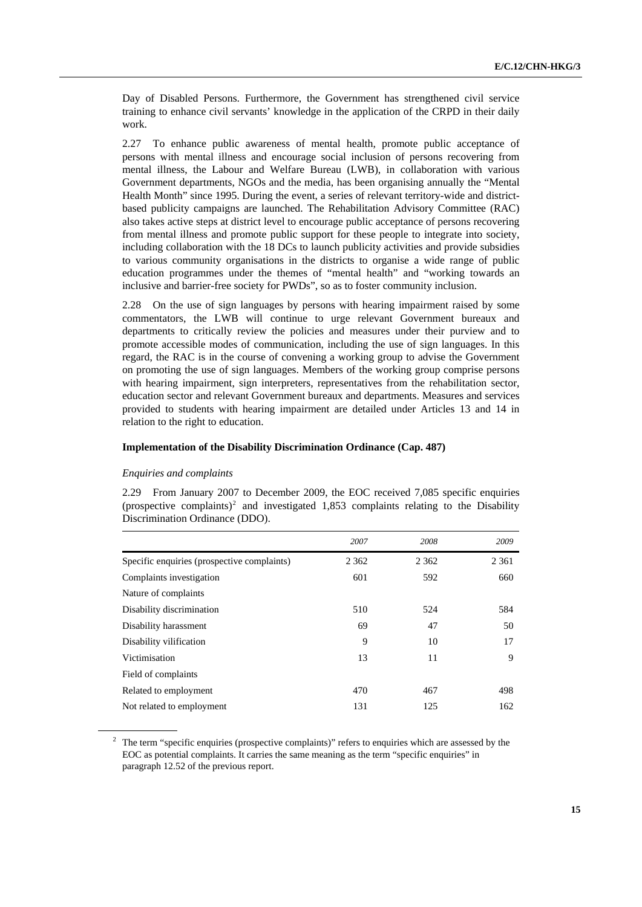Day of Disabled Persons. Furthermore, the Government has strengthened civil service training to enhance civil servants' knowledge in the application of the CRPD in their daily work.

2.27 To enhance public awareness of mental health, promote public acceptance of persons with mental illness and encourage social inclusion of persons recovering from mental illness, the Labour and Welfare Bureau (LWB), in collaboration with various Government departments, NGOs and the media, has been organising annually the "Mental Health Month" since 1995. During the event, a series of relevant territory-wide and district-based publicity campaigns are launched. The Rehabilitation Advisory Committee (RAC) also takes active steps at district level to encourage public acceptance of persons recovering from mental illness and promote public support for these people to integrate into society, including collaboration with the 18 DCs to launch publicity activities and provide subsidies to various community organisations in the districts to organise a wide range of public education programmes under the themes of "mental health" and "working towards an inclusive and barrier-free society for PWDs", so as to foster community inclusion.

2.28 On the use of sign languages by persons with hearing impairment raised by some commentators, the LWB will continue to urge relevant Government bureaux and departments to critically review the policies and measures under their purview and to promote accessible modes of communication, including the use of sign languages. In this regard, the RAC is in the course of convening a working group to advise the Government on promoting the use of sign languages. Members of the working group comprise persons with hearing impairment, sign interpreters, representatives from the rehabilitation sector, education sector and relevant Government bureaux and departments. Measures and services provided to students with hearing impairment are detailed under Articles 13 and 14 in relation to the right to education.

**Implementation of the Disability Discrimination Ordinance (Cap. 487)**

*Enquiries and complaints*

2.29 From January 2007 to December 2009, the EOC received 7,085 specific enquiries (prospective complaints)[2] and investigated 1,853 complaints relating to the Disability Discrimination Ordinance (DDO).

| | *2007* | *2008* | *2009* |
|---|---|---|---|
| Specific enquiries (prospective complaints) | 2 362 | 2 362 | 2 361 |
| Complaints investigation | 601 | 592 | 660 |
| Nature of complaints | | | |
| Disability discrimination | 510 | 524 | 584 |
| Disability harassment | 69 | 47 | 50 |
| Disability vilification | 9 | 10 | 17 |
| Victimisation | 13 | 11 | 9 |
| Field of complaints | | | |
| Related to employment | 470 | 467 | 498 |
| Not related to employment | 131 | 125 | 162 |

[2] The term "specific enquiries (prospective complaints)" refers to enquiries which are assessed by the EOC as potential complaints. It carries the same meaning as the term "specific enquiries" in paragraph 12.52 of the previous report.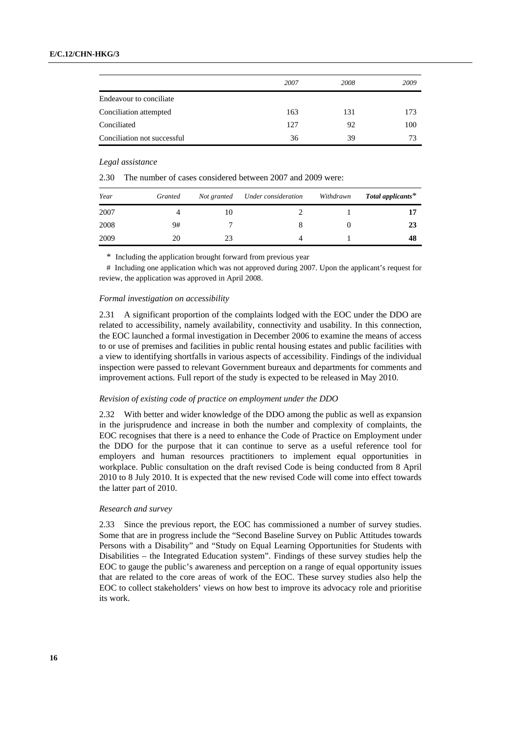| | 2007 | 2008 | 2009 |
|---|---|---|---|
| Endeavour to conciliate | | | |
| Conciliation attempted | 163 | 131 | 173 |
| Conciliated | 127 | 92 | 100 |
| Conciliation not successful | 36 | 39 | 73 |

*Legal assistance*

2.30 The number of cases considered between 2007 and 2009 were:

| *Year* | *Granted* | *Not granted* | *Under consideration* | *Withdrawn* | ***Total applicants**** |
|---|---|---|---|---|---|
| 2007 | 4 | 10 | 2 | 1 | **17** |
| 2008 | 9# | 7 | 8 | 0 | **23** |
| 2009 | 20 | 23 | 4 | 1 | **48** |

\* Including the application brought forward from previous year

\# Including one application which was not approved during 2007. Upon the applicant's request for review, the application was approved in April 2008.

*Formal investigation on accessibility*

2.31 A significant proportion of the complaints lodged with the EOC under the DDO are related to accessibility, namely availability, connectivity and usability. In this connection, the EOC launched a formal investigation in December 2006 to examine the means of access to or use of premises and facilities in public rental housing estates and public facilities with a view to identifying shortfalls in various aspects of accessibility. Findings of the individual inspection were passed to relevant Government bureaux and departments for comments and improvement actions. Full report of the study is expected to be released in May 2010.

*Revision of existing code of practice on employment under the DDO*

2.32 With better and wider knowledge of the DDO among the public as well as expansion in the jurisprudence and increase in both the number and complexity of complaints, the EOC recognises that there is a need to enhance the Code of Practice on Employment under the DDO for the purpose that it can continue to serve as a useful reference tool for employers and human resources practitioners to implement equal opportunities in workplace. Public consultation on the draft revised Code is being conducted from 8 April 2010 to 8 July 2010. It is expected that the new revised Code will come into effect towards the latter part of 2010.

*Research and survey*

2.33 Since the previous report, the EOC has commissioned a number of survey studies. Some that are in progress include the "Second Baseline Survey on Public Attitudes towards Persons with a Disability" and "Study on Equal Learning Opportunities for Students with Disabilities – the Integrated Education system". Findings of these survey studies help the EOC to gauge the public's awareness and perception on a range of equal opportunity issues that are related to the core areas of work of the EOC. These survey studies also help the EOC to collect stakeholders' views on how best to improve its advocacy role and prioritise its work.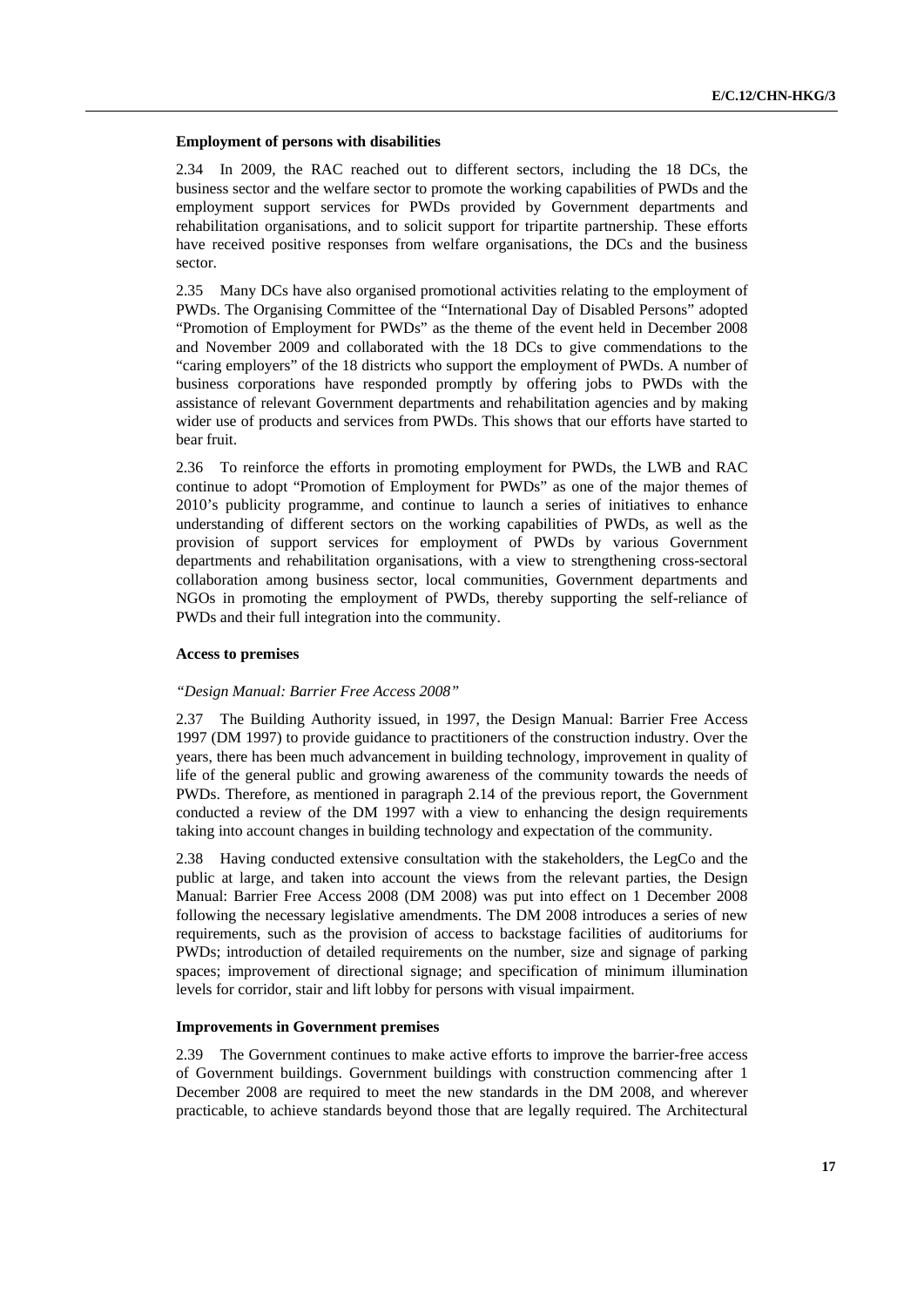**Employment of persons with disabilities**

2.34 In 2009, the RAC reached out to different sectors, including the 18 DCs, the business sector and the welfare sector to promote the working capabilities of PWDs and the employment support services for PWDs provided by Government departments and rehabilitation organisations, and to solicit support for tripartite partnership. These efforts have received positive responses from welfare organisations, the DCs and the business sector.

2.35 Many DCs have also organised promotional activities relating to the employment of PWDs. The Organising Committee of the "International Day of Disabled Persons" adopted "Promotion of Employment for PWDs" as the theme of the event held in December 2008 and November 2009 and collaborated with the 18 DCs to give commendations to the "caring employers" of the 18 districts who support the employment of PWDs. A number of business corporations have responded promptly by offering jobs to PWDs with the assistance of relevant Government departments and rehabilitation agencies and by making wider use of products and services from PWDs. This shows that our efforts have started to bear fruit.

2.36 To reinforce the efforts in promoting employment for PWDs, the LWB and RAC continue to adopt "Promotion of Employment for PWDs" as one of the major themes of 2010's publicity programme, and continue to launch a series of initiatives to enhance understanding of different sectors on the working capabilities of PWDs, as well as the provision of support services for employment of PWDs by various Government departments and rehabilitation organisations, with a view to strengthening cross-sectoral collaboration among business sector, local communities, Government departments and NGOs in promoting the employment of PWDs, thereby supporting the self-reliance of PWDs and their full integration into the community.

**Access to premises**

*"Design Manual: Barrier Free Access 2008"*

2.37 The Building Authority issued, in 1997, the Design Manual: Barrier Free Access 1997 (DM 1997) to provide guidance to practitioners of the construction industry. Over the years, there has been much advancement in building technology, improvement in quality of life of the general public and growing awareness of the community towards the needs of PWDs. Therefore, as mentioned in paragraph 2.14 of the previous report, the Government conducted a review of the DM 1997 with a view to enhancing the design requirements taking into account changes in building technology and expectation of the community.

2.38 Having conducted extensive consultation with the stakeholders, the LegCo and the public at large, and taken into account the views from the relevant parties, the Design Manual: Barrier Free Access 2008 (DM 2008) was put into effect on 1 December 2008 following the necessary legislative amendments. The DM 2008 introduces a series of new requirements, such as the provision of access to backstage facilities of auditoriums for PWDs; introduction of detailed requirements on the number, size and signage of parking spaces; improvement of directional signage; and specification of minimum illumination levels for corridor, stair and lift lobby for persons with visual impairment.

**Improvements in Government premises**

2.39 The Government continues to make active efforts to improve the barrier-free access of Government buildings. Government buildings with construction commencing after 1 December 2008 are required to meet the new standards in the DM 2008, and wherever practicable, to achieve standards beyond those that are legally required. The Architectural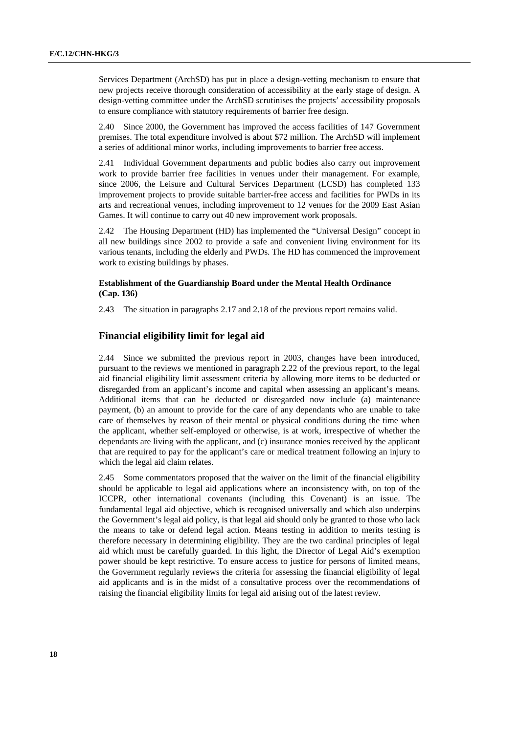Services Department (ArchSD) has put in place a design-vetting mechanism to ensure that new projects receive thorough consideration of accessibility at the early stage of design. A design-vetting committee under the ArchSD scrutinises the projects' accessibility proposals to ensure compliance with statutory requirements of barrier free design.

2.40 Since 2000, the Government has improved the access facilities of 147 Government premises. The total expenditure involved is about $72 million. The ArchSD will implement a series of additional minor works, including improvements to barrier free access.

2.41 Individual Government departments and public bodies also carry out improvement work to provide barrier free facilities in venues under their management. For example, since 2006, the Leisure and Cultural Services Department (LCSD) has completed 133 improvement projects to provide suitable barrier-free access and facilities for PWDs in its arts and recreational venues, including improvement to 12 venues for the 2009 East Asian Games. It will continue to carry out 40 new improvement work proposals.

2.42 The Housing Department (HD) has implemented the "Universal Design" concept in all new buildings since 2002 to provide a safe and convenient living environment for its various tenants, including the elderly and PWDs. The HD has commenced the improvement work to existing buildings by phases.

**Establishment of the Guardianship Board under the Mental Health Ordinance (Cap. 136)**

2.43 The situation in paragraphs 2.17 and 2.18 of the previous report remains valid.

## Financial eligibility limit for legal aid

2.44 Since we submitted the previous report in 2003, changes have been introduced, pursuant to the reviews we mentioned in paragraph 2.22 of the previous report, to the legal aid financial eligibility limit assessment criteria by allowing more items to be deducted or disregarded from an applicant's income and capital when assessing an applicant's means. Additional items that can be deducted or disregarded now include (a) maintenance payment, (b) an amount to provide for the care of any dependants who are unable to take care of themselves by reason of their mental or physical conditions during the time when the applicant, whether self-employed or otherwise, is at work, irrespective of whether the dependants are living with the applicant, and (c) insurance monies received by the applicant that are required to pay for the applicant's care or medical treatment following an injury to which the legal aid claim relates.

2.45 Some commentators proposed that the waiver on the limit of the financial eligibility should be applicable to legal aid applications where an inconsistency with, on top of the ICCPR, other international covenants (including this Covenant) is an issue. The fundamental legal aid objective, which is recognised universally and which also underpins the Government's legal aid policy, is that legal aid should only be granted to those who lack the means to take or defend legal action. Means testing in addition to merits testing is therefore necessary in determining eligibility. They are the two cardinal principles of legal aid which must be carefully guarded. In this light, the Director of Legal Aid's exemption power should be kept restrictive. To ensure access to justice for persons of limited means, the Government regularly reviews the criteria for assessing the financial eligibility of legal aid applicants and is in the midst of a consultative process over the recommendations of raising the financial eligibility limits for legal aid arising out of the latest review.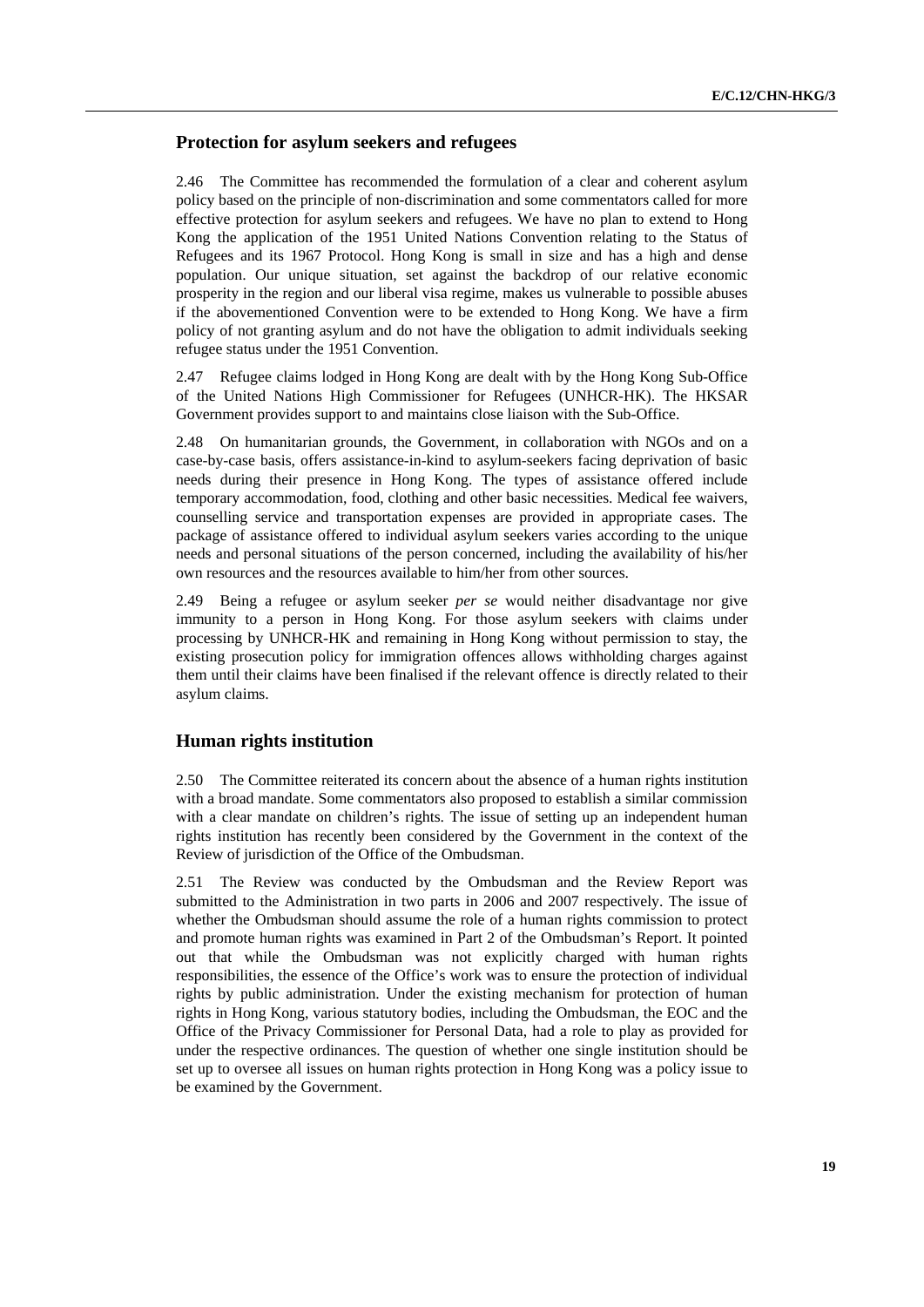## Protection for asylum seekers and refugees

2.46 The Committee has recommended the formulation of a clear and coherent asylum policy based on the principle of non-discrimination and some commentators called for more effective protection for asylum seekers and refugees. We have no plan to extend to Hong Kong the application of the 1951 United Nations Convention relating to the Status of Refugees and its 1967 Protocol. Hong Kong is small in size and has a high and dense population. Our unique situation, set against the backdrop of our relative economic prosperity in the region and our liberal visa regime, makes us vulnerable to possible abuses if the abovementioned Convention were to be extended to Hong Kong. We have a firm policy of not granting asylum and do not have the obligation to admit individuals seeking refugee status under the 1951 Convention.

2.47 Refugee claims lodged in Hong Kong are dealt with by the Hong Kong Sub-Office of the United Nations High Commissioner for Refugees (UNHCR-HK). The HKSAR Government provides support to and maintains close liaison with the Sub-Office.

2.48 On humanitarian grounds, the Government, in collaboration with NGOs and on a case-by-case basis, offers assistance-in-kind to asylum-seekers facing deprivation of basic needs during their presence in Hong Kong. The types of assistance offered include temporary accommodation, food, clothing and other basic necessities. Medical fee waivers, counselling service and transportation expenses are provided in appropriate cases. The package of assistance offered to individual asylum seekers varies according to the unique needs and personal situations of the person concerned, including the availability of his/her own resources and the resources available to him/her from other sources.

2.49 Being a refugee or asylum seeker *per se* would neither disadvantage nor give immunity to a person in Hong Kong. For those asylum seekers with claims under processing by UNHCR-HK and remaining in Hong Kong without permission to stay, the existing prosecution policy for immigration offences allows withholding charges against them until their claims have been finalised if the relevant offence is directly related to their asylum claims.

## Human rights institution

2.50 The Committee reiterated its concern about the absence of a human rights institution with a broad mandate. Some commentators also proposed to establish a similar commission with a clear mandate on children's rights. The issue of setting up an independent human rights institution has recently been considered by the Government in the context of the Review of jurisdiction of the Office of the Ombudsman.

2.51 The Review was conducted by the Ombudsman and the Review Report was submitted to the Administration in two parts in 2006 and 2007 respectively. The issue of whether the Ombudsman should assume the role of a human rights commission to protect and promote human rights was examined in Part 2 of the Ombudsman's Report. It pointed out that while the Ombudsman was not explicitly charged with human rights responsibilities, the essence of the Office's work was to ensure the protection of individual rights by public administration. Under the existing mechanism for protection of human rights in Hong Kong, various statutory bodies, including the Ombudsman, the EOC and the Office of the Privacy Commissioner for Personal Data, had a role to play as provided for under the respective ordinances. The question of whether one single institution should be set up to oversee all issues on human rights protection in Hong Kong was a policy issue to be examined by the Government.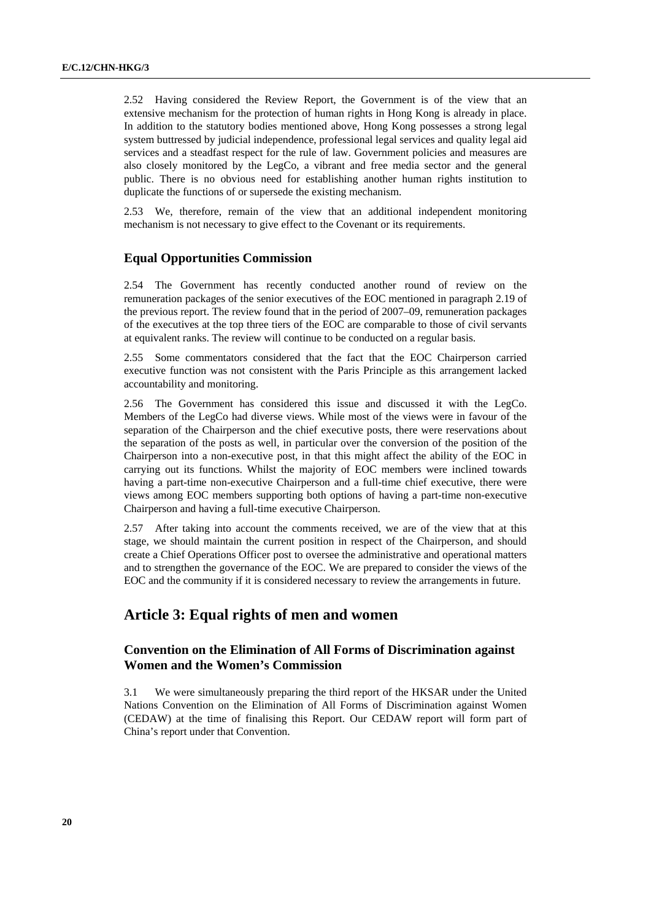2.52 Having considered the Review Report, the Government is of the view that an extensive mechanism for the protection of human rights in Hong Kong is already in place. In addition to the statutory bodies mentioned above, Hong Kong possesses a strong legal system buttressed by judicial independence, professional legal services and quality legal aid services and a steadfast respect for the rule of law. Government policies and measures are also closely monitored by the LegCo, a vibrant and free media sector and the general public. There is no obvious need for establishing another human rights institution to duplicate the functions of or supersede the existing mechanism.

2.53 We, therefore, remain of the view that an additional independent monitoring mechanism is not necessary to give effect to the Covenant or its requirements.

### Equal Opportunities Commission

2.54 The Government has recently conducted another round of review on the remuneration packages of the senior executives of the EOC mentioned in paragraph 2.19 of the previous report. The review found that in the period of 2007–09, remuneration packages of the executives at the top three tiers of the EOC are comparable to those of civil servants at equivalent ranks. The review will continue to be conducted on a regular basis.

2.55 Some commentators considered that the fact that the EOC Chairperson carried executive function was not consistent with the Paris Principle as this arrangement lacked accountability and monitoring.

2.56 The Government has considered this issue and discussed it with the LegCo. Members of the LegCo had diverse views. While most of the views were in favour of the separation of the Chairperson and the chief executive posts, there were reservations about the separation of the posts as well, in particular over the conversion of the position of the Chairperson into a non-executive post, in that this might affect the ability of the EOC in carrying out its functions. Whilst the majority of EOC members were inclined towards having a part-time non-executive Chairperson and a full-time chief executive, there were views among EOC members supporting both options of having a part-time non-executive Chairperson and having a full-time executive Chairperson.

2.57 After taking into account the comments received, we are of the view that at this stage, we should maintain the current position in respect of the Chairperson, and should create a Chief Operations Officer post to oversee the administrative and operational matters and to strengthen the governance of the EOC. We are prepared to consider the views of the EOC and the community if it is considered necessary to review the arrangements in future.

## Article 3: Equal rights of men and women

### Convention on the Elimination of All Forms of Discrimination against Women and the Women's Commission

3.1 We were simultaneously preparing the third report of the HKSAR under the United Nations Convention on the Elimination of All Forms of Discrimination against Women (CEDAW) at the time of finalising this Report. Our CEDAW report will form part of China's report under that Convention.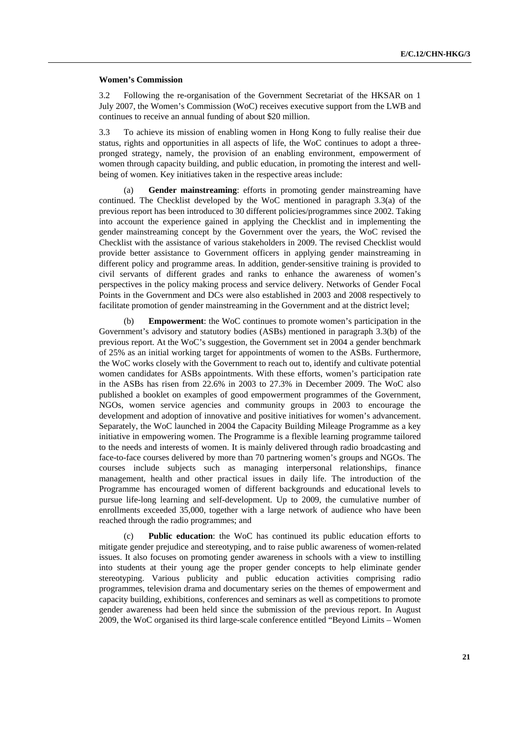**Women's Commission**

3.2 Following the re-organisation of the Government Secretariat of the HKSAR on 1 July 2007, the Women's Commission (WoC) receives executive support from the LWB and continues to receive an annual funding of about $20 million.

3.3 To achieve its mission of enabling women in Hong Kong to fully realise their due status, rights and opportunities in all aspects of life, the WoC continues to adopt a three-pronged strategy, namely, the provision of an enabling environment, empowerment of women through capacity building, and public education, in promoting the interest and well-being of women. Key initiatives taken in the respective areas include:

(a) **Gender mainstreaming**: efforts in promoting gender mainstreaming have continued. The Checklist developed by the WoC mentioned in paragraph 3.3(a) of the previous report has been introduced to 30 different policies/programmes since 2002. Taking into account the experience gained in applying the Checklist and in implementing the gender mainstreaming concept by the Government over the years, the WoC revised the Checklist with the assistance of various stakeholders in 2009. The revised Checklist would provide better assistance to Government officers in applying gender mainstreaming in different policy and programme areas. In addition, gender-sensitive training is provided to civil servants of different grades and ranks to enhance the awareness of women's perspectives in the policy making process and service delivery. Networks of Gender Focal Points in the Government and DCs were also established in 2003 and 2008 respectively to facilitate promotion of gender mainstreaming in the Government and at the district level;

(b) **Empowerment**: the WoC continues to promote women's participation in the Government's advisory and statutory bodies (ASBs) mentioned in paragraph 3.3(b) of the previous report. At the WoC's suggestion, the Government set in 2004 a gender benchmark of 25% as an initial working target for appointments of women to the ASBs. Furthermore, the WoC works closely with the Government to reach out to, identify and cultivate potential women candidates for ASBs appointments. With these efforts, women's participation rate in the ASBs has risen from 22.6% in 2003 to 27.3% in December 2009. The WoC also published a booklet on examples of good empowerment programmes of the Government, NGOs, women service agencies and community groups in 2003 to encourage the development and adoption of innovative and positive initiatives for women's advancement. Separately, the WoC launched in 2004 the Capacity Building Mileage Programme as a key initiative in empowering women. The Programme is a flexible learning programme tailored to the needs and interests of women. It is mainly delivered through radio broadcasting and face-to-face courses delivered by more than 70 partnering women's groups and NGOs. The courses include subjects such as managing interpersonal relationships, finance management, health and other practical issues in daily life. The introduction of the Programme has encouraged women of different backgrounds and educational levels to pursue life-long learning and self-development. Up to 2009, the cumulative number of enrollments exceeded 35,000, together with a large network of audience who have been reached through the radio programmes; and

(c) **Public education**: the WoC has continued its public education efforts to mitigate gender prejudice and stereotyping, and to raise public awareness of women-related issues. It also focuses on promoting gender awareness in schools with a view to instilling into students at their young age the proper gender concepts to help eliminate gender stereotyping. Various publicity and public education activities comprising radio programmes, television drama and documentary series on the themes of empowerment and capacity building, exhibitions, conferences and seminars as well as competitions to promote gender awareness had been held since the submission of the previous report. In August 2009, the WoC organised its third large-scale conference entitled "Beyond Limits – Women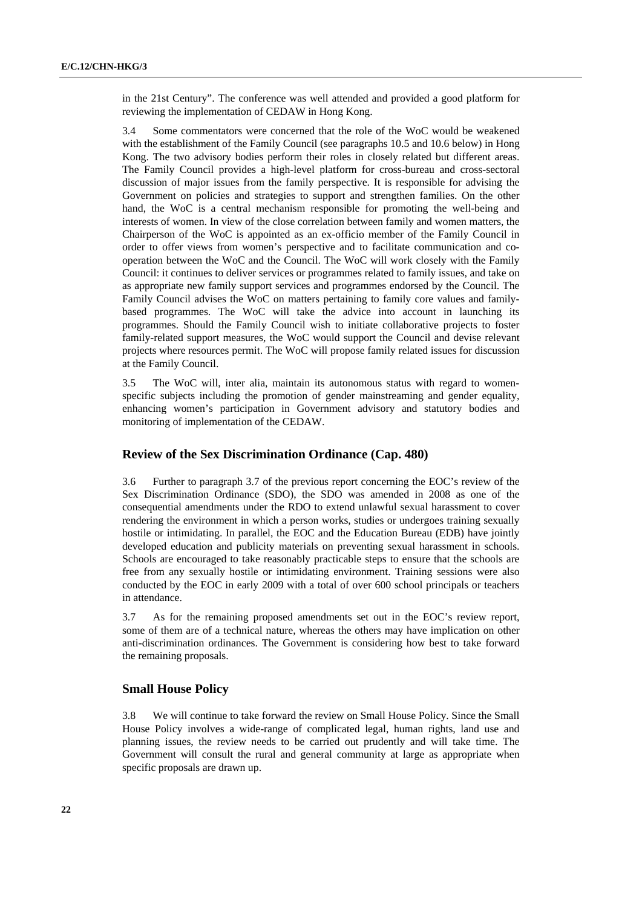in the 21st Century". The conference was well attended and provided a good platform for reviewing the implementation of CEDAW in Hong Kong.

3.4 Some commentators were concerned that the role of the WoC would be weakened with the establishment of the Family Council (see paragraphs 10.5 and 10.6 below) in Hong Kong. The two advisory bodies perform their roles in closely related but different areas. The Family Council provides a high-level platform for cross-bureau and cross-sectoral discussion of major issues from the family perspective. It is responsible for advising the Government on policies and strategies to support and strengthen families. On the other hand, the WoC is a central mechanism responsible for promoting the well-being and interests of women. In view of the close correlation between family and women matters, the Chairperson of the WoC is appointed as an ex-officio member of the Family Council in order to offer views from women's perspective and to facilitate communication and co-operation between the WoC and the Council. The WoC will work closely with the Family Council: it continues to deliver services or programmes related to family issues, and take on as appropriate new family support services and programmes endorsed by the Council. The Family Council advises the WoC on matters pertaining to family core values and family-based programmes. The WoC will take the advice into account in launching its programmes. Should the Family Council wish to initiate collaborative projects to foster family-related support measures, the WoC would support the Council and devise relevant projects where resources permit. The WoC will propose family related issues for discussion at the Family Council.

3.5 The WoC will, inter alia, maintain its autonomous status with regard to women-specific subjects including the promotion of gender mainstreaming and gender equality, enhancing women's participation in Government advisory and statutory bodies and monitoring of implementation of the CEDAW.

## Review of the Sex Discrimination Ordinance (Cap. 480)

3.6 Further to paragraph 3.7 of the previous report concerning the EOC's review of the Sex Discrimination Ordinance (SDO), the SDO was amended in 2008 as one of the consequential amendments under the RDO to extend unlawful sexual harassment to cover rendering the environment in which a person works, studies or undergoes training sexually hostile or intimidating. In parallel, the EOC and the Education Bureau (EDB) have jointly developed education and publicity materials on preventing sexual harassment in schools. Schools are encouraged to take reasonably practicable steps to ensure that the schools are free from any sexually hostile or intimidating environment. Training sessions were also conducted by the EOC in early 2009 with a total of over 600 school principals or teachers in attendance.

3.7 As for the remaining proposed amendments set out in the EOC's review report, some of them are of a technical nature, whereas the others may have implication on other anti-discrimination ordinances. The Government is considering how best to take forward the remaining proposals.

### Small House Policy

3.8 We will continue to take forward the review on Small House Policy. Since the Small House Policy involves a wide-range of complicated legal, human rights, land use and planning issues, the review needs to be carried out prudently and will take time. The Government will consult the rural and general community at large as appropriate when specific proposals are drawn up.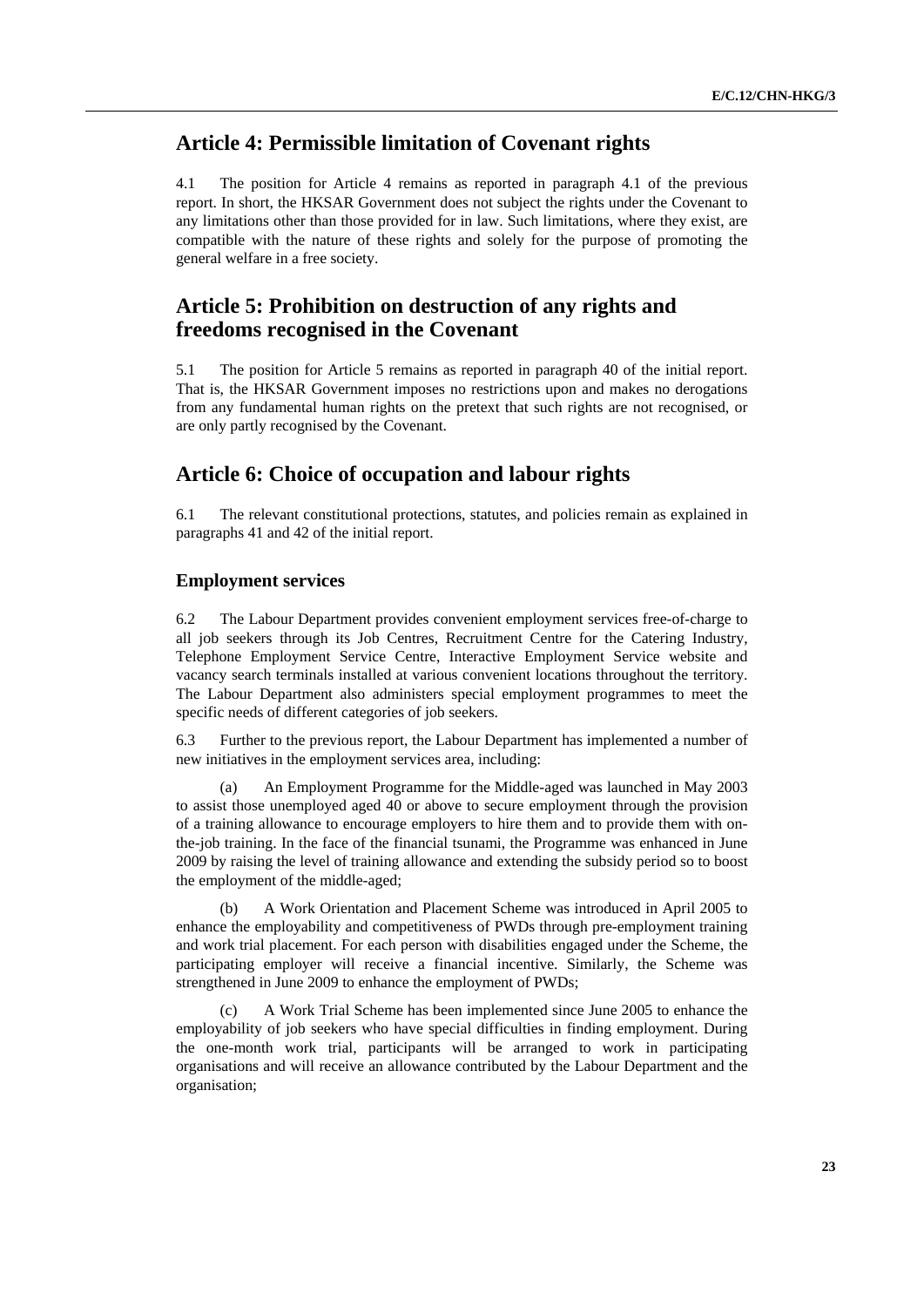## Article 4: Permissible limitation of Covenant rights

4.1 The position for Article 4 remains as reported in paragraph 4.1 of the previous report. In short, the HKSAR Government does not subject the rights under the Covenant to any limitations other than those provided for in law. Such limitations, where they exist, are compatible with the nature of these rights and solely for the purpose of promoting the general welfare in a free society.

## Article 5: Prohibition on destruction of any rights and freedoms recognised in the Covenant

5.1 The position for Article 5 remains as reported in paragraph 40 of the initial report. That is, the HKSAR Government imposes no restrictions upon and makes no derogations from any fundamental human rights on the pretext that such rights are not recognised, or are only partly recognised by the Covenant.

## Article 6: Choice of occupation and labour rights

6.1 The relevant constitutional protections, statutes, and policies remain as explained in paragraphs 41 and 42 of the initial report.

### Employment services

6.2 The Labour Department provides convenient employment services free-of-charge to all job seekers through its Job Centres, Recruitment Centre for the Catering Industry, Telephone Employment Service Centre, Interactive Employment Service website and vacancy search terminals installed at various convenient locations throughout the territory. The Labour Department also administers special employment programmes to meet the specific needs of different categories of job seekers.

6.3 Further to the previous report, the Labour Department has implemented a number of new initiatives in the employment services area, including:

(a) An Employment Programme for the Middle-aged was launched in May 2003 to assist those unemployed aged 40 or above to secure employment through the provision of a training allowance to encourage employers to hire them and to provide them with on-the-job training. In the face of the financial tsunami, the Programme was enhanced in June 2009 by raising the level of training allowance and extending the subsidy period so to boost the employment of the middle-aged;

(b) A Work Orientation and Placement Scheme was introduced in April 2005 to enhance the employability and competitiveness of PWDs through pre-employment training and work trial placement. For each person with disabilities engaged under the Scheme, the participating employer will receive a financial incentive. Similarly, the Scheme was strengthened in June 2009 to enhance the employment of PWDs;

(c) A Work Trial Scheme has been implemented since June 2005 to enhance the employability of job seekers who have special difficulties in finding employment. During the one-month work trial, participants will be arranged to work in participating organisations and will receive an allowance contributed by the Labour Department and the organisation;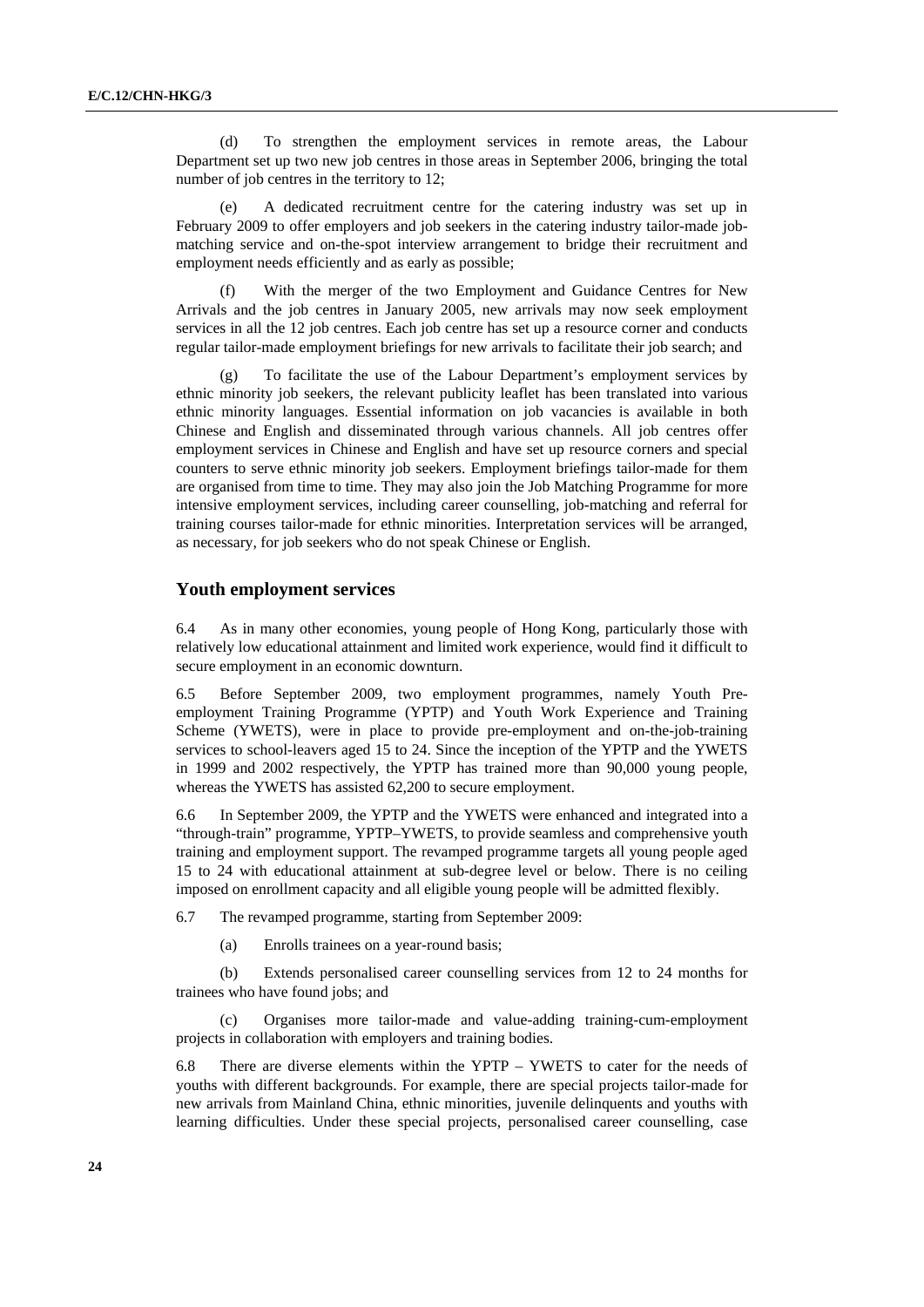(d) To strengthen the employment services in remote areas, the Labour Department set up two new job centres in those areas in September 2006, bringing the total number of job centres in the territory to 12;

(e) A dedicated recruitment centre for the catering industry was set up in February 2009 to offer employers and job seekers in the catering industry tailor-made job-matching service and on-the-spot interview arrangement to bridge their recruitment and employment needs efficiently and as early as possible;

(f) With the merger of the two Employment and Guidance Centres for New Arrivals and the job centres in January 2005, new arrivals may now seek employment services in all the 12 job centres. Each job centre has set up a resource corner and conducts regular tailor-made employment briefings for new arrivals to facilitate their job search; and

(g) To facilitate the use of the Labour Department's employment services by ethnic minority job seekers, the relevant publicity leaflet has been translated into various ethnic minority languages. Essential information on job vacancies is available in both Chinese and English and disseminated through various channels. All job centres offer employment services in Chinese and English and have set up resource corners and special counters to serve ethnic minority job seekers. Employment briefings tailor-made for them are organised from time to time. They may also join the Job Matching Programme for more intensive employment services, including career counselling, job-matching and referral for training courses tailor-made for ethnic minorities. Interpretation services will be arranged, as necessary, for job seekers who do not speak Chinese or English.

## Youth employment services

6.4 As in many other economies, young people of Hong Kong, particularly those with relatively low educational attainment and limited work experience, would find it difficult to secure employment in an economic downturn.

6.5 Before September 2009, two employment programmes, namely Youth Pre-employment Training Programme (YPTP) and Youth Work Experience and Training Scheme (YWETS), were in place to provide pre-employment and on-the-job-training services to school-leavers aged 15 to 24. Since the inception of the YPTP and the YWETS in 1999 and 2002 respectively, the YPTP has trained more than 90,000 young people, whereas the YWETS has assisted 62,200 to secure employment.

6.6 In September 2009, the YPTP and the YWETS were enhanced and integrated into a "through-train" programme, YPTP–YWETS, to provide seamless and comprehensive youth training and employment support. The revamped programme targets all young people aged 15 to 24 with educational attainment at sub-degree level or below. There is no ceiling imposed on enrollment capacity and all eligible young people will be admitted flexibly.

6.7 The revamped programme, starting from September 2009:

(a) Enrolls trainees on a year-round basis;

(b) Extends personalised career counselling services from 12 to 24 months for trainees who have found jobs; and

(c) Organises more tailor-made and value-adding training-cum-employment projects in collaboration with employers and training bodies.

6.8 There are diverse elements within the YPTP – YWETS to cater for the needs of youths with different backgrounds. For example, there are special projects tailor-made for new arrivals from Mainland China, ethnic minorities, juvenile delinquents and youths with learning difficulties. Under these special projects, personalised career counselling, case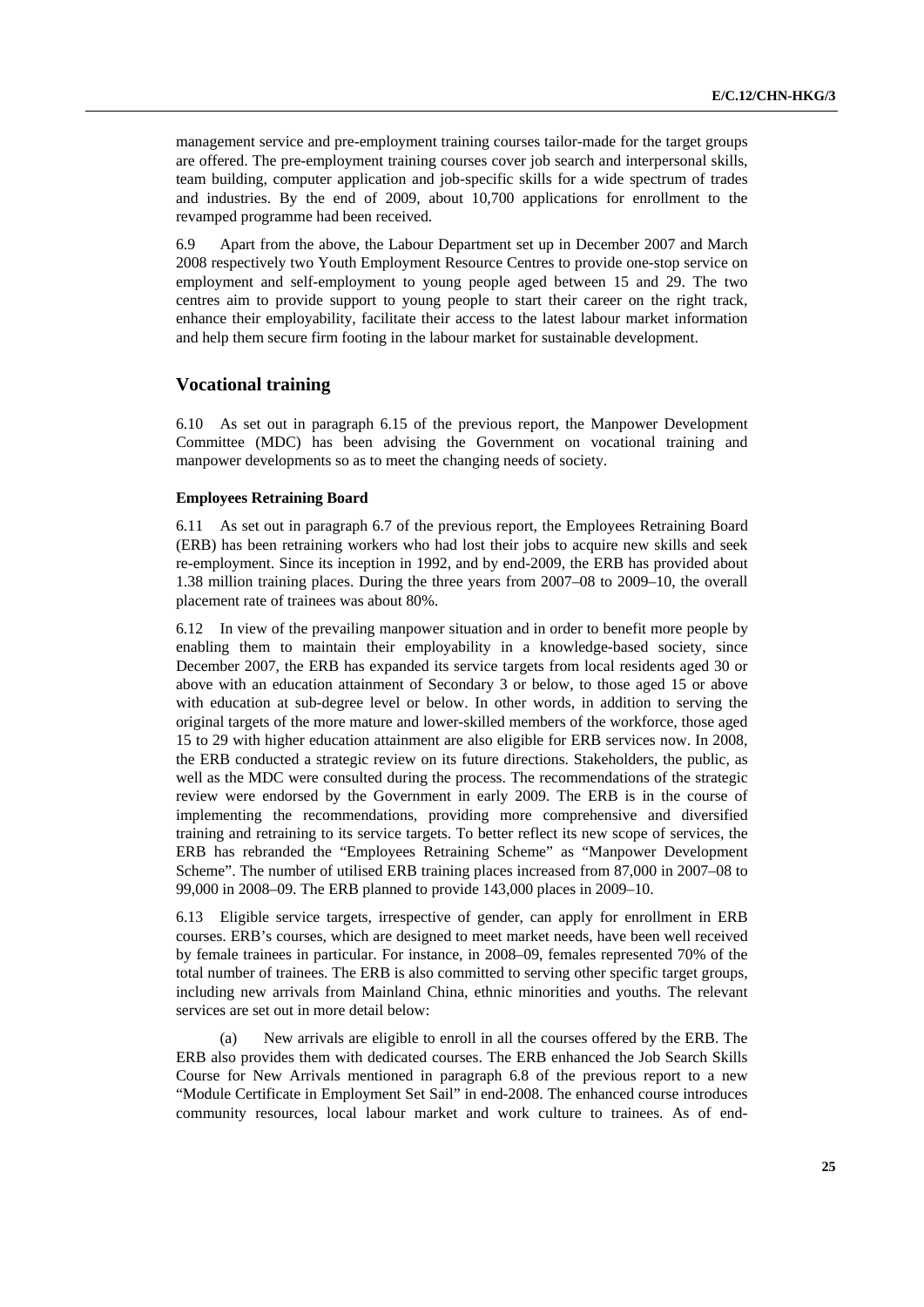management service and pre-employment training courses tailor-made for the target groups are offered. The pre-employment training courses cover job search and interpersonal skills, team building, computer application and job-specific skills for a wide spectrum of trades and industries. By the end of 2009, about 10,700 applications for enrollment to the revamped programme had been received.

6.9 Apart from the above, the Labour Department set up in December 2007 and March 2008 respectively two Youth Employment Resource Centres to provide one-stop service on employment and self-employment to young people aged between 15 and 29. The two centres aim to provide support to young people to start their career on the right track, enhance their employability, facilitate their access to the latest labour market information and help them secure firm footing in the labour market for sustainable development.

## Vocational training

6.10 As set out in paragraph 6.15 of the previous report, the Manpower Development Committee (MDC) has been advising the Government on vocational training and manpower developments so as to meet the changing needs of society.

### Employees Retraining Board

6.11 As set out in paragraph 6.7 of the previous report, the Employees Retraining Board (ERB) has been retraining workers who had lost their jobs to acquire new skills and seek re-employment. Since its inception in 1992, and by end-2009, the ERB has provided about 1.38 million training places. During the three years from 2007–08 to 2009–10, the overall placement rate of trainees was about 80%.

6.12 In view of the prevailing manpower situation and in order to benefit more people by enabling them to maintain their employability in a knowledge-based society, since December 2007, the ERB has expanded its service targets from local residents aged 30 or above with an education attainment of Secondary 3 or below, to those aged 15 or above with education at sub-degree level or below. In other words, in addition to serving the original targets of the more mature and lower-skilled members of the workforce, those aged 15 to 29 with higher education attainment are also eligible for ERB services now. In 2008, the ERB conducted a strategic review on its future directions. Stakeholders, the public, as well as the MDC were consulted during the process. The recommendations of the strategic review were endorsed by the Government in early 2009. The ERB is in the course of implementing the recommendations, providing more comprehensive and diversified training and retraining to its service targets. To better reflect its new scope of services, the ERB has rebranded the "Employees Retraining Scheme" as "Manpower Development Scheme". The number of utilised ERB training places increased from 87,000 in 2007–08 to 99,000 in 2008–09. The ERB planned to provide 143,000 places in 2009–10.

6.13 Eligible service targets, irrespective of gender, can apply for enrollment in ERB courses. ERB's courses, which are designed to meet market needs, have been well received by female trainees in particular. For instance, in 2008–09, females represented 70% of the total number of trainees. The ERB is also committed to serving other specific target groups, including new arrivals from Mainland China, ethnic minorities and youths. The relevant services are set out in more detail below:

(a) New arrivals are eligible to enroll in all the courses offered by the ERB. The ERB also provides them with dedicated courses. The ERB enhanced the Job Search Skills Course for New Arrivals mentioned in paragraph 6.8 of the previous report to a new "Module Certificate in Employment Set Sail" in end-2008. The enhanced course introduces community resources, local labour market and work culture to trainees. As of end-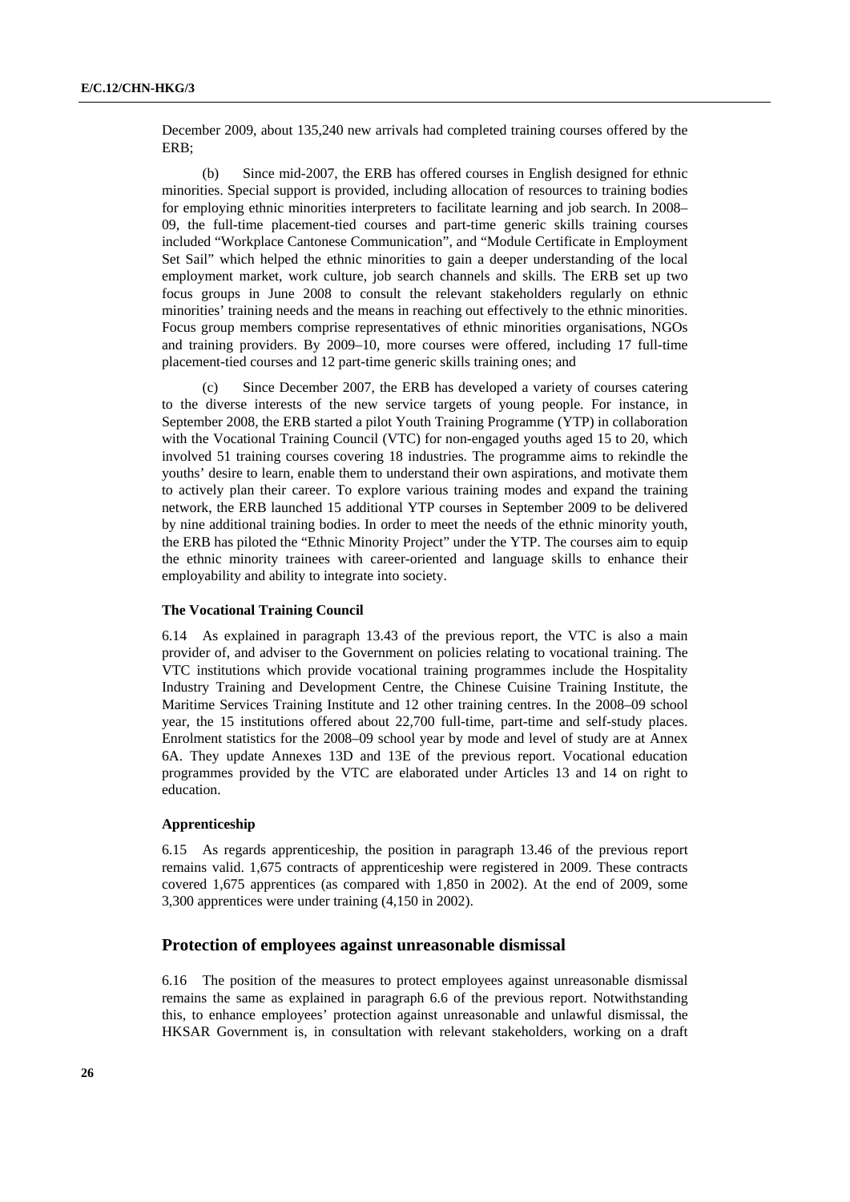December 2009, about 135,240 new arrivals had completed training courses offered by the ERB;

(b) Since mid-2007, the ERB has offered courses in English designed for ethnic minorities. Special support is provided, including allocation of resources to training bodies for employing ethnic minorities interpreters to facilitate learning and job search. In 2008–09, the full-time placement-tied courses and part-time generic skills training courses included "Workplace Cantonese Communication", and "Module Certificate in Employment Set Sail" which helped the ethnic minorities to gain a deeper understanding of the local employment market, work culture, job search channels and skills. The ERB set up two focus groups in June 2008 to consult the relevant stakeholders regularly on ethnic minorities' training needs and the means in reaching out effectively to the ethnic minorities. Focus group members comprise representatives of ethnic minorities organisations, NGOs and training providers. By 2009–10, more courses were offered, including 17 full-time placement-tied courses and 12 part-time generic skills training ones; and

(c) Since December 2007, the ERB has developed a variety of courses catering to the diverse interests of the new service targets of young people. For instance, in September 2008, the ERB started a pilot Youth Training Programme (YTP) in collaboration with the Vocational Training Council (VTC) for non-engaged youths aged 15 to 20, which involved 51 training courses covering 18 industries. The programme aims to rekindle the youths' desire to learn, enable them to understand their own aspirations, and motivate them to actively plan their career. To explore various training modes and expand the training network, the ERB launched 15 additional YTP courses in September 2009 to be delivered by nine additional training bodies. In order to meet the needs of the ethnic minority youth, the ERB has piloted the "Ethnic Minority Project" under the YTP. The courses aim to equip the ethnic minority trainees with career-oriented and language skills to enhance their employability and ability to integrate into society.

#### The Vocational Training Council

6.14 As explained in paragraph 13.43 of the previous report, the VTC is also a main provider of, and adviser to the Government on policies relating to vocational training. The VTC institutions which provide vocational training programmes include the Hospitality Industry Training and Development Centre, the Chinese Cuisine Training Institute, the Maritime Services Training Institute and 12 other training centres. In the 2008–09 school year, the 15 institutions offered about 22,700 full-time, part-time and self-study places. Enrolment statistics for the 2008–09 school year by mode and level of study are at Annex 6A. They update Annexes 13D and 13E of the previous report. Vocational education programmes provided by the VTC are elaborated under Articles 13 and 14 on right to education.

#### Apprenticeship

6.15 As regards apprenticeship, the position in paragraph 13.46 of the previous report remains valid. 1,675 contracts of apprenticeship were registered in 2009. These contracts covered 1,675 apprentices (as compared with 1,850 in 2002). At the end of 2009, some 3,300 apprentices were under training (4,150 in 2002).

### Protection of employees against unreasonable dismissal

6.16 The position of the measures to protect employees against unreasonable dismissal remains the same as explained in paragraph 6.6 of the previous report. Notwithstanding this, to enhance employees' protection against unreasonable and unlawful dismissal, the HKSAR Government is, in consultation with relevant stakeholders, working on a draft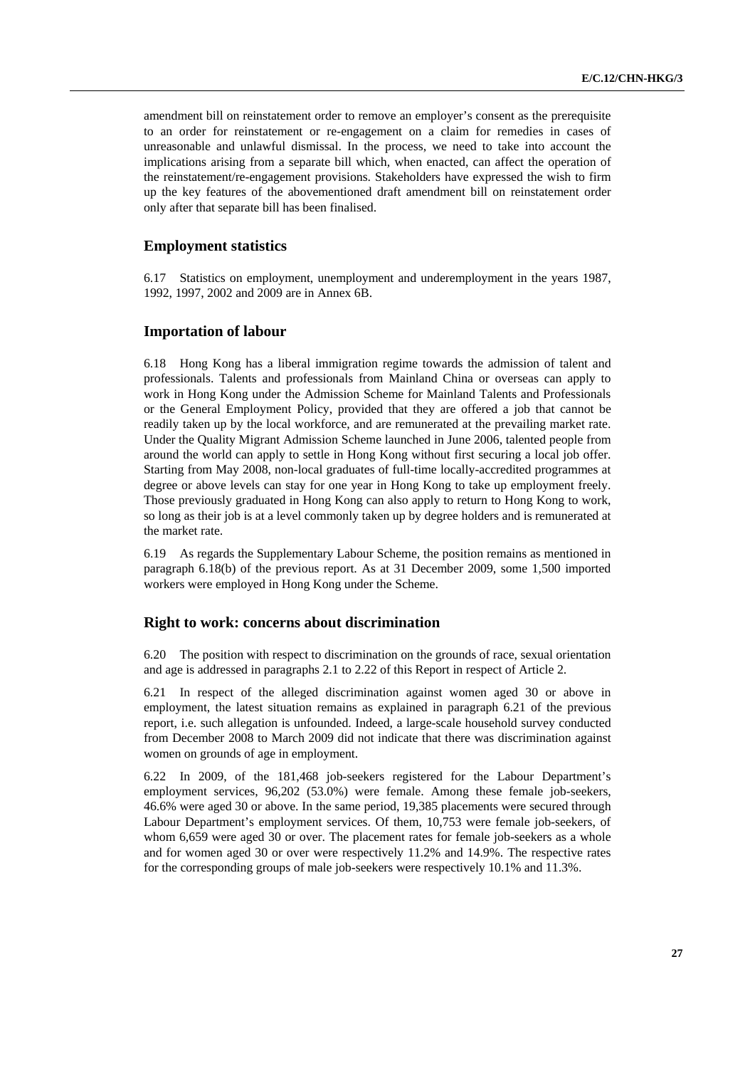amendment bill on reinstatement order to remove an employer's consent as the prerequisite to an order for reinstatement or re-engagement on a claim for remedies in cases of unreasonable and unlawful dismissal. In the process, we need to take into account the implications arising from a separate bill which, when enacted, can affect the operation of the reinstatement/re-engagement provisions. Stakeholders have expressed the wish to firm up the key features of the abovementioned draft amendment bill on reinstatement order only after that separate bill has been finalised.

## Employment statistics

6.17 Statistics on employment, unemployment and underemployment in the years 1987, 1992, 1997, 2002 and 2009 are in Annex 6B.

## Importation of labour

6.18 Hong Kong has a liberal immigration regime towards the admission of talent and professionals. Talents and professionals from Mainland China or overseas can apply to work in Hong Kong under the Admission Scheme for Mainland Talents and Professionals or the General Employment Policy, provided that they are offered a job that cannot be readily taken up by the local workforce, and are remunerated at the prevailing market rate. Under the Quality Migrant Admission Scheme launched in June 2006, talented people from around the world can apply to settle in Hong Kong without first securing a local job offer. Starting from May 2008, non-local graduates of full-time locally-accredited programmes at degree or above levels can stay for one year in Hong Kong to take up employment freely. Those previously graduated in Hong Kong can also apply to return to Hong Kong to work, so long as their job is at a level commonly taken up by degree holders and is remunerated at the market rate.

6.19 As regards the Supplementary Labour Scheme, the position remains as mentioned in paragraph 6.18(b) of the previous report. As at 31 December 2009, some 1,500 imported workers were employed in Hong Kong under the Scheme.

## Right to work: concerns about discrimination

6.20 The position with respect to discrimination on the grounds of race, sexual orientation and age is addressed in paragraphs 2.1 to 2.22 of this Report in respect of Article 2.

6.21 In respect of the alleged discrimination against women aged 30 or above in employment, the latest situation remains as explained in paragraph 6.21 of the previous report, i.e. such allegation is unfounded. Indeed, a large-scale household survey conducted from December 2008 to March 2009 did not indicate that there was discrimination against women on grounds of age in employment.

6.22 In 2009, of the 181,468 job-seekers registered for the Labour Department's employment services, 96,202 (53.0%) were female. Among these female job-seekers, 46.6% were aged 30 or above. In the same period, 19,385 placements were secured through Labour Department's employment services. Of them, 10,753 were female job-seekers, of whom 6,659 were aged 30 or over. The placement rates for female job-seekers as a whole and for women aged 30 or over were respectively 11.2% and 14.9%. The respective rates for the corresponding groups of male job-seekers were respectively 10.1% and 11.3%.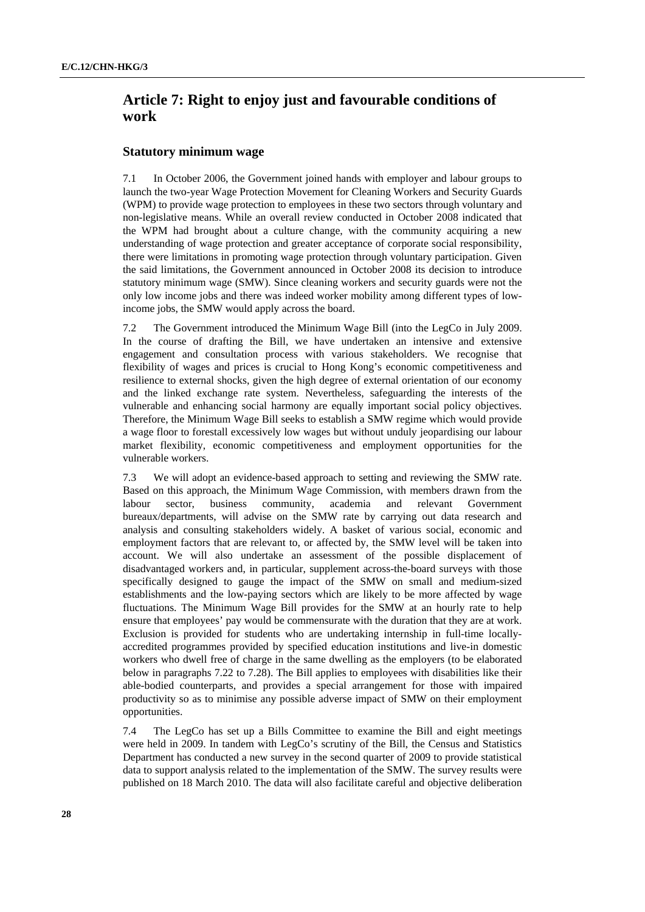## Article 7: Right to enjoy just and favourable conditions of work

### Statutory minimum wage

7.1 In October 2006, the Government joined hands with employer and labour groups to launch the two-year Wage Protection Movement for Cleaning Workers and Security Guards (WPM) to provide wage protection to employees in these two sectors through voluntary and non-legislative means. While an overall review conducted in October 2008 indicated that the WPM had brought about a culture change, with the community acquiring a new understanding of wage protection and greater acceptance of corporate social responsibility, there were limitations in promoting wage protection through voluntary participation. Given the said limitations, the Government announced in October 2008 its decision to introduce statutory minimum wage (SMW). Since cleaning workers and security guards were not the only low income jobs and there was indeed worker mobility among different types of low-income jobs, the SMW would apply across the board.

7.2 The Government introduced the Minimum Wage Bill (into the LegCo in July 2009. In the course of drafting the Bill, we have undertaken an intensive and extensive engagement and consultation process with various stakeholders. We recognise that flexibility of wages and prices is crucial to Hong Kong's economic competitiveness and resilience to external shocks, given the high degree of external orientation of our economy and the linked exchange rate system. Nevertheless, safeguarding the interests of the vulnerable and enhancing social harmony are equally important social policy objectives. Therefore, the Minimum Wage Bill seeks to establish a SMW regime which would provide a wage floor to forestall excessively low wages but without unduly jeopardising our labour market flexibility, economic competitiveness and employment opportunities for the vulnerable workers.

7.3 We will adopt an evidence-based approach to setting and reviewing the SMW rate. Based on this approach, the Minimum Wage Commission, with members drawn from the labour sector, business community, academia and relevant Government bureaux/departments, will advise on the SMW rate by carrying out data research and analysis and consulting stakeholders widely. A basket of various social, economic and employment factors that are relevant to, or affected by, the SMW level will be taken into account. We will also undertake an assessment of the possible displacement of disadvantaged workers and, in particular, supplement across-the-board surveys with those specifically designed to gauge the impact of the SMW on small and medium-sized establishments and the low-paying sectors which are likely to be more affected by wage fluctuations. The Minimum Wage Bill provides for the SMW at an hourly rate to help ensure that employees' pay would be commensurate with the duration that they are at work. Exclusion is provided for students who are undertaking internship in full-time locally-accredited programmes provided by specified education institutions and live-in domestic workers who dwell free of charge in the same dwelling as the employers (to be elaborated below in paragraphs 7.22 to 7.28). The Bill applies to employees with disabilities like their able-bodied counterparts, and provides a special arrangement for those with impaired productivity so as to minimise any possible adverse impact of SMW on their employment opportunities.

7.4 The LegCo has set up a Bills Committee to examine the Bill and eight meetings were held in 2009. In tandem with LegCo's scrutiny of the Bill, the Census and Statistics Department has conducted a new survey in the second quarter of 2009 to provide statistical data to support analysis related to the implementation of the SMW. The survey results were published on 18 March 2010. The data will also facilitate careful and objective deliberation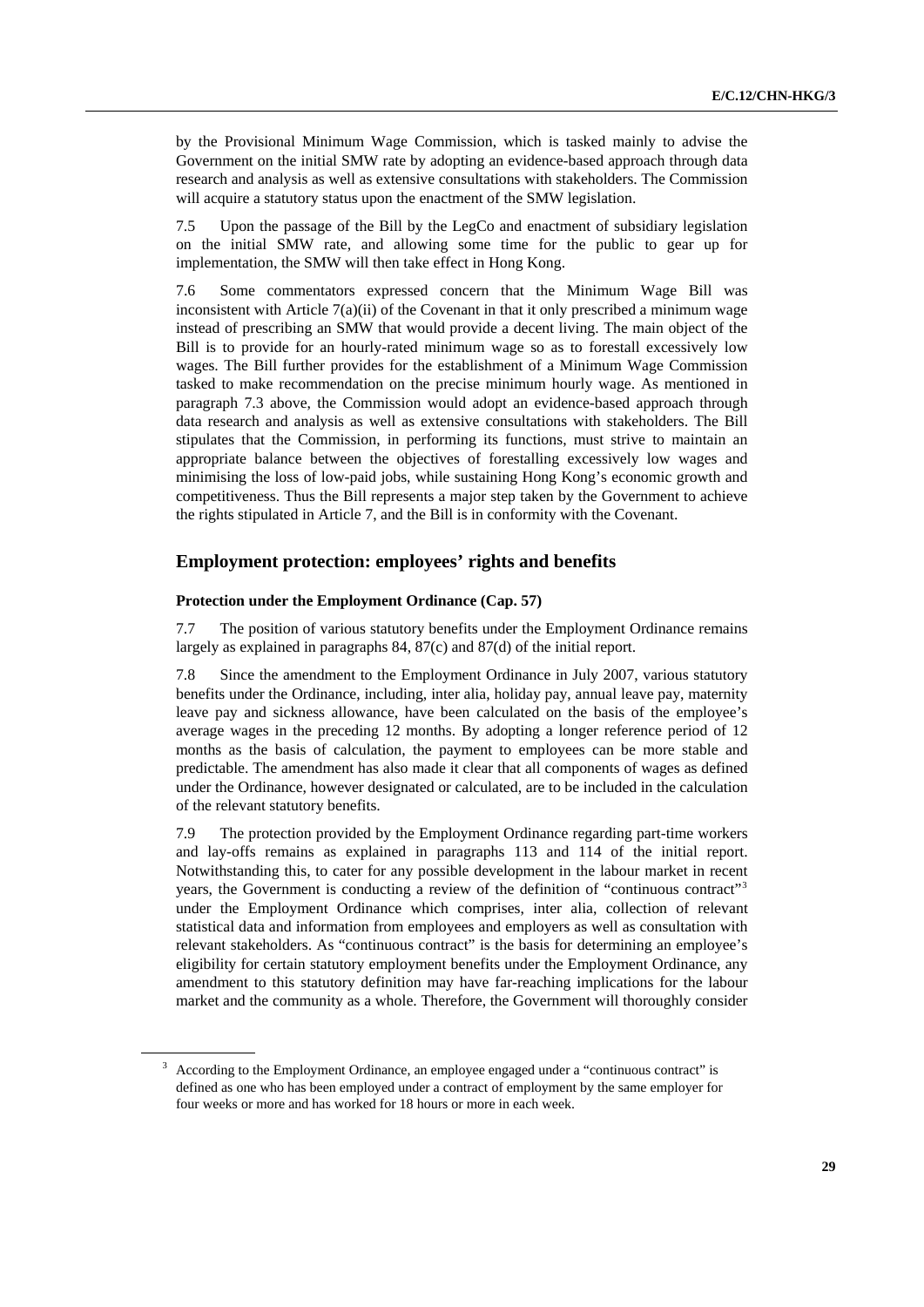by the Provisional Minimum Wage Commission, which is tasked mainly to advise the Government on the initial SMW rate by adopting an evidence-based approach through data research and analysis as well as extensive consultations with stakeholders. The Commission will acquire a statutory status upon the enactment of the SMW legislation.

7.5 Upon the passage of the Bill by the LegCo and enactment of subsidiary legislation on the initial SMW rate, and allowing some time for the public to gear up for implementation, the SMW will then take effect in Hong Kong.

7.6 Some commentators expressed concern that the Minimum Wage Bill was inconsistent with Article 7(a)(ii) of the Covenant in that it only prescribed a minimum wage instead of prescribing an SMW that would provide a decent living. The main object of the Bill is to provide for an hourly-rated minimum wage so as to forestall excessively low wages. The Bill further provides for the establishment of a Minimum Wage Commission tasked to make recommendation on the precise minimum hourly wage. As mentioned in paragraph 7.3 above, the Commission would adopt an evidence-based approach through data research and analysis as well as extensive consultations with stakeholders. The Bill stipulates that the Commission, in performing its functions, must strive to maintain an appropriate balance between the objectives of forestalling excessively low wages and minimising the loss of low-paid jobs, while sustaining Hong Kong's economic growth and competitiveness. Thus the Bill represents a major step taken by the Government to achieve the rights stipulated in Article 7, and the Bill is in conformity with the Covenant.

## Employment protection: employees' rights and benefits

### Protection under the Employment Ordinance (Cap. 57)

7.7 The position of various statutory benefits under the Employment Ordinance remains largely as explained in paragraphs 84, 87(c) and 87(d) of the initial report.

7.8 Since the amendment to the Employment Ordinance in July 2007, various statutory benefits under the Ordinance, including, inter alia, holiday pay, annual leave pay, maternity leave pay and sickness allowance, have been calculated on the basis of the employee's average wages in the preceding 12 months. By adopting a longer reference period of 12 months as the basis of calculation, the payment to employees can be more stable and predictable. The amendment has also made it clear that all components of wages as defined under the Ordinance, however designated or calculated, are to be included in the calculation of the relevant statutory benefits.

7.9 The protection provided by the Employment Ordinance regarding part-time workers and lay-offs remains as explained in paragraphs 113 and 114 of the initial report. Notwithstanding this, to cater for any possible development in the labour market in recent years, the Government is conducting a review of the definition of "continuous contract"[3] under the Employment Ordinance which comprises, inter alia, collection of relevant statistical data and information from employees and employers as well as consultation with relevant stakeholders. As "continuous contract" is the basis for determining an employee's eligibility for certain statutory employment benefits under the Employment Ordinance, any amendment to this statutory definition may have far-reaching implications for the labour market and the community as a whole. Therefore, the Government will thoroughly consider

[3] According to the Employment Ordinance, an employee engaged under a "continuous contract" is defined as one who has been employed under a contract of employment by the same employer for four weeks or more and has worked for 18 hours or more in each week.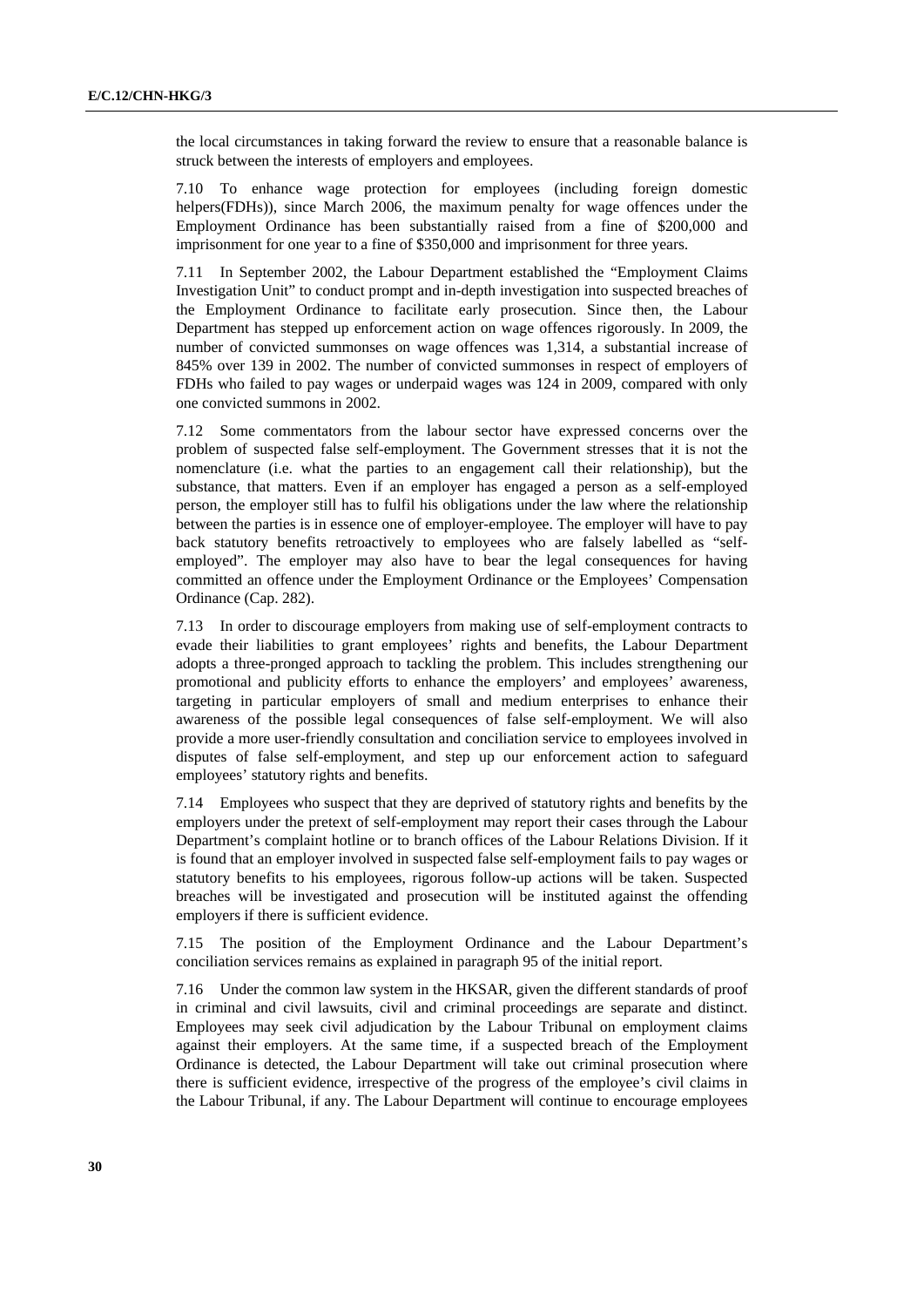the local circumstances in taking forward the review to ensure that a reasonable balance is struck between the interests of employers and employees.

7.10 To enhance wage protection for employees (including foreign domestic helpers(FDHs)), since March 2006, the maximum penalty for wage offences under the Employment Ordinance has been substantially raised from a fine of $200,000 and imprisonment for one year to a fine of $350,000 and imprisonment for three years.

7.11 In September 2002, the Labour Department established the "Employment Claims Investigation Unit" to conduct prompt and in-depth investigation into suspected breaches of the Employment Ordinance to facilitate early prosecution. Since then, the Labour Department has stepped up enforcement action on wage offences rigorously. In 2009, the number of convicted summonses on wage offences was 1,314, a substantial increase of 845% over 139 in 2002. The number of convicted summonses in respect of employers of FDHs who failed to pay wages or underpaid wages was 124 in 2009, compared with only one convicted summons in 2002.

7.12 Some commentators from the labour sector have expressed concerns over the problem of suspected false self-employment. The Government stresses that it is not the nomenclature (i.e. what the parties to an engagement call their relationship), but the substance, that matters. Even if an employer has engaged a person as a self-employed person, the employer still has to fulfil his obligations under the law where the relationship between the parties is in essence one of employer-employee. The employer will have to pay back statutory benefits retroactively to employees who are falsely labelled as "self-employed". The employer may also have to bear the legal consequences for having committed an offence under the Employment Ordinance or the Employees' Compensation Ordinance (Cap. 282).

7.13 In order to discourage employers from making use of self-employment contracts to evade their liabilities to grant employees' rights and benefits, the Labour Department adopts a three-pronged approach to tackling the problem. This includes strengthening our promotional and publicity efforts to enhance the employers' and employees' awareness, targeting in particular employers of small and medium enterprises to enhance their awareness of the possible legal consequences of false self-employment. We will also provide a more user-friendly consultation and conciliation service to employees involved in disputes of false self-employment, and step up our enforcement action to safeguard employees' statutory rights and benefits.

7.14 Employees who suspect that they are deprived of statutory rights and benefits by the employers under the pretext of self-employment may report their cases through the Labour Department's complaint hotline or to branch offices of the Labour Relations Division. If it is found that an employer involved in suspected false self-employment fails to pay wages or statutory benefits to his employees, rigorous follow-up actions will be taken. Suspected breaches will be investigated and prosecution will be instituted against the offending employers if there is sufficient evidence.

7.15 The position of the Employment Ordinance and the Labour Department's conciliation services remains as explained in paragraph 95 of the initial report.

7.16 Under the common law system in the HKSAR, given the different standards of proof in criminal and civil lawsuits, civil and criminal proceedings are separate and distinct. Employees may seek civil adjudication by the Labour Tribunal on employment claims against their employers. At the same time, if a suspected breach of the Employment Ordinance is detected, the Labour Department will take out criminal prosecution where there is sufficient evidence, irrespective of the progress of the employee's civil claims in the Labour Tribunal, if any. The Labour Department will continue to encourage employees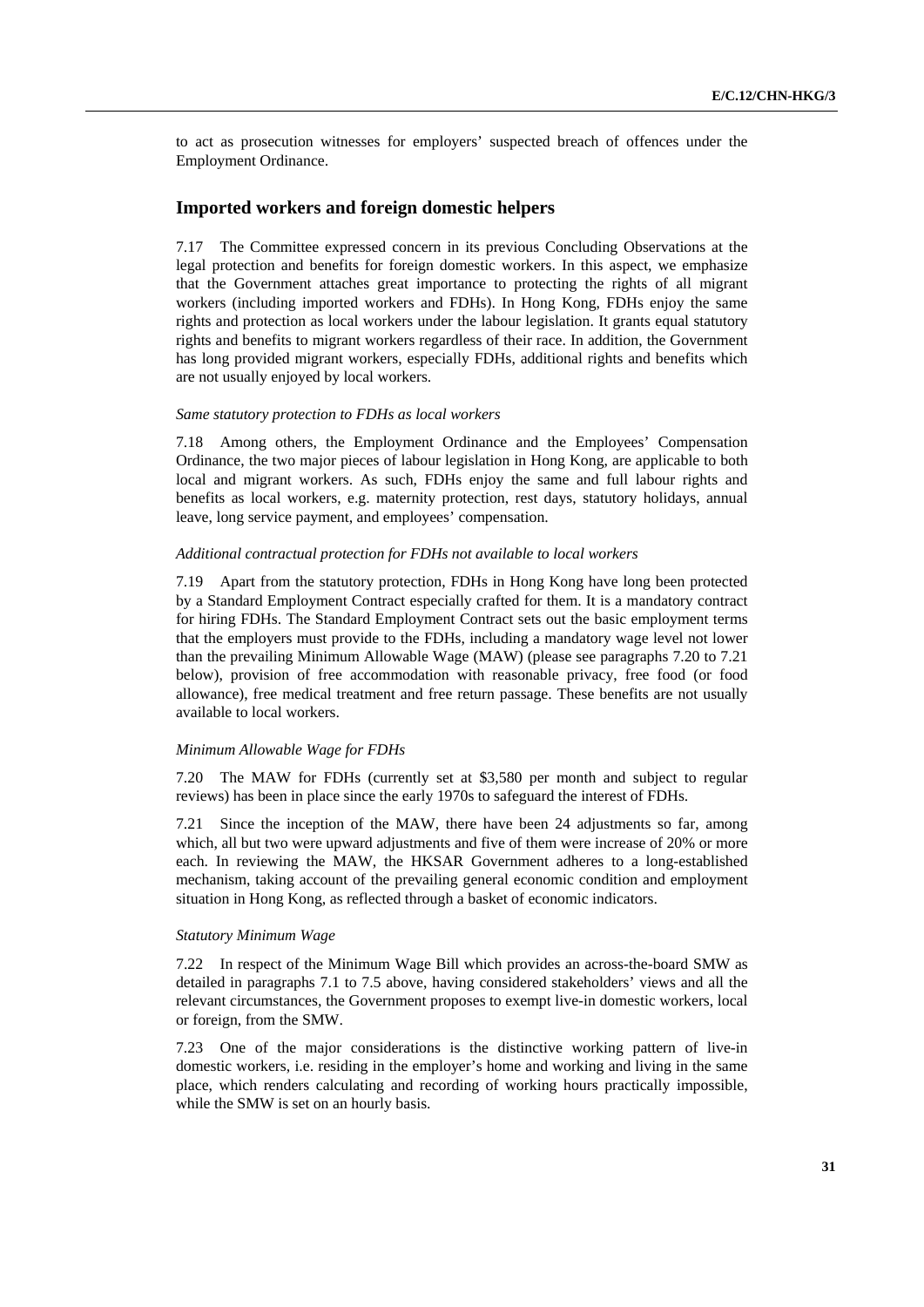to act as prosecution witnesses for employers' suspected breach of offences under the Employment Ordinance.

## Imported workers and foreign domestic helpers

7.17 The Committee expressed concern in its previous Concluding Observations at the legal protection and benefits for foreign domestic workers. In this aspect, we emphasize that the Government attaches great importance to protecting the rights of all migrant workers (including imported workers and FDHs). In Hong Kong, FDHs enjoy the same rights and protection as local workers under the labour legislation. It grants equal statutory rights and benefits to migrant workers regardless of their race. In addition, the Government has long provided migrant workers, especially FDHs, additional rights and benefits which are not usually enjoyed by local workers.

*Same statutory protection to FDHs as local workers*

7.18 Among others, the Employment Ordinance and the Employees' Compensation Ordinance, the two major pieces of labour legislation in Hong Kong, are applicable to both local and migrant workers. As such, FDHs enjoy the same and full labour rights and benefits as local workers, e.g. maternity protection, rest days, statutory holidays, annual leave, long service payment, and employees' compensation.

*Additional contractual protection for FDHs not available to local workers*

7.19 Apart from the statutory protection, FDHs in Hong Kong have long been protected by a Standard Employment Contract especially crafted for them. It is a mandatory contract for hiring FDHs. The Standard Employment Contract sets out the basic employment terms that the employers must provide to the FDHs, including a mandatory wage level not lower than the prevailing Minimum Allowable Wage (MAW) (please see paragraphs 7.20 to 7.21 below), provision of free accommodation with reasonable privacy, free food (or food allowance), free medical treatment and free return passage. These benefits are not usually available to local workers.

*Minimum Allowable Wage for FDHs*

7.20 The MAW for FDHs (currently set at $3,580 per month and subject to regular reviews) has been in place since the early 1970s to safeguard the interest of FDHs.

7.21 Since the inception of the MAW, there have been 24 adjustments so far, among which, all but two were upward adjustments and five of them were increase of 20% or more each. In reviewing the MAW, the HKSAR Government adheres to a long-established mechanism, taking account of the prevailing general economic condition and employment situation in Hong Kong, as reflected through a basket of economic indicators.

*Statutory Minimum Wage*

7.22 In respect of the Minimum Wage Bill which provides an across-the-board SMW as detailed in paragraphs 7.1 to 7.5 above, having considered stakeholders' views and all the relevant circumstances, the Government proposes to exempt live-in domestic workers, local or foreign, from the SMW.

7.23 One of the major considerations is the distinctive working pattern of live-in domestic workers, i.e. residing in the employer's home and working and living in the same place, which renders calculating and recording of working hours practically impossible, while the SMW is set on an hourly basis.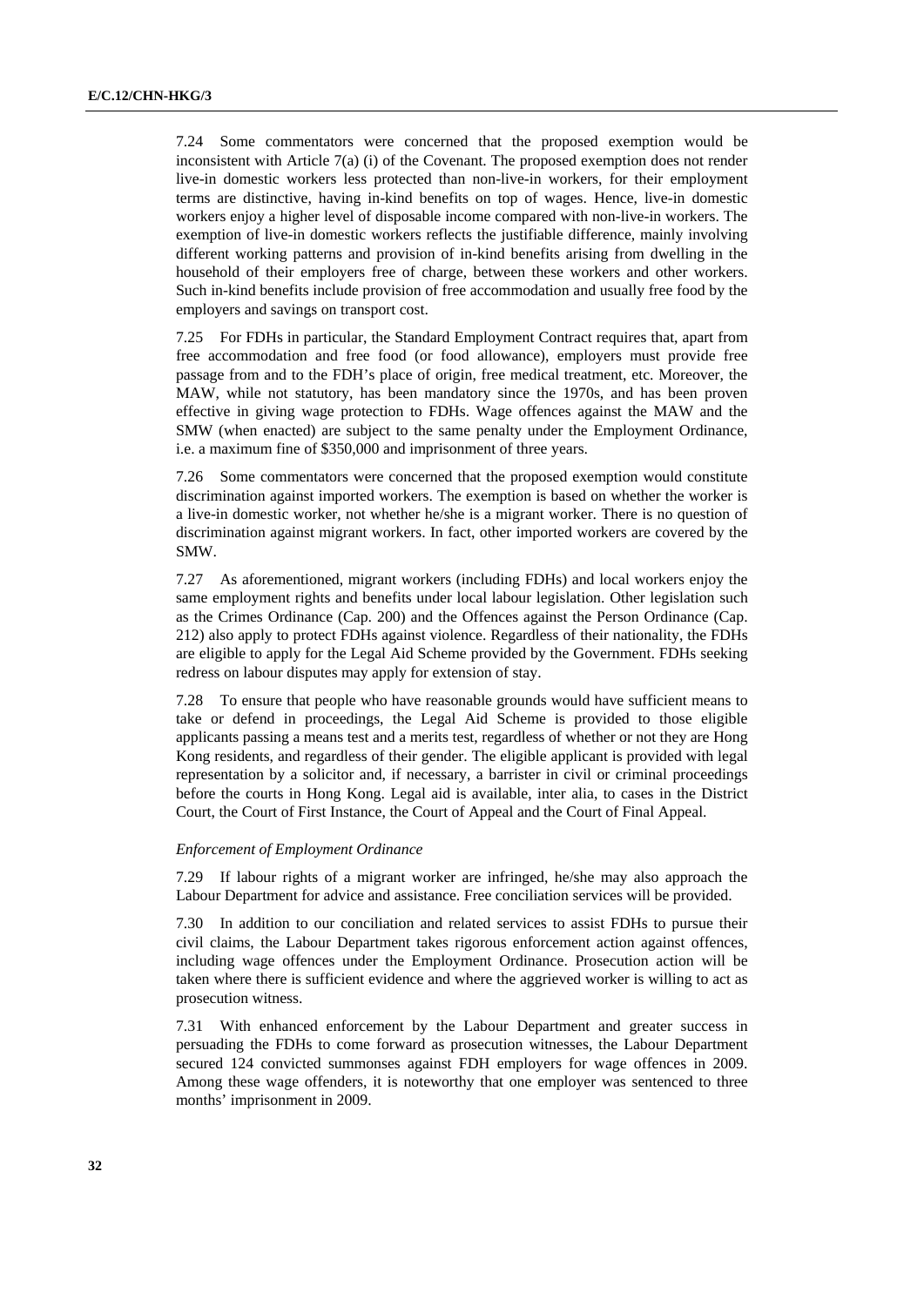7.24 Some commentators were concerned that the proposed exemption would be inconsistent with Article 7(a) (i) of the Covenant. The proposed exemption does not render live-in domestic workers less protected than non-live-in workers, for their employment terms are distinctive, having in-kind benefits on top of wages. Hence, live-in domestic workers enjoy a higher level of disposable income compared with non-live-in workers. The exemption of live-in domestic workers reflects the justifiable difference, mainly involving different working patterns and provision of in-kind benefits arising from dwelling in the household of their employers free of charge, between these workers and other workers. Such in-kind benefits include provision of free accommodation and usually free food by the employers and savings on transport cost.

7.25 For FDHs in particular, the Standard Employment Contract requires that, apart from free accommodation and free food (or food allowance), employers must provide free passage from and to the FDH's place of origin, free medical treatment, etc. Moreover, the MAW, while not statutory, has been mandatory since the 1970s, and has been proven effective in giving wage protection to FDHs. Wage offences against the MAW and the SMW (when enacted) are subject to the same penalty under the Employment Ordinance, i.e. a maximum fine of $350,000 and imprisonment of three years.

7.26 Some commentators were concerned that the proposed exemption would constitute discrimination against imported workers. The exemption is based on whether the worker is a live-in domestic worker, not whether he/she is a migrant worker. There is no question of discrimination against migrant workers. In fact, other imported workers are covered by the SMW.

7.27 As aforementioned, migrant workers (including FDHs) and local workers enjoy the same employment rights and benefits under local labour legislation. Other legislation such as the Crimes Ordinance (Cap. 200) and the Offences against the Person Ordinance (Cap. 212) also apply to protect FDHs against violence. Regardless of their nationality, the FDHs are eligible to apply for the Legal Aid Scheme provided by the Government. FDHs seeking redress on labour disputes may apply for extension of stay.

7.28 To ensure that people who have reasonable grounds would have sufficient means to take or defend in proceedings, the Legal Aid Scheme is provided to those eligible applicants passing a means test and a merits test, regardless of whether or not they are Hong Kong residents, and regardless of their gender. The eligible applicant is provided with legal representation by a solicitor and, if necessary, a barrister in civil or criminal proceedings before the courts in Hong Kong. Legal aid is available, inter alia, to cases in the District Court, the Court of First Instance, the Court of Appeal and the Court of Final Appeal.

*Enforcement of Employment Ordinance*

7.29 If labour rights of a migrant worker are infringed, he/she may also approach the Labour Department for advice and assistance. Free conciliation services will be provided.

7.30 In addition to our conciliation and related services to assist FDHs to pursue their civil claims, the Labour Department takes rigorous enforcement action against offences, including wage offences under the Employment Ordinance. Prosecution action will be taken where there is sufficient evidence and where the aggrieved worker is willing to act as prosecution witness.

7.31 With enhanced enforcement by the Labour Department and greater success in persuading the FDHs to come forward as prosecution witnesses, the Labour Department secured 124 convicted summonses against FDH employers for wage offences in 2009. Among these wage offenders, it is noteworthy that one employer was sentenced to three months' imprisonment in 2009.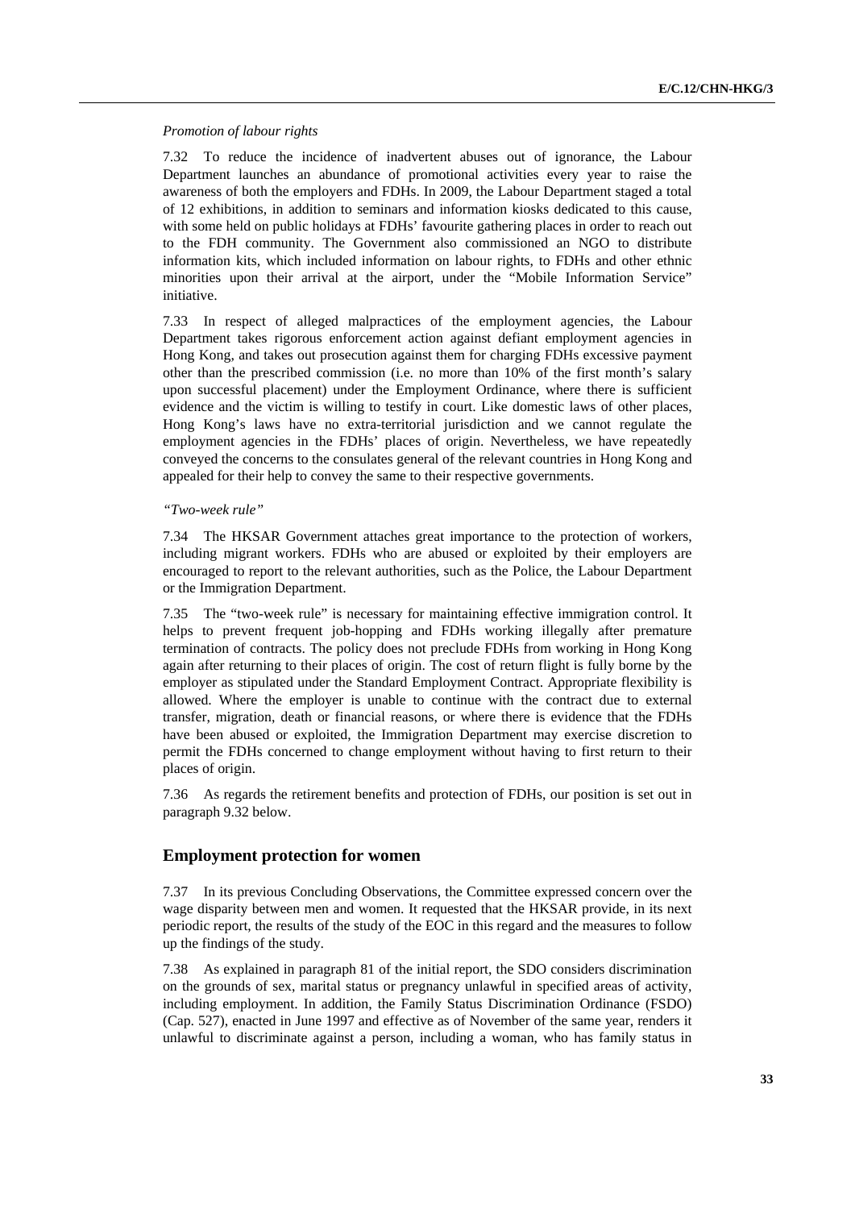*Promotion of labour rights*

7.32 To reduce the incidence of inadvertent abuses out of ignorance, the Labour Department launches an abundance of promotional activities every year to raise the awareness of both the employers and FDHs. In 2009, the Labour Department staged a total of 12 exhibitions, in addition to seminars and information kiosks dedicated to this cause, with some held on public holidays at FDHs' favourite gathering places in order to reach out to the FDH community. The Government also commissioned an NGO to distribute information kits, which included information on labour rights, to FDHs and other ethnic minorities upon their arrival at the airport, under the "Mobile Information Service" initiative.

7.33 In respect of alleged malpractices of the employment agencies, the Labour Department takes rigorous enforcement action against defiant employment agencies in Hong Kong, and takes out prosecution against them for charging FDHs excessive payment other than the prescribed commission (i.e. no more than 10% of the first month's salary upon successful placement) under the Employment Ordinance, where there is sufficient evidence and the victim is willing to testify in court. Like domestic laws of other places, Hong Kong's laws have no extra-territorial jurisdiction and we cannot regulate the employment agencies in the FDHs' places of origin. Nevertheless, we have repeatedly conveyed the concerns to the consulates general of the relevant countries in Hong Kong and appealed for their help to convey the same to their respective governments.

*"Two-week rule"*

7.34 The HKSAR Government attaches great importance to the protection of workers, including migrant workers. FDHs who are abused or exploited by their employers are encouraged to report to the relevant authorities, such as the Police, the Labour Department or the Immigration Department.

7.35 The "two-week rule" is necessary for maintaining effective immigration control. It helps to prevent frequent job-hopping and FDHs working illegally after premature termination of contracts. The policy does not preclude FDHs from working in Hong Kong again after returning to their places of origin. The cost of return flight is fully borne by the employer as stipulated under the Standard Employment Contract. Appropriate flexibility is allowed. Where the employer is unable to continue with the contract due to external transfer, migration, death or financial reasons, or where there is evidence that the FDHs have been abused or exploited, the Immigration Department may exercise discretion to permit the FDHs concerned to change employment without having to first return to their places of origin.

7.36 As regards the retirement benefits and protection of FDHs, our position is set out in paragraph 9.32 below.

## Employment protection for women

7.37 In its previous Concluding Observations, the Committee expressed concern over the wage disparity between men and women. It requested that the HKSAR provide, in its next periodic report, the results of the study of the EOC in this regard and the measures to follow up the findings of the study.

7.38 As explained in paragraph 81 of the initial report, the SDO considers discrimination on the grounds of sex, marital status or pregnancy unlawful in specified areas of activity, including employment. In addition, the Family Status Discrimination Ordinance (FSDO) (Cap. 527), enacted in June 1997 and effective as of November of the same year, renders it unlawful to discriminate against a person, including a woman, who has family status in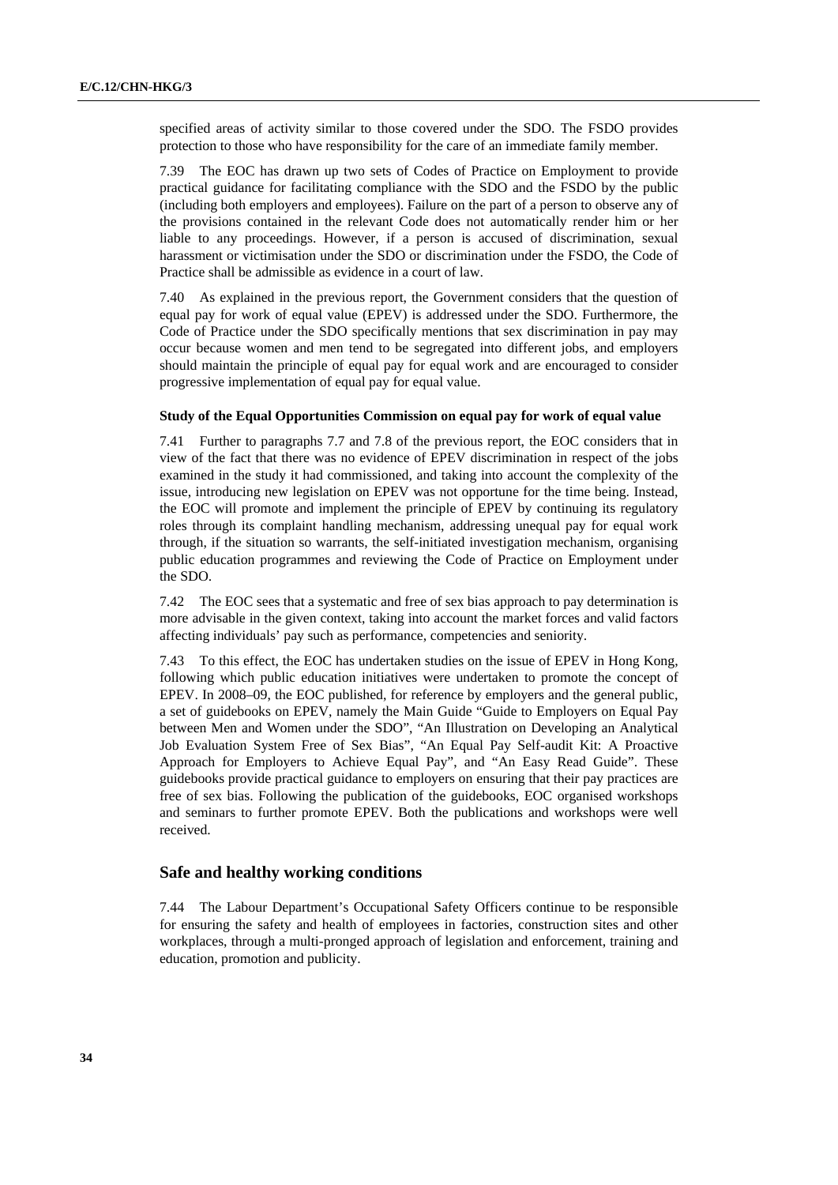specified areas of activity similar to those covered under the SDO. The FSDO provides protection to those who have responsibility for the care of an immediate family member.

7.39 The EOC has drawn up two sets of Codes of Practice on Employment to provide practical guidance for facilitating compliance with the SDO and the FSDO by the public (including both employers and employees). Failure on the part of a person to observe any of the provisions contained in the relevant Code does not automatically render him or her liable to any proceedings. However, if a person is accused of discrimination, sexual harassment or victimisation under the SDO or discrimination under the FSDO, the Code of Practice shall be admissible as evidence in a court of law.

7.40 As explained in the previous report, the Government considers that the question of equal pay for work of equal value (EPEV) is addressed under the SDO. Furthermore, the Code of Practice under the SDO specifically mentions that sex discrimination in pay may occur because women and men tend to be segregated into different jobs, and employers should maintain the principle of equal pay for equal work and are encouraged to consider progressive implementation of equal pay for equal value.

#### Study of the Equal Opportunities Commission on equal pay for work of equal value

7.41 Further to paragraphs 7.7 and 7.8 of the previous report, the EOC considers that in view of the fact that there was no evidence of EPEV discrimination in respect of the jobs examined in the study it had commissioned, and taking into account the complexity of the issue, introducing new legislation on EPEV was not opportune for the time being. Instead, the EOC will promote and implement the principle of EPEV by continuing its regulatory roles through its complaint handling mechanism, addressing unequal pay for equal work through, if the situation so warrants, the self-initiated investigation mechanism, organising public education programmes and reviewing the Code of Practice on Employment under the SDO.

7.42 The EOC sees that a systematic and free of sex bias approach to pay determination is more advisable in the given context, taking into account the market forces and valid factors affecting individuals' pay such as performance, competencies and seniority.

7.43 To this effect, the EOC has undertaken studies on the issue of EPEV in Hong Kong, following which public education initiatives were undertaken to promote the concept of EPEV. In 2008–09, the EOC published, for reference by employers and the general public, a set of guidebooks on EPEV, namely the Main Guide "Guide to Employers on Equal Pay between Men and Women under the SDO", "An Illustration on Developing an Analytical Job Evaluation System Free of Sex Bias", "An Equal Pay Self-audit Kit: A Proactive Approach for Employers to Achieve Equal Pay", and "An Easy Read Guide". These guidebooks provide practical guidance to employers on ensuring that their pay practices are free of sex bias. Following the publication of the guidebooks, EOC organised workshops and seminars to further promote EPEV. Both the publications and workshops were well received.

### Safe and healthy working conditions

7.44 The Labour Department's Occupational Safety Officers continue to be responsible for ensuring the safety and health of employees in factories, construction sites and other workplaces, through a multi-pronged approach of legislation and enforcement, training and education, promotion and publicity.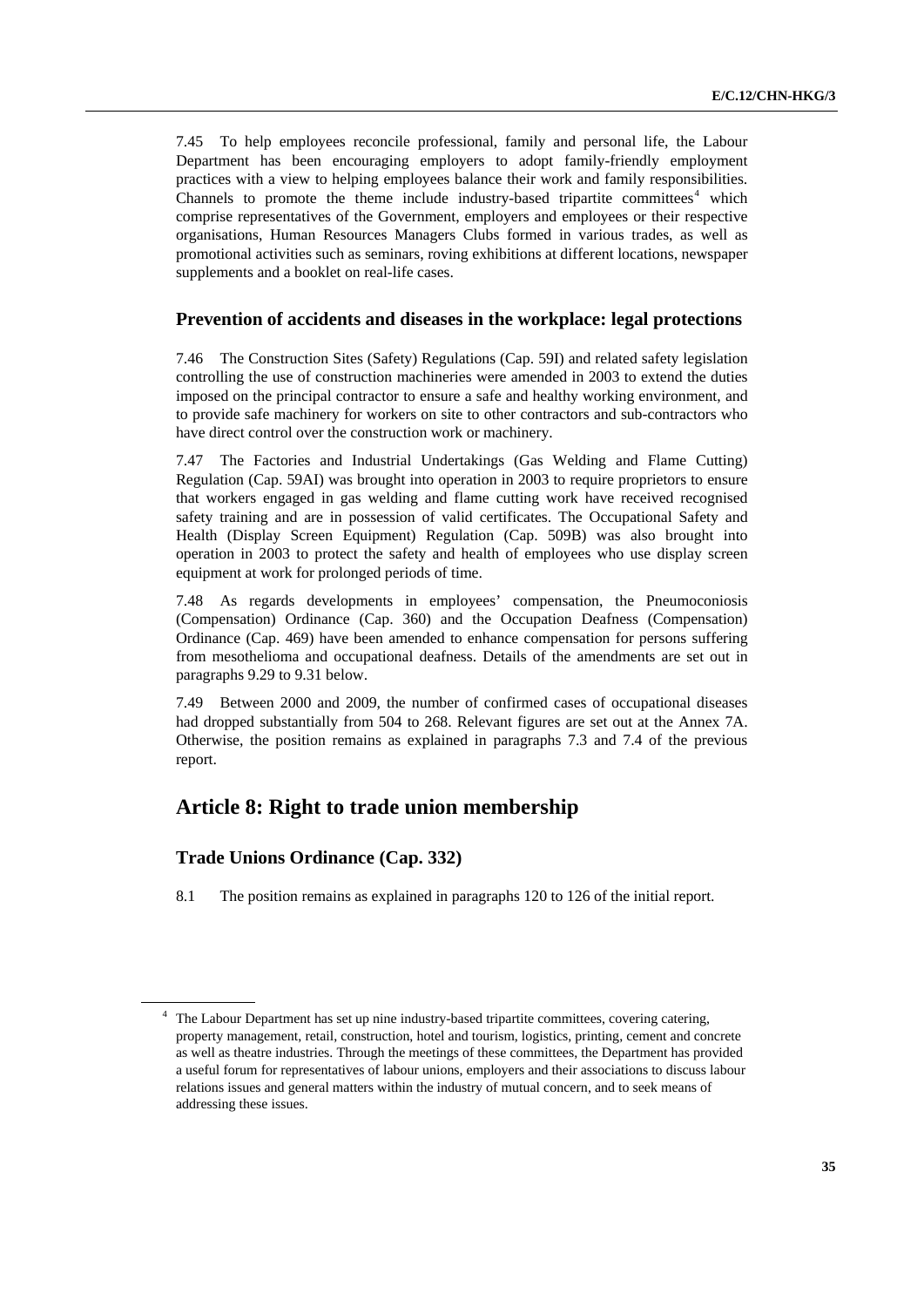7.45 To help employees reconcile professional, family and personal life, the Labour Department has been encouraging employers to adopt family-friendly employment practices with a view to helping employees balance their work and family responsibilities. Channels to promote the theme include industry-based tripartite committees[4] which comprise representatives of the Government, employers and employees or their respective organisations, Human Resources Managers Clubs formed in various trades, as well as promotional activities such as seminars, roving exhibitions at different locations, newspaper supplements and a booklet on real-life cases.

### Prevention of accidents and diseases in the workplace: legal protections

7.46 The Construction Sites (Safety) Regulations (Cap. 59I) and related safety legislation controlling the use of construction machineries were amended in 2003 to extend the duties imposed on the principal contractor to ensure a safe and healthy working environment, and to provide safe machinery for workers on site to other contractors and sub-contractors who have direct control over the construction work or machinery.

7.47 The Factories and Industrial Undertakings (Gas Welding and Flame Cutting) Regulation (Cap. 59AI) was brought into operation in 2003 to require proprietors to ensure that workers engaged in gas welding and flame cutting work have received recognised safety training and are in possession of valid certificates. The Occupational Safety and Health (Display Screen Equipment) Regulation (Cap. 509B) was also brought into operation in 2003 to protect the safety and health of employees who use display screen equipment at work for prolonged periods of time.

7.48 As regards developments in employees' compensation, the Pneumoconiosis (Compensation) Ordinance (Cap. 360) and the Occupation Deafness (Compensation) Ordinance (Cap. 469) have been amended to enhance compensation for persons suffering from mesothelioma and occupational deafness. Details of the amendments are set out in paragraphs 9.29 to 9.31 below.

7.49 Between 2000 and 2009, the number of confirmed cases of occupational diseases had dropped substantially from 504 to 268. Relevant figures are set out at the Annex 7A. Otherwise, the position remains as explained in paragraphs 7.3 and 7.4 of the previous report.

## Article 8: Right to trade union membership

### Trade Unions Ordinance (Cap. 332)

8.1 The position remains as explained in paragraphs 120 to 126 of the initial report.

---

[4] The Labour Department has set up nine industry-based tripartite committees, covering catering, property management, retail, construction, hotel and tourism, logistics, printing, cement and concrete as well as theatre industries. Through the meetings of these committees, the Department has provided a useful forum for representatives of labour unions, employers and their associations to discuss labour relations issues and general matters within the industry of mutual concern, and to seek means of addressing these issues.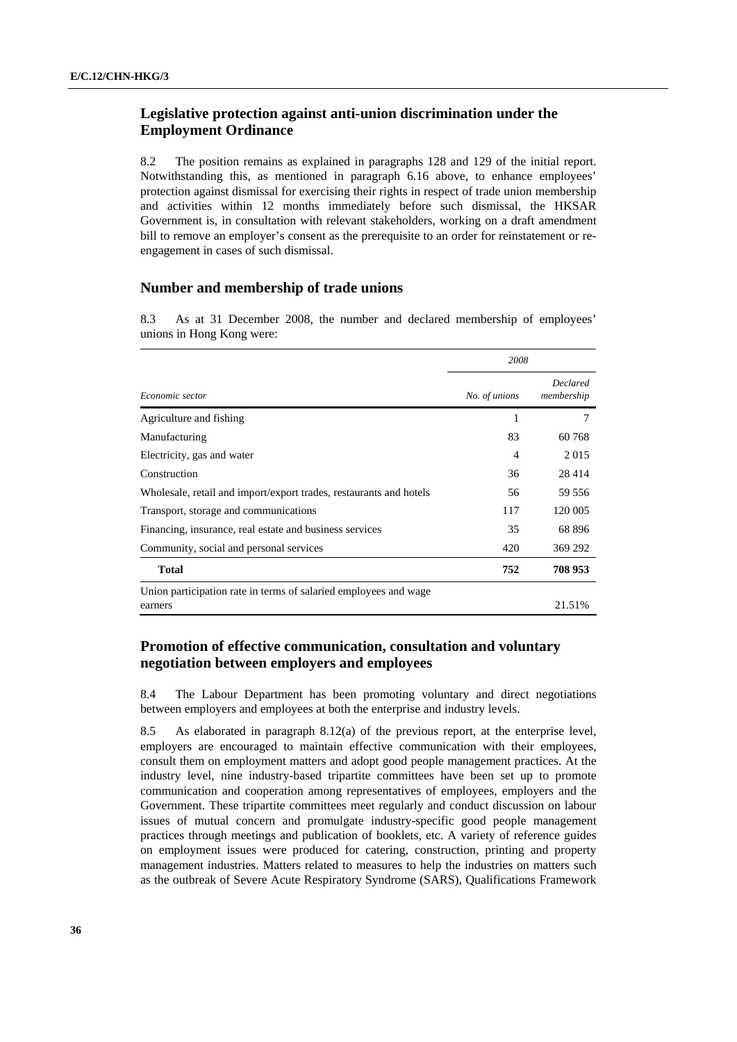## Legislative protection against anti-union discrimination under the Employment Ordinance

8.2 The position remains as explained in paragraphs 128 and 129 of the initial report. Notwithstanding this, as mentioned in paragraph 6.16 above, to enhance employees' protection against dismissal for exercising their rights in respect of trade union membership and activities within 12 months immediately before such dismissal, the HKSAR Government is, in consultation with relevant stakeholders, working on a draft amendment bill to remove an employer's consent as the prerequisite to an order for reinstatement or re-engagement in cases of such dismissal.

## Number and membership of trade unions

8.3 As at 31 December 2008, the number and declared membership of employees' unions in Hong Kong were:

| | *2008* | |
|---|---|---|
| *Economic sector* | *No. of unions* | *Declared membership* |
| Agriculture and fishing | 1 | 7 |
| Manufacturing | 83 | 60 768 |
| Electricity, gas and water | 4 | 2 015 |
| Construction | 36 | 28 414 |
| Wholesale, retail and import/export trades, restaurants and hotels | 56 | 59 556 |
| Transport, storage and communications | 117 | 120 005 |
| Financing, insurance, real estate and business services | 35 | 68 896 |
| Community, social and personal services | 420 | 369 292 |
| **Total** | **752** | **708 953** |
| Union participation rate in terms of salaried employees and wage earners | | 21.51% |

## Promotion of effective communication, consultation and voluntary negotiation between employers and employees

8.4 The Labour Department has been promoting voluntary and direct negotiations between employers and employees at both the enterprise and industry levels.

8.5 As elaborated in paragraph 8.12(a) of the previous report, at the enterprise level, employers are encouraged to maintain effective communication with their employees, consult them on employment matters and adopt good people management practices. At the industry level, nine industry-based tripartite committees have been set up to promote communication and cooperation among representatives of employees, employers and the Government. These tripartite committees meet regularly and conduct discussion on labour issues of mutual concern and promulgate industry-specific good people management practices through meetings and publication of booklets, etc. A variety of reference guides on employment issues were produced for catering, construction, printing and property management industries. Matters related to measures to help the industries on matters such as the outbreak of Severe Acute Respiratory Syndrome (SARS), Qualifications Framework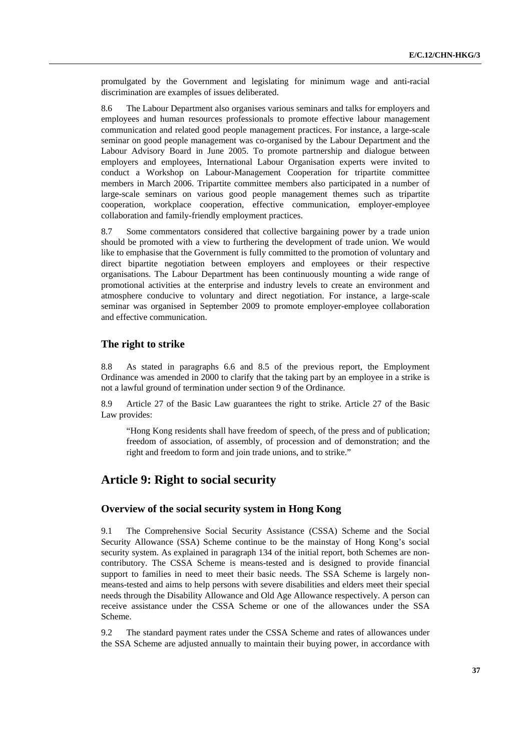promulgated by the Government and legislating for minimum wage and anti-racial discrimination are examples of issues deliberated.

8.6 The Labour Department also organises various seminars and talks for employers and employees and human resources professionals to promote effective labour management communication and related good people management practices. For instance, a large-scale seminar on good people management was co-organised by the Labour Department and the Labour Advisory Board in June 2005. To promote partnership and dialogue between employers and employees, International Labour Organisation experts were invited to conduct a Workshop on Labour-Management Cooperation for tripartite committee members in March 2006. Tripartite committee members also participated in a number of large-scale seminars on various good people management themes such as tripartite cooperation, workplace cooperation, effective communication, employer-employee collaboration and family-friendly employment practices.

8.7 Some commentators considered that collective bargaining power by a trade union should be promoted with a view to furthering the development of trade union. We would like to emphasise that the Government is fully committed to the promotion of voluntary and direct bipartite negotiation between employers and employees or their respective organisations. The Labour Department has been continuously mounting a wide range of promotional activities at the enterprise and industry levels to create an environment and atmosphere conducive to voluntary and direct negotiation. For instance, a large-scale seminar was organised in September 2009 to promote employer-employee collaboration and effective communication.

### The right to strike

8.8 As stated in paragraphs 6.6 and 8.5 of the previous report, the Employment Ordinance was amended in 2000 to clarify that the taking part by an employee in a strike is not a lawful ground of termination under section 9 of the Ordinance.

8.9 Article 27 of the Basic Law guarantees the right to strike. Article 27 of the Basic Law provides:

> "Hong Kong residents shall have freedom of speech, of the press and of publication; freedom of association, of assembly, of procession and of demonstration; and the right and freedom to form and join trade unions, and to strike."

## Article 9: Right to social security

### Overview of the social security system in Hong Kong

9.1 The Comprehensive Social Security Assistance (CSSA) Scheme and the Social Security Allowance (SSA) Scheme continue to be the mainstay of Hong Kong's social security system. As explained in paragraph 134 of the initial report, both Schemes are non-contributory. The CSSA Scheme is means-tested and is designed to provide financial support to families in need to meet their basic needs. The SSA Scheme is largely non-means-tested and aims to help persons with severe disabilities and elders meet their special needs through the Disability Allowance and Old Age Allowance respectively. A person can receive assistance under the CSSA Scheme or one of the allowances under the SSA Scheme.

9.2 The standard payment rates under the CSSA Scheme and rates of allowances under the SSA Scheme are adjusted annually to maintain their buying power, in accordance with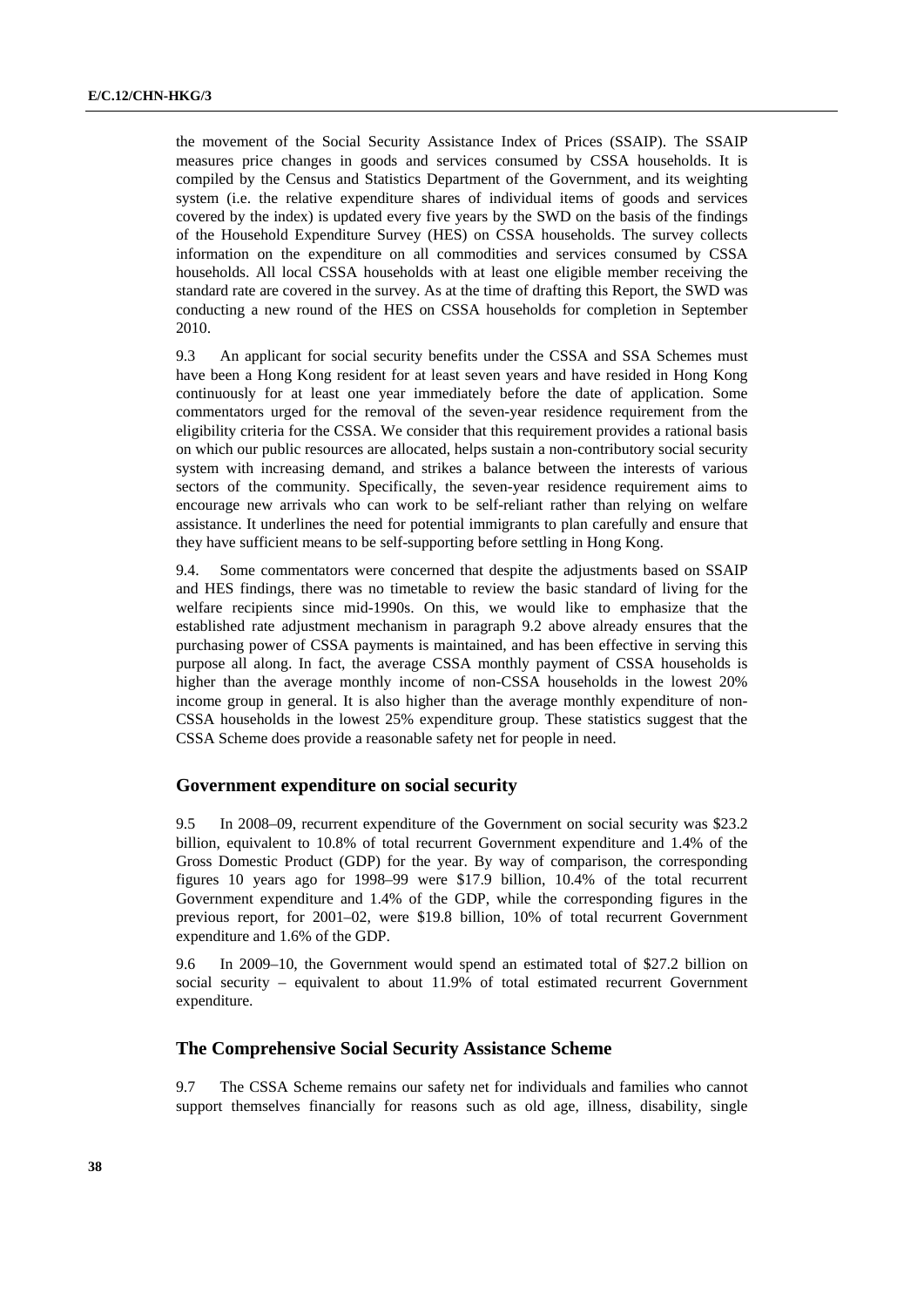the movement of the Social Security Assistance Index of Prices (SSAIP). The SSAIP measures price changes in goods and services consumed by CSSA households. It is compiled by the Census and Statistics Department of the Government, and its weighting system (i.e. the relative expenditure shares of individual items of goods and services covered by the index) is updated every five years by the SWD on the basis of the findings of the Household Expenditure Survey (HES) on CSSA households. The survey collects information on the expenditure on all commodities and services consumed by CSSA households. All local CSSA households with at least one eligible member receiving the standard rate are covered in the survey. As at the time of drafting this Report, the SWD was conducting a new round of the HES on CSSA households for completion in September 2010.

9.3 An applicant for social security benefits under the CSSA and SSA Schemes must have been a Hong Kong resident for at least seven years and have resided in Hong Kong continuously for at least one year immediately before the date of application. Some commentators urged for the removal of the seven-year residence requirement from the eligibility criteria for the CSSA. We consider that this requirement provides a rational basis on which our public resources are allocated, helps sustain a non-contributory social security system with increasing demand, and strikes a balance between the interests of various sectors of the community. Specifically, the seven-year residence requirement aims to encourage new arrivals who can work to be self-reliant rather than relying on welfare assistance. It underlines the need for potential immigrants to plan carefully and ensure that they have sufficient means to be self-supporting before settling in Hong Kong.

9.4. Some commentators were concerned that despite the adjustments based on SSAIP and HES findings, there was no timetable to review the basic standard of living for the welfare recipients since mid-1990s. On this, we would like to emphasize that the established rate adjustment mechanism in paragraph 9.2 above already ensures that the purchasing power of CSSA payments is maintained, and has been effective in serving this purpose all along. In fact, the average CSSA monthly payment of CSSA households is higher than the average monthly income of non-CSSA households in the lowest 20% income group in general. It is also higher than the average monthly expenditure of non-CSSA households in the lowest 25% expenditure group. These statistics suggest that the CSSA Scheme does provide a reasonable safety net for people in need.

## Government expenditure on social security

9.5 In 2008–09, recurrent expenditure of the Government on social security was $23.2 billion, equivalent to 10.8% of total recurrent Government expenditure and 1.4% of the Gross Domestic Product (GDP) for the year. By way of comparison, the corresponding figures 10 years ago for 1998–99 were $17.9 billion, 10.4% of the total recurrent Government expenditure and 1.4% of the GDP, while the corresponding figures in the previous report, for 2001–02, were $19.8 billion, 10% of total recurrent Government expenditure and 1.6% of the GDP.

9.6 In 2009–10, the Government would spend an estimated total of $27.2 billion on social security – equivalent to about 11.9% of total estimated recurrent Government expenditure.

## The Comprehensive Social Security Assistance Scheme

9.7 The CSSA Scheme remains our safety net for individuals and families who cannot support themselves financially for reasons such as old age, illness, disability, single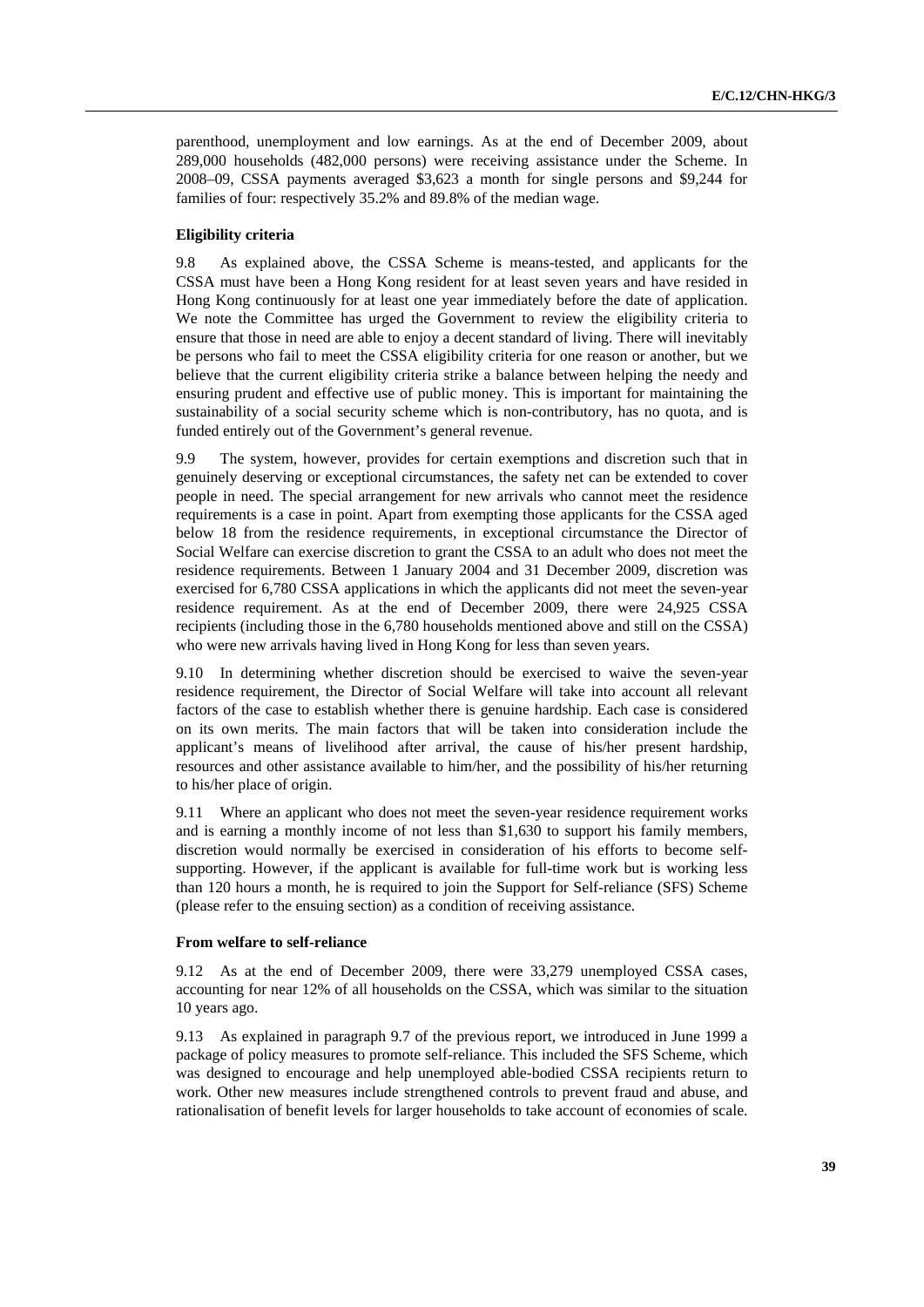parenthood, unemployment and low earnings. As at the end of December 2009, about 289,000 households (482,000 persons) were receiving assistance under the Scheme. In 2008–09, CSSA payments averaged $3,623 a month for single persons and $9,244 for families of four: respectively 35.2% and 89.8% of the median wage.

### Eligibility criteria

9.8 As explained above, the CSSA Scheme is means-tested, and applicants for the CSSA must have been a Hong Kong resident for at least seven years and have resided in Hong Kong continuously for at least one year immediately before the date of application. We note the Committee has urged the Government to review the eligibility criteria to ensure that those in need are able to enjoy a decent standard of living. There will inevitably be persons who fail to meet the CSSA eligibility criteria for one reason or another, but we believe that the current eligibility criteria strike a balance between helping the needy and ensuring prudent and effective use of public money. This is important for maintaining the sustainability of a social security scheme which is non-contributory, has no quota, and is funded entirely out of the Government's general revenue.

9.9 The system, however, provides for certain exemptions and discretion such that in genuinely deserving or exceptional circumstances, the safety net can be extended to cover people in need. The special arrangement for new arrivals who cannot meet the residence requirements is a case in point. Apart from exempting those applicants for the CSSA aged below 18 from the residence requirements, in exceptional circumstance the Director of Social Welfare can exercise discretion to grant the CSSA to an adult who does not meet the residence requirements. Between 1 January 2004 and 31 December 2009, discretion was exercised for 6,780 CSSA applications in which the applicants did not meet the seven-year residence requirement. As at the end of December 2009, there were 24,925 CSSA recipients (including those in the 6,780 households mentioned above and still on the CSSA) who were new arrivals having lived in Hong Kong for less than seven years.

9.10 In determining whether discretion should be exercised to waive the seven-year residence requirement, the Director of Social Welfare will take into account all relevant factors of the case to establish whether there is genuine hardship. Each case is considered on its own merits. The main factors that will be taken into consideration include the applicant's means of livelihood after arrival, the cause of his/her present hardship, resources and other assistance available to him/her, and the possibility of his/her returning to his/her place of origin.

9.11 Where an applicant who does not meet the seven-year residence requirement works and is earning a monthly income of not less than $1,630 to support his family members, discretion would normally be exercised in consideration of his efforts to become self-supporting. However, if the applicant is available for full-time work but is working less than 120 hours a month, he is required to join the Support for Self-reliance (SFS) Scheme (please refer to the ensuing section) as a condition of receiving assistance.

### From welfare to self-reliance

9.12 As at the end of December 2009, there were 33,279 unemployed CSSA cases, accounting for near 12% of all households on the CSSA, which was similar to the situation 10 years ago.

9.13 As explained in paragraph 9.7 of the previous report, we introduced in June 1999 a package of policy measures to promote self-reliance. This included the SFS Scheme, which was designed to encourage and help unemployed able-bodied CSSA recipients return to work. Other new measures include strengthened controls to prevent fraud and abuse, and rationalisation of benefit levels for larger households to take account of economies of scale.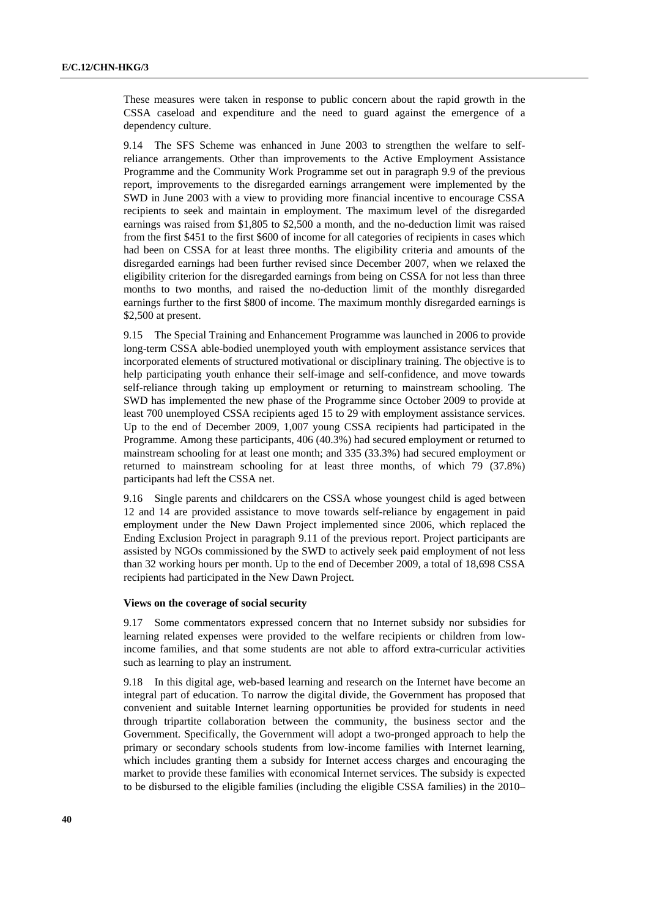These measures were taken in response to public concern about the rapid growth in the CSSA caseload and expenditure and the need to guard against the emergence of a dependency culture.

9.14 The SFS Scheme was enhanced in June 2003 to strengthen the welfare to self-reliance arrangements. Other than improvements to the Active Employment Assistance Programme and the Community Work Programme set out in paragraph 9.9 of the previous report, improvements to the disregarded earnings arrangement were implemented by the SWD in June 2003 with a view to providing more financial incentive to encourage CSSA recipients to seek and maintain in employment. The maximum level of the disregarded earnings was raised from $1,805 to $2,500 a month, and the no-deduction limit was raised from the first $451 to the first $600 of income for all categories of recipients in cases which had been on CSSA for at least three months. The eligibility criteria and amounts of the disregarded earnings had been further revised since December 2007, when we relaxed the eligibility criterion for the disregarded earnings from being on CSSA for not less than three months to two months, and raised the no-deduction limit of the monthly disregarded earnings further to the first $800 of income. The maximum monthly disregarded earnings is $2,500 at present.

9.15 The Special Training and Enhancement Programme was launched in 2006 to provide long-term CSSA able-bodied unemployed youth with employment assistance services that incorporated elements of structured motivational or disciplinary training. The objective is to help participating youth enhance their self-image and self-confidence, and move towards self-reliance through taking up employment or returning to mainstream schooling. The SWD has implemented the new phase of the Programme since October 2009 to provide at least 700 unemployed CSSA recipients aged 15 to 29 with employment assistance services. Up to the end of December 2009, 1,007 young CSSA recipients had participated in the Programme. Among these participants, 406 (40.3%) had secured employment or returned to mainstream schooling for at least one month; and 335 (33.3%) had secured employment or returned to mainstream schooling for at least three months, of which 79 (37.8%) participants had left the CSSA net.

9.16 Single parents and childcarers on the CSSA whose youngest child is aged between 12 and 14 are provided assistance to move towards self-reliance by engagement in paid employment under the New Dawn Project implemented since 2006, which replaced the Ending Exclusion Project in paragraph 9.11 of the previous report. Project participants are assisted by NGOs commissioned by the SWD to actively seek paid employment of not less than 32 working hours per month. Up to the end of December 2009, a total of 18,698 CSSA recipients had participated in the New Dawn Project.

**Views on the coverage of social security**

9.17 Some commentators expressed concern that no Internet subsidy nor subsidies for learning related expenses were provided to the welfare recipients or children from low-income families, and that some students are not able to afford extra-curricular activities such as learning to play an instrument.

9.18 In this digital age, web-based learning and research on the Internet have become an integral part of education. To narrow the digital divide, the Government has proposed that convenient and suitable Internet learning opportunities be provided for students in need through tripartite collaboration between the community, the business sector and the Government. Specifically, the Government will adopt a two-pronged approach to help the primary or secondary schools students from low-income families with Internet learning, which includes granting them a subsidy for Internet access charges and encouraging the market to provide these families with economical Internet services. The subsidy is expected to be disbursed to the eligible families (including the eligible CSSA families) in the 2010–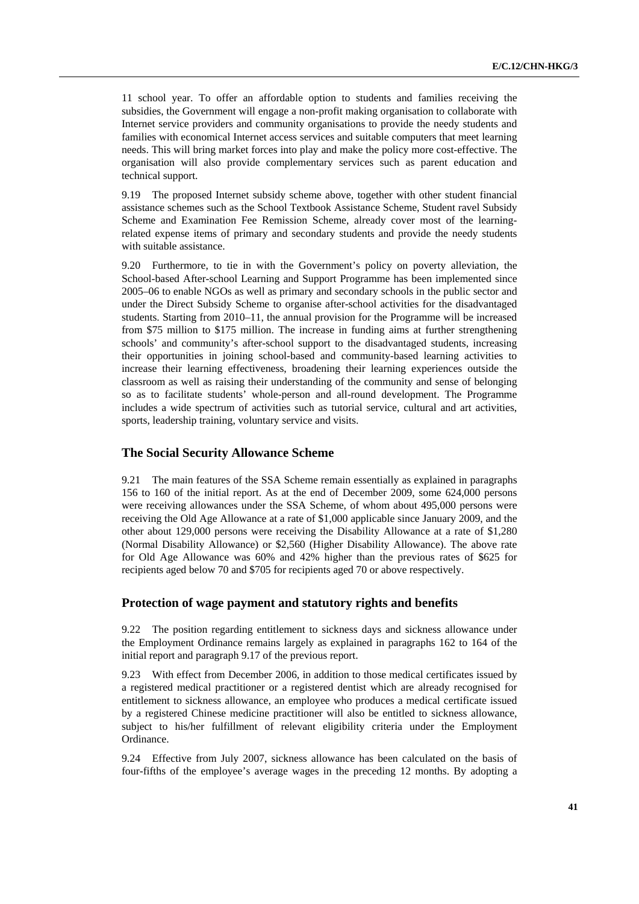11 school year. To offer an affordable option to students and families receiving the subsidies, the Government will engage a non-profit making organisation to collaborate with Internet service providers and community organisations to provide the needy students and families with economical Internet access services and suitable computers that meet learning needs. This will bring market forces into play and make the policy more cost-effective. The organisation will also provide complementary services such as parent education and technical support.

9.19 The proposed Internet subsidy scheme above, together with other student financial assistance schemes such as the School Textbook Assistance Scheme, Student ravel Subsidy Scheme and Examination Fee Remission Scheme, already cover most of the learning-related expense items of primary and secondary students and provide the needy students with suitable assistance.

9.20 Furthermore, to tie in with the Government's policy on poverty alleviation, the School-based After-school Learning and Support Programme has been implemented since 2005–06 to enable NGOs as well as primary and secondary schools in the public sector and under the Direct Subsidy Scheme to organise after-school activities for the disadvantaged students. Starting from 2010–11, the annual provision for the Programme will be increased from $75 million to $175 million. The increase in funding aims at further strengthening schools' and community's after-school support to the disadvantaged students, increasing their opportunities in joining school-based and community-based learning activities to increase their learning effectiveness, broadening their learning experiences outside the classroom as well as raising their understanding of the community and sense of belonging so as to facilitate students' whole-person and all-round development. The Programme includes a wide spectrum of activities such as tutorial service, cultural and art activities, sports, leadership training, voluntary service and visits.

## The Social Security Allowance Scheme

9.21 The main features of the SSA Scheme remain essentially as explained in paragraphs 156 to 160 of the initial report. As at the end of December 2009, some 624,000 persons were receiving allowances under the SSA Scheme, of whom about 495,000 persons were receiving the Old Age Allowance at a rate of $1,000 applicable since January 2009, and the other about 129,000 persons were receiving the Disability Allowance at a rate of $1,280 (Normal Disability Allowance) or $2,560 (Higher Disability Allowance). The above rate for Old Age Allowance was 60% and 42% higher than the previous rates of $625 for recipients aged below 70 and $705 for recipients aged 70 or above respectively.

## Protection of wage payment and statutory rights and benefits

9.22 The position regarding entitlement to sickness days and sickness allowance under the Employment Ordinance remains largely as explained in paragraphs 162 to 164 of the initial report and paragraph 9.17 of the previous report.

9.23 With effect from December 2006, in addition to those medical certificates issued by a registered medical practitioner or a registered dentist which are already recognised for entitlement to sickness allowance, an employee who produces a medical certificate issued by a registered Chinese medicine practitioner will also be entitled to sickness allowance, subject to his/her fulfillment of relevant eligibility criteria under the Employment Ordinance.

9.24 Effective from July 2007, sickness allowance has been calculated on the basis of four-fifths of the employee's average wages in the preceding 12 months. By adopting a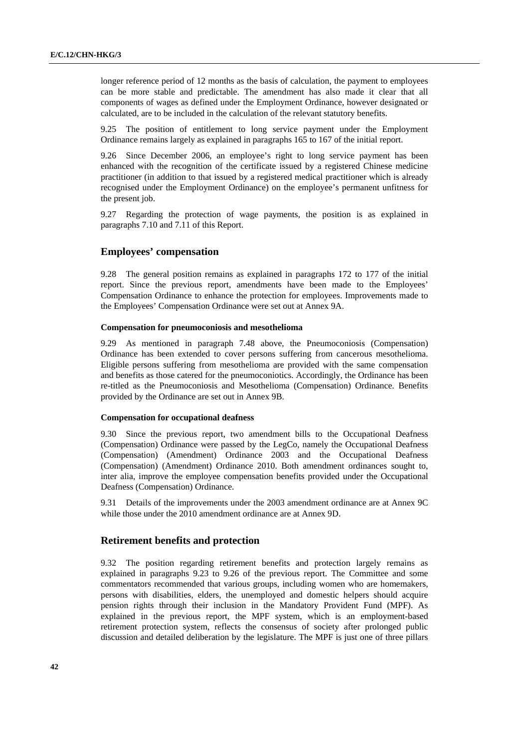longer reference period of 12 months as the basis of calculation, the payment to employees can be more stable and predictable. The amendment has also made it clear that all components of wages as defined under the Employment Ordinance, however designated or calculated, are to be included in the calculation of the relevant statutory benefits.

9.25 The position of entitlement to long service payment under the Employment Ordinance remains largely as explained in paragraphs 165 to 167 of the initial report.

9.26 Since December 2006, an employee's right to long service payment has been enhanced with the recognition of the certificate issued by a registered Chinese medicine practitioner (in addition to that issued by a registered medical practitioner which is already recognised under the Employment Ordinance) on the employee's permanent unfitness for the present job.

9.27 Regarding the protection of wage payments, the position is as explained in paragraphs 7.10 and 7.11 of this Report.

## Employees' compensation

9.28 The general position remains as explained in paragraphs 172 to 177 of the initial report. Since the previous report, amendments have been made to the Employees' Compensation Ordinance to enhance the protection for employees. Improvements made to the Employees' Compensation Ordinance were set out at Annex 9A.

#### Compensation for pneumoconiosis and mesothelioma

9.29 As mentioned in paragraph 7.48 above, the Pneumoconiosis (Compensation) Ordinance has been extended to cover persons suffering from cancerous mesothelioma. Eligible persons suffering from mesothelioma are provided with the same compensation and benefits as those catered for the pneumoconiotics. Accordingly, the Ordinance has been re-titled as the Pneumoconiosis and Mesothelioma (Compensation) Ordinance. Benefits provided by the Ordinance are set out in Annex 9B.

#### Compensation for occupational deafness

9.30 Since the previous report, two amendment bills to the Occupational Deafness (Compensation) Ordinance were passed by the LegCo, namely the Occupational Deafness (Compensation) (Amendment) Ordinance 2003 and the Occupational Deafness (Compensation) (Amendment) Ordinance 2010. Both amendment ordinances sought to, inter alia, improve the employee compensation benefits provided under the Occupational Deafness (Compensation) Ordinance.

9.31 Details of the improvements under the 2003 amendment ordinance are at Annex 9C while those under the 2010 amendment ordinance are at Annex 9D.

## Retirement benefits and protection

9.32 The position regarding retirement benefits and protection largely remains as explained in paragraphs 9.23 to 9.26 of the previous report. The Committee and some commentators recommended that various groups, including women who are homemakers, persons with disabilities, elders, the unemployed and domestic helpers should acquire pension rights through their inclusion in the Mandatory Provident Fund (MPF). As explained in the previous report, the MPF system, which is an employment-based retirement protection system, reflects the consensus of society after prolonged public discussion and detailed deliberation by the legislature. The MPF is just one of three pillars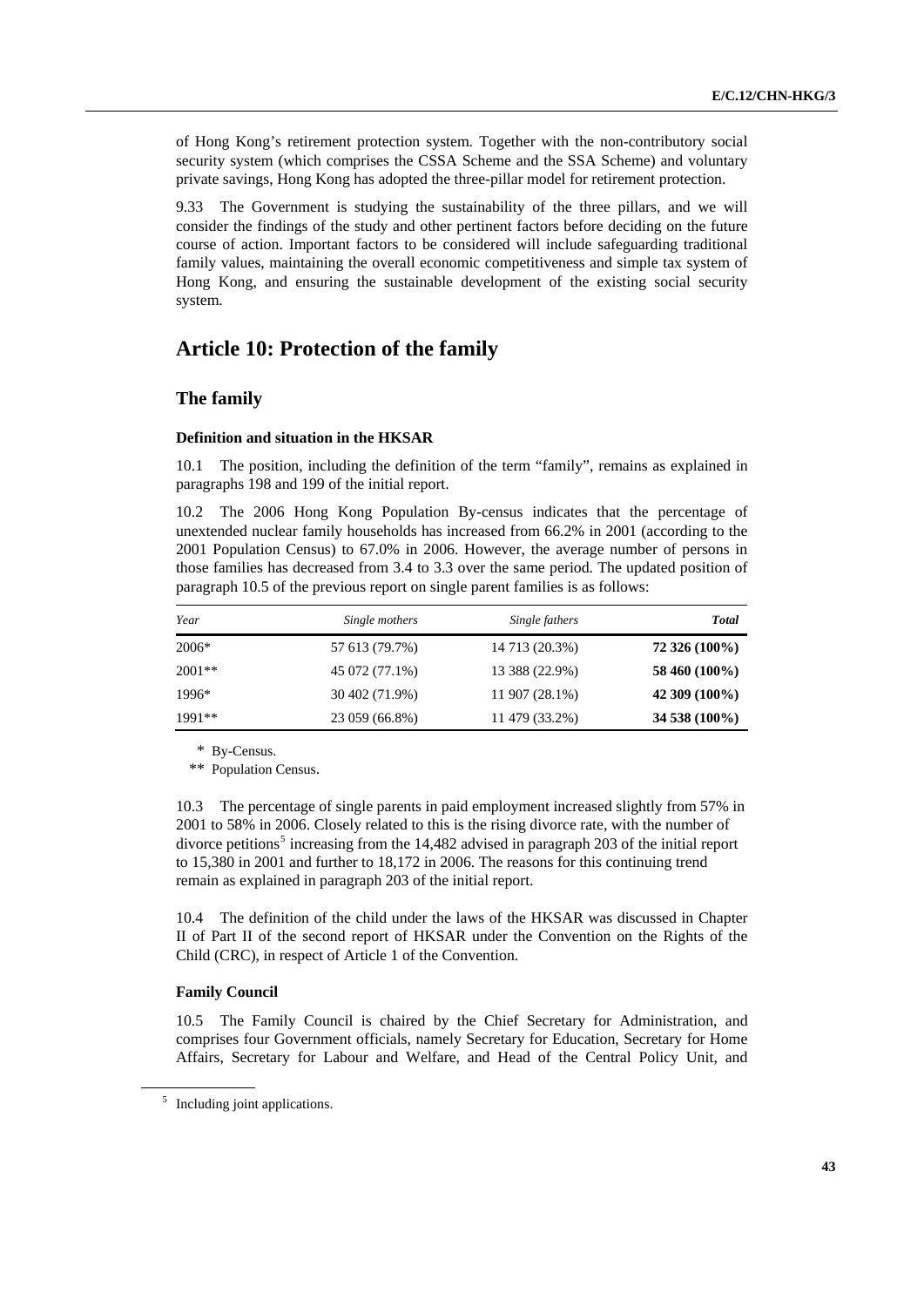of Hong Kong's retirement protection system. Together with the non-contributory social security system (which comprises the CSSA Scheme and the SSA Scheme) and voluntary private savings, Hong Kong has adopted the three-pillar model for retirement protection.

9.33 The Government is studying the sustainability of the three pillars, and we will consider the findings of the study and other pertinent factors before deciding on the future course of action. Important factors to be considered will include safeguarding traditional family values, maintaining the overall economic competitiveness and simple tax system of Hong Kong, and ensuring the sustainable development of the existing social security system.

# Article 10: Protection of the family

## The family

### Definition and situation in the HKSAR

10.1 The position, including the definition of the term "family", remains as explained in paragraphs 198 and 199 of the initial report.

10.2 The 2006 Hong Kong Population By-census indicates that the percentage of unextended nuclear family households has increased from 66.2% in 2001 (according to the 2001 Population Census) to 67.0% in 2006. However, the average number of persons in those families has decreased from 3.4 to 3.3 over the same period. The updated position of paragraph 10.5 of the previous report on single parent families is as follows:

| *Year* | *Single mothers* | *Single fathers* | ***Total*** |
|---|---|---|---|
| 2006* | 57 613 (79.7%) | 14 713 (20.3%) | **72 326 (100%)** |
| 2001** | 45 072 (77.1%) | 13 388 (22.9%) | **58 460 (100%)** |
| 1996* | 30 402 (71.9%) | 11 907 (28.1%) | **42 309 (100%)** |
| 1991** | 23 059 (66.8%) | 11 479 (33.2%) | **34 538 (100%)** |

\* By-Census.

\** Population Census.

10.3 The percentage of single parents in paid employment increased slightly from 57% in 2001 to 58% in 2006. Closely related to this is the rising divorce rate, with the number of divorce petitions[5] increasing from the 14,482 advised in paragraph 203 of the initial report to 15,380 in 2001 and further to 18,172 in 2006. The reasons for this continuing trend remain as explained in paragraph 203 of the initial report.

10.4 The definition of the child under the laws of the HKSAR was discussed in Chapter II of Part II of the second report of HKSAR under the Convention on the Rights of the Child (CRC), in respect of Article 1 of the Convention.

### Family Council

10.5 The Family Council is chaired by the Chief Secretary for Administration, and comprises four Government officials, namely Secretary for Education, Secretary for Home Affairs, Secretary for Labour and Welfare, and Head of the Central Policy Unit, and

[5] Including joint applications.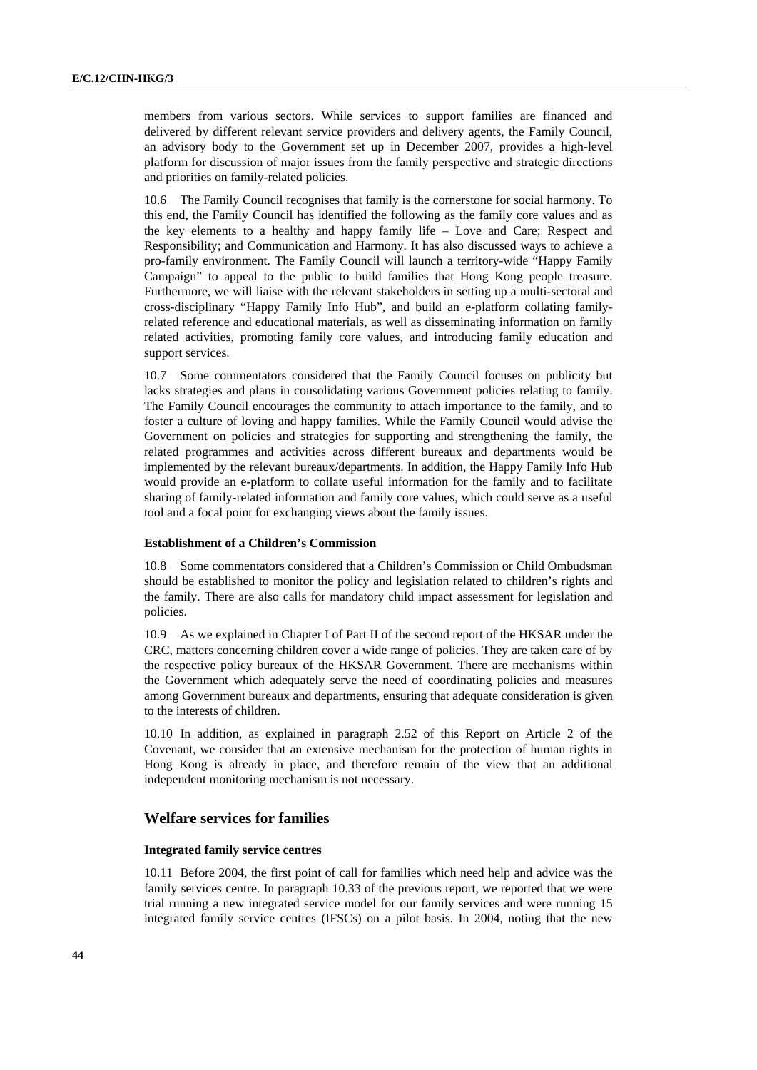members from various sectors. While services to support families are financed and delivered by different relevant service providers and delivery agents, the Family Council, an advisory body to the Government set up in December 2007, provides a high-level platform for discussion of major issues from the family perspective and strategic directions and priorities on family-related policies.

10.6 The Family Council recognises that family is the cornerstone for social harmony. To this end, the Family Council has identified the following as the family core values and as the key elements to a healthy and happy family life – Love and Care; Respect and Responsibility; and Communication and Harmony. It has also discussed ways to achieve a pro-family environment. The Family Council will launch a territory-wide "Happy Family Campaign" to appeal to the public to build families that Hong Kong people treasure. Furthermore, we will liaise with the relevant stakeholders in setting up a multi-sectoral and cross-disciplinary "Happy Family Info Hub", and build an e-platform collating family-related reference and educational materials, as well as disseminating information on family related activities, promoting family core values, and introducing family education and support services.

10.7 Some commentators considered that the Family Council focuses on publicity but lacks strategies and plans in consolidating various Government policies relating to family. The Family Council encourages the community to attach importance to the family, and to foster a culture of loving and happy families. While the Family Council would advise the Government on policies and strategies for supporting and strengthening the family, the related programmes and activities across different bureaux and departments would be implemented by the relevant bureaux/departments. In addition, the Happy Family Info Hub would provide an e-platform to collate useful information for the family and to facilitate sharing of family-related information and family core values, which could serve as a useful tool and a focal point for exchanging views about the family issues.

#### Establishment of a Children's Commission

10.8 Some commentators considered that a Children's Commission or Child Ombudsman should be established to monitor the policy and legislation related to children's rights and the family. There are also calls for mandatory child impact assessment for legislation and policies.

10.9 As we explained in Chapter I of Part II of the second report of the HKSAR under the CRC, matters concerning children cover a wide range of policies. They are taken care of by the respective policy bureaux of the HKSAR Government. There are mechanisms within the Government which adequately serve the need of coordinating policies and measures among Government bureaux and departments, ensuring that adequate consideration is given to the interests of children.

10.10 In addition, as explained in paragraph 2.52 of this Report on Article 2 of the Covenant, we consider that an extensive mechanism for the protection of human rights in Hong Kong is already in place, and therefore remain of the view that an additional independent monitoring mechanism is not necessary.

### Welfare services for families

#### Integrated family service centres

10.11 Before 2004, the first point of call for families which need help and advice was the family services centre. In paragraph 10.33 of the previous report, we reported that we were trial running a new integrated service model for our family services and were running 15 integrated family service centres (IFSCs) on a pilot basis. In 2004, noting that the new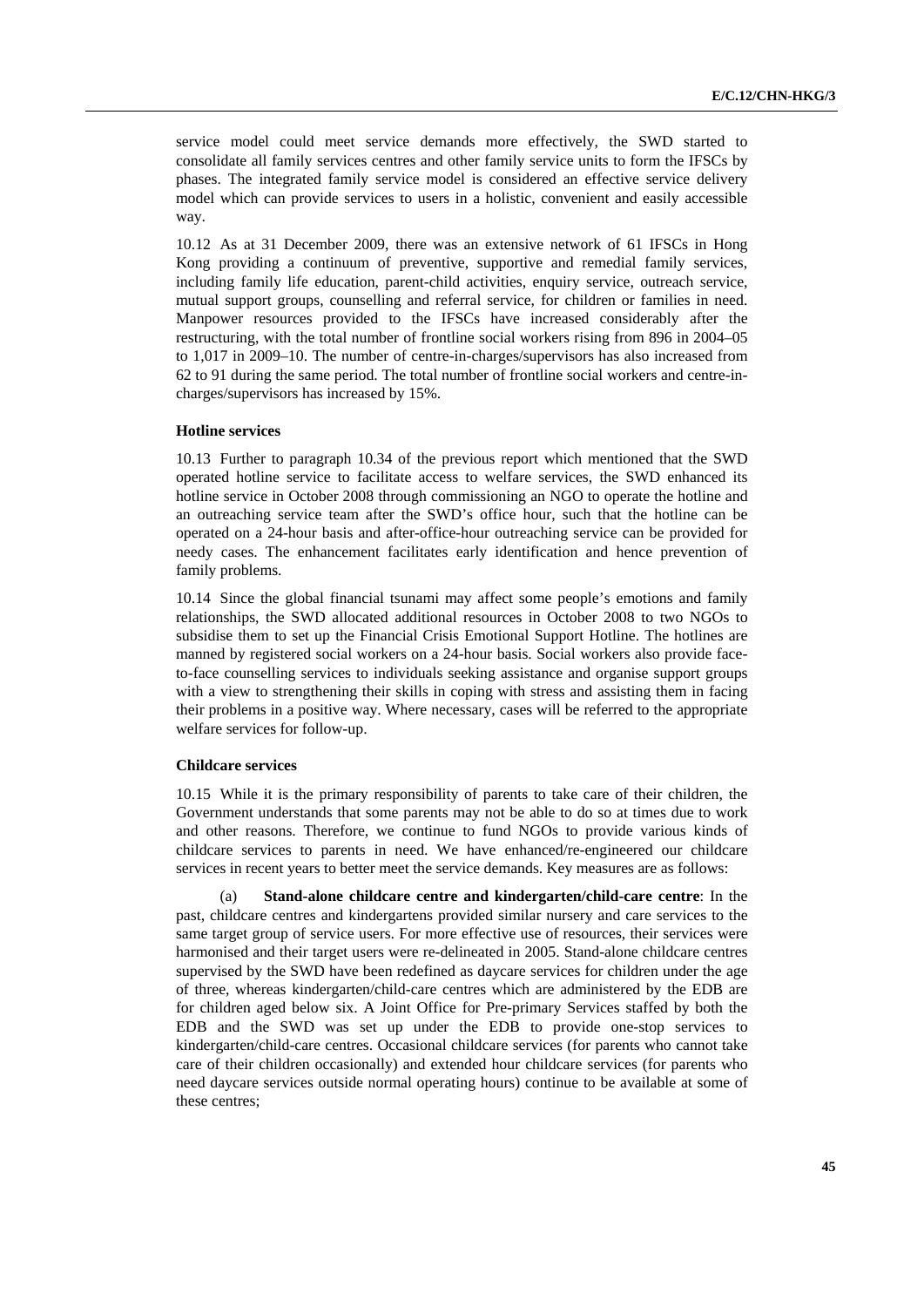service model could meet service demands more effectively, the SWD started to consolidate all family services centres and other family service units to form the IFSCs by phases. The integrated family service model is considered an effective service delivery model which can provide services to users in a holistic, convenient and easily accessible way.

10.12 As at 31 December 2009, there was an extensive network of 61 IFSCs in Hong Kong providing a continuum of preventive, supportive and remedial family services, including family life education, parent-child activities, enquiry service, outreach service, mutual support groups, counselling and referral service, for children or families in need. Manpower resources provided to the IFSCs have increased considerably after the restructuring, with the total number of frontline social workers rising from 896 in 2004–05 to 1,017 in 2009–10. The number of centre-in-charges/supervisors has also increased from 62 to 91 during the same period. The total number of frontline social workers and centre-in-charges/supervisors has increased by 15%.

#### Hotline services

10.13 Further to paragraph 10.34 of the previous report which mentioned that the SWD operated hotline service to facilitate access to welfare services, the SWD enhanced its hotline service in October 2008 through commissioning an NGO to operate the hotline and an outreaching service team after the SWD's office hour, such that the hotline can be operated on a 24-hour basis and after-office-hour outreaching service can be provided for needy cases. The enhancement facilitates early identification and hence prevention of family problems.

10.14 Since the global financial tsunami may affect some people's emotions and family relationships, the SWD allocated additional resources in October 2008 to two NGOs to subsidise them to set up the Financial Crisis Emotional Support Hotline. The hotlines are manned by registered social workers on a 24-hour basis. Social workers also provide face-to-face counselling services to individuals seeking assistance and organise support groups with a view to strengthening their skills in coping with stress and assisting them in facing their problems in a positive way. Where necessary, cases will be referred to the appropriate welfare services for follow-up.

#### Childcare services

10.15 While it is the primary responsibility of parents to take care of their children, the Government understands that some parents may not be able to do so at times due to work and other reasons. Therefore, we continue to fund NGOs to provide various kinds of childcare services to parents in need. We have enhanced/re-engineered our childcare services in recent years to better meet the service demands. Key measures are as follows:

(a) **Stand-alone childcare centre and kindergarten/child-care centre**: In the past, childcare centres and kindergartens provided similar nursery and care services to the same target group of service users. For more effective use of resources, their services were harmonised and their target users were re-delineated in 2005. Stand-alone childcare centres supervised by the SWD have been redefined as daycare services for children under the age of three, whereas kindergarten/child-care centres which are administered by the EDB are for children aged below six. A Joint Office for Pre-primary Services staffed by both the EDB and the SWD was set up under the EDB to provide one-stop services to kindergarten/child-care centres. Occasional childcare services (for parents who cannot take care of their children occasionally) and extended hour childcare services (for parents who need daycare services outside normal operating hours) continue to be available at some of these centres;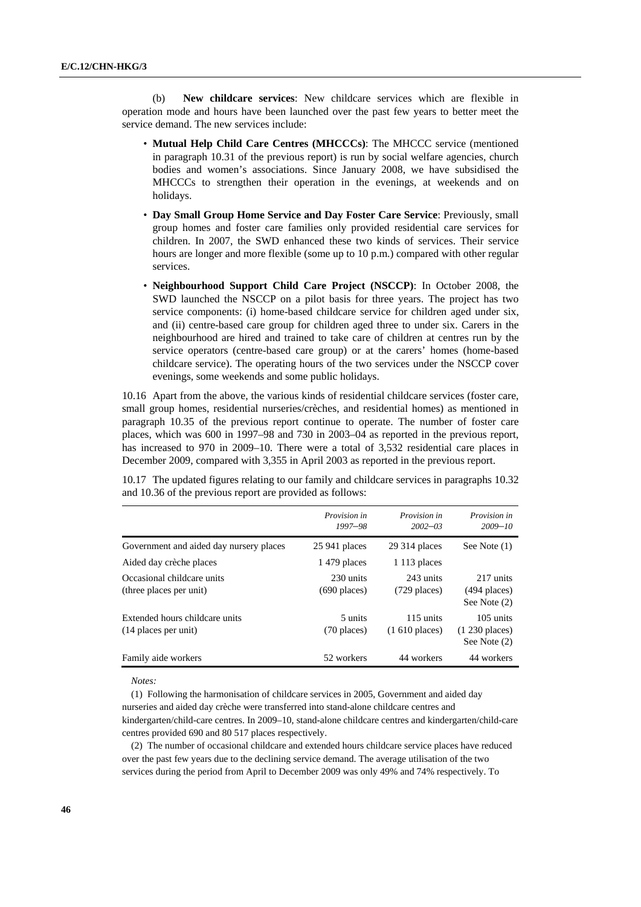(b) **New childcare services**: New childcare services which are flexible in operation mode and hours have been launched over the past few years to better meet the service demand. The new services include:

- **Mutual Help Child Care Centres (MHCCCs)**: The MHCCC service (mentioned in paragraph 10.31 of the previous report) is run by social welfare agencies, church bodies and women's associations. Since January 2008, we have subsidised the MHCCCs to strengthen their operation in the evenings, at weekends and on holidays.
- **Day Small Group Home Service and Day Foster Care Service**: Previously, small group homes and foster care families only provided residential care services for children. In 2007, the SWD enhanced these two kinds of services. Their service hours are longer and more flexible (some up to 10 p.m.) compared with other regular services.
- **Neighbourhood Support Child Care Project (NSCCP)**: In October 2008, the SWD launched the NSCCP on a pilot basis for three years. The project has two service components: (i) home-based childcare service for children aged under six, and (ii) centre-based care group for children aged three to under six. Carers in the neighbourhood are hired and trained to take care of children at centres run by the service operators (centre-based care group) or at the carers' homes (home-based childcare service). The operating hours of the two services under the NSCCP cover evenings, some weekends and some public holidays.

10.16 Apart from the above, the various kinds of residential childcare services (foster care, small group homes, residential nurseries/crèches, and residential homes) as mentioned in paragraph 10.35 of the previous report continue to operate. The number of foster care places, which was 600 in 1997–98 and 730 in 2003–04 as reported in the previous report, has increased to 970 in 2009–10. There were a total of 3,532 residential care places in December 2009, compared with 3,355 in April 2003 as reported in the previous report.

10.17 The updated figures relating to our family and childcare services in paragraphs 10.32 and 10.36 of the previous report are provided as follows:

| | *Provision in 1997–98* | *Provision in 2002–03* | *Provision in 2009–10* |
|---|---|---|---|
| Government and aided day nursery places | 25 941 places | 29 314 places | See Note (1) |
| Aided day crèche places | 1 479 places | 1 113 places | |
| Occasional childcare units (three places per unit) | 230 units (690 places) | 243 units (729 places) | 217 units (494 places) See Note (2) |
| Extended hours childcare units (14 places per unit) | 5 units (70 places) | 115 units (1 610 places) | 105 units (1 230 places) See Note (2) |
| Family aide workers | 52 workers | 44 workers | 44 workers |

*Notes:*

(1) Following the harmonisation of childcare services in 2005, Government and aided day nurseries and aided day crèche were transferred into stand-alone childcare centres and kindergarten/child-care centres. In 2009–10, stand-alone childcare centres and kindergarten/child-care centres provided 690 and 80 517 places respectively.

(2) The number of occasional childcare and extended hours childcare service places have reduced over the past few years due to the declining service demand. The average utilisation of the two services during the period from April to December 2009 was only 49% and 74% respectively. To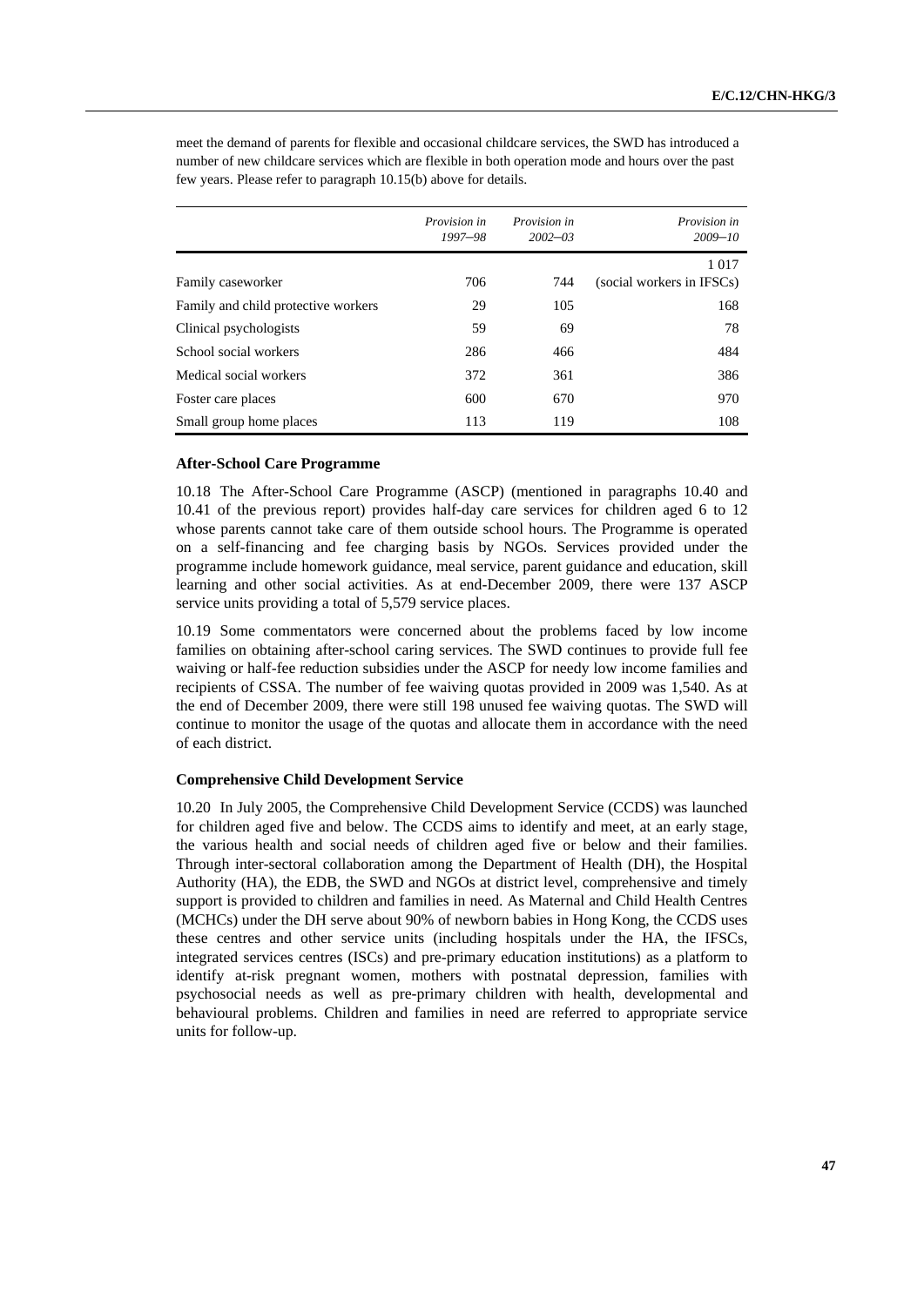meet the demand of parents for flexible and occasional childcare services, the SWD has introduced a number of new childcare services which are flexible in both operation mode and hours over the past few years. Please refer to paragraph 10.15(b) above for details.

| | *Provision in 1997–98* | *Provision in 2002–03* | *Provision in 2009–10* |
|---|---|---|---|
| Family caseworker | 706 | 744 | 1 017 (social workers in IFSCs) |
| Family and child protective workers | 29 | 105 | 168 |
| Clinical psychologists | 59 | 69 | 78 |
| School social workers | 286 | 466 | 484 |
| Medical social workers | 372 | 361 | 386 |
| Foster care places | 600 | 670 | 970 |
| Small group home places | 113 | 119 | 108 |

#### After-School Care Programme

10.18 The After-School Care Programme (ASCP) (mentioned in paragraphs 10.40 and 10.41 of the previous report) provides half-day care services for children aged 6 to 12 whose parents cannot take care of them outside school hours. The Programme is operated on a self-financing and fee charging basis by NGOs. Services provided under the programme include homework guidance, meal service, parent guidance and education, skill learning and other social activities. As at end-December 2009, there were 137 ASCP service units providing a total of 5,579 service places.

10.19 Some commentators were concerned about the problems faced by low income families on obtaining after-school caring services. The SWD continues to provide full fee waiving or half-fee reduction subsidies under the ASCP for needy low income families and recipients of CSSA. The number of fee waiving quotas provided in 2009 was 1,540. As at the end of December 2009, there were still 198 unused fee waiving quotas. The SWD will continue to monitor the usage of the quotas and allocate them in accordance with the need of each district.

#### Comprehensive Child Development Service

10.20 In July 2005, the Comprehensive Child Development Service (CCDS) was launched for children aged five and below. The CCDS aims to identify and meet, at an early stage, the various health and social needs of children aged five or below and their families. Through inter-sectoral collaboration among the Department of Health (DH), the Hospital Authority (HA), the EDB, the SWD and NGOs at district level, comprehensive and timely support is provided to children and families in need. As Maternal and Child Health Centres (MCHCs) under the DH serve about 90% of newborn babies in Hong Kong, the CCDS uses these centres and other service units (including hospitals under the HA, the IFSCs, integrated services centres (ISCs) and pre-primary education institutions) as a platform to identify at-risk pregnant women, mothers with postnatal depression, families with psychosocial needs as well as pre-primary children with health, developmental and behavioural problems. Children and families in need are referred to appropriate service units for follow-up.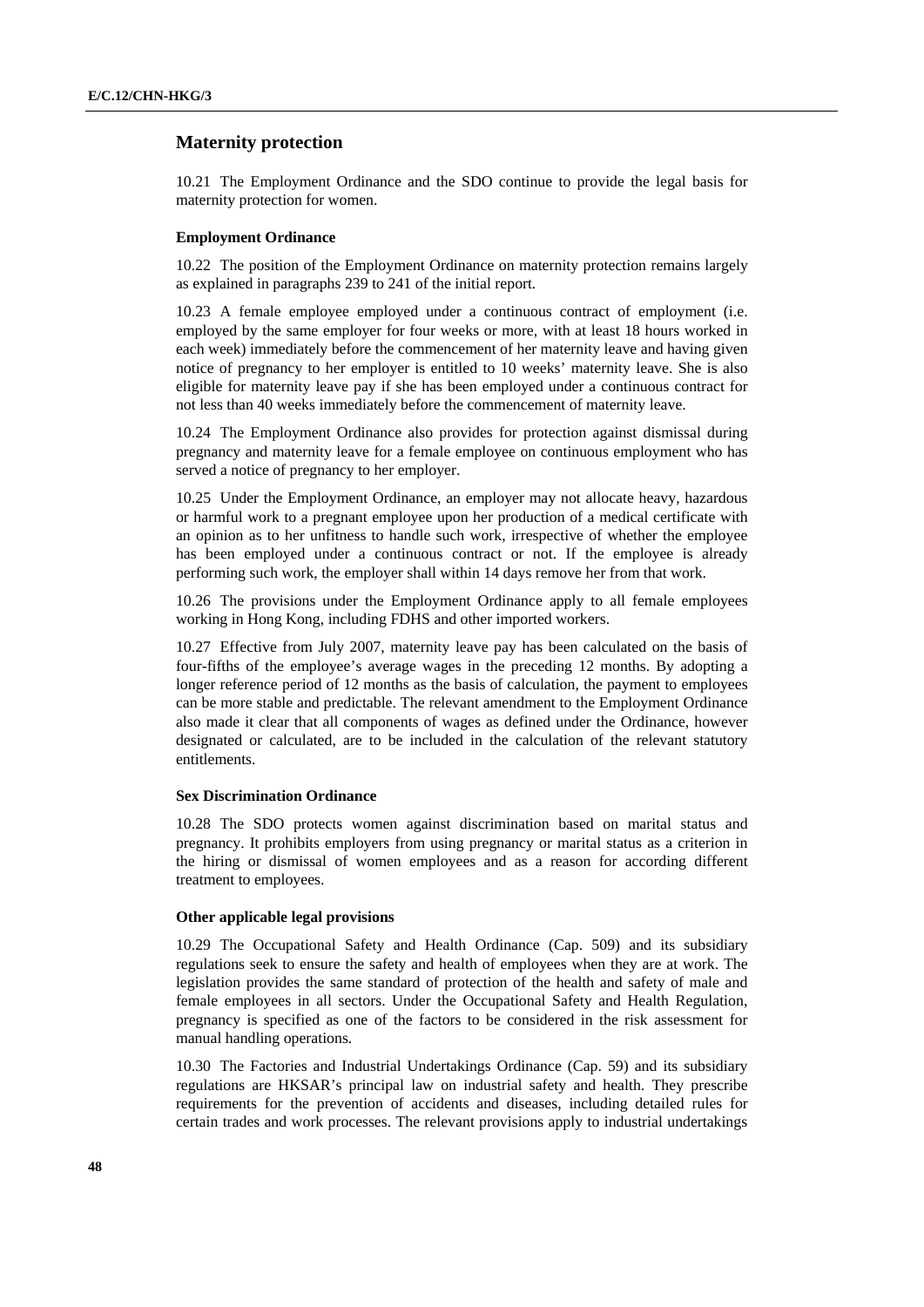## Maternity protection

10.21 The Employment Ordinance and the SDO continue to provide the legal basis for maternity protection for women.

### Employment Ordinance

10.22 The position of the Employment Ordinance on maternity protection remains largely as explained in paragraphs 239 to 241 of the initial report.

10.23 A female employee employed under a continuous contract of employment (i.e. employed by the same employer for four weeks or more, with at least 18 hours worked in each week) immediately before the commencement of her maternity leave and having given notice of pregnancy to her employer is entitled to 10 weeks' maternity leave. She is also eligible for maternity leave pay if she has been employed under a continuous contract for not less than 40 weeks immediately before the commencement of maternity leave.

10.24 The Employment Ordinance also provides for protection against dismissal during pregnancy and maternity leave for a female employee on continuous employment who has served a notice of pregnancy to her employer.

10.25 Under the Employment Ordinance, an employer may not allocate heavy, hazardous or harmful work to a pregnant employee upon her production of a medical certificate with an opinion as to her unfitness to handle such work, irrespective of whether the employee has been employed under a continuous contract or not. If the employee is already performing such work, the employer shall within 14 days remove her from that work.

10.26 The provisions under the Employment Ordinance apply to all female employees working in Hong Kong, including FDHS and other imported workers.

10.27 Effective from July 2007, maternity leave pay has been calculated on the basis of four-fifths of the employee's average wages in the preceding 12 months. By adopting a longer reference period of 12 months as the basis of calculation, the payment to employees can be more stable and predictable. The relevant amendment to the Employment Ordinance also made it clear that all components of wages as defined under the Ordinance, however designated or calculated, are to be included in the calculation of the relevant statutory entitlements.

### Sex Discrimination Ordinance

10.28 The SDO protects women against discrimination based on marital status and pregnancy. It prohibits employers from using pregnancy or marital status as a criterion in the hiring or dismissal of women employees and as a reason for according different treatment to employees.

### Other applicable legal provisions

10.29 The Occupational Safety and Health Ordinance (Cap. 509) and its subsidiary regulations seek to ensure the safety and health of employees when they are at work. The legislation provides the same standard of protection of the health and safety of male and female employees in all sectors. Under the Occupational Safety and Health Regulation, pregnancy is specified as one of the factors to be considered in the risk assessment for manual handling operations.

10.30 The Factories and Industrial Undertakings Ordinance (Cap. 59) and its subsidiary regulations are HKSAR's principal law on industrial safety and health. They prescribe requirements for the prevention of accidents and diseases, including detailed rules for certain trades and work processes. The relevant provisions apply to industrial undertakings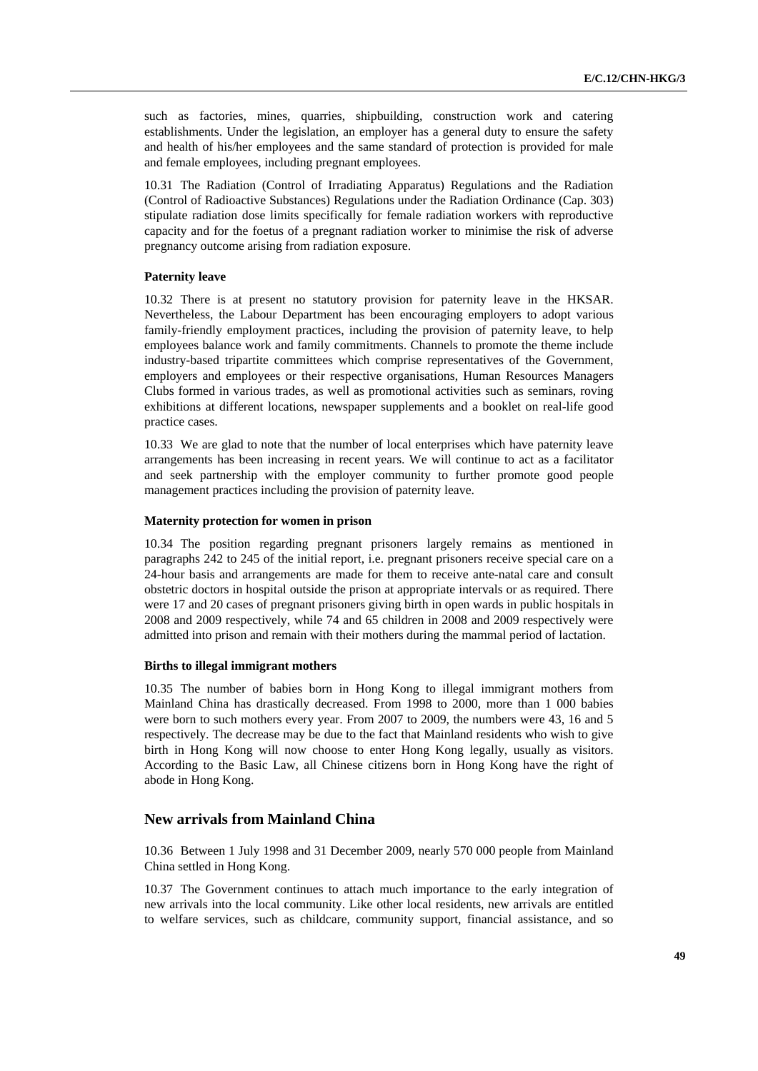such as factories, mines, quarries, shipbuilding, construction work and catering establishments. Under the legislation, an employer has a general duty to ensure the safety and health of his/her employees and the same standard of protection is provided for male and female employees, including pregnant employees.

10.31 The Radiation (Control of Irradiating Apparatus) Regulations and the Radiation (Control of Radioactive Substances) Regulations under the Radiation Ordinance (Cap. 303) stipulate radiation dose limits specifically for female radiation workers with reproductive capacity and for the foetus of a pregnant radiation worker to minimise the risk of adverse pregnancy outcome arising from radiation exposure.

#### Paternity leave

10.32 There is at present no statutory provision for paternity leave in the HKSAR. Nevertheless, the Labour Department has been encouraging employers to adopt various family-friendly employment practices, including the provision of paternity leave, to help employees balance work and family commitments. Channels to promote the theme include industry-based tripartite committees which comprise representatives of the Government, employers and employees or their respective organisations, Human Resources Managers Clubs formed in various trades, as well as promotional activities such as seminars, roving exhibitions at different locations, newspaper supplements and a booklet on real-life good practice cases.

10.33 We are glad to note that the number of local enterprises which have paternity leave arrangements has been increasing in recent years. We will continue to act as a facilitator and seek partnership with the employer community to further promote good people management practices including the provision of paternity leave.

#### Maternity protection for women in prison

10.34 The position regarding pregnant prisoners largely remains as mentioned in paragraphs 242 to 245 of the initial report, i.e. pregnant prisoners receive special care on a 24-hour basis and arrangements are made for them to receive ante-natal care and consult obstetric doctors in hospital outside the prison at appropriate intervals or as required. There were 17 and 20 cases of pregnant prisoners giving birth in open wards in public hospitals in 2008 and 2009 respectively, while 74 and 65 children in 2008 and 2009 respectively were admitted into prison and remain with their mothers during the mammal period of lactation.

#### Births to illegal immigrant mothers

10.35 The number of babies born in Hong Kong to illegal immigrant mothers from Mainland China has drastically decreased. From 1998 to 2000, more than 1 000 babies were born to such mothers every year. From 2007 to 2009, the numbers were 43, 16 and 5 respectively. The decrease may be due to the fact that Mainland residents who wish to give birth in Hong Kong will now choose to enter Hong Kong legally, usually as visitors. According to the Basic Law, all Chinese citizens born in Hong Kong have the right of abode in Hong Kong.

### New arrivals from Mainland China

10.36 Between 1 July 1998 and 31 December 2009, nearly 570 000 people from Mainland China settled in Hong Kong.

10.37 The Government continues to attach much importance to the early integration of new arrivals into the local community. Like other local residents, new arrivals are entitled to welfare services, such as childcare, community support, financial assistance, and so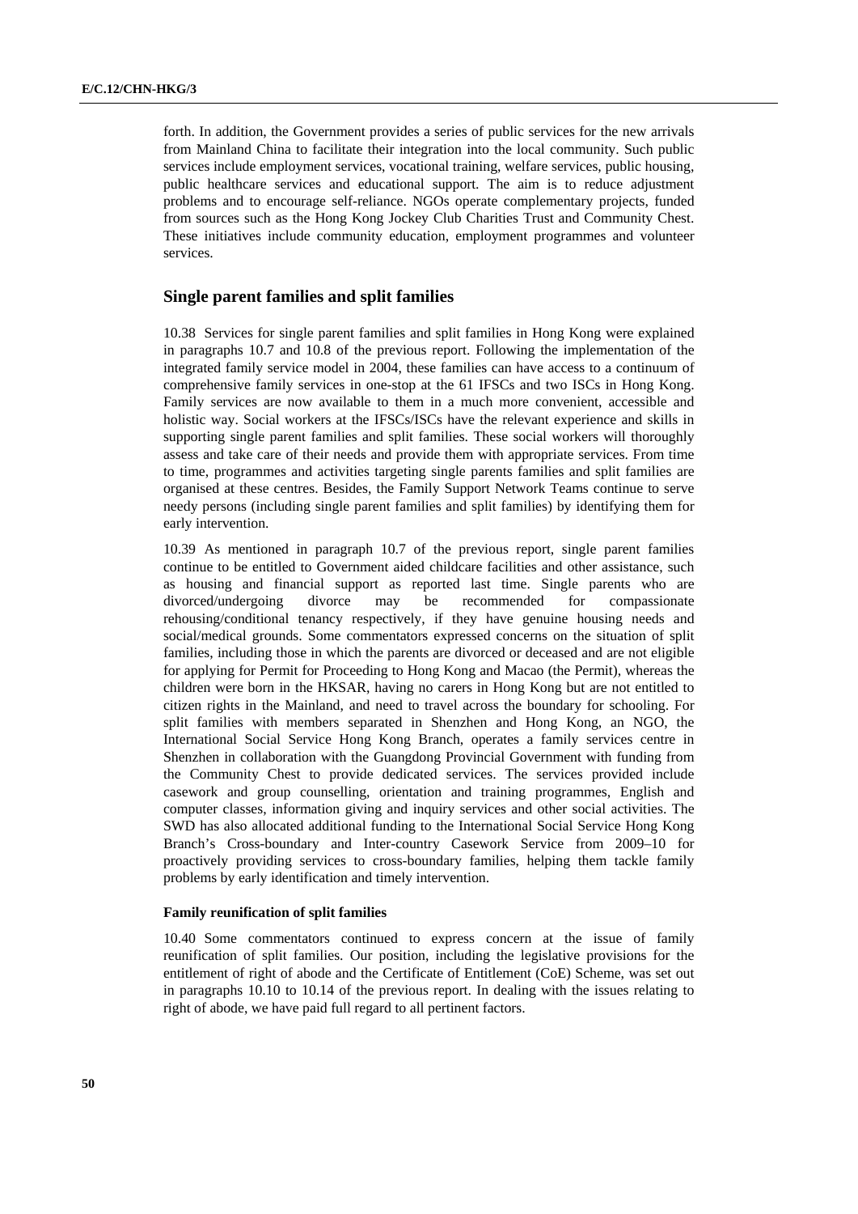forth. In addition, the Government provides a series of public services for the new arrivals from Mainland China to facilitate their integration into the local community. Such public services include employment services, vocational training, welfare services, public housing, public healthcare services and educational support. The aim is to reduce adjustment problems and to encourage self-reliance. NGOs operate complementary projects, funded from sources such as the Hong Kong Jockey Club Charities Trust and Community Chest. These initiatives include community education, employment programmes and volunteer services.

## Single parent families and split families

10.38 Services for single parent families and split families in Hong Kong were explained in paragraphs 10.7 and 10.8 of the previous report. Following the implementation of the integrated family service model in 2004, these families can have access to a continuum of comprehensive family services in one-stop at the 61 IFSCs and two ISCs in Hong Kong. Family services are now available to them in a much more convenient, accessible and holistic way. Social workers at the IFSCs/ISCs have the relevant experience and skills in supporting single parent families and split families. These social workers will thoroughly assess and take care of their needs and provide them with appropriate services. From time to time, programmes and activities targeting single parents families and split families are organised at these centres. Besides, the Family Support Network Teams continue to serve needy persons (including single parent families and split families) by identifying them for early intervention.

10.39 As mentioned in paragraph 10.7 of the previous report, single parent families continue to be entitled to Government aided childcare facilities and other assistance, such as housing and financial support as reported last time. Single parents who are divorced/undergoing divorce may be recommended for compassionate rehousing/conditional tenancy respectively, if they have genuine housing needs and social/medical grounds. Some commentators expressed concerns on the situation of split families, including those in which the parents are divorced or deceased and are not eligible for applying for Permit for Proceeding to Hong Kong and Macao (the Permit), whereas the children were born in the HKSAR, having no carers in Hong Kong but are not entitled to citizen rights in the Mainland, and need to travel across the boundary for schooling. For split families with members separated in Shenzhen and Hong Kong, an NGO, the International Social Service Hong Kong Branch, operates a family services centre in Shenzhen in collaboration with the Guangdong Provincial Government with funding from the Community Chest to provide dedicated services. The services provided include casework and group counselling, orientation and training programmes, English and computer classes, information giving and inquiry services and other social activities. The SWD has also allocated additional funding to the International Social Service Hong Kong Branch's Cross-boundary and Inter-country Casework Service from 2009–10 for proactively providing services to cross-boundary families, helping them tackle family problems by early identification and timely intervention.

#### Family reunification of split families

10.40 Some commentators continued to express concern at the issue of family reunification of split families. Our position, including the legislative provisions for the entitlement of right of abode and the Certificate of Entitlement (CoE) Scheme, was set out in paragraphs 10.10 to 10.14 of the previous report. In dealing with the issues relating to right of abode, we have paid full regard to all pertinent factors.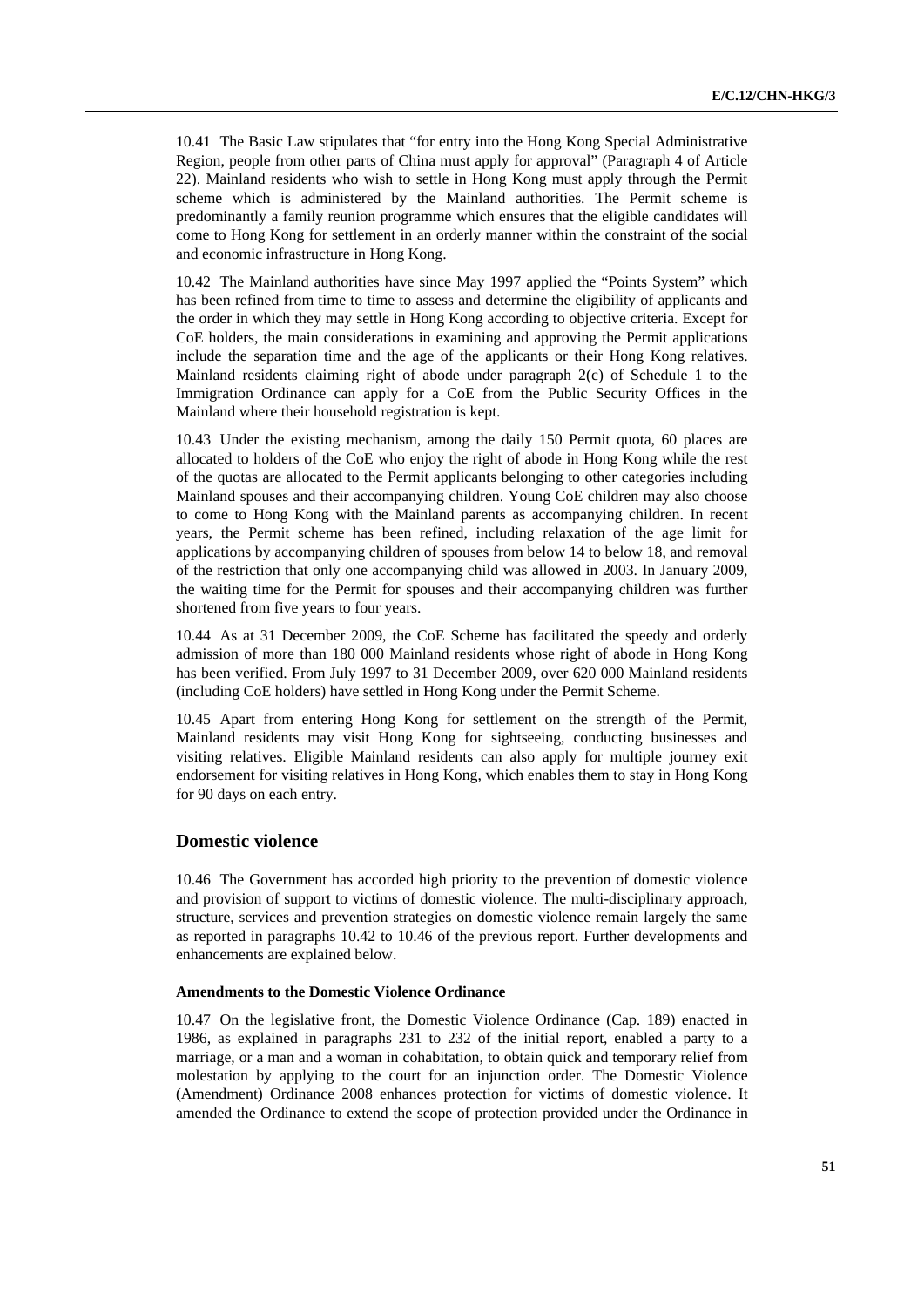10.41 The Basic Law stipulates that "for entry into the Hong Kong Special Administrative Region, people from other parts of China must apply for approval" (Paragraph 4 of Article 22). Mainland residents who wish to settle in Hong Kong must apply through the Permit scheme which is administered by the Mainland authorities. The Permit scheme is predominantly a family reunion programme which ensures that the eligible candidates will come to Hong Kong for settlement in an orderly manner within the constraint of the social and economic infrastructure in Hong Kong.

10.42 The Mainland authorities have since May 1997 applied the "Points System" which has been refined from time to time to assess and determine the eligibility of applicants and the order in which they may settle in Hong Kong according to objective criteria. Except for CoE holders, the main considerations in examining and approving the Permit applications include the separation time and the age of the applicants or their Hong Kong relatives. Mainland residents claiming right of abode under paragraph 2(c) of Schedule 1 to the Immigration Ordinance can apply for a CoE from the Public Security Offices in the Mainland where their household registration is kept.

10.43 Under the existing mechanism, among the daily 150 Permit quota, 60 places are allocated to holders of the CoE who enjoy the right of abode in Hong Kong while the rest of the quotas are allocated to the Permit applicants belonging to other categories including Mainland spouses and their accompanying children. Young CoE children may also choose to come to Hong Kong with the Mainland parents as accompanying children. In recent years, the Permit scheme has been refined, including relaxation of the age limit for applications by accompanying children of spouses from below 14 to below 18, and removal of the restriction that only one accompanying child was allowed in 2003. In January 2009, the waiting time for the Permit for spouses and their accompanying children was further shortened from five years to four years.

10.44 As at 31 December 2009, the CoE Scheme has facilitated the speedy and orderly admission of more than 180 000 Mainland residents whose right of abode in Hong Kong has been verified. From July 1997 to 31 December 2009, over 620 000 Mainland residents (including CoE holders) have settled in Hong Kong under the Permit Scheme.

10.45 Apart from entering Hong Kong for settlement on the strength of the Permit, Mainland residents may visit Hong Kong for sightseeing, conducting businesses and visiting relatives. Eligible Mainland residents can also apply for multiple journey exit endorsement for visiting relatives in Hong Kong, which enables them to stay in Hong Kong for 90 days on each entry.

## Domestic violence

10.46 The Government has accorded high priority to the prevention of domestic violence and provision of support to victims of domestic violence. The multi-disciplinary approach, structure, services and prevention strategies on domestic violence remain largely the same as reported in paragraphs 10.42 to 10.46 of the previous report. Further developments and enhancements are explained below.

#### Amendments to the Domestic Violence Ordinance

10.47 On the legislative front, the Domestic Violence Ordinance (Cap. 189) enacted in 1986, as explained in paragraphs 231 to 232 of the initial report, enabled a party to a marriage, or a man and a woman in cohabitation, to obtain quick and temporary relief from molestation by applying to the court for an injunction order. The Domestic Violence (Amendment) Ordinance 2008 enhances protection for victims of domestic violence. It amended the Ordinance to extend the scope of protection provided under the Ordinance in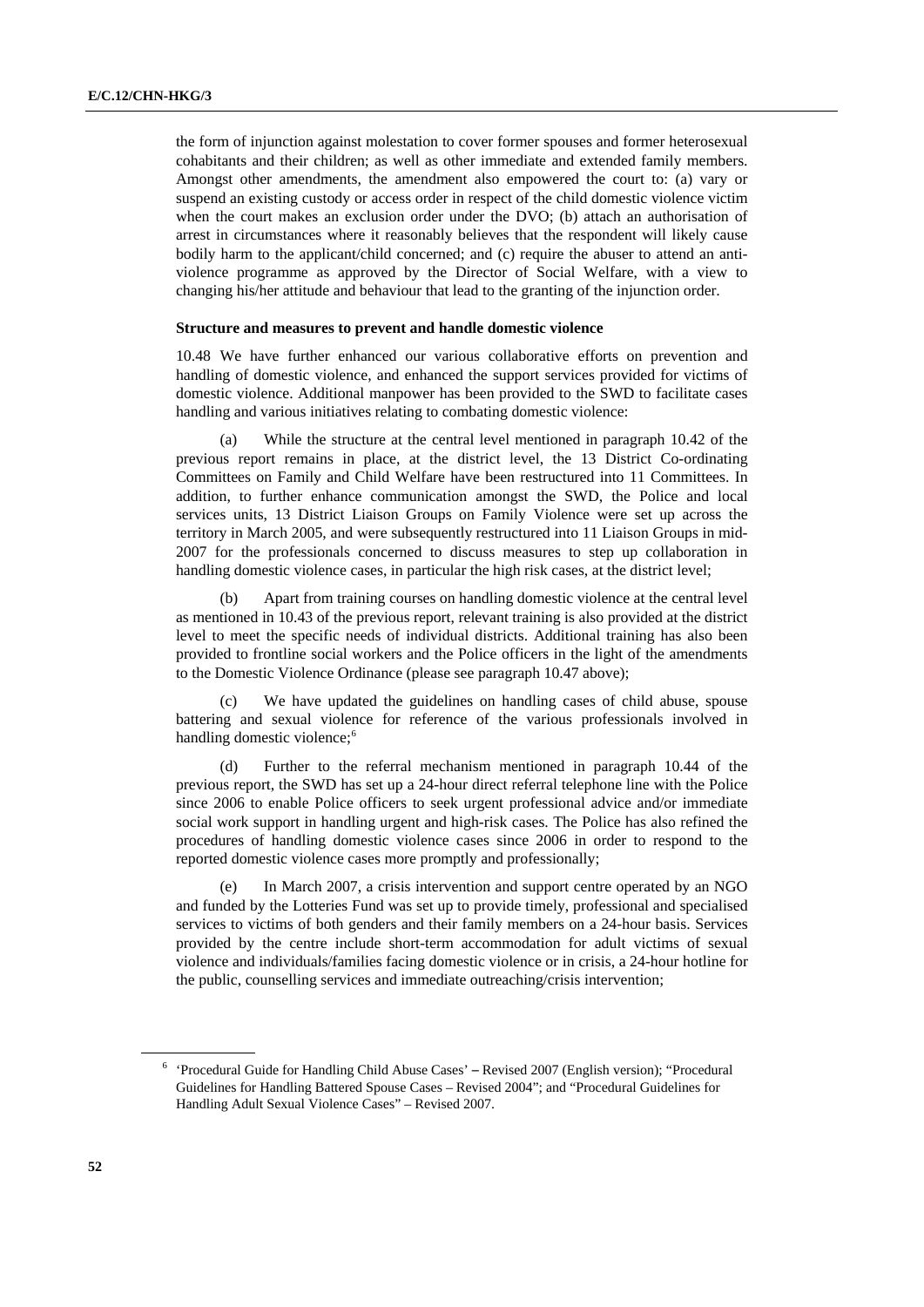the form of injunction against molestation to cover former spouses and former heterosexual cohabitants and their children; as well as other immediate and extended family members. Amongst other amendments, the amendment also empowered the court to: (a) vary or suspend an existing custody or access order in respect of the child domestic violence victim when the court makes an exclusion order under the DVO; (b) attach an authorisation of arrest in circumstances where it reasonably believes that the respondent will likely cause bodily harm to the applicant/child concerned; and (c) require the abuser to attend an anti-violence programme as approved by the Director of Social Welfare, with a view to changing his/her attitude and behaviour that lead to the granting of the injunction order.

**Structure and measures to prevent and handle domestic violence**

10.48 We have further enhanced our various collaborative efforts on prevention and handling of domestic violence, and enhanced the support services provided for victims of domestic violence. Additional manpower has been provided to the SWD to facilitate cases handling and various initiatives relating to combating domestic violence:

(a) While the structure at the central level mentioned in paragraph 10.42 of the previous report remains in place, at the district level, the 13 District Co-ordinating Committees on Family and Child Welfare have been restructured into 11 Committees. In addition, to further enhance communication amongst the SWD, the Police and local services units, 13 District Liaison Groups on Family Violence were set up across the territory in March 2005, and were subsequently restructured into 11 Liaison Groups in mid-2007 for the professionals concerned to discuss measures to step up collaboration in handling domestic violence cases, in particular the high risk cases, at the district level;

(b) Apart from training courses on handling domestic violence at the central level as mentioned in 10.43 of the previous report, relevant training is also provided at the district level to meet the specific needs of individual districts. Additional training has also been provided to frontline social workers and the Police officers in the light of the amendments to the Domestic Violence Ordinance (please see paragraph 10.47 above);

(c) We have updated the guidelines on handling cases of child abuse, spouse battering and sexual violence for reference of the various professionals involved in handling domestic violence;[6]

(d) Further to the referral mechanism mentioned in paragraph 10.44 of the previous report, the SWD has set up a 24-hour direct referral telephone line with the Police since 2006 to enable Police officers to seek urgent professional advice and/or immediate social work support in handling urgent and high-risk cases. The Police has also refined the procedures of handling domestic violence cases since 2006 in order to respond to the reported domestic violence cases more promptly and professionally;

(e) In March 2007, a crisis intervention and support centre operated by an NGO and funded by the Lotteries Fund was set up to provide timely, professional and specialised services to victims of both genders and their family members on a 24-hour basis. Services provided by the centre include short-term accommodation for adult victims of sexual violence and individuals/families facing domestic violence or in crisis, a 24-hour hotline for the public, counselling services and immediate outreaching/crisis intervention;

---

[6] 'Procedural Guide for Handling Child Abuse Cases' – Revised 2007 (English version); "Procedural Guidelines for Handling Battered Spouse Cases – Revised 2004"; and "Procedural Guidelines for Handling Adult Sexual Violence Cases" – Revised 2007.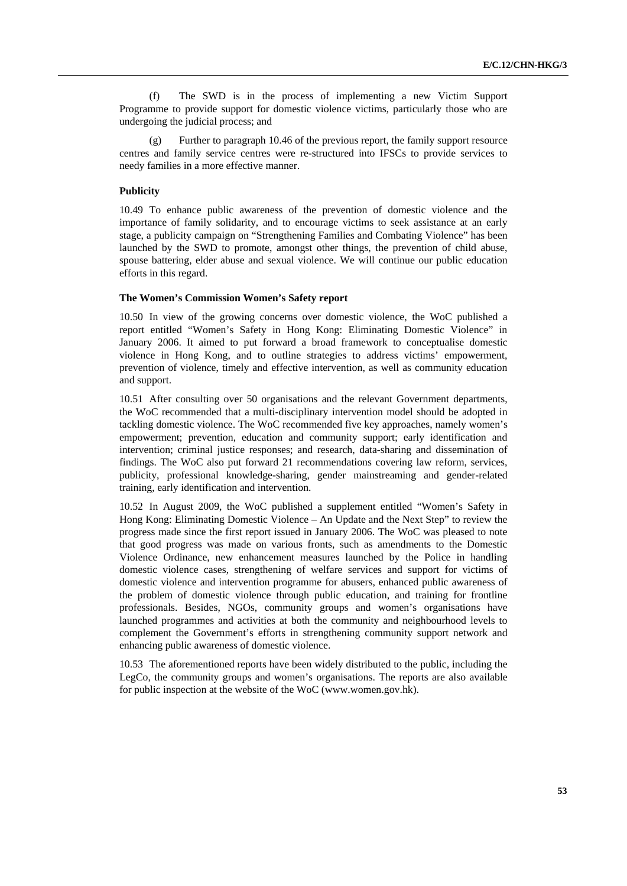(f) The SWD is in the process of implementing a new Victim Support Programme to provide support for domestic violence victims, particularly those who are undergoing the judicial process; and

(g) Further to paragraph 10.46 of the previous report, the family support resource centres and family service centres were re-structured into IFSCs to provide services to needy families in a more effective manner.

### Publicity

10.49 To enhance public awareness of the prevention of domestic violence and the importance of family solidarity, and to encourage victims to seek assistance at an early stage, a publicity campaign on "Strengthening Families and Combating Violence" has been launched by the SWD to promote, amongst other things, the prevention of child abuse, spouse battering, elder abuse and sexual violence. We will continue our public education efforts in this regard.

### The Women's Commission Women's Safety report

10.50 In view of the growing concerns over domestic violence, the WoC published a report entitled "Women's Safety in Hong Kong: Eliminating Domestic Violence" in January 2006. It aimed to put forward a broad framework to conceptualise domestic violence in Hong Kong, and to outline strategies to address victims' empowerment, prevention of violence, timely and effective intervention, as well as community education and support.

10.51 After consulting over 50 organisations and the relevant Government departments, the WoC recommended that a multi-disciplinary intervention model should be adopted in tackling domestic violence. The WoC recommended five key approaches, namely women's empowerment; prevention, education and community support; early identification and intervention; criminal justice responses; and research, data-sharing and dissemination of findings. The WoC also put forward 21 recommendations covering law reform, services, publicity, professional knowledge-sharing, gender mainstreaming and gender-related training, early identification and intervention.

10.52 In August 2009, the WoC published a supplement entitled "Women's Safety in Hong Kong: Eliminating Domestic Violence – An Update and the Next Step" to review the progress made since the first report issued in January 2006. The WoC was pleased to note that good progress was made on various fronts, such as amendments to the Domestic Violence Ordinance, new enhancement measures launched by the Police in handling domestic violence cases, strengthening of welfare services and support for victims of domestic violence and intervention programme for abusers, enhanced public awareness of the problem of domestic violence through public education, and training for frontline professionals. Besides, NGOs, community groups and women's organisations have launched programmes and activities at both the community and neighbourhood levels to complement the Government's efforts in strengthening community support network and enhancing public awareness of domestic violence.

10.53 The aforementioned reports have been widely distributed to the public, including the LegCo, the community groups and women's organisations. The reports are also available for public inspection at the website of the WoC (www.women.gov.hk).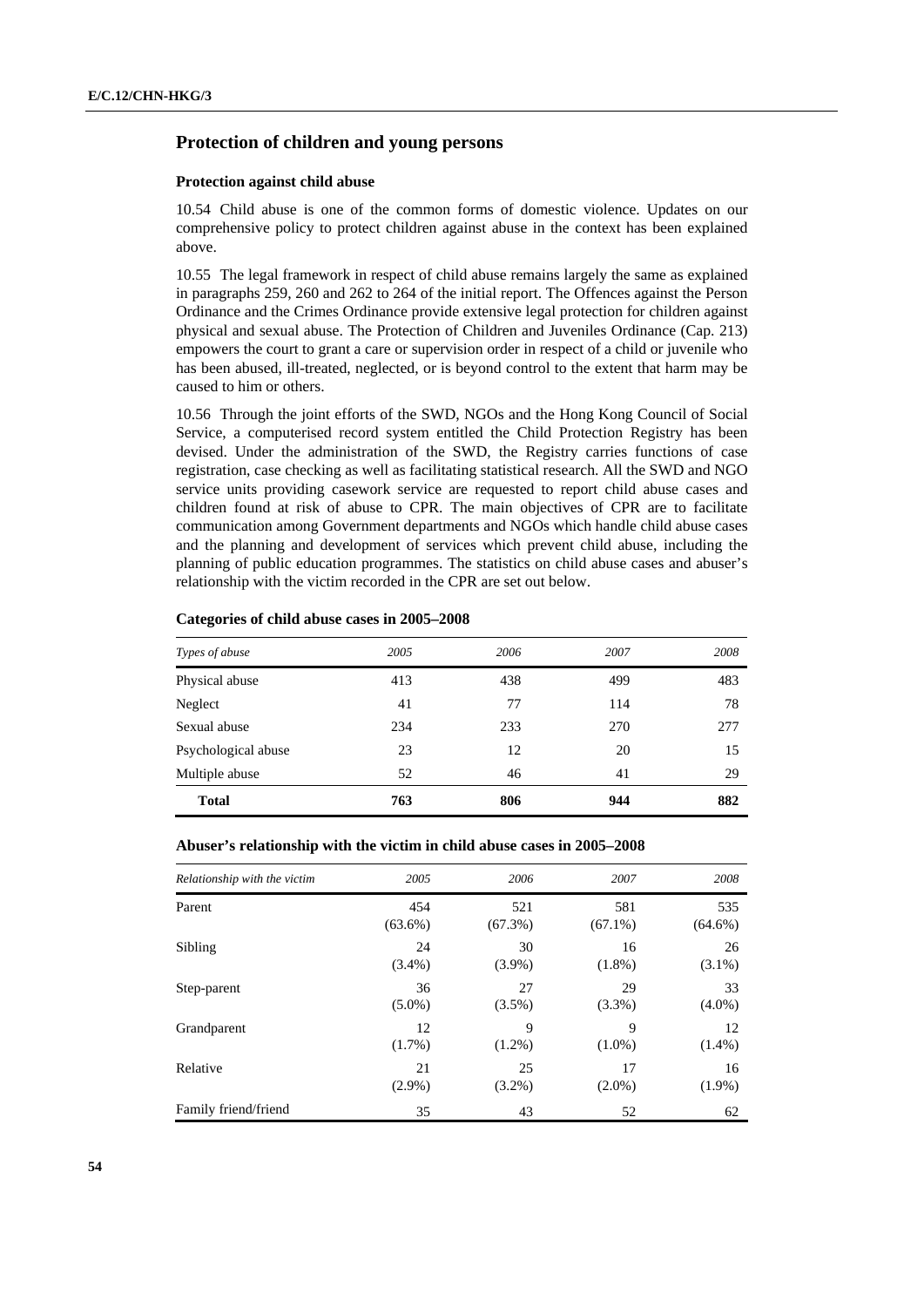## Protection of children and young persons

### Protection against child abuse

10.54 Child abuse is one of the common forms of domestic violence. Updates on our comprehensive policy to protect children against abuse in the context has been explained above.

10.55 The legal framework in respect of child abuse remains largely the same as explained in paragraphs 259, 260 and 262 to 264 of the initial report. The Offences against the Person Ordinance and the Crimes Ordinance provide extensive legal protection for children against physical and sexual abuse. The Protection of Children and Juveniles Ordinance (Cap. 213) empowers the court to grant a care or supervision order in respect of a child or juvenile who has been abused, ill-treated, neglected, or is beyond control to the extent that harm may be caused to him or others.

10.56 Through the joint efforts of the SWD, NGOs and the Hong Kong Council of Social Service, a computerised record system entitled the Child Protection Registry has been devised. Under the administration of the SWD, the Registry carries functions of case registration, case checking as well as facilitating statistical research. All the SWD and NGO service units providing casework service are requested to report child abuse cases and children found at risk of abuse to CPR. The main objectives of CPR are to facilitate communication among Government departments and NGOs which handle child abuse cases and the planning and development of services which prevent child abuse, including the planning of public education programmes. The statistics on child abuse cases and abuser's relationship with the victim recorded in the CPR are set out below.

**Categories of child abuse cases in 2005–2008**

| *Types of abuse* | *2005* | *2006* | *2007* | *2008* |
|---|---|---|---|---|
| Physical abuse | 413 | 438 | 499 | 483 |
| Neglect | 41 | 77 | 114 | 78 |
| Sexual abuse | 234 | 233 | 270 | 277 |
| Psychological abuse | 23 | 12 | 20 | 15 |
| Multiple abuse | 52 | 46 | 41 | 29 |
| **Total** | **763** | **806** | **944** | **882** |

**Abuser's relationship with the victim in child abuse cases in 2005–2008**

| *Relationship with the victim* | *2005* | *2006* | *2007* | *2008* |
|---|---|---|---|---|
| Parent | 454 (63.6%) | 521 (67.3%) | 581 (67.1%) | 535 (64.6%) |
| Sibling | 24 (3.4%) | 30 (3.9%) | 16 (1.8%) | 26 (3.1%) |
| Step-parent | 36 (5.0%) | 27 (3.5%) | 29 (3.3%) | 33 (4.0%) |
| Grandparent | 12 (1.7%) | 9 (1.2%) | 9 (1.0%) | 12 (1.4%) |
| Relative | 21 (2.9%) | 25 (3.2%) | 17 (2.0%) | 16 (1.9%) |
| Family friend/friend | 35 | 43 | 52 | 62 |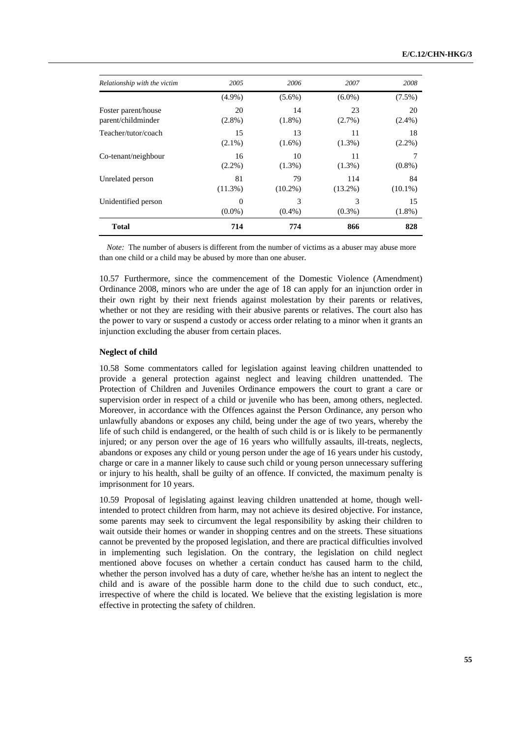| Relationship with the victim | 2005 | 2006 | 2007 | 2008 |
|---|---|---|---|---|
| | (4.9%) | (5.6%) | (6.0%) | (7.5%) |
| Foster parent/house parent/childminder | 20 (2.8%) | 14 (1.8%) | 23 (2.7%) | 20 (2.4%) |
| Teacher/tutor/coach | 15 (2.1%) | 13 (1.6%) | 11 (1.3%) | 18 (2.2%) |
| Co-tenant/neighbour | 16 (2.2%) | 10 (1.3%) | 11 (1.3%) | 7 (0.8%) |
| Unrelated person | 81 (11.3%) | 79 (10.2%) | 114 (13.2%) | 84 (10.1%) |
| Unidentified person | 0 (0.0%) | 3 (0.4%) | 3 (0.3%) | 15 (1.8%) |
| **Total** | **714** | **774** | **866** | **828** |

*Note:* The number of abusers is different from the number of victims as a abuser may abuse more than one child or a child may be abused by more than one abuser.

10.57 Furthermore, since the commencement of the Domestic Violence (Amendment) Ordinance 2008, minors who are under the age of 18 can apply for an injunction order in their own right by their next friends against molestation by their parents or relatives, whether or not they are residing with their abusive parents or relatives. The court also has the power to vary or suspend a custody or access order relating to a minor when it grants an injunction excluding the abuser from certain places.

**Neglect of child**

10.58 Some commentators called for legislation against leaving children unattended to provide a general protection against neglect and leaving children unattended. The Protection of Children and Juveniles Ordinance empowers the court to grant a care or supervision order in respect of a child or juvenile who has been, among others, neglected. Moreover, in accordance with the Offences against the Person Ordinance, any person who unlawfully abandons or exposes any child, being under the age of two years, whereby the life of such child is endangered, or the health of such child is or is likely to be permanently injured; or any person over the age of 16 years who willfully assaults, ill-treats, neglects, abandons or exposes any child or young person under the age of 16 years under his custody, charge or care in a manner likely to cause such child or young person unnecessary suffering or injury to his health, shall be guilty of an offence. If convicted, the maximum penalty is imprisonment for 10 years.

10.59 Proposal of legislating against leaving children unattended at home, though well-intended to protect children from harm, may not achieve its desired objective. For instance, some parents may seek to circumvent the legal responsibility by asking their children to wait outside their homes or wander in shopping centres and on the streets. These situations cannot be prevented by the proposed legislation, and there are practical difficulties involved in implementing such legislation. On the contrary, the legislation on child neglect mentioned above focuses on whether a certain conduct has caused harm to the child, whether the person involved has a duty of care, whether he/she has an intent to neglect the child and is aware of the possible harm done to the child due to such conduct, etc., irrespective of where the child is located. We believe that the existing legislation is more effective in protecting the safety of children.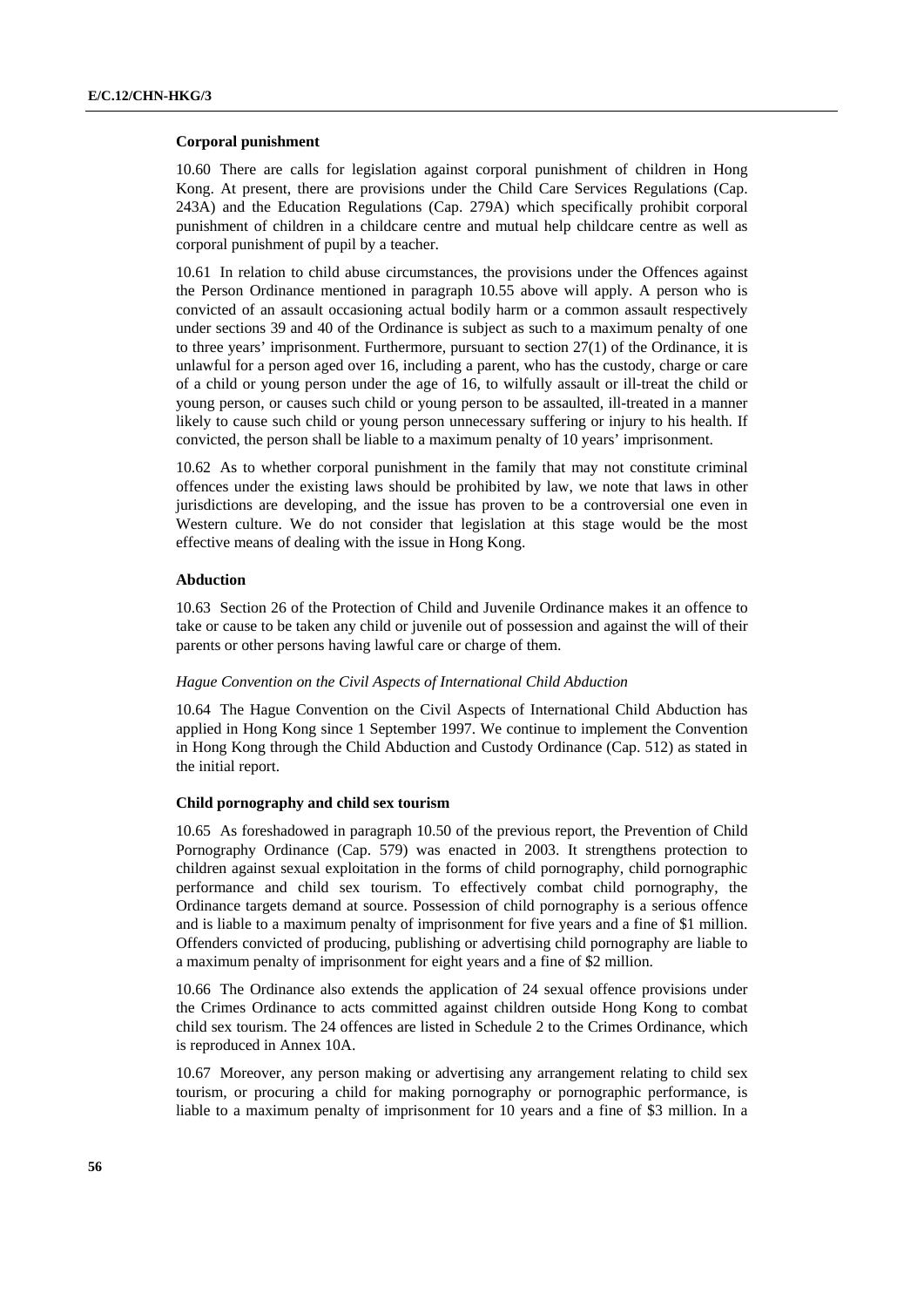#### Corporal punishment

10.60 There are calls for legislation against corporal punishment of children in Hong Kong. At present, there are provisions under the Child Care Services Regulations (Cap. 243A) and the Education Regulations (Cap. 279A) which specifically prohibit corporal punishment of children in a childcare centre and mutual help childcare centre as well as corporal punishment of pupil by a teacher.

10.61 In relation to child abuse circumstances, the provisions under the Offences against the Person Ordinance mentioned in paragraph 10.55 above will apply. A person who is convicted of an assault occasioning actual bodily harm or a common assault respectively under sections 39 and 40 of the Ordinance is subject as such to a maximum penalty of one to three years' imprisonment. Furthermore, pursuant to section 27(1) of the Ordinance, it is unlawful for a person aged over 16, including a parent, who has the custody, charge or care of a child or young person under the age of 16, to wilfully assault or ill-treat the child or young person, or causes such child or young person to be assaulted, ill-treated in a manner likely to cause such child or young person unnecessary suffering or injury to his health. If convicted, the person shall be liable to a maximum penalty of 10 years' imprisonment.

10.62 As to whether corporal punishment in the family that may not constitute criminal offences under the existing laws should be prohibited by law, we note that laws in other jurisdictions are developing, and the issue has proven to be a controversial one even in Western culture. We do not consider that legislation at this stage would be the most effective means of dealing with the issue in Hong Kong.

#### Abduction

10.63 Section 26 of the Protection of Child and Juvenile Ordinance makes it an offence to take or cause to be taken any child or juvenile out of possession and against the will of their parents or other persons having lawful care or charge of them.

*Hague Convention on the Civil Aspects of International Child Abduction*

10.64 The Hague Convention on the Civil Aspects of International Child Abduction has applied in Hong Kong since 1 September 1997. We continue to implement the Convention in Hong Kong through the Child Abduction and Custody Ordinance (Cap. 512) as stated in the initial report.

#### Child pornography and child sex tourism

10.65 As foreshadowed in paragraph 10.50 of the previous report, the Prevention of Child Pornography Ordinance (Cap. 579) was enacted in 2003. It strengthens protection to children against sexual exploitation in the forms of child pornography, child pornographic performance and child sex tourism. To effectively combat child pornography, the Ordinance targets demand at source. Possession of child pornography is a serious offence and is liable to a maximum penalty of imprisonment for five years and a fine of $1 million. Offenders convicted of producing, publishing or advertising child pornography are liable to a maximum penalty of imprisonment for eight years and a fine of $2 million.

10.66 The Ordinance also extends the application of 24 sexual offence provisions under the Crimes Ordinance to acts committed against children outside Hong Kong to combat child sex tourism. The 24 offences are listed in Schedule 2 to the Crimes Ordinance, which is reproduced in Annex 10A.

10.67 Moreover, any person making or advertising any arrangement relating to child sex tourism, or procuring a child for making pornography or pornographic performance, is liable to a maximum penalty of imprisonment for 10 years and a fine of $3 million. In a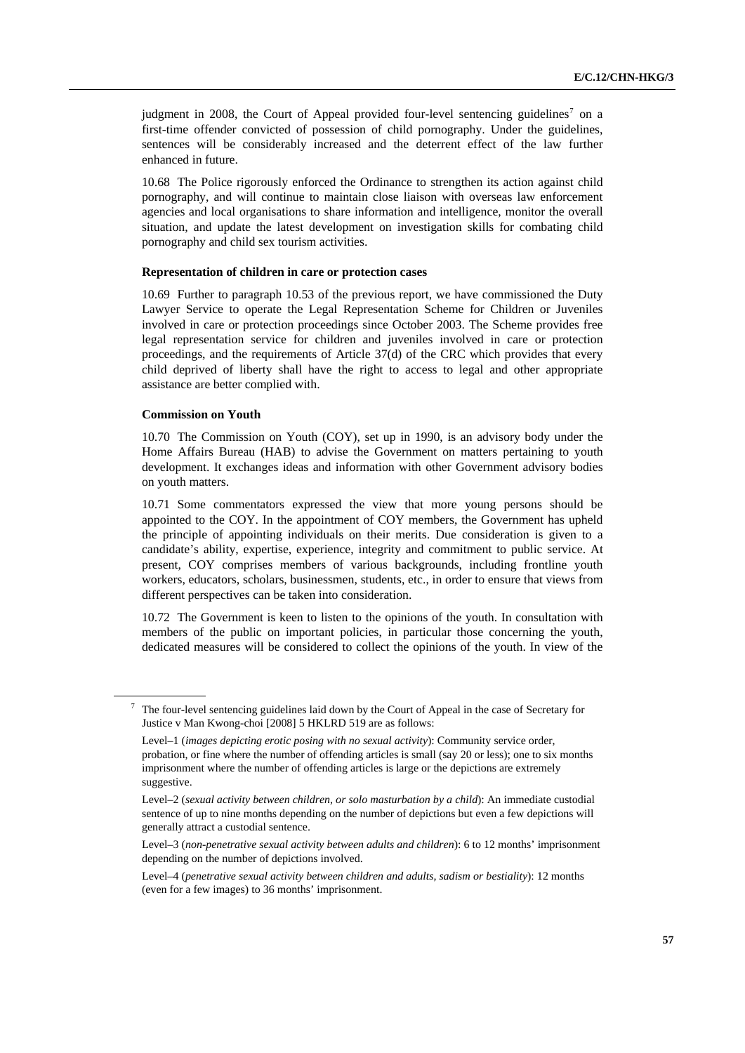judgment in 2008, the Court of Appeal provided four-level sentencing guidelines[7] on a first-time offender convicted of possession of child pornography. Under the guidelines, sentences will be considerably increased and the deterrent effect of the law further enhanced in future.

10.68 The Police rigorously enforced the Ordinance to strengthen its action against child pornography, and will continue to maintain close liaison with overseas law enforcement agencies and local organisations to share information and intelligence, monitor the overall situation, and update the latest development on investigation skills for combating child pornography and child sex tourism activities.

**Representation of children in care or protection cases**

10.69 Further to paragraph 10.53 of the previous report, we have commissioned the Duty Lawyer Service to operate the Legal Representation Scheme for Children or Juveniles involved in care or protection proceedings since October 2003. The Scheme provides free legal representation service for children and juveniles involved in care or protection proceedings, and the requirements of Article 37(d) of the CRC which provides that every child deprived of liberty shall have the right to access to legal and other appropriate assistance are better complied with.

**Commission on Youth**

10.70 The Commission on Youth (COY), set up in 1990, is an advisory body under the Home Affairs Bureau (HAB) to advise the Government on matters pertaining to youth development. It exchanges ideas and information with other Government advisory bodies on youth matters.

10.71 Some commentators expressed the view that more young persons should be appointed to the COY. In the appointment of COY members, the Government has upheld the principle of appointing individuals on their merits. Due consideration is given to a candidate's ability, expertise, experience, integrity and commitment to public service. At present, COY comprises members of various backgrounds, including frontline youth workers, educators, scholars, businessmen, students, etc., in order to ensure that views from different perspectives can be taken into consideration.

10.72 The Government is keen to listen to the opinions of the youth. In consultation with members of the public on important policies, in particular those concerning the youth, dedicated measures will be considered to collect the opinions of the youth. In view of the

---

[7] The four-level sentencing guidelines laid down by the Court of Appeal in the case of Secretary for Justice v Man Kwong-choi [2008] 5 HKLRD 519 are as follows:

Level–1 (*images depicting erotic posing with no sexual activity*): Community service order, probation, or fine where the number of offending articles is small (say 20 or less); one to six months imprisonment where the number of offending articles is large or the depictions are extremely suggestive.

Level–2 (*sexual activity between children, or solo masturbation by a child*): An immediate custodial sentence of up to nine months depending on the number of depictions but even a few depictions will generally attract a custodial sentence.

Level–3 (*non-penetrative sexual activity between adults and children*): 6 to 12 months' imprisonment depending on the number of depictions involved.

Level–4 (*penetrative sexual activity between children and adults, sadism or bestiality*): 12 months (even for a few images) to 36 months' imprisonment.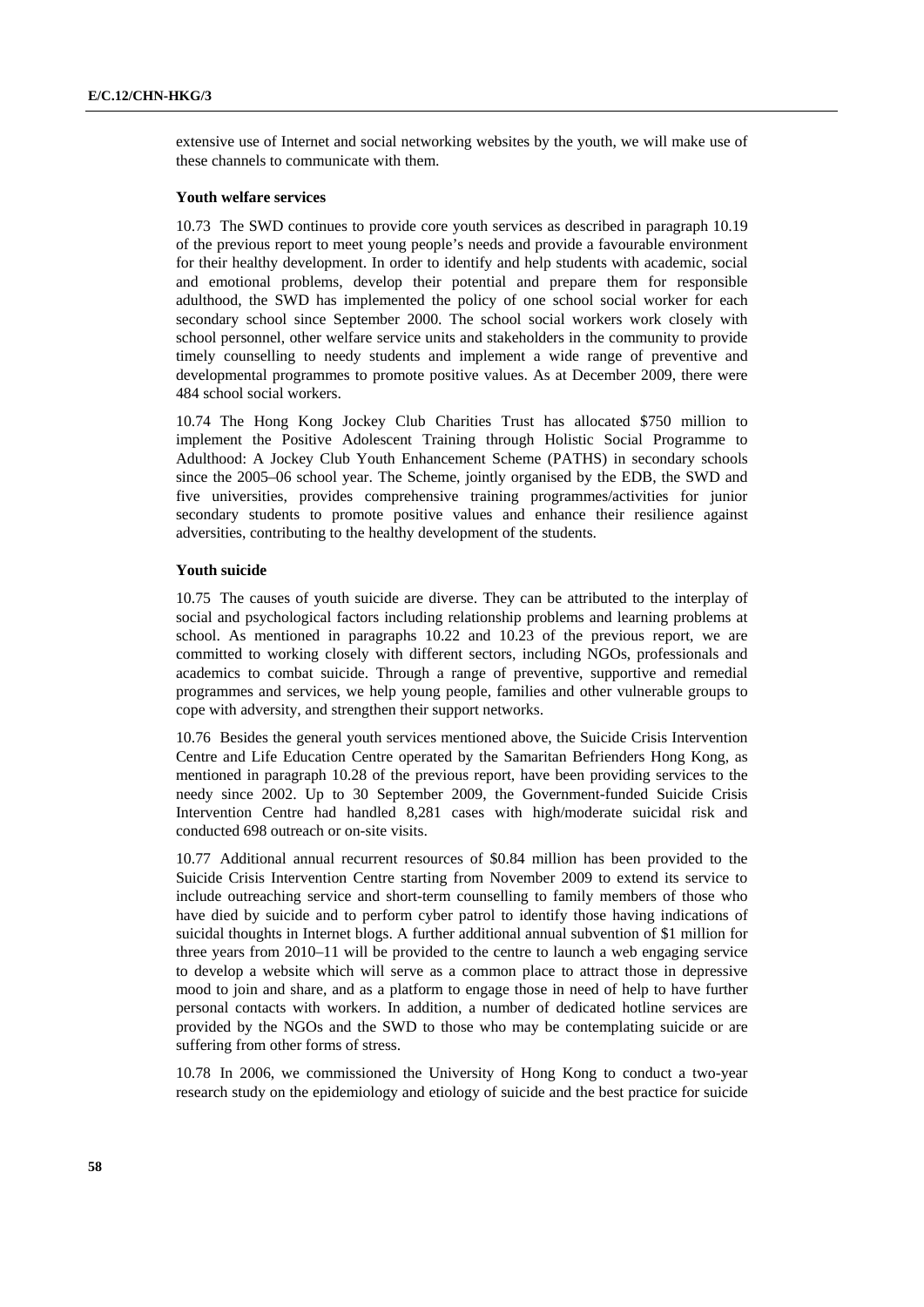extensive use of Internet and social networking websites by the youth, we will make use of these channels to communicate with them.

#### Youth welfare services

10.73 The SWD continues to provide core youth services as described in paragraph 10.19 of the previous report to meet young people's needs and provide a favourable environment for their healthy development. In order to identify and help students with academic, social and emotional problems, develop their potential and prepare them for responsible adulthood, the SWD has implemented the policy of one school social worker for each secondary school since September 2000. The school social workers work closely with school personnel, other welfare service units and stakeholders in the community to provide timely counselling to needy students and implement a wide range of preventive and developmental programmes to promote positive values. As at December 2009, there were 484 school social workers.

10.74 The Hong Kong Jockey Club Charities Trust has allocated $750 million to implement the Positive Adolescent Training through Holistic Social Programme to Adulthood: A Jockey Club Youth Enhancement Scheme (PATHS) in secondary schools since the 2005–06 school year. The Scheme, jointly organised by the EDB, the SWD and five universities, provides comprehensive training programmes/activities for junior secondary students to promote positive values and enhance their resilience against adversities, contributing to the healthy development of the students.

#### Youth suicide

10.75 The causes of youth suicide are diverse. They can be attributed to the interplay of social and psychological factors including relationship problems and learning problems at school. As mentioned in paragraphs 10.22 and 10.23 of the previous report, we are committed to working closely with different sectors, including NGOs, professionals and academics to combat suicide. Through a range of preventive, supportive and remedial programmes and services, we help young people, families and other vulnerable groups to cope with adversity, and strengthen their support networks.

10.76 Besides the general youth services mentioned above, the Suicide Crisis Intervention Centre and Life Education Centre operated by the Samaritan Befrienders Hong Kong, as mentioned in paragraph 10.28 of the previous report, have been providing services to the needy since 2002. Up to 30 September 2009, the Government-funded Suicide Crisis Intervention Centre had handled 8,281 cases with high/moderate suicidal risk and conducted 698 outreach or on-site visits.

10.77 Additional annual recurrent resources of $0.84 million has been provided to the Suicide Crisis Intervention Centre starting from November 2009 to extend its service to include outreaching service and short-term counselling to family members of those who have died by suicide and to perform cyber patrol to identify those having indications of suicidal thoughts in Internet blogs. A further additional annual subvention of $1 million for three years from 2010–11 will be provided to the centre to launch a web engaging service to develop a website which will serve as a common place to attract those in depressive mood to join and share, and as a platform to engage those in need of help to have further personal contacts with workers. In addition, a number of dedicated hotline services are provided by the NGOs and the SWD to those who may be contemplating suicide or are suffering from other forms of stress.

10.78 In 2006, we commissioned the University of Hong Kong to conduct a two-year research study on the epidemiology and etiology of suicide and the best practice for suicide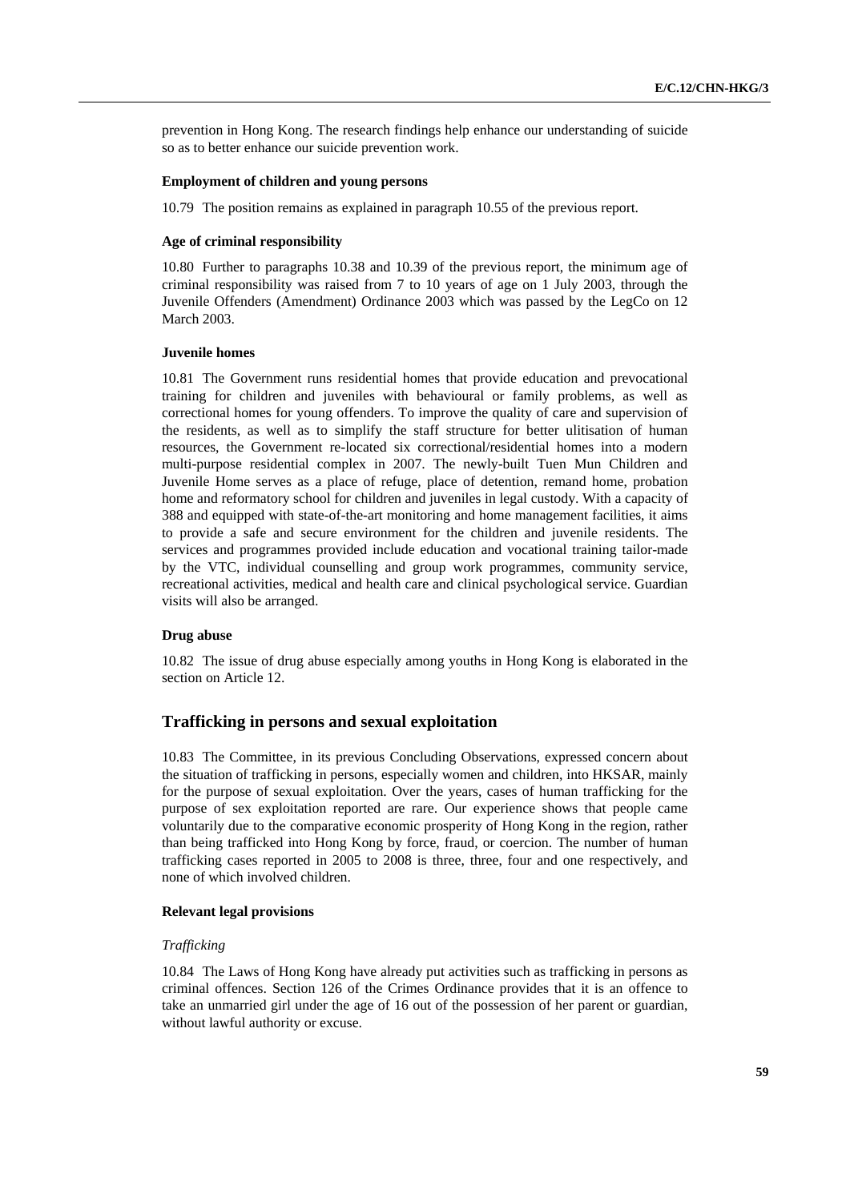prevention in Hong Kong. The research findings help enhance our understanding of suicide so as to better enhance our suicide prevention work.

#### Employment of children and young persons

10.79 The position remains as explained in paragraph 10.55 of the previous report.

#### Age of criminal responsibility

10.80 Further to paragraphs 10.38 and 10.39 of the previous report, the minimum age of criminal responsibility was raised from 7 to 10 years of age on 1 July 2003, through the Juvenile Offenders (Amendment) Ordinance 2003 which was passed by the LegCo on 12 March 2003.

#### Juvenile homes

10.81 The Government runs residential homes that provide education and prevocational training for children and juveniles with behavioural or family problems, as well as correctional homes for young offenders. To improve the quality of care and supervision of the residents, as well as to simplify the staff structure for better ulitisation of human resources, the Government re-located six correctional/residential homes into a modern multi-purpose residential complex in 2007. The newly-built Tuen Mun Children and Juvenile Home serves as a place of refuge, place of detention, remand home, probation home and reformatory school for children and juveniles in legal custody. With a capacity of 388 and equipped with state-of-the-art monitoring and home management facilities, it aims to provide a safe and secure environment for the children and juvenile residents. The services and programmes provided include education and vocational training tailor-made by the VTC, individual counselling and group work programmes, community service, recreational activities, medical and health care and clinical psychological service. Guardian visits will also be arranged.

#### Drug abuse

10.82 The issue of drug abuse especially among youths in Hong Kong is elaborated in the section on Article 12.

## Trafficking in persons and sexual exploitation

10.83 The Committee, in its previous Concluding Observations, expressed concern about the situation of trafficking in persons, especially women and children, into HKSAR, mainly for the purpose of sexual exploitation. Over the years, cases of human trafficking for the purpose of sex exploitation reported are rare. Our experience shows that people came voluntarily due to the comparative economic prosperity of Hong Kong in the region, rather than being trafficked into Hong Kong by force, fraud, or coercion. The number of human trafficking cases reported in 2005 to 2008 is three, three, four and one respectively, and none of which involved children.

#### Relevant legal provisions

*Trafficking*

10.84 The Laws of Hong Kong have already put activities such as trafficking in persons as criminal offences. Section 126 of the Crimes Ordinance provides that it is an offence to take an unmarried girl under the age of 16 out of the possession of her parent or guardian, without lawful authority or excuse.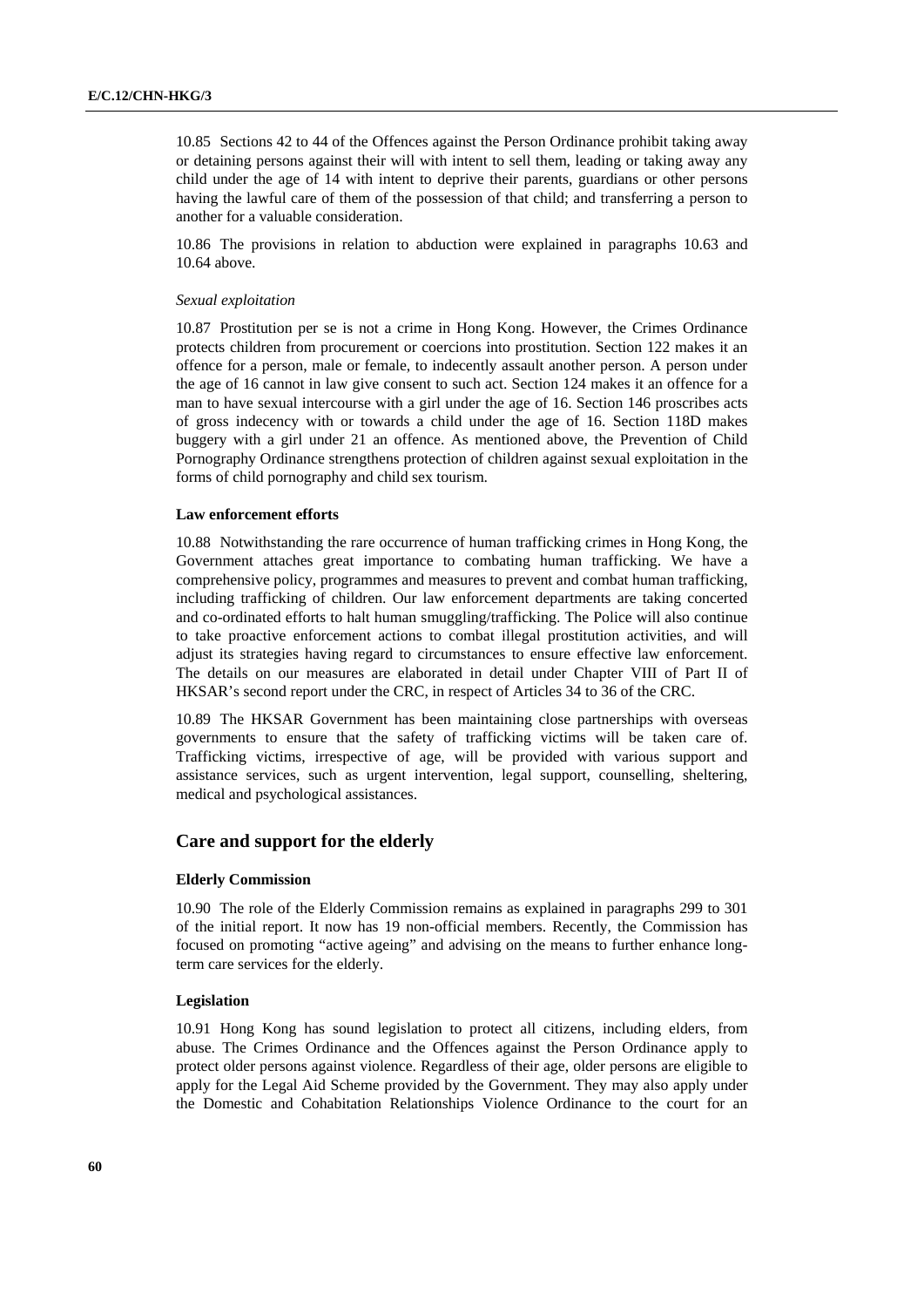10.85 Sections 42 to 44 of the Offences against the Person Ordinance prohibit taking away or detaining persons against their will with intent to sell them, leading or taking away any child under the age of 14 with intent to deprive their parents, guardians or other persons having the lawful care of them of the possession of that child; and transferring a person to another for a valuable consideration.

10.86 The provisions in relation to abduction were explained in paragraphs 10.63 and 10.64 above.

*Sexual exploitation*

10.87 Prostitution per se is not a crime in Hong Kong. However, the Crimes Ordinance protects children from procurement or coercions into prostitution. Section 122 makes it an offence for a person, male or female, to indecently assault another person. A person under the age of 16 cannot in law give consent to such act. Section 124 makes it an offence for a man to have sexual intercourse with a girl under the age of 16. Section 146 proscribes acts of gross indecency with or towards a child under the age of 16. Section 118D makes buggery with a girl under 21 an offence. As mentioned above, the Prevention of Child Pornography Ordinance strengthens protection of children against sexual exploitation in the forms of child pornography and child sex tourism.

#### Law enforcement efforts

10.88 Notwithstanding the rare occurrence of human trafficking crimes in Hong Kong, the Government attaches great importance to combating human trafficking. We have a comprehensive policy, programmes and measures to prevent and combat human trafficking, including trafficking of children. Our law enforcement departments are taking concerted and co-ordinated efforts to halt human smuggling/trafficking. The Police will also continue to take proactive enforcement actions to combat illegal prostitution activities, and will adjust its strategies having regard to circumstances to ensure effective law enforcement. The details on our measures are elaborated in detail under Chapter VIII of Part II of HKSAR's second report under the CRC, in respect of Articles 34 to 36 of the CRC.

10.89 The HKSAR Government has been maintaining close partnerships with overseas governments to ensure that the safety of trafficking victims will be taken care of. Trafficking victims, irrespective of age, will be provided with various support and assistance services, such as urgent intervention, legal support, counselling, sheltering, medical and psychological assistances.

### Care and support for the elderly

#### Elderly Commission

10.90 The role of the Elderly Commission remains as explained in paragraphs 299 to 301 of the initial report. It now has 19 non-official members. Recently, the Commission has focused on promoting "active ageing" and advising on the means to further enhance long-term care services for the elderly.

#### Legislation

10.91 Hong Kong has sound legislation to protect all citizens, including elders, from abuse. The Crimes Ordinance and the Offences against the Person Ordinance apply to protect older persons against violence. Regardless of their age, older persons are eligible to apply for the Legal Aid Scheme provided by the Government. They may also apply under the Domestic and Cohabitation Relationships Violence Ordinance to the court for an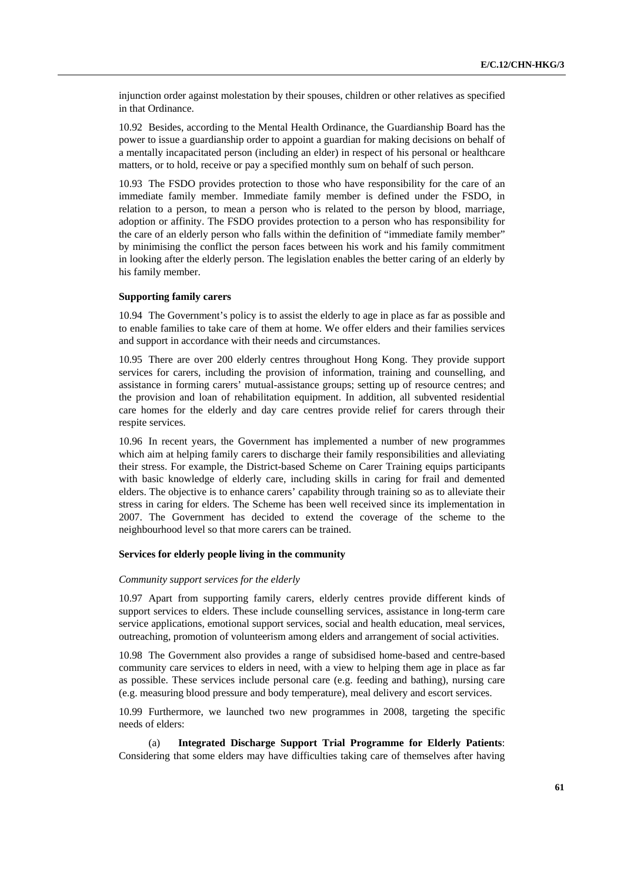injunction order against molestation by their spouses, children or other relatives as specified in that Ordinance.

10.92 Besides, according to the Mental Health Ordinance, the Guardianship Board has the power to issue a guardianship order to appoint a guardian for making decisions on behalf of a mentally incapacitated person (including an elder) in respect of his personal or healthcare matters, or to hold, receive or pay a specified monthly sum on behalf of such person.

10.93 The FSDO provides protection to those who have responsibility for the care of an immediate family member. Immediate family member is defined under the FSDO, in relation to a person, to mean a person who is related to the person by blood, marriage, adoption or affinity. The FSDO provides protection to a person who has responsibility for the care of an elderly person who falls within the definition of "immediate family member" by minimising the conflict the person faces between his work and his family commitment in looking after the elderly person. The legislation enables the better caring of an elderly by his family member.

#### Supporting family carers

10.94 The Government's policy is to assist the elderly to age in place as far as possible and to enable families to take care of them at home. We offer elders and their families services and support in accordance with their needs and circumstances.

10.95 There are over 200 elderly centres throughout Hong Kong. They provide support services for carers, including the provision of information, training and counselling, and assistance in forming carers' mutual-assistance groups; setting up of resource centres; and the provision and loan of rehabilitation equipment. In addition, all subvented residential care homes for the elderly and day care centres provide relief for carers through their respite services.

10.96 In recent years, the Government has implemented a number of new programmes which aim at helping family carers to discharge their family responsibilities and alleviating their stress. For example, the District-based Scheme on Carer Training equips participants with basic knowledge of elderly care, including skills in caring for frail and demented elders. The objective is to enhance carers' capability through training so as to alleviate their stress in caring for elders. The Scheme has been well received since its implementation in 2007. The Government has decided to extend the coverage of the scheme to the neighbourhood level so that more carers can be trained.

#### Services for elderly people living in the community

*Community support services for the elderly*

10.97 Apart from supporting family carers, elderly centres provide different kinds of support services to elders. These include counselling services, assistance in long-term care service applications, emotional support services, social and health education, meal services, outreaching, promotion of volunteerism among elders and arrangement of social activities.

10.98 The Government also provides a range of subsidised home-based and centre-based community care services to elders in need, with a view to helping them age in place as far as possible. These services include personal care (e.g. feeding and bathing), nursing care (e.g. measuring blood pressure and body temperature), meal delivery and escort services.

10.99 Furthermore, we launched two new programmes in 2008, targeting the specific needs of elders:

(a) **Integrated Discharge Support Trial Programme for Elderly Patients**: Considering that some elders may have difficulties taking care of themselves after having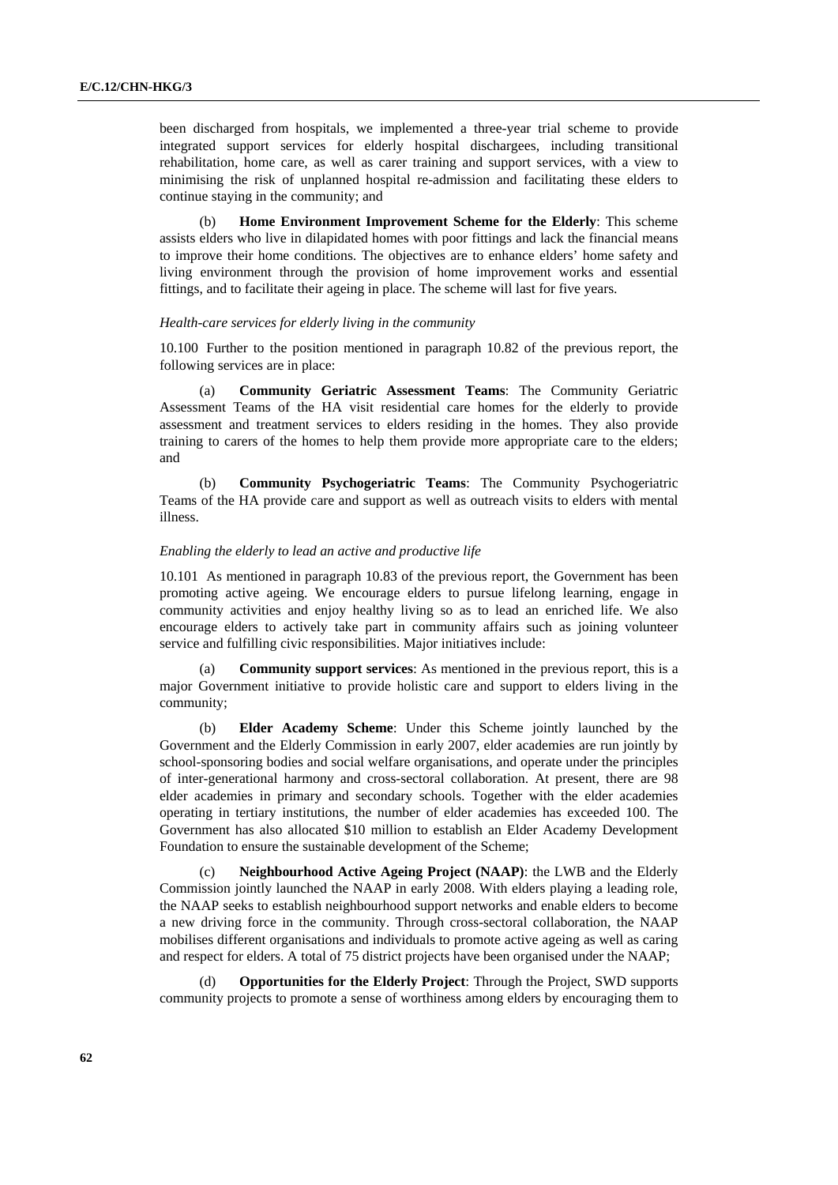been discharged from hospitals, we implemented a three-year trial scheme to provide integrated support services for elderly hospital dischargees, including transitional rehabilitation, home care, as well as carer training and support services, with a view to minimising the risk of unplanned hospital re-admission and facilitating these elders to continue staying in the community; and

(b) **Home Environment Improvement Scheme for the Elderly**: This scheme assists elders who live in dilapidated homes with poor fittings and lack the financial means to improve their home conditions. The objectives are to enhance elders' home safety and living environment through the provision of home improvement works and essential fittings, and to facilitate their ageing in place. The scheme will last for five years.

*Health-care services for elderly living in the community*

10.100 Further to the position mentioned in paragraph 10.82 of the previous report, the following services are in place:

(a) **Community Geriatric Assessment Teams**: The Community Geriatric Assessment Teams of the HA visit residential care homes for the elderly to provide assessment and treatment services to elders residing in the homes. They also provide training to carers of the homes to help them provide more appropriate care to the elders; and

(b) **Community Psychogeriatric Teams**: The Community Psychogeriatric Teams of the HA provide care and support as well as outreach visits to elders with mental illness.

*Enabling the elderly to lead an active and productive life*

10.101 As mentioned in paragraph 10.83 of the previous report, the Government has been promoting active ageing. We encourage elders to pursue lifelong learning, engage in community activities and enjoy healthy living so as to lead an enriched life. We also encourage elders to actively take part in community affairs such as joining volunteer service and fulfilling civic responsibilities. Major initiatives include:

(a) **Community support services**: As mentioned in the previous report, this is a major Government initiative to provide holistic care and support to elders living in the community;

(b) **Elder Academy Scheme**: Under this Scheme jointly launched by the Government and the Elderly Commission in early 2007, elder academies are run jointly by school-sponsoring bodies and social welfare organisations, and operate under the principles of inter-generational harmony and cross-sectoral collaboration. At present, there are 98 elder academies in primary and secondary schools. Together with the elder academies operating in tertiary institutions, the number of elder academies has exceeded 100. The Government has also allocated $10 million to establish an Elder Academy Development Foundation to ensure the sustainable development of the Scheme;

(c) **Neighbourhood Active Ageing Project (NAAP)**: the LWB and the Elderly Commission jointly launched the NAAP in early 2008. With elders playing a leading role, the NAAP seeks to establish neighbourhood support networks and enable elders to become a new driving force in the community. Through cross-sectoral collaboration, the NAAP mobilises different organisations and individuals to promote active ageing as well as caring and respect for elders. A total of 75 district projects have been organised under the NAAP;

(d) **Opportunities for the Elderly Project**: Through the Project, SWD supports community projects to promote a sense of worthiness among elders by encouraging them to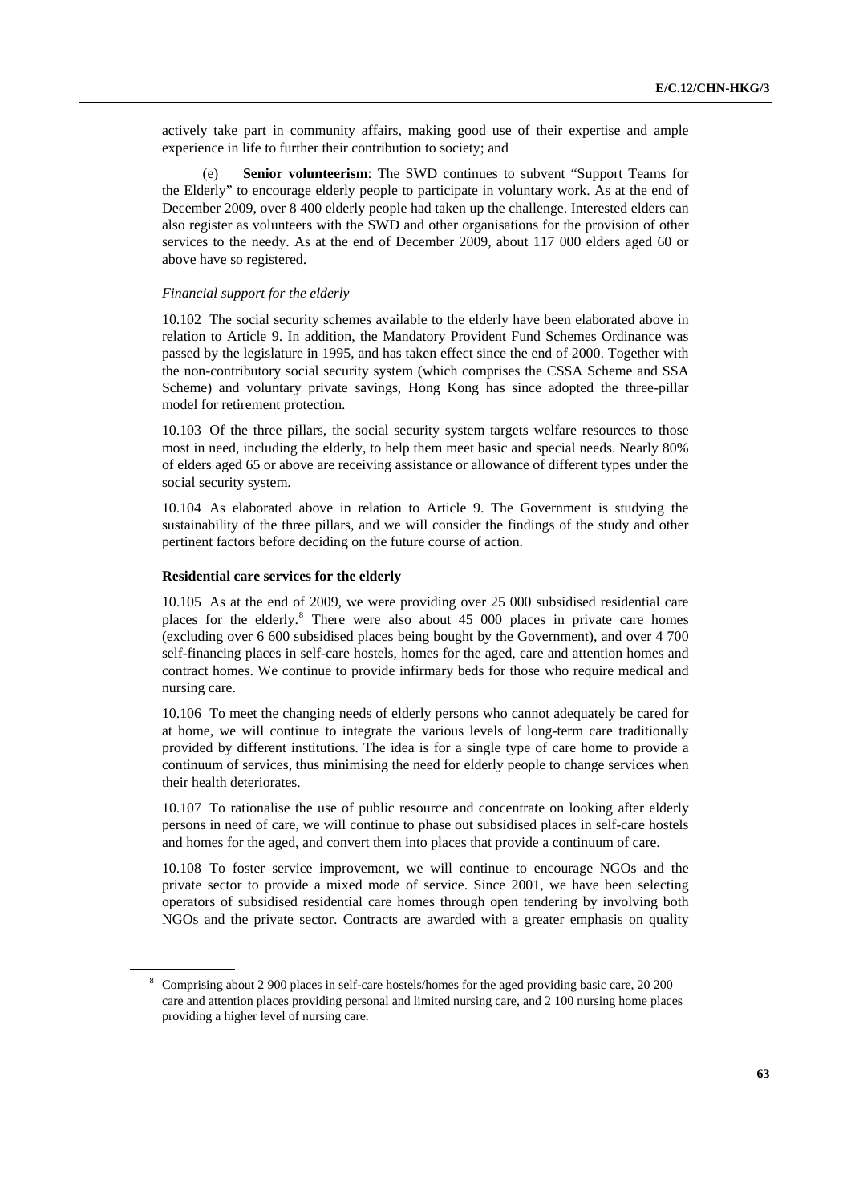actively take part in community affairs, making good use of their expertise and ample experience in life to further their contribution to society; and

(e) **Senior volunteerism**: The SWD continues to subvent "Support Teams for the Elderly" to encourage elderly people to participate in voluntary work. As at the end of December 2009, over 8 400 elderly people had taken up the challenge. Interested elders can also register as volunteers with the SWD and other organisations for the provision of other services to the needy. As at the end of December 2009, about 117 000 elders aged 60 or above have so registered.

*Financial support for the elderly*

10.102 The social security schemes available to the elderly have been elaborated above in relation to Article 9. In addition, the Mandatory Provident Fund Schemes Ordinance was passed by the legislature in 1995, and has taken effect since the end of 2000. Together with the non-contributory social security system (which comprises the CSSA Scheme and SSA Scheme) and voluntary private savings, Hong Kong has since adopted the three-pillar model for retirement protection.

10.103 Of the three pillars, the social security system targets welfare resources to those most in need, including the elderly, to help them meet basic and special needs. Nearly 80% of elders aged 65 or above are receiving assistance or allowance of different types under the social security system.

10.104 As elaborated above in relation to Article 9. The Government is studying the sustainability of the three pillars, and we will consider the findings of the study and other pertinent factors before deciding on the future course of action.

**Residential care services for the elderly**

10.105 As at the end of 2009, we were providing over 25 000 subsidised residential care places for the elderly.[8] There were also about 45 000 places in private care homes (excluding over 6 600 subsidised places being bought by the Government), and over 4 700 self-financing places in self-care hostels, homes for the aged, care and attention homes and contract homes. We continue to provide infirmary beds for those who require medical and nursing care.

10.106 To meet the changing needs of elderly persons who cannot adequately be cared for at home, we will continue to integrate the various levels of long-term care traditionally provided by different institutions. The idea is for a single type of care home to provide a continuum of services, thus minimising the need for elderly people to change services when their health deteriorates.

10.107 To rationalise the use of public resource and concentrate on looking after elderly persons in need of care, we will continue to phase out subsidised places in self-care hostels and homes for the aged, and convert them into places that provide a continuum of care.

10.108 To foster service improvement, we will continue to encourage NGOs and the private sector to provide a mixed mode of service. Since 2001, we have been selecting operators of subsidised residential care homes through open tendering by involving both NGOs and the private sector. Contracts are awarded with a greater emphasis on quality

---

[8] Comprising about 2 900 places in self-care hostels/homes for the aged providing basic care, 20 200 care and attention places providing personal and limited nursing care, and 2 100 nursing home places providing a higher level of nursing care.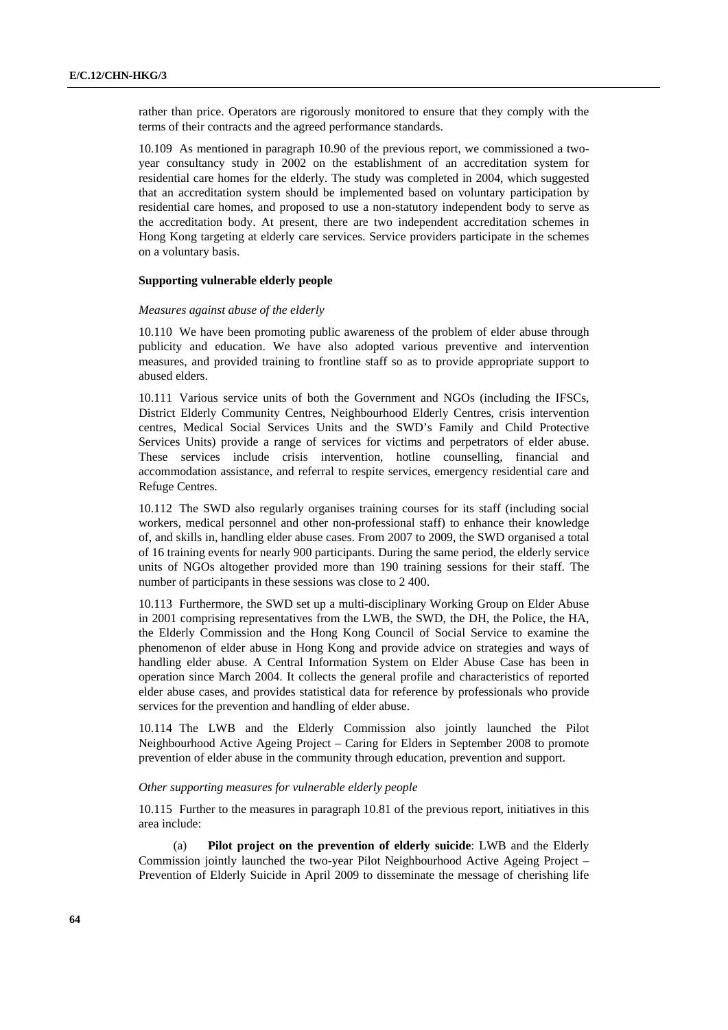rather than price. Operators are rigorously monitored to ensure that they comply with the terms of their contracts and the agreed performance standards.

10.109 As mentioned in paragraph 10.90 of the previous report, we commissioned a two-year consultancy study in 2002 on the establishment of an accreditation system for residential care homes for the elderly. The study was completed in 2004, which suggested that an accreditation system should be implemented based on voluntary participation by residential care homes, and proposed to use a non-statutory independent body to serve as the accreditation body. At present, there are two independent accreditation schemes in Hong Kong targeting at elderly care services. Service providers participate in the schemes on a voluntary basis.

**Supporting vulnerable elderly people**

*Measures against abuse of the elderly*

10.110 We have been promoting public awareness of the problem of elder abuse through publicity and education. We have also adopted various preventive and intervention measures, and provided training to frontline staff so as to provide appropriate support to abused elders.

10.111 Various service units of both the Government and NGOs (including the IFSCs, District Elderly Community Centres, Neighbourhood Elderly Centres, crisis intervention centres, Medical Social Services Units and the SWD's Family and Child Protective Services Units) provide a range of services for victims and perpetrators of elder abuse. These services include crisis intervention, hotline counselling, financial and accommodation assistance, and referral to respite services, emergency residential care and Refuge Centres.

10.112 The SWD also regularly organises training courses for its staff (including social workers, medical personnel and other non-professional staff) to enhance their knowledge of, and skills in, handling elder abuse cases. From 2007 to 2009, the SWD organised a total of 16 training events for nearly 900 participants. During the same period, the elderly service units of NGOs altogether provided more than 190 training sessions for their staff. The number of participants in these sessions was close to 2 400.

10.113 Furthermore, the SWD set up a multi-disciplinary Working Group on Elder Abuse in 2001 comprising representatives from the LWB, the SWD, the DH, the Police, the HA, the Elderly Commission and the Hong Kong Council of Social Service to examine the phenomenon of elder abuse in Hong Kong and provide advice on strategies and ways of handling elder abuse. A Central Information System on Elder Abuse Case has been in operation since March 2004. It collects the general profile and characteristics of reported elder abuse cases, and provides statistical data for reference by professionals who provide services for the prevention and handling of elder abuse.

10.114 The LWB and the Elderly Commission also jointly launched the Pilot Neighbourhood Active Ageing Project – Caring for Elders in September 2008 to promote prevention of elder abuse in the community through education, prevention and support.

*Other supporting measures for vulnerable elderly people*

10.115 Further to the measures in paragraph 10.81 of the previous report, initiatives in this area include:

(a) **Pilot project on the prevention of elderly suicide**: LWB and the Elderly Commission jointly launched the two-year Pilot Neighbourhood Active Ageing Project – Prevention of Elderly Suicide in April 2009 to disseminate the message of cherishing life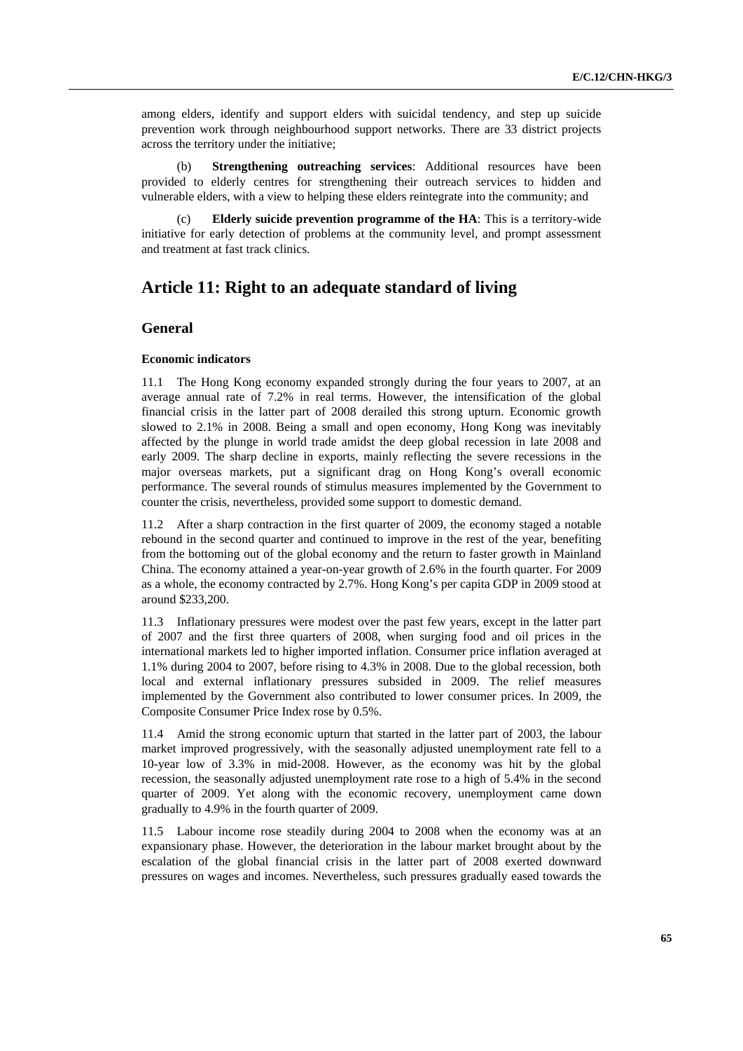among elders, identify and support elders with suicidal tendency, and step up suicide prevention work through neighbourhood support networks. There are 33 district projects across the territory under the initiative;

(b) **Strengthening outreaching services**: Additional resources have been provided to elderly centres for strengthening their outreach services to hidden and vulnerable elders, with a view to helping these elders reintegrate into the community; and

(c) **Elderly suicide prevention programme of the HA**: This is a territory-wide initiative for early detection of problems at the community level, and prompt assessment and treatment at fast track clinics.

# Article 11: Right to an adequate standard of living

## General

### Economic indicators

11.1 The Hong Kong economy expanded strongly during the four years to 2007, at an average annual rate of 7.2% in real terms. However, the intensification of the global financial crisis in the latter part of 2008 derailed this strong upturn. Economic growth slowed to 2.1% in 2008. Being a small and open economy, Hong Kong was inevitably affected by the plunge in world trade amidst the deep global recession in late 2008 and early 2009. The sharp decline in exports, mainly reflecting the severe recessions in the major overseas markets, put a significant drag on Hong Kong's overall economic performance. The several rounds of stimulus measures implemented by the Government to counter the crisis, nevertheless, provided some support to domestic demand.

11.2 After a sharp contraction in the first quarter of 2009, the economy staged a notable rebound in the second quarter and continued to improve in the rest of the year, benefiting from the bottoming out of the global economy and the return to faster growth in Mainland China. The economy attained a year-on-year growth of 2.6% in the fourth quarter. For 2009 as a whole, the economy contracted by 2.7%. Hong Kong's per capita GDP in 2009 stood at around $233,200.

11.3 Inflationary pressures were modest over the past few years, except in the latter part of 2007 and the first three quarters of 2008, when surging food and oil prices in the international markets led to higher imported inflation. Consumer price inflation averaged at 1.1% during 2004 to 2007, before rising to 4.3% in 2008. Due to the global recession, both local and external inflationary pressures subsided in 2009. The relief measures implemented by the Government also contributed to lower consumer prices. In 2009, the Composite Consumer Price Index rose by 0.5%.

11.4 Amid the strong economic upturn that started in the latter part of 2003, the labour market improved progressively, with the seasonally adjusted unemployment rate fell to a 10-year low of 3.3% in mid-2008. However, as the economy was hit by the global recession, the seasonally adjusted unemployment rate rose to a high of 5.4% in the second quarter of 2009. Yet along with the economic recovery, unemployment came down gradually to 4.9% in the fourth quarter of 2009.

11.5 Labour income rose steadily during 2004 to 2008 when the economy was at an expansionary phase. However, the deterioration in the labour market brought about by the escalation of the global financial crisis in the latter part of 2008 exerted downward pressures on wages and incomes. Nevertheless, such pressures gradually eased towards the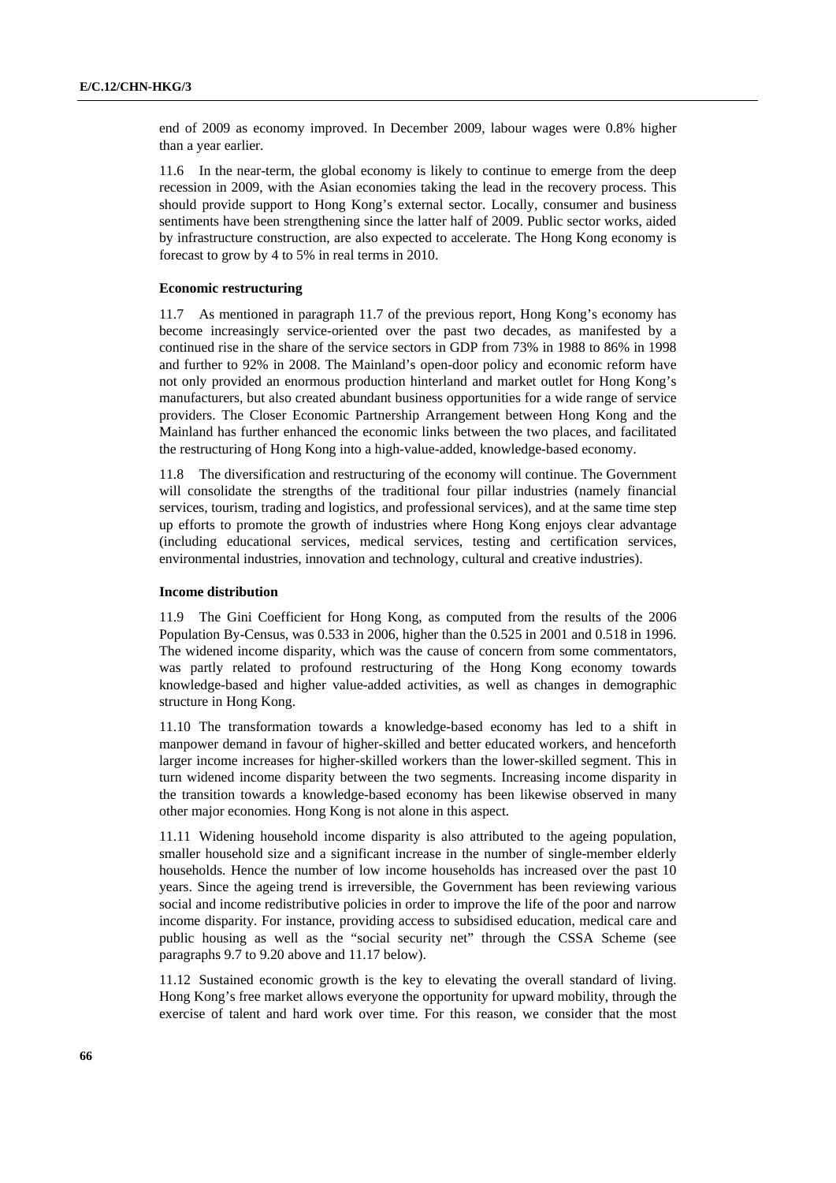end of 2009 as economy improved. In December 2009, labour wages were 0.8% higher than a year earlier.

11.6 In the near-term, the global economy is likely to continue to emerge from the deep recession in 2009, with the Asian economies taking the lead in the recovery process. This should provide support to Hong Kong's external sector. Locally, consumer and business sentiments have been strengthening since the latter half of 2009. Public sector works, aided by infrastructure construction, are also expected to accelerate. The Hong Kong economy is forecast to grow by 4 to 5% in real terms in 2010.

**Economic restructuring**

11.7 As mentioned in paragraph 11.7 of the previous report, Hong Kong's economy has become increasingly service-oriented over the past two decades, as manifested by a continued rise in the share of the service sectors in GDP from 73% in 1988 to 86% in 1998 and further to 92% in 2008. The Mainland's open-door policy and economic reform have not only provided an enormous production hinterland and market outlet for Hong Kong's manufacturers, but also created abundant business opportunities for a wide range of service providers. The Closer Economic Partnership Arrangement between Hong Kong and the Mainland has further enhanced the economic links between the two places, and facilitated the restructuring of Hong Kong into a high-value-added, knowledge-based economy.

11.8 The diversification and restructuring of the economy will continue. The Government will consolidate the strengths of the traditional four pillar industries (namely financial services, tourism, trading and logistics, and professional services), and at the same time step up efforts to promote the growth of industries where Hong Kong enjoys clear advantage (including educational services, medical services, testing and certification services, environmental industries, innovation and technology, cultural and creative industries).

**Income distribution**

11.9 The Gini Coefficient for Hong Kong, as computed from the results of the 2006 Population By-Census, was 0.533 in 2006, higher than the 0.525 in 2001 and 0.518 in 1996. The widened income disparity, which was the cause of concern from some commentators, was partly related to profound restructuring of the Hong Kong economy towards knowledge-based and higher value-added activities, as well as changes in demographic structure in Hong Kong.

11.10 The transformation towards a knowledge-based economy has led to a shift in manpower demand in favour of higher-skilled and better educated workers, and henceforth larger income increases for higher-skilled workers than the lower-skilled segment. This in turn widened income disparity between the two segments. Increasing income disparity in the transition towards a knowledge-based economy has been likewise observed in many other major economies. Hong Kong is not alone in this aspect.

11.11 Widening household income disparity is also attributed to the ageing population, smaller household size and a significant increase in the number of single-member elderly households. Hence the number of low income households has increased over the past 10 years. Since the ageing trend is irreversible, the Government has been reviewing various social and income redistributive policies in order to improve the life of the poor and narrow income disparity. For instance, providing access to subsidised education, medical care and public housing as well as the "social security net" through the CSSA Scheme (see paragraphs 9.7 to 9.20 above and 11.17 below).

11.12 Sustained economic growth is the key to elevating the overall standard of living. Hong Kong's free market allows everyone the opportunity for upward mobility, through the exercise of talent and hard work over time. For this reason, we consider that the most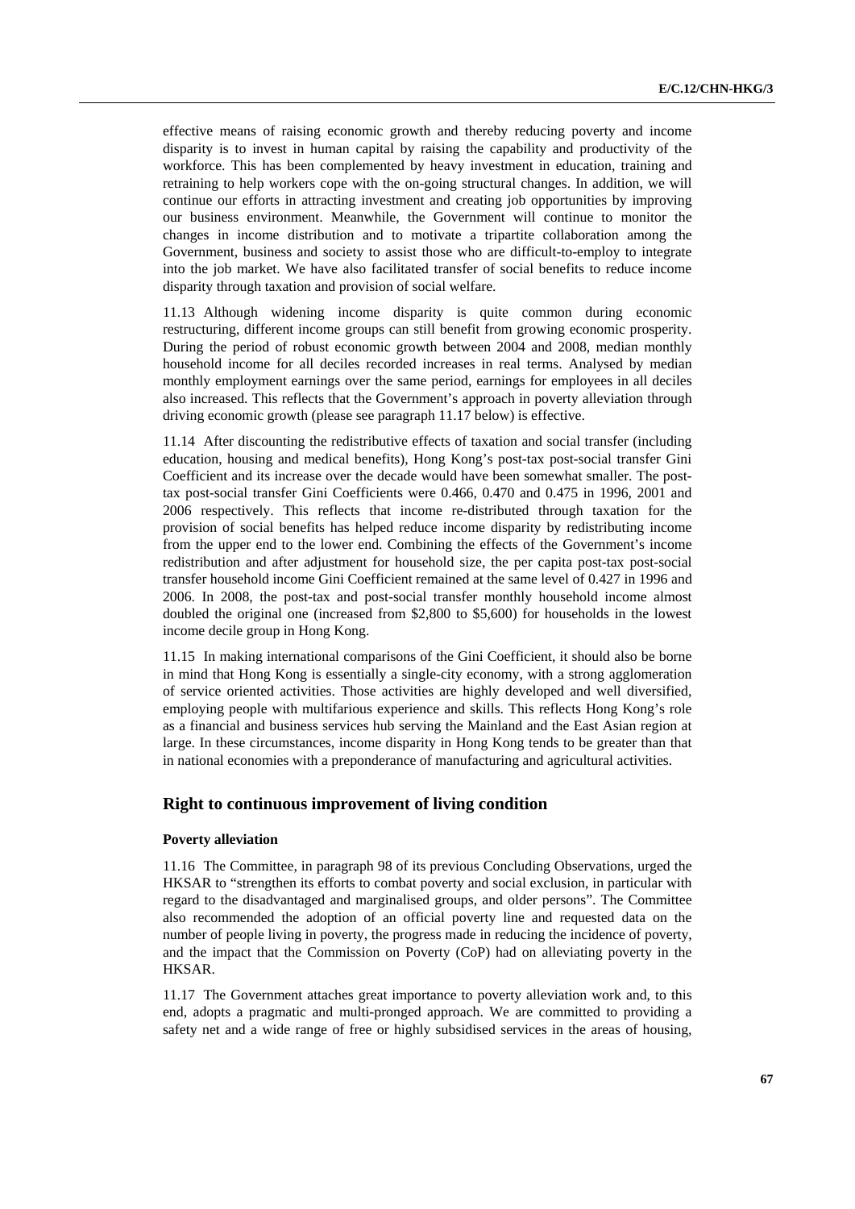effective means of raising economic growth and thereby reducing poverty and income disparity is to invest in human capital by raising the capability and productivity of the workforce. This has been complemented by heavy investment in education, training and retraining to help workers cope with the on-going structural changes. In addition, we will continue our efforts in attracting investment and creating job opportunities by improving our business environment. Meanwhile, the Government will continue to monitor the changes in income distribution and to motivate a tripartite collaboration among the Government, business and society to assist those who are difficult-to-employ to integrate into the job market. We have also facilitated transfer of social benefits to reduce income disparity through taxation and provision of social welfare.

11.13 Although widening income disparity is quite common during economic restructuring, different income groups can still benefit from growing economic prosperity. During the period of robust economic growth between 2004 and 2008, median monthly household income for all deciles recorded increases in real terms. Analysed by median monthly employment earnings over the same period, earnings for employees in all deciles also increased. This reflects that the Government's approach in poverty alleviation through driving economic growth (please see paragraph 11.17 below) is effective.

11.14 After discounting the redistributive effects of taxation and social transfer (including education, housing and medical benefits), Hong Kong's post-tax post-social transfer Gini Coefficient and its increase over the decade would have been somewhat smaller. The post-tax post-social transfer Gini Coefficients were 0.466, 0.470 and 0.475 in 1996, 2001 and 2006 respectively. This reflects that income re-distributed through taxation for the provision of social benefits has helped reduce income disparity by redistributing income from the upper end to the lower end. Combining the effects of the Government's income redistribution and after adjustment for household size, the per capita post-tax post-social transfer household income Gini Coefficient remained at the same level of 0.427 in 1996 and 2006. In 2008, the post-tax and post-social transfer monthly household income almost doubled the original one (increased from $2,800 to $5,600) for households in the lowest income decile group in Hong Kong.

11.15 In making international comparisons of the Gini Coefficient, it should also be borne in mind that Hong Kong is essentially a single-city economy, with a strong agglomeration of service oriented activities. Those activities are highly developed and well diversified, employing people with multifarious experience and skills. This reflects Hong Kong's role as a financial and business services hub serving the Mainland and the East Asian region at large. In these circumstances, income disparity in Hong Kong tends to be greater than that in national economies with a preponderance of manufacturing and agricultural activities.

## Right to continuous improvement of living condition

#### Poverty alleviation

11.16 The Committee, in paragraph 98 of its previous Concluding Observations, urged the HKSAR to "strengthen its efforts to combat poverty and social exclusion, in particular with regard to the disadvantaged and marginalised groups, and older persons". The Committee also recommended the adoption of an official poverty line and requested data on the number of people living in poverty, the progress made in reducing the incidence of poverty, and the impact that the Commission on Poverty (CoP) had on alleviating poverty in the HKSAR.

11.17 The Government attaches great importance to poverty alleviation work and, to this end, adopts a pragmatic and multi-pronged approach. We are committed to providing a safety net and a wide range of free or highly subsidised services in the areas of housing,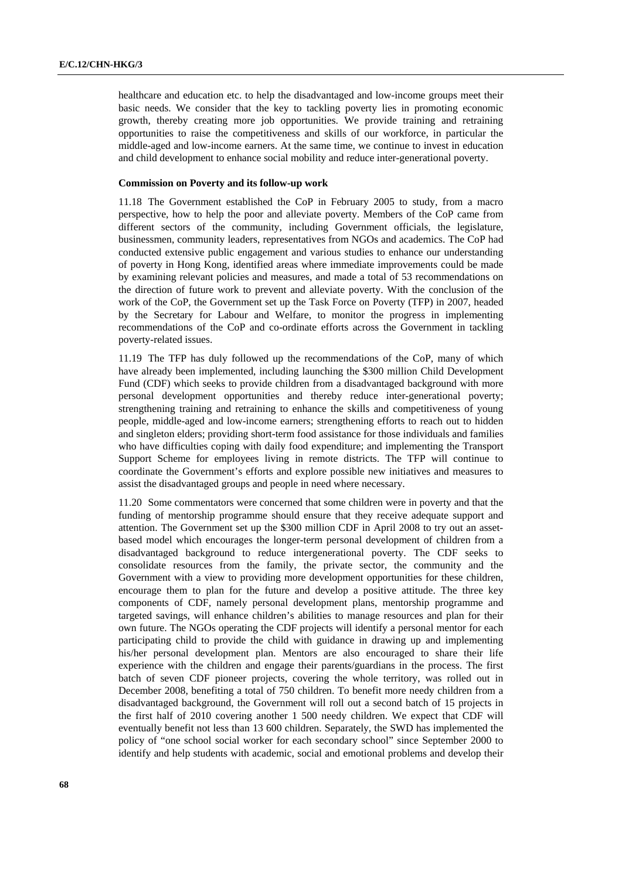healthcare and education etc. to help the disadvantaged and low-income groups meet their basic needs. We consider that the key to tackling poverty lies in promoting economic growth, thereby creating more job opportunities. We provide training and retraining opportunities to raise the competitiveness and skills of our workforce, in particular the middle-aged and low-income earners. At the same time, we continue to invest in education and child development to enhance social mobility and reduce inter-generational poverty.

**Commission on Poverty and its follow-up work**

11.18 The Government established the CoP in February 2005 to study, from a macro perspective, how to help the poor and alleviate poverty. Members of the CoP came from different sectors of the community, including Government officials, the legislature, businessmen, community leaders, representatives from NGOs and academics. The CoP had conducted extensive public engagement and various studies to enhance our understanding of poverty in Hong Kong, identified areas where immediate improvements could be made by examining relevant policies and measures, and made a total of 53 recommendations on the direction of future work to prevent and alleviate poverty. With the conclusion of the work of the CoP, the Government set up the Task Force on Poverty (TFP) in 2007, headed by the Secretary for Labour and Welfare, to monitor the progress in implementing recommendations of the CoP and co-ordinate efforts across the Government in tackling poverty-related issues.

11.19 The TFP has duly followed up the recommendations of the CoP, many of which have already been implemented, including launching the $300 million Child Development Fund (CDF) which seeks to provide children from a disadvantaged background with more personal development opportunities and thereby reduce inter-generational poverty; strengthening training and retraining to enhance the skills and competitiveness of young people, middle-aged and low-income earners; strengthening efforts to reach out to hidden and singleton elders; providing short-term food assistance for those individuals and families who have difficulties coping with daily food expenditure; and implementing the Transport Support Scheme for employees living in remote districts. The TFP will continue to coordinate the Government's efforts and explore possible new initiatives and measures to assist the disadvantaged groups and people in need where necessary.

11.20 Some commentators were concerned that some children were in poverty and that the funding of mentorship programme should ensure that they receive adequate support and attention. The Government set up the $300 million CDF in April 2008 to try out an asset-based model which encourages the longer-term personal development of children from a disadvantaged background to reduce intergenerational poverty. The CDF seeks to consolidate resources from the family, the private sector, the community and the Government with a view to providing more development opportunities for these children, encourage them to plan for the future and develop a positive attitude. The three key components of CDF, namely personal development plans, mentorship programme and targeted savings, will enhance children's abilities to manage resources and plan for their own future. The NGOs operating the CDF projects will identify a personal mentor for each participating child to provide the child with guidance in drawing up and implementing his/her personal development plan. Mentors are also encouraged to share their life experience with the children and engage their parents/guardians in the process. The first batch of seven CDF pioneer projects, covering the whole territory, was rolled out in December 2008, benefiting a total of 750 children. To benefit more needy children from a disadvantaged background, the Government will roll out a second batch of 15 projects in the first half of 2010 covering another 1 500 needy children. We expect that CDF will eventually benefit not less than 13 600 children. Separately, the SWD has implemented the policy of "one school social worker for each secondary school" since September 2000 to identify and help students with academic, social and emotional problems and develop their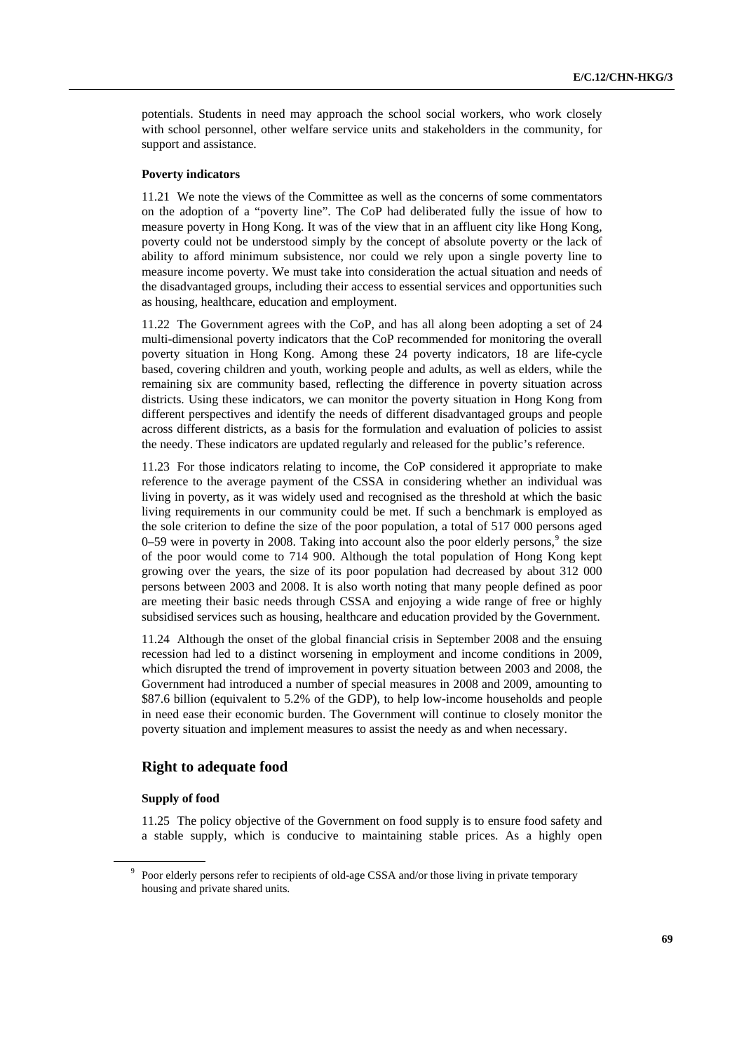potentials. Students in need may approach the school social workers, who work closely with school personnel, other welfare service units and stakeholders in the community, for support and assistance.

#### Poverty indicators

11.21 We note the views of the Committee as well as the concerns of some commentators on the adoption of a "poverty line". The CoP had deliberated fully the issue of how to measure poverty in Hong Kong. It was of the view that in an affluent city like Hong Kong, poverty could not be understood simply by the concept of absolute poverty or the lack of ability to afford minimum subsistence, nor could we rely upon a single poverty line to measure income poverty. We must take into consideration the actual situation and needs of the disadvantaged groups, including their access to essential services and opportunities such as housing, healthcare, education and employment.

11.22 The Government agrees with the CoP, and has all along been adopting a set of 24 multi-dimensional poverty indicators that the CoP recommended for monitoring the overall poverty situation in Hong Kong. Among these 24 poverty indicators, 18 are life-cycle based, covering children and youth, working people and adults, as well as elders, while the remaining six are community based, reflecting the difference in poverty situation across districts. Using these indicators, we can monitor the poverty situation in Hong Kong from different perspectives and identify the needs of different disadvantaged groups and people across different districts, as a basis for the formulation and evaluation of policies to assist the needy. These indicators are updated regularly and released for the public's reference.

11.23 For those indicators relating to income, the CoP considered it appropriate to make reference to the average payment of the CSSA in considering whether an individual was living in poverty, as it was widely used and recognised as the threshold at which the basic living requirements in our community could be met. If such a benchmark is employed as the sole criterion to define the size of the poor population, a total of 517 000 persons aged 0–59 were in poverty in 2008. Taking into account also the poor elderly persons,[9] the size of the poor would come to 714 900. Although the total population of Hong Kong kept growing over the years, the size of its poor population had decreased by about 312 000 persons between 2003 and 2008. It is also worth noting that many people defined as poor are meeting their basic needs through CSSA and enjoying a wide range of free or highly subsidised services such as housing, healthcare and education provided by the Government.

11.24 Although the onset of the global financial crisis in September 2008 and the ensuing recession had led to a distinct worsening in employment and income conditions in 2009, which disrupted the trend of improvement in poverty situation between 2003 and 2008, the Government had introduced a number of special measures in 2008 and 2009, amounting to $87.6 billion (equivalent to 5.2% of the GDP), to help low-income households and people in need ease their economic burden. The Government will continue to closely monitor the poverty situation and implement measures to assist the needy as and when necessary.

### Right to adequate food

#### Supply of food

11.25 The policy objective of the Government on food supply is to ensure food safety and a stable supply, which is conducive to maintaining stable prices. As a highly open

[9] Poor elderly persons refer to recipients of old-age CSSA and/or those living in private temporary housing and private shared units.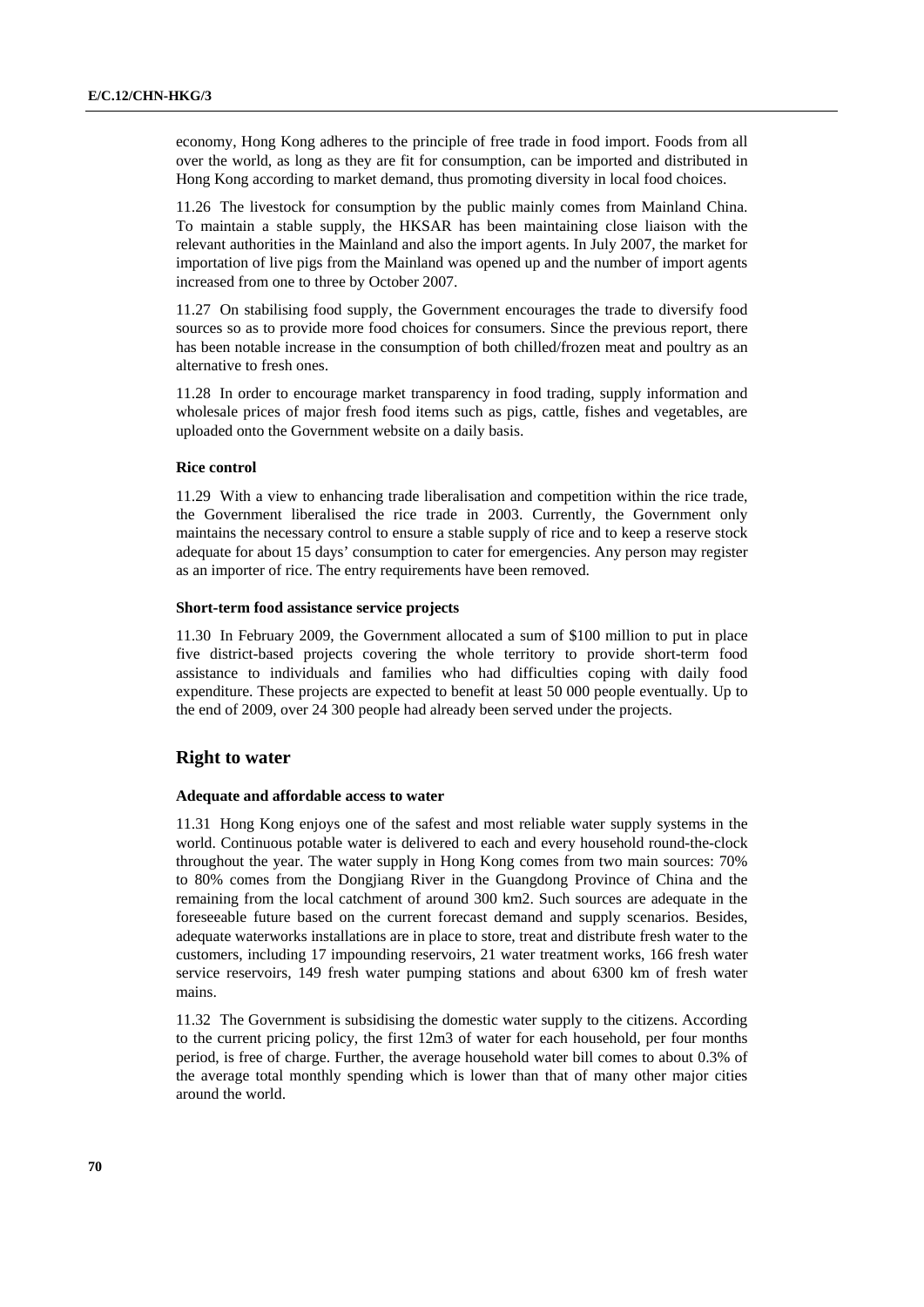economy, Hong Kong adheres to the principle of free trade in food import. Foods from all over the world, as long as they are fit for consumption, can be imported and distributed in Hong Kong according to market demand, thus promoting diversity in local food choices.

11.26 The livestock for consumption by the public mainly comes from Mainland China. To maintain a stable supply, the HKSAR has been maintaining close liaison with the relevant authorities in the Mainland and also the import agents. In July 2007, the market for importation of live pigs from the Mainland was opened up and the number of import agents increased from one to three by October 2007.

11.27 On stabilising food supply, the Government encourages the trade to diversify food sources so as to provide more food choices for consumers. Since the previous report, there has been notable increase in the consumption of both chilled/frozen meat and poultry as an alternative to fresh ones.

11.28 In order to encourage market transparency in food trading, supply information and wholesale prices of major fresh food items such as pigs, cattle, fishes and vegetables, are uploaded onto the Government website on a daily basis.

#### Rice control

11.29 With a view to enhancing trade liberalisation and competition within the rice trade, the Government liberalised the rice trade in 2003. Currently, the Government only maintains the necessary control to ensure a stable supply of rice and to keep a reserve stock adequate for about 15 days' consumption to cater for emergencies. Any person may register as an importer of rice. The entry requirements have been removed.

#### Short-term food assistance service projects

11.30 In February 2009, the Government allocated a sum of $100 million to put in place five district-based projects covering the whole territory to provide short-term food assistance to individuals and families who had difficulties coping with daily food expenditure. These projects are expected to benefit at least 50 000 people eventually. Up to the end of 2009, over 24 300 people had already been served under the projects.

## Right to water

#### Adequate and affordable access to water

11.31 Hong Kong enjoys one of the safest and most reliable water supply systems in the world. Continuous potable water is delivered to each and every household round-the-clock throughout the year. The water supply in Hong Kong comes from two main sources: 70% to 80% comes from the Dongjiang River in the Guangdong Province of China and the remaining from the local catchment of around 300 km2. Such sources are adequate in the foreseeable future based on the current forecast demand and supply scenarios. Besides, adequate waterworks installations are in place to store, treat and distribute fresh water to the customers, including 17 impounding reservoirs, 21 water treatment works, 166 fresh water service reservoirs, 149 fresh water pumping stations and about 6300 km of fresh water mains.

11.32 The Government is subsidising the domestic water supply to the citizens. According to the current pricing policy, the first 12m3 of water for each household, per four months period, is free of charge. Further, the average household water bill comes to about 0.3% of the average total monthly spending which is lower than that of many other major cities around the world.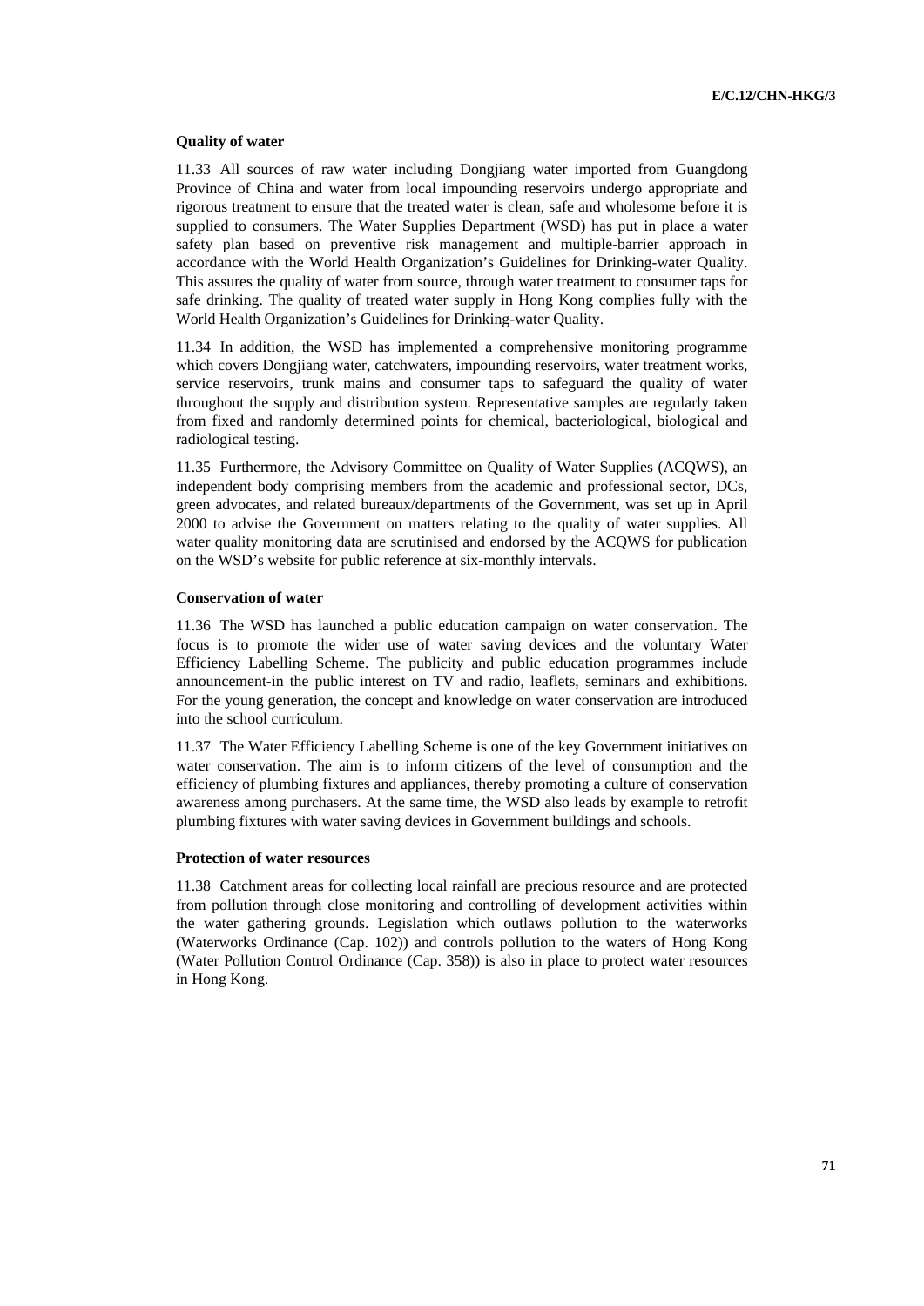#### Quality of water

11.33 All sources of raw water including Dongjiang water imported from Guangdong Province of China and water from local impounding reservoirs undergo appropriate and rigorous treatment to ensure that the treated water is clean, safe and wholesome before it is supplied to consumers. The Water Supplies Department (WSD) has put in place a water safety plan based on preventive risk management and multiple-barrier approach in accordance with the World Health Organization's Guidelines for Drinking-water Quality. This assures the quality of water from source, through water treatment to consumer taps for safe drinking. The quality of treated water supply in Hong Kong complies fully with the World Health Organization's Guidelines for Drinking-water Quality.

11.34 In addition, the WSD has implemented a comprehensive monitoring programme which covers Dongjiang water, catchwaters, impounding reservoirs, water treatment works, service reservoirs, trunk mains and consumer taps to safeguard the quality of water throughout the supply and distribution system. Representative samples are regularly taken from fixed and randomly determined points for chemical, bacteriological, biological and radiological testing.

11.35 Furthermore, the Advisory Committee on Quality of Water Supplies (ACQWS), an independent body comprising members from the academic and professional sector, DCs, green advocates, and related bureaux/departments of the Government, was set up in April 2000 to advise the Government on matters relating to the quality of water supplies. All water quality monitoring data are scrutinised and endorsed by the ACQWS for publication on the WSD's website for public reference at six-monthly intervals.

#### Conservation of water

11.36 The WSD has launched a public education campaign on water conservation. The focus is to promote the wider use of water saving devices and the voluntary Water Efficiency Labelling Scheme. The publicity and public education programmes include announcement-in the public interest on TV and radio, leaflets, seminars and exhibitions. For the young generation, the concept and knowledge on water conservation are introduced into the school curriculum.

11.37 The Water Efficiency Labelling Scheme is one of the key Government initiatives on water conservation. The aim is to inform citizens of the level of consumption and the efficiency of plumbing fixtures and appliances, thereby promoting a culture of conservation awareness among purchasers. At the same time, the WSD also leads by example to retrofit plumbing fixtures with water saving devices in Government buildings and schools.

#### Protection of water resources

11.38 Catchment areas for collecting local rainfall are precious resource and are protected from pollution through close monitoring and controlling of development activities within the water gathering grounds. Legislation which outlaws pollution to the waterworks (Waterworks Ordinance (Cap. 102)) and controls pollution to the waters of Hong Kong (Water Pollution Control Ordinance (Cap. 358)) is also in place to protect water resources in Hong Kong.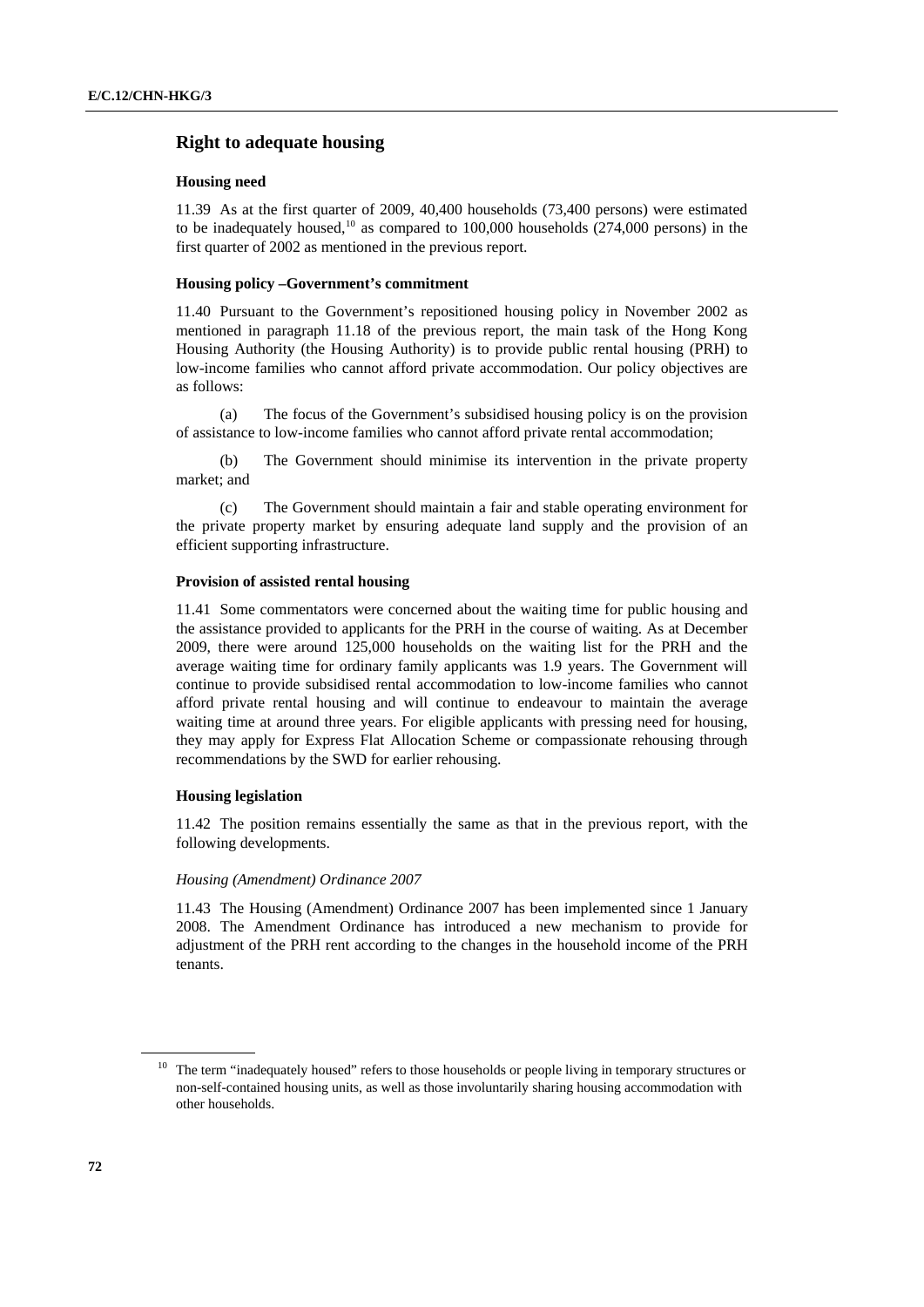## Right to adequate housing

### Housing need

11.39 As at the first quarter of 2009, 40,400 households (73,400 persons) were estimated to be inadequately housed,[10] as compared to 100,000 households (274,000 persons) in the first quarter of 2002 as mentioned in the previous report.

### Housing policy –Government's commitment

11.40 Pursuant to the Government's repositioned housing policy in November 2002 as mentioned in paragraph 11.18 of the previous report, the main task of the Hong Kong Housing Authority (the Housing Authority) is to provide public rental housing (PRH) to low-income families who cannot afford private accommodation. Our policy objectives are as follows:

(a) The focus of the Government's subsidised housing policy is on the provision of assistance to low-income families who cannot afford private rental accommodation;

(b) The Government should minimise its intervention in the private property market; and

(c) The Government should maintain a fair and stable operating environment for the private property market by ensuring adequate land supply and the provision of an efficient supporting infrastructure.

### Provision of assisted rental housing

11.41 Some commentators were concerned about the waiting time for public housing and the assistance provided to applicants for the PRH in the course of waiting. As at December 2009, there were around 125,000 households on the waiting list for the PRH and the average waiting time for ordinary family applicants was 1.9 years. The Government will continue to provide subsidised rental accommodation to low-income families who cannot afford private rental housing and will continue to endeavour to maintain the average waiting time at around three years. For eligible applicants with pressing need for housing, they may apply for Express Flat Allocation Scheme or compassionate rehousing through recommendations by the SWD for earlier rehousing.

### Housing legislation

11.42 The position remains essentially the same as that in the previous report, with the following developments.

#### *Housing (Amendment) Ordinance 2007*

11.43 The Housing (Amendment) Ordinance 2007 has been implemented since 1 January 2008. The Amendment Ordinance has introduced a new mechanism to provide for adjustment of the PRH rent according to the changes in the household income of the PRH tenants.

[10] The term "inadequately housed" refers to those households or people living in temporary structures or non-self-contained housing units, as well as those involuntarily sharing housing accommodation with other households.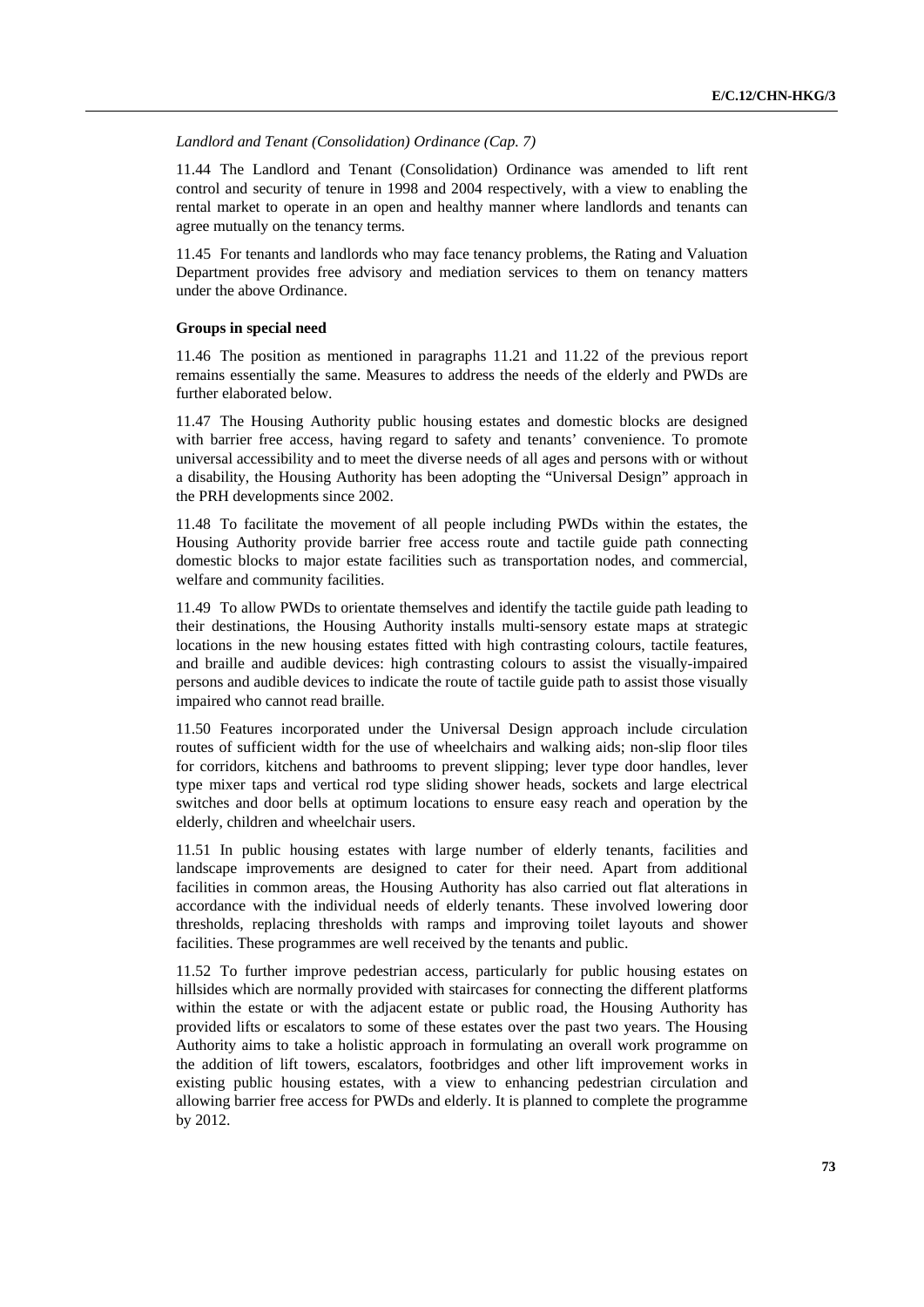*Landlord and Tenant (Consolidation) Ordinance (Cap. 7)*

11.44 The Landlord and Tenant (Consolidation) Ordinance was amended to lift rent control and security of tenure in 1998 and 2004 respectively, with a view to enabling the rental market to operate in an open and healthy manner where landlords and tenants can agree mutually on the tenancy terms.

11.45 For tenants and landlords who may face tenancy problems, the Rating and Valuation Department provides free advisory and mediation services to them on tenancy matters under the above Ordinance.

**Groups in special need**

11.46 The position as mentioned in paragraphs 11.21 and 11.22 of the previous report remains essentially the same. Measures to address the needs of the elderly and PWDs are further elaborated below.

11.47 The Housing Authority public housing estates and domestic blocks are designed with barrier free access, having regard to safety and tenants' convenience. To promote universal accessibility and to meet the diverse needs of all ages and persons with or without a disability, the Housing Authority has been adopting the "Universal Design" approach in the PRH developments since 2002.

11.48 To facilitate the movement of all people including PWDs within the estates, the Housing Authority provide barrier free access route and tactile guide path connecting domestic blocks to major estate facilities such as transportation nodes, and commercial, welfare and community facilities.

11.49 To allow PWDs to orientate themselves and identify the tactile guide path leading to their destinations, the Housing Authority installs multi-sensory estate maps at strategic locations in the new housing estates fitted with high contrasting colours, tactile features, and braille and audible devices: high contrasting colours to assist the visually-impaired persons and audible devices to indicate the route of tactile guide path to assist those visually impaired who cannot read braille.

11.50 Features incorporated under the Universal Design approach include circulation routes of sufficient width for the use of wheelchairs and walking aids; non-slip floor tiles for corridors, kitchens and bathrooms to prevent slipping; lever type door handles, lever type mixer taps and vertical rod type sliding shower heads, sockets and large electrical switches and door bells at optimum locations to ensure easy reach and operation by the elderly, children and wheelchair users.

11.51 In public housing estates with large number of elderly tenants, facilities and landscape improvements are designed to cater for their need. Apart from additional facilities in common areas, the Housing Authority has also carried out flat alterations in accordance with the individual needs of elderly tenants. These involved lowering door thresholds, replacing thresholds with ramps and improving toilet layouts and shower facilities. These programmes are well received by the tenants and public.

11.52 To further improve pedestrian access, particularly for public housing estates on hillsides which are normally provided with staircases for connecting the different platforms within the estate or with the adjacent estate or public road, the Housing Authority has provided lifts or escalators to some of these estates over the past two years. The Housing Authority aims to take a holistic approach in formulating an overall work programme on the addition of lift towers, escalators, footbridges and other lift improvement works in existing public housing estates, with a view to enhancing pedestrian circulation and allowing barrier free access for PWDs and elderly. It is planned to complete the programme by 2012.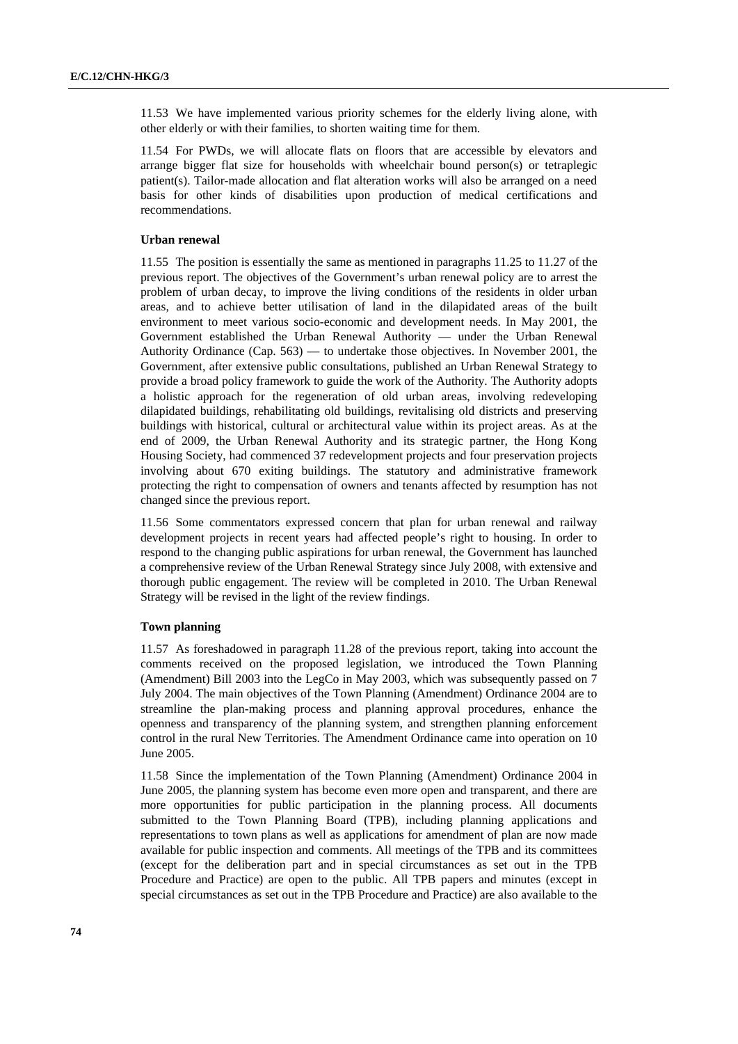11.53 We have implemented various priority schemes for the elderly living alone, with other elderly or with their families, to shorten waiting time for them.

11.54 For PWDs, we will allocate flats on floors that are accessible by elevators and arrange bigger flat size for households with wheelchair bound person(s) or tetraplegic patient(s). Tailor-made allocation and flat alteration works will also be arranged on a need basis for other kinds of disabilities upon production of medical certifications and recommendations.

**Urban renewal**

11.55 The position is essentially the same as mentioned in paragraphs 11.25 to 11.27 of the previous report. The objectives of the Government's urban renewal policy are to arrest the problem of urban decay, to improve the living conditions of the residents in older urban areas, and to achieve better utilisation of land in the dilapidated areas of the built environment to meet various socio-economic and development needs. In May 2001, the Government established the Urban Renewal Authority — under the Urban Renewal Authority Ordinance (Cap. 563) — to undertake those objectives. In November 2001, the Government, after extensive public consultations, published an Urban Renewal Strategy to provide a broad policy framework to guide the work of the Authority. The Authority adopts a holistic approach for the regeneration of old urban areas, involving redeveloping dilapidated buildings, rehabilitating old buildings, revitalising old districts and preserving buildings with historical, cultural or architectural value within its project areas. As at the end of 2009, the Urban Renewal Authority and its strategic partner, the Hong Kong Housing Society, had commenced 37 redevelopment projects and four preservation projects involving about 670 exiting buildings. The statutory and administrative framework protecting the right to compensation of owners and tenants affected by resumption has not changed since the previous report.

11.56 Some commentators expressed concern that plan for urban renewal and railway development projects in recent years had affected people's right to housing. In order to respond to the changing public aspirations for urban renewal, the Government has launched a comprehensive review of the Urban Renewal Strategy since July 2008, with extensive and thorough public engagement. The review will be completed in 2010. The Urban Renewal Strategy will be revised in the light of the review findings.

**Town planning**

11.57 As foreshadowed in paragraph 11.28 of the previous report, taking into account the comments received on the proposed legislation, we introduced the Town Planning (Amendment) Bill 2003 into the LegCo in May 2003, which was subsequently passed on 7 July 2004. The main objectives of the Town Planning (Amendment) Ordinance 2004 are to streamline the plan-making process and planning approval procedures, enhance the openness and transparency of the planning system, and strengthen planning enforcement control in the rural New Territories. The Amendment Ordinance came into operation on 10 June 2005.

11.58 Since the implementation of the Town Planning (Amendment) Ordinance 2004 in June 2005, the planning system has become even more open and transparent, and there are more opportunities for public participation in the planning process. All documents submitted to the Town Planning Board (TPB), including planning applications and representations to town plans as well as applications for amendment of plan are now made available for public inspection and comments. All meetings of the TPB and its committees (except for the deliberation part and in special circumstances as set out in the TPB Procedure and Practice) are open to the public. All TPB papers and minutes (except in special circumstances as set out in the TPB Procedure and Practice) are also available to the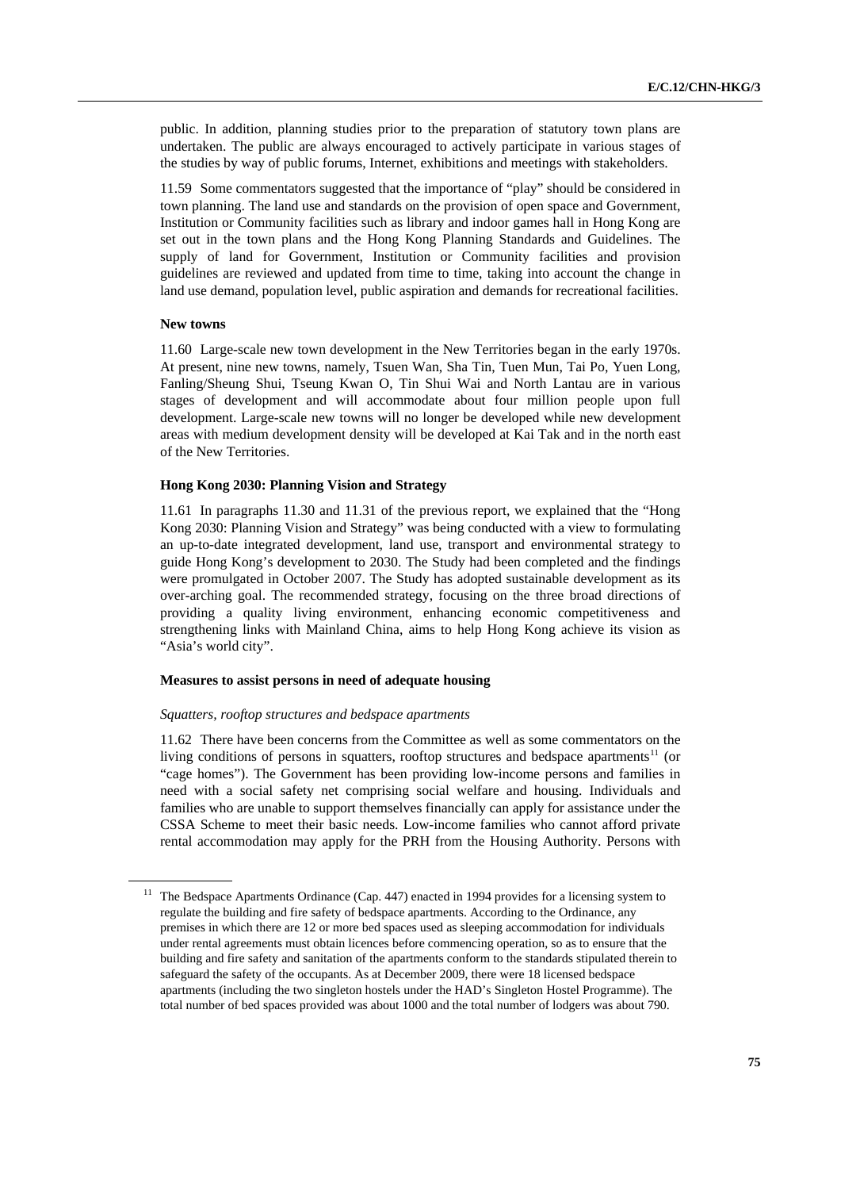public. In addition, planning studies prior to the preparation of statutory town plans are undertaken. The public are always encouraged to actively participate in various stages of the studies by way of public forums, Internet, exhibitions and meetings with stakeholders.

11.59 Some commentators suggested that the importance of "play" should be considered in town planning. The land use and standards on the provision of open space and Government, Institution or Community facilities such as library and indoor games hall in Hong Kong are set out in the town plans and the Hong Kong Planning Standards and Guidelines. The supply of land for Government, Institution or Community facilities and provision guidelines are reviewed and updated from time to time, taking into account the change in land use demand, population level, public aspiration and demands for recreational facilities.

#### New towns

11.60 Large-scale new town development in the New Territories began in the early 1970s. At present, nine new towns, namely, Tsuen Wan, Sha Tin, Tuen Mun, Tai Po, Yuen Long, Fanling/Sheung Shui, Tseung Kwan O, Tin Shui Wai and North Lantau are in various stages of development and will accommodate about four million people upon full development. Large-scale new towns will no longer be developed while new development areas with medium development density will be developed at Kai Tak and in the north east of the New Territories.

#### Hong Kong 2030: Planning Vision and Strategy

11.61 In paragraphs 11.30 and 11.31 of the previous report, we explained that the "Hong Kong 2030: Planning Vision and Strategy" was being conducted with a view to formulating an up-to-date integrated development, land use, transport and environmental strategy to guide Hong Kong's development to 2030. The Study had been completed and the findings were promulgated in October 2007. The Study has adopted sustainable development as its over-arching goal. The recommended strategy, focusing on the three broad directions of providing a quality living environment, enhancing economic competitiveness and strengthening links with Mainland China, aims to help Hong Kong achieve its vision as "Asia's world city".

#### Measures to assist persons in need of adequate housing

##### *Squatters, rooftop structures and bedspace apartments*

11.62 There have been concerns from the Committee as well as some commentators on the living conditions of persons in squatters, rooftop structures and bedspace apartments[11] (or "cage homes"). The Government has been providing low-income persons and families in need with a social safety net comprising social welfare and housing. Individuals and families who are unable to support themselves financially can apply for assistance under the CSSA Scheme to meet their basic needs. Low-income families who cannot afford private rental accommodation may apply for the PRH from the Housing Authority. Persons with

[11] The Bedspace Apartments Ordinance (Cap. 447) enacted in 1994 provides for a licensing system to regulate the building and fire safety of bedspace apartments. According to the Ordinance, any premises in which there are 12 or more bed spaces used as sleeping accommodation for individuals under rental agreements must obtain licences before commencing operation, so as to ensure that the building and fire safety and sanitation of the apartments conform to the standards stipulated therein to safeguard the safety of the occupants. As at December 2009, there were 18 licensed bedspace apartments (including the two singleton hostels under the HAD's Singleton Hostel Programme). The total number of bed spaces provided was about 1000 and the total number of lodgers was about 790.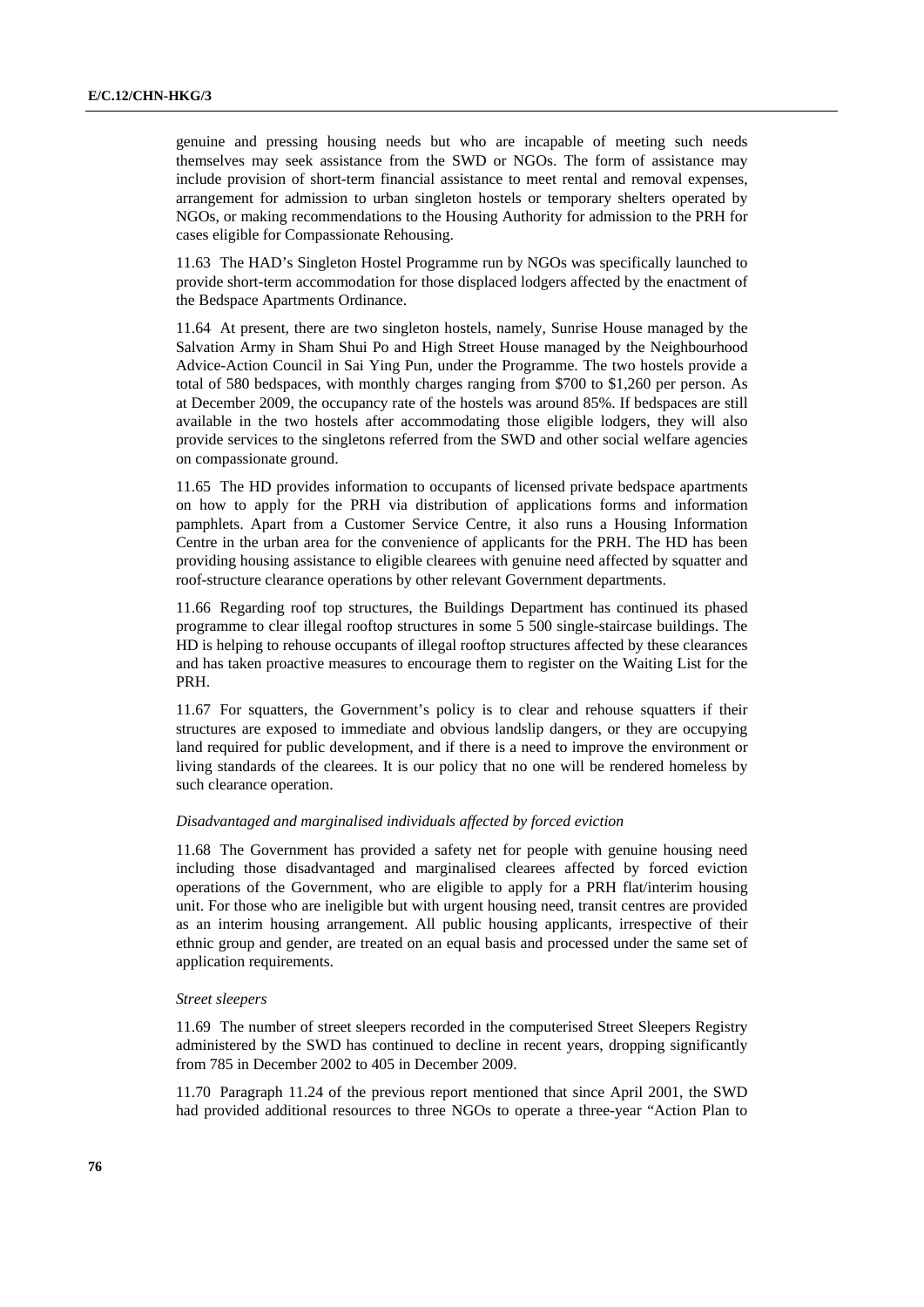genuine and pressing housing needs but who are incapable of meeting such needs themselves may seek assistance from the SWD or NGOs. The form of assistance may include provision of short-term financial assistance to meet rental and removal expenses, arrangement for admission to urban singleton hostels or temporary shelters operated by NGOs, or making recommendations to the Housing Authority for admission to the PRH for cases eligible for Compassionate Rehousing.

11.63 The HAD's Singleton Hostel Programme run by NGOs was specifically launched to provide short-term accommodation for those displaced lodgers affected by the enactment of the Bedspace Apartments Ordinance.

11.64 At present, there are two singleton hostels, namely, Sunrise House managed by the Salvation Army in Sham Shui Po and High Street House managed by the Neighbourhood Advice-Action Council in Sai Ying Pun, under the Programme. The two hostels provide a total of 580 bedspaces, with monthly charges ranging from $700 to $1,260 per person. As at December 2009, the occupancy rate of the hostels was around 85%. If bedspaces are still available in the two hostels after accommodating those eligible lodgers, they will also provide services to the singletons referred from the SWD and other social welfare agencies on compassionate ground.

11.65 The HD provides information to occupants of licensed private bedspace apartments on how to apply for the PRH via distribution of applications forms and information pamphlets. Apart from a Customer Service Centre, it also runs a Housing Information Centre in the urban area for the convenience of applicants for the PRH. The HD has been providing housing assistance to eligible clearees with genuine need affected by squatter and roof-structure clearance operations by other relevant Government departments.

11.66 Regarding roof top structures, the Buildings Department has continued its phased programme to clear illegal rooftop structures in some 5 500 single-staircase buildings. The HD is helping to rehouse occupants of illegal rooftop structures affected by these clearances and has taken proactive measures to encourage them to register on the Waiting List for the PRH.

11.67 For squatters, the Government's policy is to clear and rehouse squatters if their structures are exposed to immediate and obvious landslip dangers, or they are occupying land required for public development, and if there is a need to improve the environment or living standards of the clearees. It is our policy that no one will be rendered homeless by such clearance operation.

*Disadvantaged and marginalised individuals affected by forced eviction*

11.68 The Government has provided a safety net for people with genuine housing need including those disadvantaged and marginalised clearees affected by forced eviction operations of the Government, who are eligible to apply for a PRH flat/interim housing unit. For those who are ineligible but with urgent housing need, transit centres are provided as an interim housing arrangement. All public housing applicants, irrespective of their ethnic group and gender, are treated on an equal basis and processed under the same set of application requirements.

*Street sleepers*

11.69 The number of street sleepers recorded in the computerised Street Sleepers Registry administered by the SWD has continued to decline in recent years, dropping significantly from 785 in December 2002 to 405 in December 2009.

11.70 Paragraph 11.24 of the previous report mentioned that since April 2001, the SWD had provided additional resources to three NGOs to operate a three-year "Action Plan to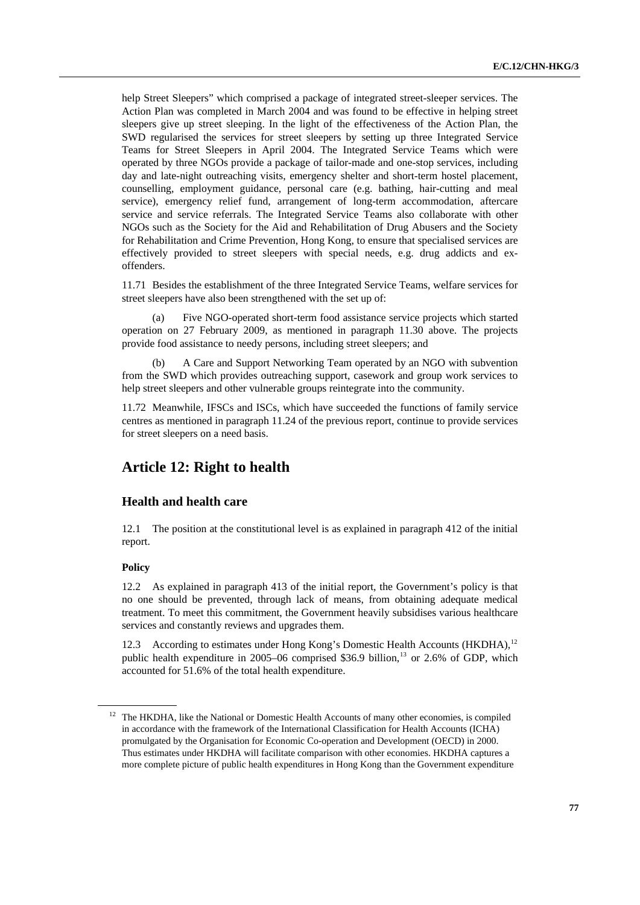help Street Sleepers" which comprised a package of integrated street-sleeper services. The Action Plan was completed in March 2004 and was found to be effective in helping street sleepers give up street sleeping. In the light of the effectiveness of the Action Plan, the SWD regularised the services for street sleepers by setting up three Integrated Service Teams for Street Sleepers in April 2004. The Integrated Service Teams which were operated by three NGOs provide a package of tailor-made and one-stop services, including day and late-night outreaching visits, emergency shelter and short-term hostel placement, counselling, employment guidance, personal care (e.g. bathing, hair-cutting and meal service), emergency relief fund, arrangement of long-term accommodation, aftercare service and service referrals. The Integrated Service Teams also collaborate with other NGOs such as the Society for the Aid and Rehabilitation of Drug Abusers and the Society for Rehabilitation and Crime Prevention, Hong Kong, to ensure that specialised services are effectively provided to street sleepers with special needs, e.g. drug addicts and ex-offenders.

11.71 Besides the establishment of the three Integrated Service Teams, welfare services for street sleepers have also been strengthened with the set up of:

(a) Five NGO-operated short-term food assistance service projects which started operation on 27 February 2009, as mentioned in paragraph 11.30 above. The projects provide food assistance to needy persons, including street sleepers; and

(b) A Care and Support Networking Team operated by an NGO with subvention from the SWD which provides outreaching support, casework and group work services to help street sleepers and other vulnerable groups reintegrate into the community.

11.72 Meanwhile, IFSCs and ISCs, which have succeeded the functions of family service centres as mentioned in paragraph 11.24 of the previous report, continue to provide services for street sleepers on a need basis.

## Article 12: Right to health

### Health and health care

12.1 The position at the constitutional level is as explained in paragraph 412 of the initial report.

#### Policy

12.2 As explained in paragraph 413 of the initial report, the Government's policy is that no one should be prevented, through lack of means, from obtaining adequate medical treatment. To meet this commitment, the Government heavily subsidises various healthcare services and constantly reviews and upgrades them.

12.3 According to estimates under Hong Kong's Domestic Health Accounts (HKDHA),[12] public health expenditure in 2005–06 comprised $36.9 billion,[13] or 2.6% of GDP, which accounted for 51.6% of the total health expenditure.

---

[12] The HKDHA, like the National or Domestic Health Accounts of many other economies, is compiled in accordance with the framework of the International Classification for Health Accounts (ICHA) promulgated by the Organisation for Economic Co-operation and Development (OECD) in 2000. Thus estimates under HKDHA will facilitate comparison with other economies. HKDHA captures a more complete picture of public health expenditures in Hong Kong than the Government expenditure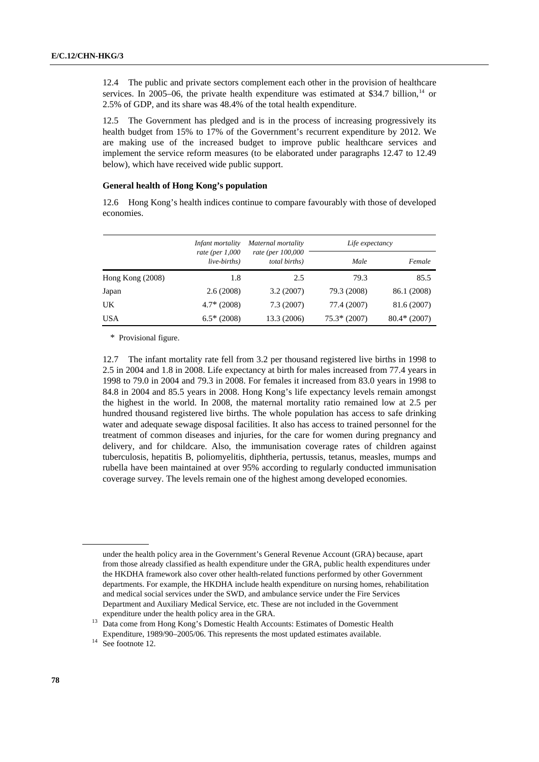12.4 The public and private sectors complement each other in the provision of healthcare services. In 2005–06, the private health expenditure was estimated at $34.7 billion,[14] or 2.5% of GDP, and its share was 48.4% of the total health expenditure.

12.5 The Government has pledged and is in the process of increasing progressively its health budget from 15% to 17% of the Government's recurrent expenditure by 2012. We are making use of the increased budget to improve public healthcare services and implement the service reform measures (to be elaborated under paragraphs 12.47 to 12.49 below), which have received wide public support.

**General health of Hong Kong's population**

12.6 Hong Kong's health indices continue to compare favourably with those of developed economies.

| | *Infant mortality rate (per 1,000 live-births)* | *Maternal mortality rate (per 100,000 total births)* | *Life expectancy* | |
|---|---|---|---|---|
| | | | *Male* | *Female* |
| Hong Kong (2008) | 1.8 | 2.5 | 79.3 | 85.5 |
| Japan | 2.6 (2008) | 3.2 (2007) | 79.3 (2008) | 86.1 (2008) |
| UK | 4.7* (2008) | 7.3 (2007) | 77.4 (2007) | 81.6 (2007) |
| USA | 6.5* (2008) | 13.3 (2006) | 75.3* (2007) | 80.4* (2007) |

\* Provisional figure.

12.7 The infant mortality rate fell from 3.2 per thousand registered live births in 1998 to 2.5 in 2004 and 1.8 in 2008. Life expectancy at birth for males increased from 77.4 years in 1998 to 79.0 in 2004 and 79.3 in 2008. For females it increased from 83.0 years in 1998 to 84.8 in 2004 and 85.5 years in 2008. Hong Kong's life expectancy levels remain amongst the highest in the world. In 2008, the maternal mortality ratio remained low at 2.5 per hundred thousand registered live births. The whole population has access to safe drinking water and adequate sewage disposal facilities. It also has access to trained personnel for the treatment of common diseases and injuries, for the care for women during pregnancy and delivery, and for childcare. Also, the immunisation coverage rates of children against tuberculosis, hepatitis B, poliomyelitis, diphtheria, pertussis, tetanus, measles, mumps and rubella have been maintained at over 95% according to regularly conducted immunisation coverage survey. The levels remain one of the highest among developed economies.

---

under the health policy area in the Government's General Revenue Account (GRA) because, apart from those already classified as health expenditure under the GRA, public health expenditures under the HKDHA framework also cover other health-related functions performed by other Government departments. For example, the HKDHA include health expenditure on nursing homes, rehabilitation and medical social services under the SWD, and ambulance service under the Fire Services Department and Auxiliary Medical Service, etc. These are not included in the Government expenditure under the health policy area in the GRA.

[13] Data come from Hong Kong's Domestic Health Accounts: Estimates of Domestic Health Expenditure, 1989/90–2005/06. This represents the most updated estimates available.

[14] See footnote 12.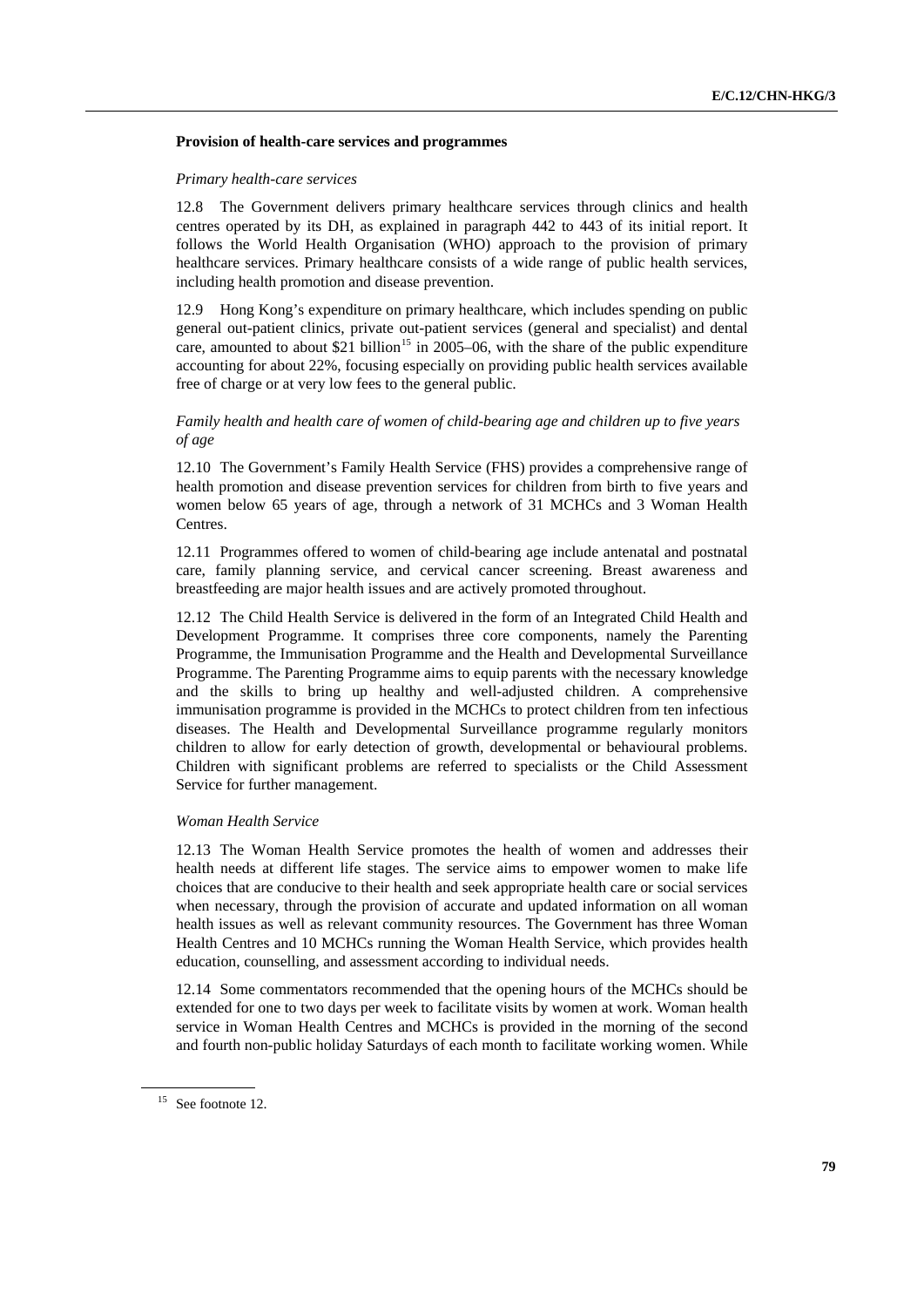### Provision of health-care services and programmes

*Primary health-care services*

12.8 The Government delivers primary healthcare services through clinics and health centres operated by its DH, as explained in paragraph 442 to 443 of its initial report. It follows the World Health Organisation (WHO) approach to the provision of primary healthcare services. Primary healthcare consists of a wide range of public health services, including health promotion and disease prevention.

12.9 Hong Kong's expenditure on primary healthcare, which includes spending on public general out-patient clinics, private out-patient services (general and specialist) and dental care, amounted to about $21 billion[15] in 2005–06, with the share of the public expenditure accounting for about 22%, focusing especially on providing public health services available free of charge or at very low fees to the general public.

*Family health and health care of women of child-bearing age and children up to five years of age*

12.10 The Government's Family Health Service (FHS) provides a comprehensive range of health promotion and disease prevention services for children from birth to five years and women below 65 years of age, through a network of 31 MCHCs and 3 Woman Health Centres.

12.11 Programmes offered to women of child-bearing age include antenatal and postnatal care, family planning service, and cervical cancer screening. Breast awareness and breastfeeding are major health issues and are actively promoted throughout.

12.12 The Child Health Service is delivered in the form of an Integrated Child Health and Development Programme. It comprises three core components, namely the Parenting Programme, the Immunisation Programme and the Health and Developmental Surveillance Programme. The Parenting Programme aims to equip parents with the necessary knowledge and the skills to bring up healthy and well-adjusted children. A comprehensive immunisation programme is provided in the MCHCs to protect children from ten infectious diseases. The Health and Developmental Surveillance programme regularly monitors children to allow for early detection of growth, developmental or behavioural problems. Children with significant problems are referred to specialists or the Child Assessment Service for further management.

*Woman Health Service*

12.13 The Woman Health Service promotes the health of women and addresses their health needs at different life stages. The service aims to empower women to make life choices that are conducive to their health and seek appropriate health care or social services when necessary, through the provision of accurate and updated information on all woman health issues as well as relevant community resources. The Government has three Woman Health Centres and 10 MCHCs running the Woman Health Service, which provides health education, counselling, and assessment according to individual needs.

12.14 Some commentators recommended that the opening hours of the MCHCs should be extended for one to two days per week to facilitate visits by women at work. Woman health service in Woman Health Centres and MCHCs is provided in the morning of the second and fourth non-public holiday Saturdays of each month to facilitate working women. While

[15] See footnote 12.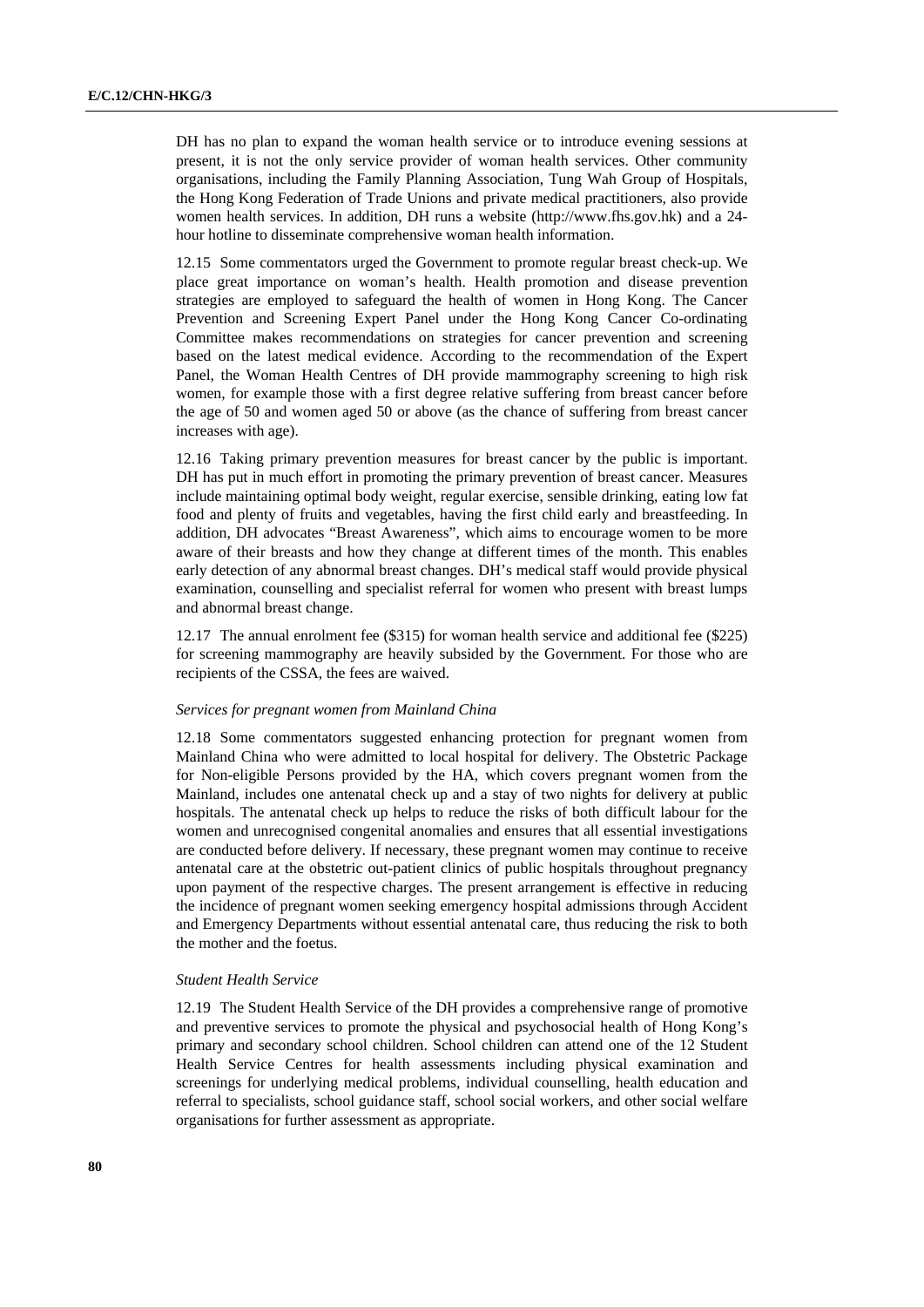DH has no plan to expand the woman health service or to introduce evening sessions at present, it is not the only service provider of woman health services. Other community organisations, including the Family Planning Association, Tung Wah Group of Hospitals, the Hong Kong Federation of Trade Unions and private medical practitioners, also provide women health services. In addition, DH runs a website (http://www.fhs.gov.hk) and a 24-hour hotline to disseminate comprehensive woman health information.

12.15 Some commentators urged the Government to promote regular breast check-up. We place great importance on woman's health. Health promotion and disease prevention strategies are employed to safeguard the health of women in Hong Kong. The Cancer Prevention and Screening Expert Panel under the Hong Kong Cancer Co-ordinating Committee makes recommendations on strategies for cancer prevention and screening based on the latest medical evidence. According to the recommendation of the Expert Panel, the Woman Health Centres of DH provide mammography screening to high risk women, for example those with a first degree relative suffering from breast cancer before the age of 50 and women aged 50 or above (as the chance of suffering from breast cancer increases with age).

12.16 Taking primary prevention measures for breast cancer by the public is important. DH has put in much effort in promoting the primary prevention of breast cancer. Measures include maintaining optimal body weight, regular exercise, sensible drinking, eating low fat food and plenty of fruits and vegetables, having the first child early and breastfeeding. In addition, DH advocates "Breast Awareness", which aims to encourage women to be more aware of their breasts and how they change at different times of the month. This enables early detection of any abnormal breast changes. DH's medical staff would provide physical examination, counselling and specialist referral for women who present with breast lumps and abnormal breast change.

12.17 The annual enrolment fee ($315) for woman health service and additional fee ($225) for screening mammography are heavily subsided by the Government. For those who are recipients of the CSSA, the fees are waived.

*Services for pregnant women from Mainland China*

12.18 Some commentators suggested enhancing protection for pregnant women from Mainland China who were admitted to local hospital for delivery. The Obstetric Package for Non-eligible Persons provided by the HA, which covers pregnant women from the Mainland, includes one antenatal check up and a stay of two nights for delivery at public hospitals. The antenatal check up helps to reduce the risks of both difficult labour for the women and unrecognised congenital anomalies and ensures that all essential investigations are conducted before delivery. If necessary, these pregnant women may continue to receive antenatal care at the obstetric out-patient clinics of public hospitals throughout pregnancy upon payment of the respective charges. The present arrangement is effective in reducing the incidence of pregnant women seeking emergency hospital admissions through Accident and Emergency Departments without essential antenatal care, thus reducing the risk to both the mother and the foetus.

*Student Health Service*

12.19 The Student Health Service of the DH provides a comprehensive range of promotive and preventive services to promote the physical and psychosocial health of Hong Kong's primary and secondary school children. School children can attend one of the 12 Student Health Service Centres for health assessments including physical examination and screenings for underlying medical problems, individual counselling, health education and referral to specialists, school guidance staff, school social workers, and other social welfare organisations for further assessment as appropriate.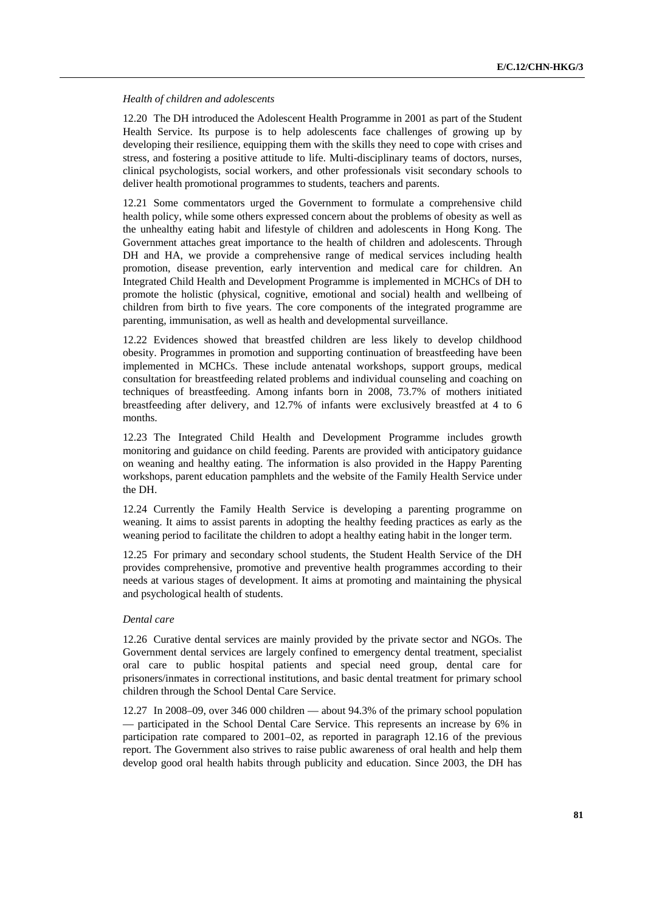*Health of children and adolescents*

12.20 The DH introduced the Adolescent Health Programme in 2001 as part of the Student Health Service. Its purpose is to help adolescents face challenges of growing up by developing their resilience, equipping them with the skills they need to cope with crises and stress, and fostering a positive attitude to life. Multi-disciplinary teams of doctors, nurses, clinical psychologists, social workers, and other professionals visit secondary schools to deliver health promotional programmes to students, teachers and parents.

12.21 Some commentators urged the Government to formulate a comprehensive child health policy, while some others expressed concern about the problems of obesity as well as the unhealthy eating habit and lifestyle of children and adolescents in Hong Kong. The Government attaches great importance to the health of children and adolescents. Through DH and HA, we provide a comprehensive range of medical services including health promotion, disease prevention, early intervention and medical care for children. An Integrated Child Health and Development Programme is implemented in MCHCs of DH to promote the holistic (physical, cognitive, emotional and social) health and wellbeing of children from birth to five years. The core components of the integrated programme are parenting, immunisation, as well as health and developmental surveillance.

12.22 Evidences showed that breastfed children are less likely to develop childhood obesity. Programmes in promotion and supporting continuation of breastfeeding have been implemented in MCHCs. These include antenatal workshops, support groups, medical consultation for breastfeeding related problems and individual counseling and coaching on techniques of breastfeeding. Among infants born in 2008, 73.7% of mothers initiated breastfeeding after delivery, and 12.7% of infants were exclusively breastfed at 4 to 6 months.

12.23 The Integrated Child Health and Development Programme includes growth monitoring and guidance on child feeding. Parents are provided with anticipatory guidance on weaning and healthy eating. The information is also provided in the Happy Parenting workshops, parent education pamphlets and the website of the Family Health Service under the DH.

12.24 Currently the Family Health Service is developing a parenting programme on weaning. It aims to assist parents in adopting the healthy feeding practices as early as the weaning period to facilitate the children to adopt a healthy eating habit in the longer term.

12.25 For primary and secondary school students, the Student Health Service of the DH provides comprehensive, promotive and preventive health programmes according to their needs at various stages of development. It aims at promoting and maintaining the physical and psychological health of students.

*Dental care*

12.26 Curative dental services are mainly provided by the private sector and NGOs. The Government dental services are largely confined to emergency dental treatment, specialist oral care to public hospital patients and special need group, dental care for prisoners/inmates in correctional institutions, and basic dental treatment for primary school children through the School Dental Care Service.

12.27 In 2008–09, over 346 000 children — about 94.3% of the primary school population — participated in the School Dental Care Service. This represents an increase by 6% in participation rate compared to 2001–02, as reported in paragraph 12.16 of the previous report. The Government also strives to raise public awareness of oral health and help them develop good oral health habits through publicity and education. Since 2003, the DH has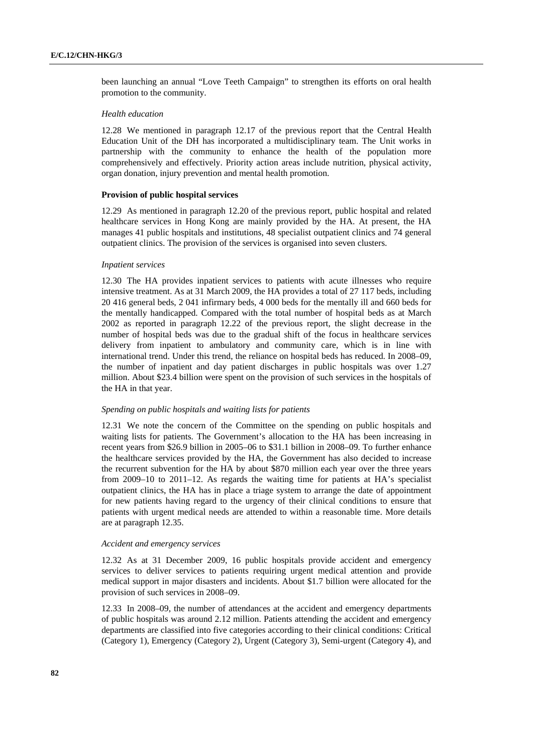been launching an annual "Love Teeth Campaign" to strengthen its efforts on oral health promotion to the community.

*Health education*

12.28 We mentioned in paragraph 12.17 of the previous report that the Central Health Education Unit of the DH has incorporated a multidisciplinary team. The Unit works in partnership with the community to enhance the health of the population more comprehensively and effectively. Priority action areas include nutrition, physical activity, organ donation, injury prevention and mental health promotion.

**Provision of public hospital services**

12.29 As mentioned in paragraph 12.20 of the previous report, public hospital and related healthcare services in Hong Kong are mainly provided by the HA. At present, the HA manages 41 public hospitals and institutions, 48 specialist outpatient clinics and 74 general outpatient clinics. The provision of the services is organised into seven clusters.

*Inpatient services*

12.30 The HA provides inpatient services to patients with acute illnesses who require intensive treatment. As at 31 March 2009, the HA provides a total of 27 117 beds, including 20 416 general beds, 2 041 infirmary beds, 4 000 beds for the mentally ill and 660 beds for the mentally handicapped. Compared with the total number of hospital beds as at March 2002 as reported in paragraph 12.22 of the previous report, the slight decrease in the number of hospital beds was due to the gradual shift of the focus in healthcare services delivery from inpatient to ambulatory and community care, which is in line with international trend. Under this trend, the reliance on hospital beds has reduced. In 2008–09, the number of inpatient and day patient discharges in public hospitals was over 1.27 million. About $23.4 billion were spent on the provision of such services in the hospitals of the HA in that year.

*Spending on public hospitals and waiting lists for patients*

12.31 We note the concern of the Committee on the spending on public hospitals and waiting lists for patients. The Government's allocation to the HA has been increasing in recent years from $26.9 billion in 2005–06 to $31.1 billion in 2008–09. To further enhance the healthcare services provided by the HA, the Government has also decided to increase the recurrent subvention for the HA by about $870 million each year over the three years from 2009–10 to 2011–12. As regards the waiting time for patients at HA's specialist outpatient clinics, the HA has in place a triage system to arrange the date of appointment for new patients having regard to the urgency of their clinical conditions to ensure that patients with urgent medical needs are attended to within a reasonable time. More details are at paragraph 12.35.

*Accident and emergency services*

12.32 As at 31 December 2009, 16 public hospitals provide accident and emergency services to deliver services to patients requiring urgent medical attention and provide medical support in major disasters and incidents. About $1.7 billion were allocated for the provision of such services in 2008–09.

12.33 In 2008–09, the number of attendances at the accident and emergency departments of public hospitals was around 2.12 million. Patients attending the accident and emergency departments are classified into five categories according to their clinical conditions: Critical (Category 1), Emergency (Category 2), Urgent (Category 3), Semi-urgent (Category 4), and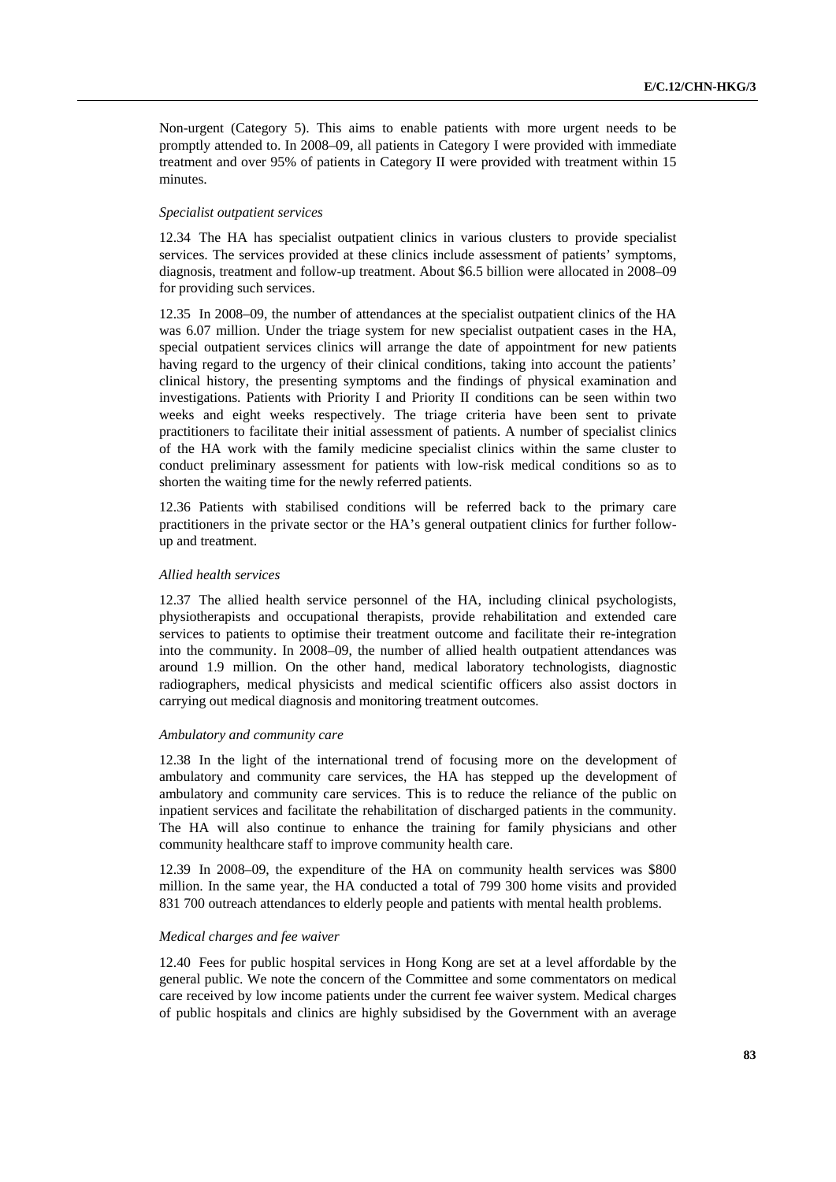Non-urgent (Category 5). This aims to enable patients with more urgent needs to be promptly attended to. In 2008–09, all patients in Category I were provided with immediate treatment and over 95% of patients in Category II were provided with treatment within 15 minutes.

*Specialist outpatient services*

12.34 The HA has specialist outpatient clinics in various clusters to provide specialist services. The services provided at these clinics include assessment of patients' symptoms, diagnosis, treatment and follow-up treatment. About $6.5 billion were allocated in 2008–09 for providing such services.

12.35 In 2008–09, the number of attendances at the specialist outpatient clinics of the HA was 6.07 million. Under the triage system for new specialist outpatient cases in the HA, special outpatient services clinics will arrange the date of appointment for new patients having regard to the urgency of their clinical conditions, taking into account the patients' clinical history, the presenting symptoms and the findings of physical examination and investigations. Patients with Priority I and Priority II conditions can be seen within two weeks and eight weeks respectively. The triage criteria have been sent to private practitioners to facilitate their initial assessment of patients. A number of specialist clinics of the HA work with the family medicine specialist clinics within the same cluster to conduct preliminary assessment for patients with low-risk medical conditions so as to shorten the waiting time for the newly referred patients.

12.36 Patients with stabilised conditions will be referred back to the primary care practitioners in the private sector or the HA's general outpatient clinics for further follow-up and treatment.

*Allied health services*

12.37 The allied health service personnel of the HA, including clinical psychologists, physiotherapists and occupational therapists, provide rehabilitation and extended care services to patients to optimise their treatment outcome and facilitate their re-integration into the community. In 2008–09, the number of allied health outpatient attendances was around 1.9 million. On the other hand, medical laboratory technologists, diagnostic radiographers, medical physicists and medical scientific officers also assist doctors in carrying out medical diagnosis and monitoring treatment outcomes.

*Ambulatory and community care*

12.38 In the light of the international trend of focusing more on the development of ambulatory and community care services, the HA has stepped up the development of ambulatory and community care services. This is to reduce the reliance of the public on inpatient services and facilitate the rehabilitation of discharged patients in the community. The HA will also continue to enhance the training for family physicians and other community healthcare staff to improve community health care.

12.39 In 2008–09, the expenditure of the HA on community health services was $800 million. In the same year, the HA conducted a total of 799 300 home visits and provided 831 700 outreach attendances to elderly people and patients with mental health problems.

*Medical charges and fee waiver*

12.40 Fees for public hospital services in Hong Kong are set at a level affordable by the general public. We note the concern of the Committee and some commentators on medical care received by low income patients under the current fee waiver system. Medical charges of public hospitals and clinics are highly subsidised by the Government with an average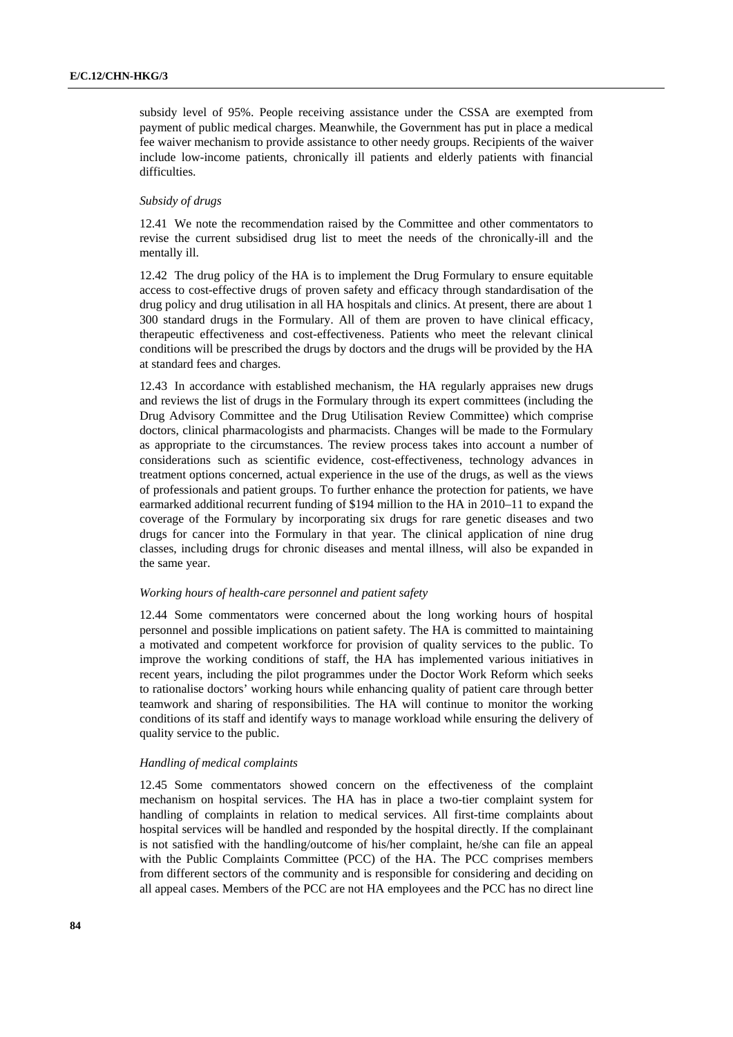subsidy level of 95%. People receiving assistance under the CSSA are exempted from payment of public medical charges. Meanwhile, the Government has put in place a medical fee waiver mechanism to provide assistance to other needy groups. Recipients of the waiver include low-income patients, chronically ill patients and elderly patients with financial difficulties.

*Subsidy of drugs*

12.41 We note the recommendation raised by the Committee and other commentators to revise the current subsidised drug list to meet the needs of the chronically-ill and the mentally ill.

12.42 The drug policy of the HA is to implement the Drug Formulary to ensure equitable access to cost-effective drugs of proven safety and efficacy through standardisation of the drug policy and drug utilisation in all HA hospitals and clinics. At present, there are about 1 300 standard drugs in the Formulary. All of them are proven to have clinical efficacy, therapeutic effectiveness and cost-effectiveness. Patients who meet the relevant clinical conditions will be prescribed the drugs by doctors and the drugs will be provided by the HA at standard fees and charges.

12.43 In accordance with established mechanism, the HA regularly appraises new drugs and reviews the list of drugs in the Formulary through its expert committees (including the Drug Advisory Committee and the Drug Utilisation Review Committee) which comprise doctors, clinical pharmacologists and pharmacists. Changes will be made to the Formulary as appropriate to the circumstances. The review process takes into account a number of considerations such as scientific evidence, cost-effectiveness, technology advances in treatment options concerned, actual experience in the use of the drugs, as well as the views of professionals and patient groups. To further enhance the protection for patients, we have earmarked additional recurrent funding of $194 million to the HA in 2010–11 to expand the coverage of the Formulary by incorporating six drugs for rare genetic diseases and two drugs for cancer into the Formulary in that year. The clinical application of nine drug classes, including drugs for chronic diseases and mental illness, will also be expanded in the same year.

*Working hours of health-care personnel and patient safety*

12.44 Some commentators were concerned about the long working hours of hospital personnel and possible implications on patient safety. The HA is committed to maintaining a motivated and competent workforce for provision of quality services to the public. To improve the working conditions of staff, the HA has implemented various initiatives in recent years, including the pilot programmes under the Doctor Work Reform which seeks to rationalise doctors' working hours while enhancing quality of patient care through better teamwork and sharing of responsibilities. The HA will continue to monitor the working conditions of its staff and identify ways to manage workload while ensuring the delivery of quality service to the public.

*Handling of medical complaints*

12.45 Some commentators showed concern on the effectiveness of the complaint mechanism on hospital services. The HA has in place a two-tier complaint system for handling of complaints in relation to medical services. All first-time complaints about hospital services will be handled and responded by the hospital directly. If the complainant is not satisfied with the handling/outcome of his/her complaint, he/she can file an appeal with the Public Complaints Committee (PCC) of the HA. The PCC comprises members from different sectors of the community and is responsible for considering and deciding on all appeal cases. Members of the PCC are not HA employees and the PCC has no direct line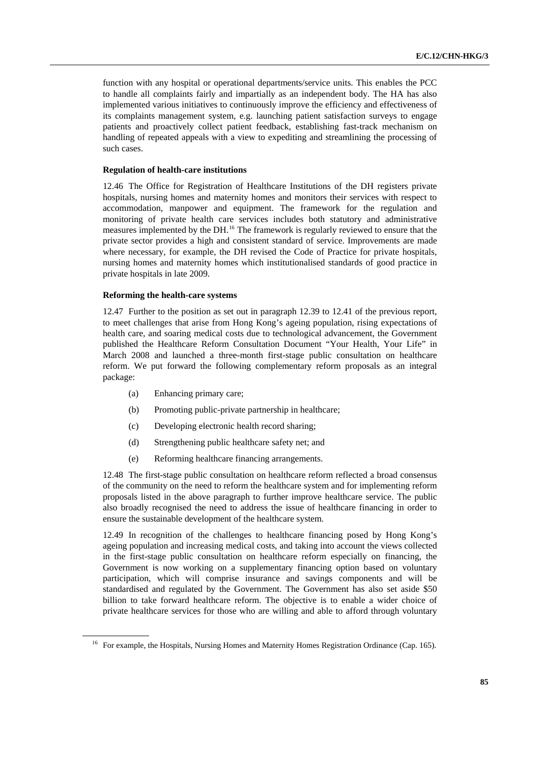function with any hospital or operational departments/service units. This enables the PCC to handle all complaints fairly and impartially as an independent body. The HA has also implemented various initiatives to continuously improve the efficiency and effectiveness of its complaints management system, e.g. launching patient satisfaction surveys to engage patients and proactively collect patient feedback, establishing fast-track mechanism on handling of repeated appeals with a view to expediting and streamlining the processing of such cases.

#### Regulation of health-care institutions

12.46 The Office for Registration of Healthcare Institutions of the DH registers private hospitals, nursing homes and maternity homes and monitors their services with respect to accommodation, manpower and equipment. The framework for the regulation and monitoring of private health care services includes both statutory and administrative measures implemented by the DH.[16] The framework is regularly reviewed to ensure that the private sector provides a high and consistent standard of service. Improvements are made where necessary, for example, the DH revised the Code of Practice for private hospitals, nursing homes and maternity homes which institutionalised standards of good practice in private hospitals in late 2009.

#### Reforming the health-care systems

12.47 Further to the position as set out in paragraph 12.39 to 12.41 of the previous report, to meet challenges that arise from Hong Kong's ageing population, rising expectations of health care, and soaring medical costs due to technological advancement, the Government published the Healthcare Reform Consultation Document "Your Health, Your Life" in March 2008 and launched a three-month first-stage public consultation on healthcare reform. We put forward the following complementary reform proposals as an integral package:

(a) Enhancing primary care;

(b) Promoting public-private partnership in healthcare;

(c) Developing electronic health record sharing;

(d) Strengthening public healthcare safety net; and

(e) Reforming healthcare financing arrangements.

12.48 The first-stage public consultation on healthcare reform reflected a broad consensus of the community on the need to reform the healthcare system and for implementing reform proposals listed in the above paragraph to further improve healthcare service. The public also broadly recognised the need to address the issue of healthcare financing in order to ensure the sustainable development of the healthcare system.

12.49 In recognition of the challenges to healthcare financing posed by Hong Kong's ageing population and increasing medical costs, and taking into account the views collected in the first-stage public consultation on healthcare reform especially on financing, the Government is now working on a supplementary financing option based on voluntary participation, which will comprise insurance and savings components and will be standardised and regulated by the Government. The Government has also set aside $50 billion to take forward healthcare reform. The objective is to enable a wider choice of private healthcare services for those who are willing and able to afford through voluntary

---

[16] For example, the Hospitals, Nursing Homes and Maternity Homes Registration Ordinance (Cap. 165).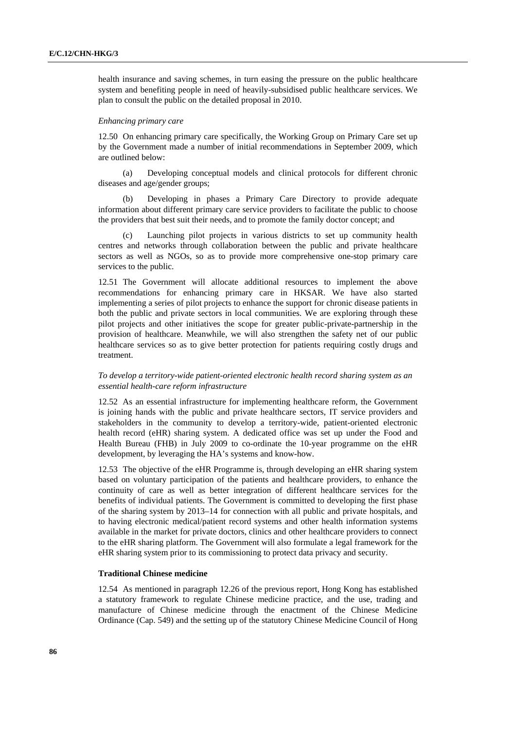health insurance and saving schemes, in turn easing the pressure on the public healthcare system and benefiting people in need of heavily-subsidised public healthcare services. We plan to consult the public on the detailed proposal in 2010.

*Enhancing primary care*

12.50 On enhancing primary care specifically, the Working Group on Primary Care set up by the Government made a number of initial recommendations in September 2009, which are outlined below:

(a) Developing conceptual models and clinical protocols for different chronic diseases and age/gender groups;

(b) Developing in phases a Primary Care Directory to provide adequate information about different primary care service providers to facilitate the public to choose the providers that best suit their needs, and to promote the family doctor concept; and

(c) Launching pilot projects in various districts to set up community health centres and networks through collaboration between the public and private healthcare sectors as well as NGOs, so as to provide more comprehensive one-stop primary care services to the public.

12.51 The Government will allocate additional resources to implement the above recommendations for enhancing primary care in HKSAR. We have also started implementing a series of pilot projects to enhance the support for chronic disease patients in both the public and private sectors in local communities. We are exploring through these pilot projects and other initiatives the scope for greater public-private-partnership in the provision of healthcare. Meanwhile, we will also strengthen the safety net of our public healthcare services so as to give better protection for patients requiring costly drugs and treatment.

*To develop a territory-wide patient-oriented electronic health record sharing system as an essential health-care reform infrastructure*

12.52 As an essential infrastructure for implementing healthcare reform, the Government is joining hands with the public and private healthcare sectors, IT service providers and stakeholders in the community to develop a territory-wide, patient-oriented electronic health record (eHR) sharing system. A dedicated office was set up under the Food and Health Bureau (FHB) in July 2009 to co-ordinate the 10-year programme on the eHR development, by leveraging the HA's systems and know-how.

12.53 The objective of the eHR Programme is, through developing an eHR sharing system based on voluntary participation of the patients and healthcare providers, to enhance the continuity of care as well as better integration of different healthcare services for the benefits of individual patients. The Government is committed to developing the first phase of the sharing system by 2013–14 for connection with all public and private hospitals, and to having electronic medical/patient record systems and other health information systems available in the market for private doctors, clinics and other healthcare providers to connect to the eHR sharing platform. The Government will also formulate a legal framework for the eHR sharing system prior to its commissioning to protect data privacy and security.

**Traditional Chinese medicine**

12.54 As mentioned in paragraph 12.26 of the previous report, Hong Kong has established a statutory framework to regulate Chinese medicine practice, and the use, trading and manufacture of Chinese medicine through the enactment of the Chinese Medicine Ordinance (Cap. 549) and the setting up of the statutory Chinese Medicine Council of Hong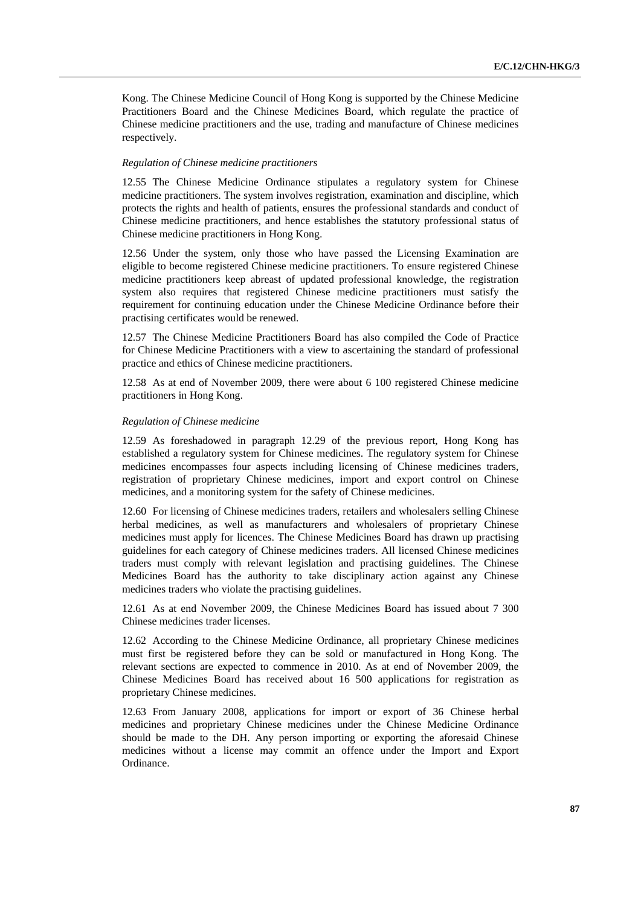Kong. The Chinese Medicine Council of Hong Kong is supported by the Chinese Medicine Practitioners Board and the Chinese Medicines Board, which regulate the practice of Chinese medicine practitioners and the use, trading and manufacture of Chinese medicines respectively.

*Regulation of Chinese medicine practitioners*

12.55 The Chinese Medicine Ordinance stipulates a regulatory system for Chinese medicine practitioners. The system involves registration, examination and discipline, which protects the rights and health of patients, ensures the professional standards and conduct of Chinese medicine practitioners, and hence establishes the statutory professional status of Chinese medicine practitioners in Hong Kong.

12.56 Under the system, only those who have passed the Licensing Examination are eligible to become registered Chinese medicine practitioners. To ensure registered Chinese medicine practitioners keep abreast of updated professional knowledge, the registration system also requires that registered Chinese medicine practitioners must satisfy the requirement for continuing education under the Chinese Medicine Ordinance before their practising certificates would be renewed.

12.57 The Chinese Medicine Practitioners Board has also compiled the Code of Practice for Chinese Medicine Practitioners with a view to ascertaining the standard of professional practice and ethics of Chinese medicine practitioners.

12.58 As at end of November 2009, there were about 6 100 registered Chinese medicine practitioners in Hong Kong.

*Regulation of Chinese medicine*

12.59 As foreshadowed in paragraph 12.29 of the previous report, Hong Kong has established a regulatory system for Chinese medicines. The regulatory system for Chinese medicines encompasses four aspects including licensing of Chinese medicines traders, registration of proprietary Chinese medicines, import and export control on Chinese medicines, and a monitoring system for the safety of Chinese medicines.

12.60 For licensing of Chinese medicines traders, retailers and wholesalers selling Chinese herbal medicines, as well as manufacturers and wholesalers of proprietary Chinese medicines must apply for licences. The Chinese Medicines Board has drawn up practising guidelines for each category of Chinese medicines traders. All licensed Chinese medicines traders must comply with relevant legislation and practising guidelines. The Chinese Medicines Board has the authority to take disciplinary action against any Chinese medicines traders who violate the practising guidelines.

12.61 As at end November 2009, the Chinese Medicines Board has issued about 7 300 Chinese medicines trader licenses.

12.62 According to the Chinese Medicine Ordinance, all proprietary Chinese medicines must first be registered before they can be sold or manufactured in Hong Kong. The relevant sections are expected to commence in 2010. As at end of November 2009, the Chinese Medicines Board has received about 16 500 applications for registration as proprietary Chinese medicines.

12.63 From January 2008, applications for import or export of 36 Chinese herbal medicines and proprietary Chinese medicines under the Chinese Medicine Ordinance should be made to the DH. Any person importing or exporting the aforesaid Chinese medicines without a license may commit an offence under the Import and Export Ordinance.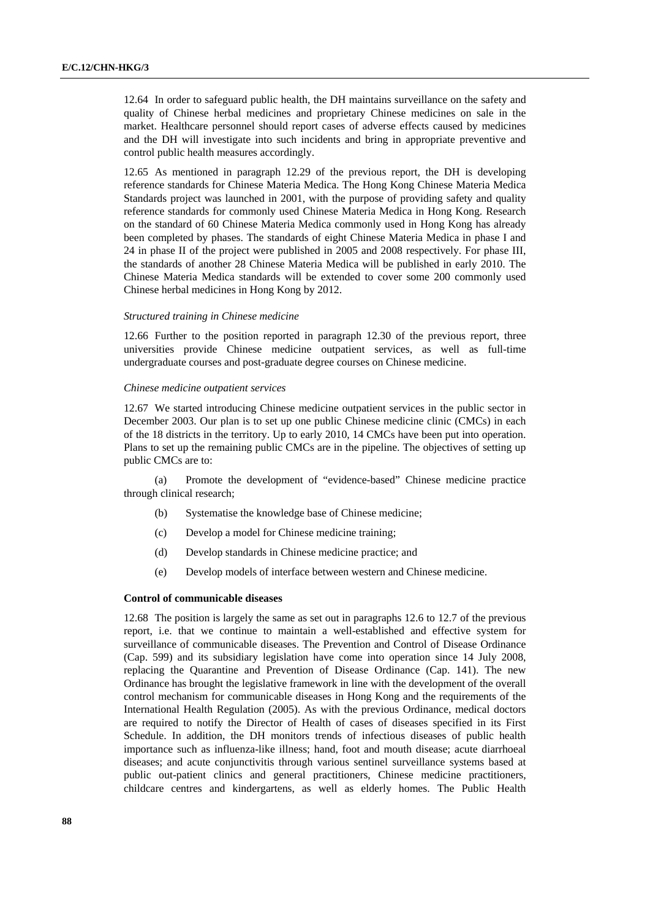12.64 In order to safeguard public health, the DH maintains surveillance on the safety and quality of Chinese herbal medicines and proprietary Chinese medicines on sale in the market. Healthcare personnel should report cases of adverse effects caused by medicines and the DH will investigate into such incidents and bring in appropriate preventive and control public health measures accordingly.

12.65 As mentioned in paragraph 12.29 of the previous report, the DH is developing reference standards for Chinese Materia Medica. The Hong Kong Chinese Materia Medica Standards project was launched in 2001, with the purpose of providing safety and quality reference standards for commonly used Chinese Materia Medica in Hong Kong. Research on the standard of 60 Chinese Materia Medica commonly used in Hong Kong has already been completed by phases. The standards of eight Chinese Materia Medica in phase I and 24 in phase II of the project were published in 2005 and 2008 respectively. For phase III, the standards of another 28 Chinese Materia Medica will be published in early 2010. The Chinese Materia Medica standards will be extended to cover some 200 commonly used Chinese herbal medicines in Hong Kong by 2012.

*Structured training in Chinese medicine*

12.66 Further to the position reported in paragraph 12.30 of the previous report, three universities provide Chinese medicine outpatient services, as well as full-time undergraduate courses and post-graduate degree courses on Chinese medicine.

*Chinese medicine outpatient services*

12.67 We started introducing Chinese medicine outpatient services in the public sector in December 2003. Our plan is to set up one public Chinese medicine clinic (CMCs) in each of the 18 districts in the territory. Up to early 2010, 14 CMCs have been put into operation. Plans to set up the remaining public CMCs are in the pipeline. The objectives of setting up public CMCs are to:

(a) Promote the development of "evidence-based" Chinese medicine practice through clinical research;

(b) Systematise the knowledge base of Chinese medicine;

(c) Develop a model for Chinese medicine training;

(d) Develop standards in Chinese medicine practice; and

(e) Develop models of interface between western and Chinese medicine.

**Control of communicable diseases**

12.68 The position is largely the same as set out in paragraphs 12.6 to 12.7 of the previous report, i.e. that we continue to maintain a well-established and effective system for surveillance of communicable diseases. The Prevention and Control of Disease Ordinance (Cap. 599) and its subsidiary legislation have come into operation since 14 July 2008, replacing the Quarantine and Prevention of Disease Ordinance (Cap. 141). The new Ordinance has brought the legislative framework in line with the development of the overall control mechanism for communicable diseases in Hong Kong and the requirements of the International Health Regulation (2005). As with the previous Ordinance, medical doctors are required to notify the Director of Health of cases of diseases specified in its First Schedule. In addition, the DH monitors trends of infectious diseases of public health importance such as influenza-like illness; hand, foot and mouth disease; acute diarrhoeal diseases; and acute conjunctivitis through various sentinel surveillance systems based at public out-patient clinics and general practitioners, Chinese medicine practitioners, childcare centres and kindergartens, as well as elderly homes. The Public Health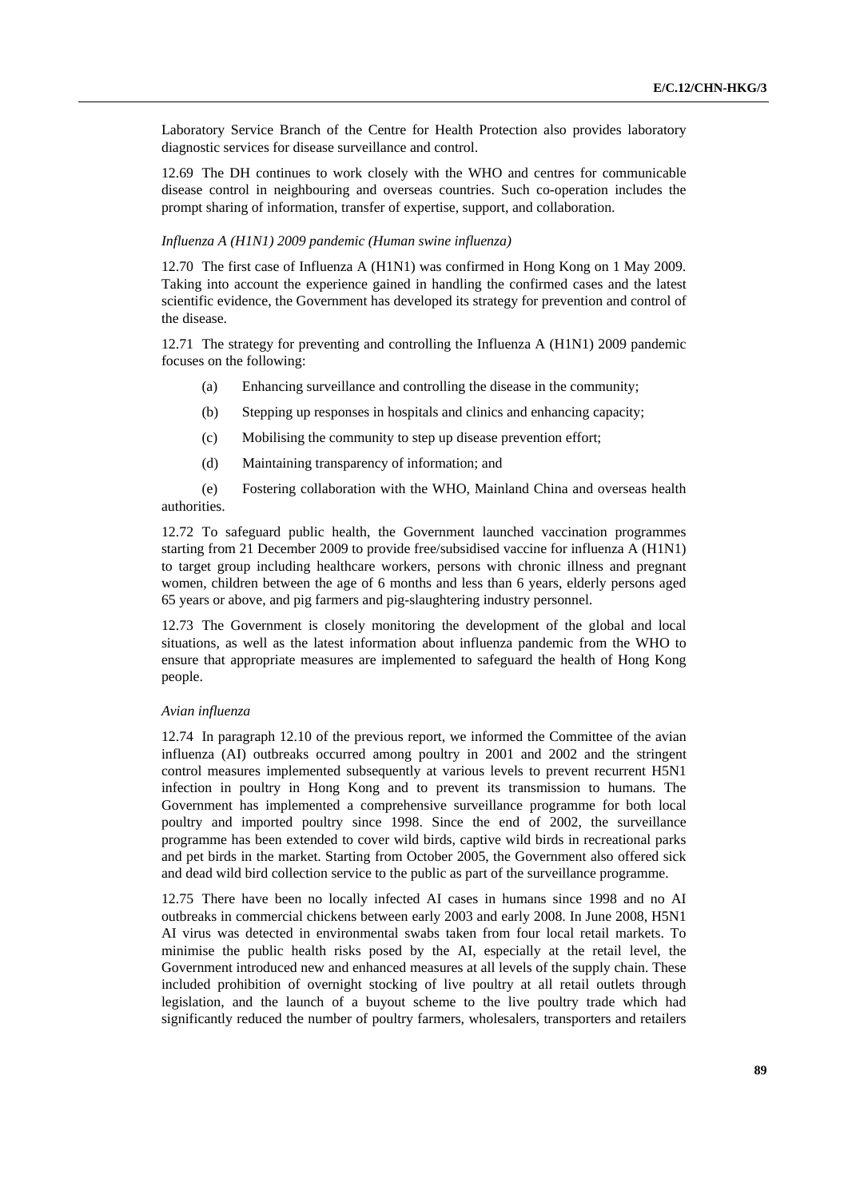Laboratory Service Branch of the Centre for Health Protection also provides laboratory diagnostic services for disease surveillance and control.

12.69 The DH continues to work closely with the WHO and centres for communicable disease control in neighbouring and overseas countries. Such co-operation includes the prompt sharing of information, transfer of expertise, support, and collaboration.

*Influenza A (H1N1) 2009 pandemic (Human swine influenza)*

12.70 The first case of Influenza A (H1N1) was confirmed in Hong Kong on 1 May 2009. Taking into account the experience gained in handling the confirmed cases and the latest scientific evidence, the Government has developed its strategy for prevention and control of the disease.

12.71 The strategy for preventing and controlling the Influenza A (H1N1) 2009 pandemic focuses on the following:

(a) Enhancing surveillance and controlling the disease in the community;

(b) Stepping up responses in hospitals and clinics and enhancing capacity;

(c) Mobilising the community to step up disease prevention effort;

(d) Maintaining transparency of information; and

(e) Fostering collaboration with the WHO, Mainland China and overseas health authorities.

12.72 To safeguard public health, the Government launched vaccination programmes starting from 21 December 2009 to provide free/subsidised vaccine for influenza A (H1N1) to target group including healthcare workers, persons with chronic illness and pregnant women, children between the age of 6 months and less than 6 years, elderly persons aged 65 years or above, and pig farmers and pig-slaughtering industry personnel.

12.73 The Government is closely monitoring the development of the global and local situations, as well as the latest information about influenza pandemic from the WHO to ensure that appropriate measures are implemented to safeguard the health of Hong Kong people.

*Avian influenza*

12.74 In paragraph 12.10 of the previous report, we informed the Committee of the avian influenza (AI) outbreaks occurred among poultry in 2001 and 2002 and the stringent control measures implemented subsequently at various levels to prevent recurrent H5N1 infection in poultry in Hong Kong and to prevent its transmission to humans. The Government has implemented a comprehensive surveillance programme for both local poultry and imported poultry since 1998. Since the end of 2002, the surveillance programme has been extended to cover wild birds, captive wild birds in recreational parks and pet birds in the market. Starting from October 2005, the Government also offered sick and dead wild bird collection service to the public as part of the surveillance programme.

12.75 There have been no locally infected AI cases in humans since 1998 and no AI outbreaks in commercial chickens between early 2003 and early 2008. In June 2008, H5N1 AI virus was detected in environmental swabs taken from four local retail markets. To minimise the public health risks posed by the AI, especially at the retail level, the Government introduced new and enhanced measures at all levels of the supply chain. These included prohibition of overnight stocking of live poultry at all retail outlets through legislation, and the launch of a buyout scheme to the live poultry trade which had significantly reduced the number of poultry farmers, wholesalers, transporters and retailers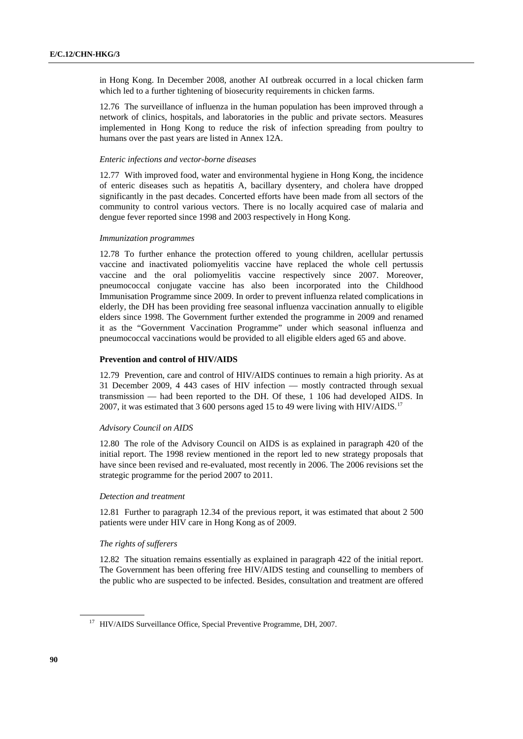in Hong Kong. In December 2008, another AI outbreak occurred in a local chicken farm which led to a further tightening of biosecurity requirements in chicken farms.

12.76 The surveillance of influenza in the human population has been improved through a network of clinics, hospitals, and laboratories in the public and private sectors. Measures implemented in Hong Kong to reduce the risk of infection spreading from poultry to humans over the past years are listed in Annex 12A.

*Enteric infections and vector-borne diseases*

12.77 With improved food, water and environmental hygiene in Hong Kong, the incidence of enteric diseases such as hepatitis A, bacillary dysentery, and cholera have dropped significantly in the past decades. Concerted efforts have been made from all sectors of the community to control various vectors. There is no locally acquired case of malaria and dengue fever reported since 1998 and 2003 respectively in Hong Kong.

*Immunization programmes*

12.78 To further enhance the protection offered to young children, acellular pertussis vaccine and inactivated poliomyelitis vaccine have replaced the whole cell pertussis vaccine and the oral poliomyelitis vaccine respectively since 2007. Moreover, pneumococcal conjugate vaccine has also been incorporated into the Childhood Immunisation Programme since 2009. In order to prevent influenza related complications in elderly, the DH has been providing free seasonal influenza vaccination annually to eligible elders since 1998. The Government further extended the programme in 2009 and renamed it as the "Government Vaccination Programme" under which seasonal influenza and pneumococcal vaccinations would be provided to all eligible elders aged 65 and above.

**Prevention and control of HIV/AIDS**

12.79 Prevention, care and control of HIV/AIDS continues to remain a high priority. As at 31 December 2009, 4 443 cases of HIV infection — mostly contracted through sexual transmission — had been reported to the DH. Of these, 1 106 had developed AIDS. In 2007, it was estimated that 3 600 persons aged 15 to 49 were living with HIV/AIDS.[17]

*Advisory Council on AIDS*

12.80 The role of the Advisory Council on AIDS is as explained in paragraph 420 of the initial report. The 1998 review mentioned in the report led to new strategy proposals that have since been revised and re-evaluated, most recently in 2006. The 2006 revisions set the strategic programme for the period 2007 to 2011.

*Detection and treatment*

12.81 Further to paragraph 12.34 of the previous report, it was estimated that about 2 500 patients were under HIV care in Hong Kong as of 2009.

*The rights of sufferers*

12.82 The situation remains essentially as explained in paragraph 422 of the initial report. The Government has been offering free HIV/AIDS testing and counselling to members of the public who are suspected to be infected. Besides, consultation and treatment are offered

[17] HIV/AIDS Surveillance Office, Special Preventive Programme, DH, 2007.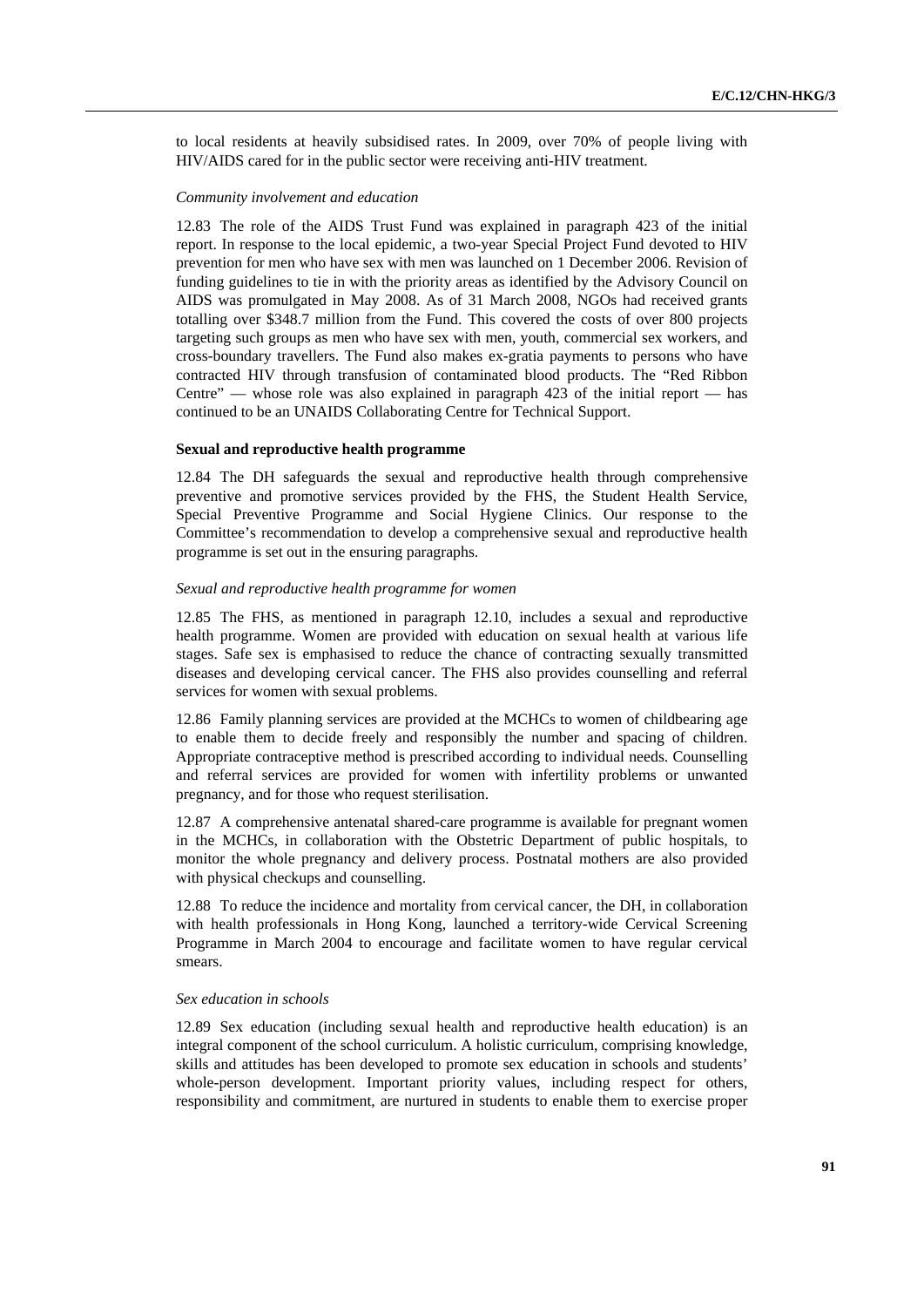to local residents at heavily subsidised rates. In 2009, over 70% of people living with HIV/AIDS cared for in the public sector were receiving anti-HIV treatment.

*Community involvement and education*

12.83 The role of the AIDS Trust Fund was explained in paragraph 423 of the initial report. In response to the local epidemic, a two-year Special Project Fund devoted to HIV prevention for men who have sex with men was launched on 1 December 2006. Revision of funding guidelines to tie in with the priority areas as identified by the Advisory Council on AIDS was promulgated in May 2008. As of 31 March 2008, NGOs had received grants totalling over $348.7 million from the Fund. This covered the costs of over 800 projects targeting such groups as men who have sex with men, youth, commercial sex workers, and cross-boundary travellers. The Fund also makes ex-gratia payments to persons who have contracted HIV through transfusion of contaminated blood products. The "Red Ribbon Centre" — whose role was also explained in paragraph 423 of the initial report — has continued to be an UNAIDS Collaborating Centre for Technical Support.

**Sexual and reproductive health programme**

12.84 The DH safeguards the sexual and reproductive health through comprehensive preventive and promotive services provided by the FHS, the Student Health Service, Special Preventive Programme and Social Hygiene Clinics. Our response to the Committee's recommendation to develop a comprehensive sexual and reproductive health programme is set out in the ensuring paragraphs.

*Sexual and reproductive health programme for women*

12.85 The FHS, as mentioned in paragraph 12.10, includes a sexual and reproductive health programme. Women are provided with education on sexual health at various life stages. Safe sex is emphasised to reduce the chance of contracting sexually transmitted diseases and developing cervical cancer. The FHS also provides counselling and referral services for women with sexual problems.

12.86 Family planning services are provided at the MCHCs to women of childbearing age to enable them to decide freely and responsibly the number and spacing of children. Appropriate contraceptive method is prescribed according to individual needs. Counselling and referral services are provided for women with infertility problems or unwanted pregnancy, and for those who request sterilisation.

12.87 A comprehensive antenatal shared-care programme is available for pregnant women in the MCHCs, in collaboration with the Obstetric Department of public hospitals, to monitor the whole pregnancy and delivery process. Postnatal mothers are also provided with physical checkups and counselling.

12.88 To reduce the incidence and mortality from cervical cancer, the DH, in collaboration with health professionals in Hong Kong, launched a territory-wide Cervical Screening Programme in March 2004 to encourage and facilitate women to have regular cervical smears.

*Sex education in schools*

12.89 Sex education (including sexual health and reproductive health education) is an integral component of the school curriculum. A holistic curriculum, comprising knowledge, skills and attitudes has been developed to promote sex education in schools and students' whole-person development. Important priority values, including respect for others, responsibility and commitment, are nurtured in students to enable them to exercise proper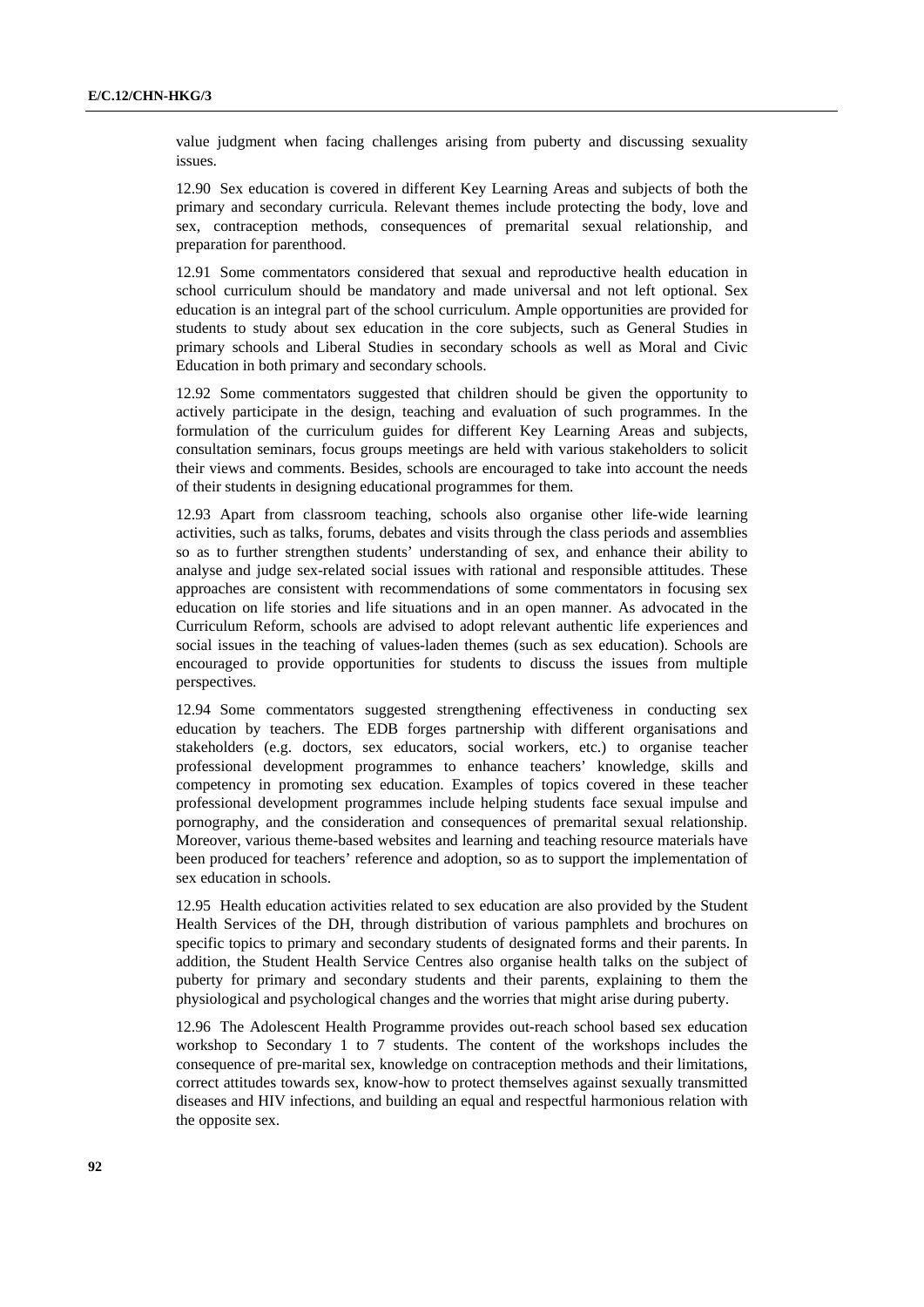value judgment when facing challenges arising from puberty and discussing sexuality issues.

12.90 Sex education is covered in different Key Learning Areas and subjects of both the primary and secondary curricula. Relevant themes include protecting the body, love and sex, contraception methods, consequences of premarital sexual relationship, and preparation for parenthood.

12.91 Some commentators considered that sexual and reproductive health education in school curriculum should be mandatory and made universal and not left optional. Sex education is an integral part of the school curriculum. Ample opportunities are provided for students to study about sex education in the core subjects, such as General Studies in primary schools and Liberal Studies in secondary schools as well as Moral and Civic Education in both primary and secondary schools.

12.92 Some commentators suggested that children should be given the opportunity to actively participate in the design, teaching and evaluation of such programmes. In the formulation of the curriculum guides for different Key Learning Areas and subjects, consultation seminars, focus groups meetings are held with various stakeholders to solicit their views and comments. Besides, schools are encouraged to take into account the needs of their students in designing educational programmes for them.

12.93 Apart from classroom teaching, schools also organise other life-wide learning activities, such as talks, forums, debates and visits through the class periods and assemblies so as to further strengthen students' understanding of sex, and enhance their ability to analyse and judge sex-related social issues with rational and responsible attitudes. These approaches are consistent with recommendations of some commentators in focusing sex education on life stories and life situations and in an open manner. As advocated in the Curriculum Reform, schools are advised to adopt relevant authentic life experiences and social issues in the teaching of values-laden themes (such as sex education). Schools are encouraged to provide opportunities for students to discuss the issues from multiple perspectives.

12.94 Some commentators suggested strengthening effectiveness in conducting sex education by teachers. The EDB forges partnership with different organisations and stakeholders (e.g. doctors, sex educators, social workers, etc.) to organise teacher professional development programmes to enhance teachers' knowledge, skills and competency in promoting sex education. Examples of topics covered in these teacher professional development programmes include helping students face sexual impulse and pornography, and the consideration and consequences of premarital sexual relationship. Moreover, various theme-based websites and learning and teaching resource materials have been produced for teachers' reference and adoption, so as to support the implementation of sex education in schools.

12.95 Health education activities related to sex education are also provided by the Student Health Services of the DH, through distribution of various pamphlets and brochures on specific topics to primary and secondary students of designated forms and their parents. In addition, the Student Health Service Centres also organise health talks on the subject of puberty for primary and secondary students and their parents, explaining to them the physiological and psychological changes and the worries that might arise during puberty.

12.96 The Adolescent Health Programme provides out-reach school based sex education workshop to Secondary 1 to 7 students. The content of the workshops includes the consequence of pre-marital sex, knowledge on contraception methods and their limitations, correct attitudes towards sex, know-how to protect themselves against sexually transmitted diseases and HIV infections, and building an equal and respectful harmonious relation with the opposite sex.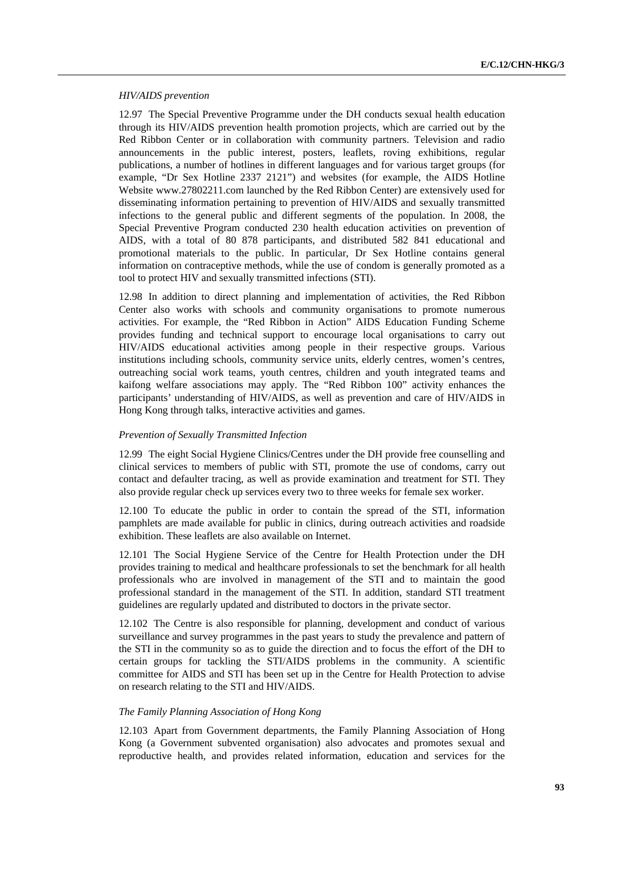*HIV/AIDS prevention*

12.97 The Special Preventive Programme under the DH conducts sexual health education through its HIV/AIDS prevention health promotion projects, which are carried out by the Red Ribbon Center or in collaboration with community partners. Television and radio announcements in the public interest, posters, leaflets, roving exhibitions, regular publications, a number of hotlines in different languages and for various target groups (for example, "Dr Sex Hotline 2337 2121") and websites (for example, the AIDS Hotline Website www.27802211.com launched by the Red Ribbon Center) are extensively used for disseminating information pertaining to prevention of HIV/AIDS and sexually transmitted infections to the general public and different segments of the population. In 2008, the Special Preventive Program conducted 230 health education activities on prevention of AIDS, with a total of 80 878 participants, and distributed 582 841 educational and promotional materials to the public. In particular, Dr Sex Hotline contains general information on contraceptive methods, while the use of condom is generally promoted as a tool to protect HIV and sexually transmitted infections (STI).

12.98 In addition to direct planning and implementation of activities, the Red Ribbon Center also works with schools and community organisations to promote numerous activities. For example, the "Red Ribbon in Action" AIDS Education Funding Scheme provides funding and technical support to encourage local organisations to carry out HIV/AIDS educational activities among people in their respective groups. Various institutions including schools, community service units, elderly centres, women's centres, outreaching social work teams, youth centres, children and youth integrated teams and kaifong welfare associations may apply. The "Red Ribbon 100" activity enhances the participants' understanding of HIV/AIDS, as well as prevention and care of HIV/AIDS in Hong Kong through talks, interactive activities and games.

*Prevention of Sexually Transmitted Infection*

12.99 The eight Social Hygiene Clinics/Centres under the DH provide free counselling and clinical services to members of public with STI, promote the use of condoms, carry out contact and defaulter tracing, as well as provide examination and treatment for STI. They also provide regular check up services every two to three weeks for female sex worker.

12.100 To educate the public in order to contain the spread of the STI, information pamphlets are made available for public in clinics, during outreach activities and roadside exhibition. These leaflets are also available on Internet.

12.101 The Social Hygiene Service of the Centre for Health Protection under the DH provides training to medical and healthcare professionals to set the benchmark for all health professionals who are involved in management of the STI and to maintain the good professional standard in the management of the STI. In addition, standard STI treatment guidelines are regularly updated and distributed to doctors in the private sector.

12.102 The Centre is also responsible for planning, development and conduct of various surveillance and survey programmes in the past years to study the prevalence and pattern of the STI in the community so as to guide the direction and to focus the effort of the DH to certain groups for tackling the STI/AIDS problems in the community. A scientific committee for AIDS and STI has been set up in the Centre for Health Protection to advise on research relating to the STI and HIV/AIDS.

*The Family Planning Association of Hong Kong*

12.103 Apart from Government departments, the Family Planning Association of Hong Kong (a Government subvented organisation) also advocates and promotes sexual and reproductive health, and provides related information, education and services for the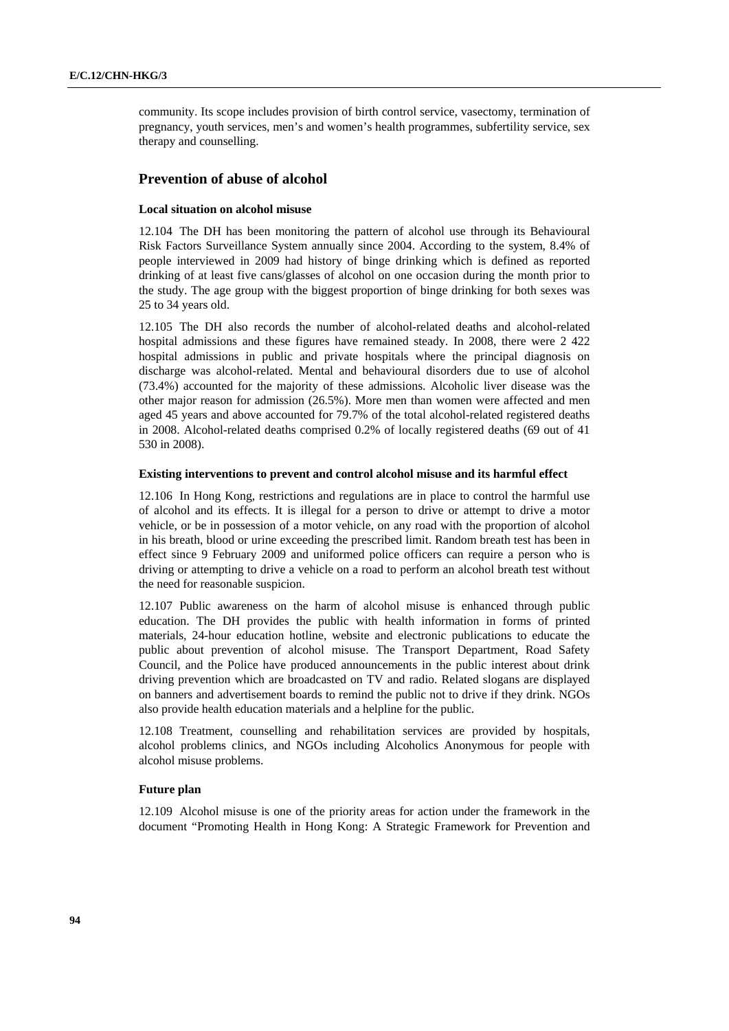community. Its scope includes provision of birth control service, vasectomy, termination of pregnancy, youth services, men's and women's health programmes, subfertility service, sex therapy and counselling.

## Prevention of abuse of alcohol

### Local situation on alcohol misuse

12.104 The DH has been monitoring the pattern of alcohol use through its Behavioural Risk Factors Surveillance System annually since 2004. According to the system, 8.4% of people interviewed in 2009 had history of binge drinking which is defined as reported drinking of at least five cans/glasses of alcohol on one occasion during the month prior to the study. The age group with the biggest proportion of binge drinking for both sexes was 25 to 34 years old.

12.105 The DH also records the number of alcohol-related deaths and alcohol-related hospital admissions and these figures have remained steady. In 2008, there were 2 422 hospital admissions in public and private hospitals where the principal diagnosis on discharge was alcohol-related. Mental and behavioural disorders due to use of alcohol (73.4%) accounted for the majority of these admissions. Alcoholic liver disease was the other major reason for admission (26.5%). More men than women were affected and men aged 45 years and above accounted for 79.7% of the total alcohol-related registered deaths in 2008. Alcohol-related deaths comprised 0.2% of locally registered deaths (69 out of 41 530 in 2008).

### Existing interventions to prevent and control alcohol misuse and its harmful effect

12.106 In Hong Kong, restrictions and regulations are in place to control the harmful use of alcohol and its effects. It is illegal for a person to drive or attempt to drive a motor vehicle, or be in possession of a motor vehicle, on any road with the proportion of alcohol in his breath, blood or urine exceeding the prescribed limit. Random breath test has been in effect since 9 February 2009 and uniformed police officers can require a person who is driving or attempting to drive a vehicle on a road to perform an alcohol breath test without the need for reasonable suspicion.

12.107 Public awareness on the harm of alcohol misuse is enhanced through public education. The DH provides the public with health information in forms of printed materials, 24-hour education hotline, website and electronic publications to educate the public about prevention of alcohol misuse. The Transport Department, Road Safety Council, and the Police have produced announcements in the public interest about drink driving prevention which are broadcasted on TV and radio. Related slogans are displayed on banners and advertisement boards to remind the public not to drive if they drink. NGOs also provide health education materials and a helpline for the public.

12.108 Treatment, counselling and rehabilitation services are provided by hospitals, alcohol problems clinics, and NGOs including Alcoholics Anonymous for people with alcohol misuse problems.

### Future plan

12.109 Alcohol misuse is one of the priority areas for action under the framework in the document "Promoting Health in Hong Kong: A Strategic Framework for Prevention and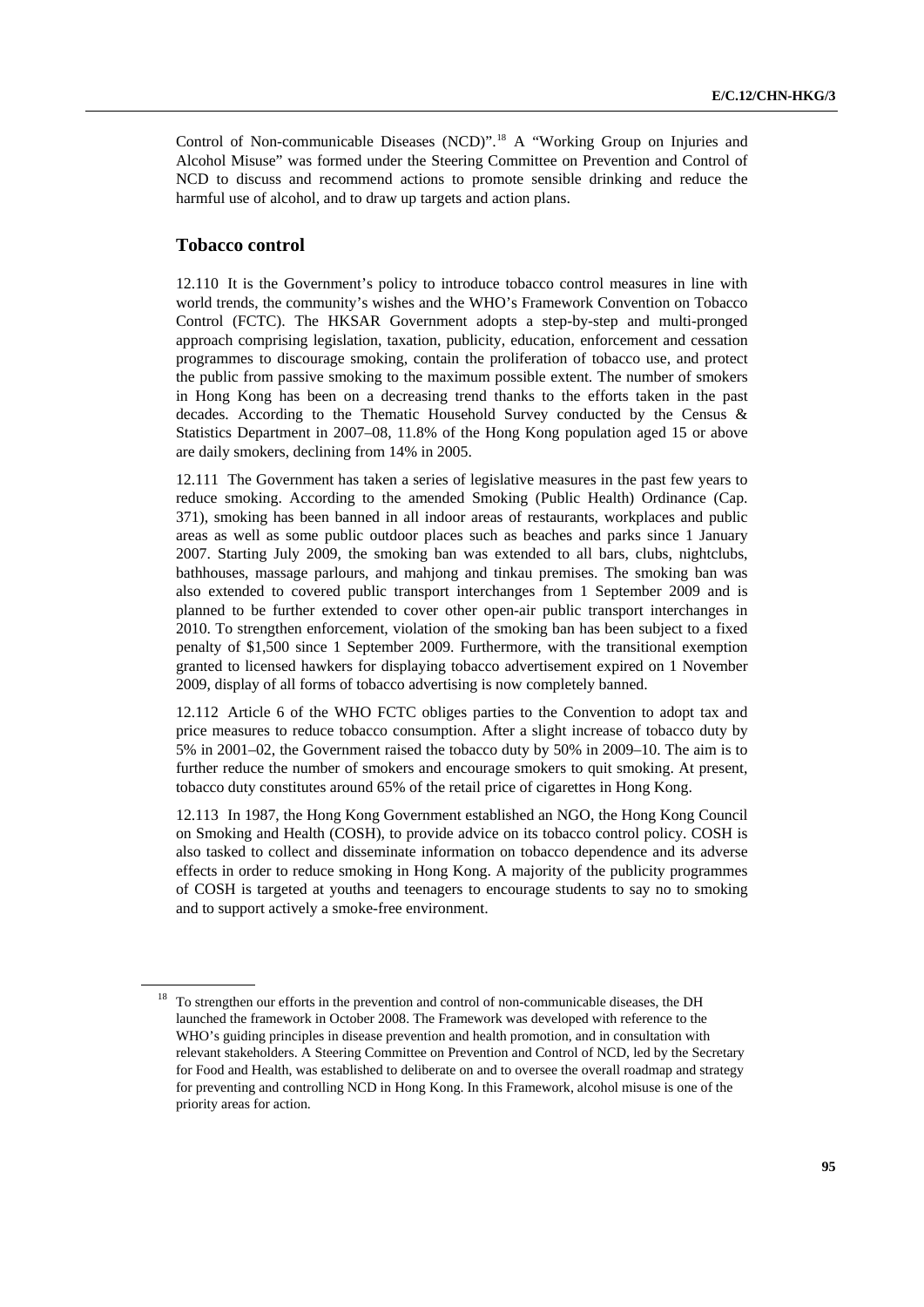Control of Non-communicable Diseases (NCD)".[18] A "Working Group on Injuries and Alcohol Misuse" was formed under the Steering Committee on Prevention and Control of NCD to discuss and recommend actions to promote sensible drinking and reduce the harmful use of alcohol, and to draw up targets and action plans.

## Tobacco control

12.110 It is the Government's policy to introduce tobacco control measures in line with world trends, the community's wishes and the WHO's Framework Convention on Tobacco Control (FCTC). The HKSAR Government adopts a step-by-step and multi-pronged approach comprising legislation, taxation, publicity, education, enforcement and cessation programmes to discourage smoking, contain the proliferation of tobacco use, and protect the public from passive smoking to the maximum possible extent. The number of smokers in Hong Kong has been on a decreasing trend thanks to the efforts taken in the past decades. According to the Thematic Household Survey conducted by the Census & Statistics Department in 2007–08, 11.8% of the Hong Kong population aged 15 or above are daily smokers, declining from 14% in 2005.

12.111 The Government has taken a series of legislative measures in the past few years to reduce smoking. According to the amended Smoking (Public Health) Ordinance (Cap. 371), smoking has been banned in all indoor areas of restaurants, workplaces and public areas as well as some public outdoor places such as beaches and parks since 1 January 2007. Starting July 2009, the smoking ban was extended to all bars, clubs, nightclubs, bathhouses, massage parlours, and mahjong and tinkau premises. The smoking ban was also extended to covered public transport interchanges from 1 September 2009 and is planned to be further extended to cover other open-air public transport interchanges in 2010. To strengthen enforcement, violation of the smoking ban has been subject to a fixed penalty of $1,500 since 1 September 2009. Furthermore, with the transitional exemption granted to licensed hawkers for displaying tobacco advertisement expired on 1 November 2009, display of all forms of tobacco advertising is now completely banned.

12.112 Article 6 of the WHO FCTC obliges parties to the Convention to adopt tax and price measures to reduce tobacco consumption. After a slight increase of tobacco duty by 5% in 2001–02, the Government raised the tobacco duty by 50% in 2009–10. The aim is to further reduce the number of smokers and encourage smokers to quit smoking. At present, tobacco duty constitutes around 65% of the retail price of cigarettes in Hong Kong.

12.113 In 1987, the Hong Kong Government established an NGO, the Hong Kong Council on Smoking and Health (COSH), to provide advice on its tobacco control policy. COSH is also tasked to collect and disseminate information on tobacco dependence and its adverse effects in order to reduce smoking in Hong Kong. A majority of the publicity programmes of COSH is targeted at youths and teenagers to encourage students to say no to smoking and to support actively a smoke-free environment.

---

[18] To strengthen our efforts in the prevention and control of non-communicable diseases, the DH launched the framework in October 2008. The Framework was developed with reference to the WHO's guiding principles in disease prevention and health promotion, and in consultation with relevant stakeholders. A Steering Committee on Prevention and Control of NCD, led by the Secretary for Food and Health, was established to deliberate on and to oversee the overall roadmap and strategy for preventing and controlling NCD in Hong Kong. In this Framework, alcohol misuse is one of the priority areas for action.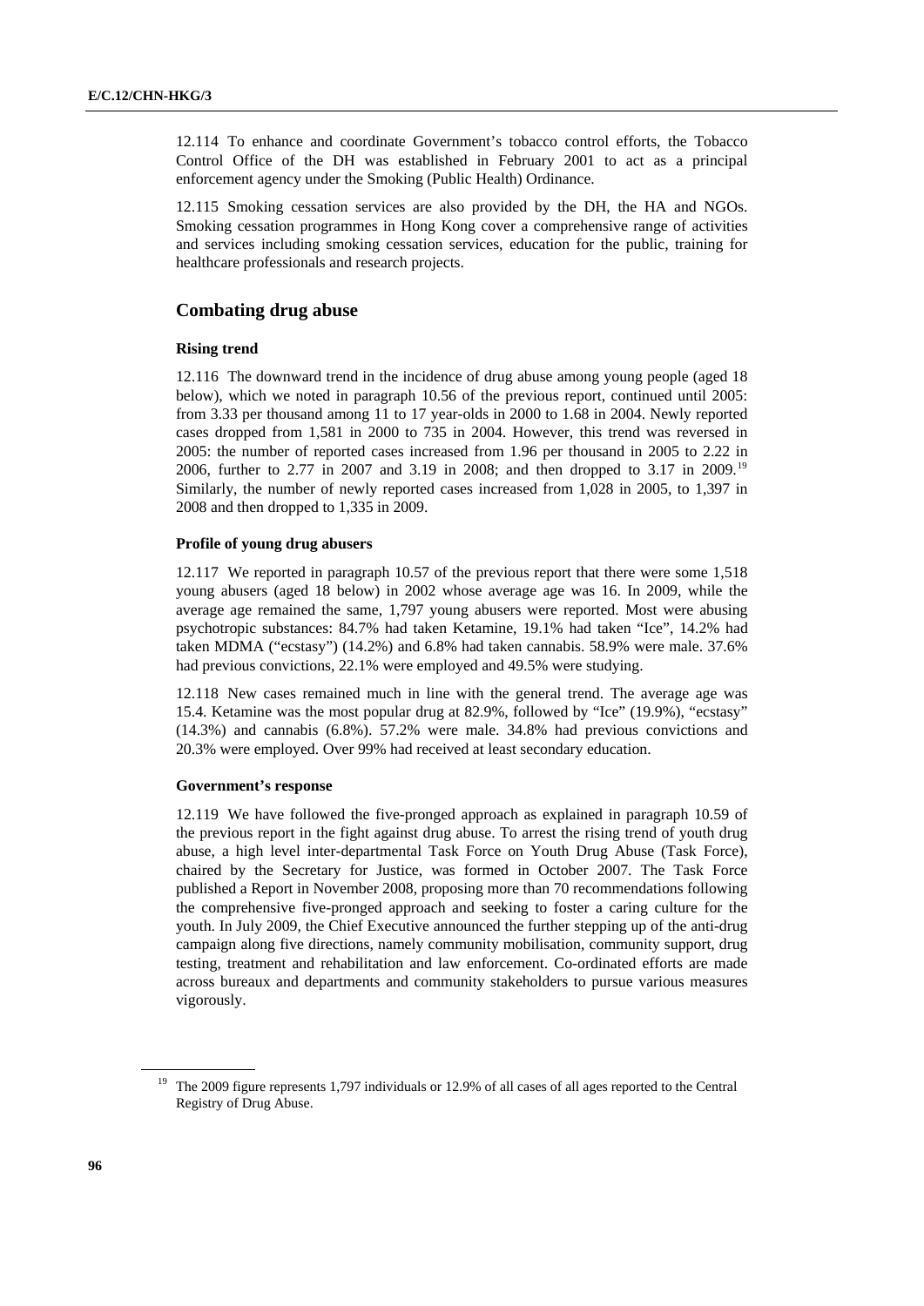12.114 To enhance and coordinate Government's tobacco control efforts, the Tobacco Control Office of the DH was established in February 2001 to act as a principal enforcement agency under the Smoking (Public Health) Ordinance.

12.115 Smoking cessation services are also provided by the DH, the HA and NGOs. Smoking cessation programmes in Hong Kong cover a comprehensive range of activities and services including smoking cessation services, education for the public, training for healthcare professionals and research projects.

## Combating drug abuse

### Rising trend

12.116 The downward trend in the incidence of drug abuse among young people (aged 18 below), which we noted in paragraph 10.56 of the previous report, continued until 2005: from 3.33 per thousand among 11 to 17 year-olds in 2000 to 1.68 in 2004. Newly reported cases dropped from 1,581 in 2000 to 735 in 2004. However, this trend was reversed in 2005: the number of reported cases increased from 1.96 per thousand in 2005 to 2.22 in 2006, further to 2.77 in 2007 and 3.19 in 2008; and then dropped to 3.17 in 2009.[19] Similarly, the number of newly reported cases increased from 1,028 in 2005, to 1,397 in 2008 and then dropped to 1,335 in 2009.

### Profile of young drug abusers

12.117 We reported in paragraph 10.57 of the previous report that there were some 1,518 young abusers (aged 18 below) in 2002 whose average age was 16. In 2009, while the average age remained the same, 1,797 young abusers were reported. Most were abusing psychotropic substances: 84.7% had taken Ketamine, 19.1% had taken "Ice", 14.2% had taken MDMA ("ecstasy") (14.2%) and 6.8% had taken cannabis. 58.9% were male. 37.6% had previous convictions, 22.1% were employed and 49.5% were studying.

12.118 New cases remained much in line with the general trend. The average age was 15.4. Ketamine was the most popular drug at 82.9%, followed by "Ice" (19.9%), "ecstasy" (14.3%) and cannabis (6.8%). 57.2% were male. 34.8% had previous convictions and 20.3% were employed. Over 99% had received at least secondary education.

### Government's response

12.119 We have followed the five-pronged approach as explained in paragraph 10.59 of the previous report in the fight against drug abuse. To arrest the rising trend of youth drug abuse, a high level inter-departmental Task Force on Youth Drug Abuse (Task Force), chaired by the Secretary for Justice, was formed in October 2007. The Task Force published a Report in November 2008, proposing more than 70 recommendations following the comprehensive five-pronged approach and seeking to foster a caring culture for the youth. In July 2009, the Chief Executive announced the further stepping up of the anti-drug campaign along five directions, namely community mobilisation, community support, drug testing, treatment and rehabilitation and law enforcement. Co-ordinated efforts are made across bureaux and departments and community stakeholders to pursue various measures vigorously.

[19] The 2009 figure represents 1,797 individuals or 12.9% of all cases of all ages reported to the Central Registry of Drug Abuse.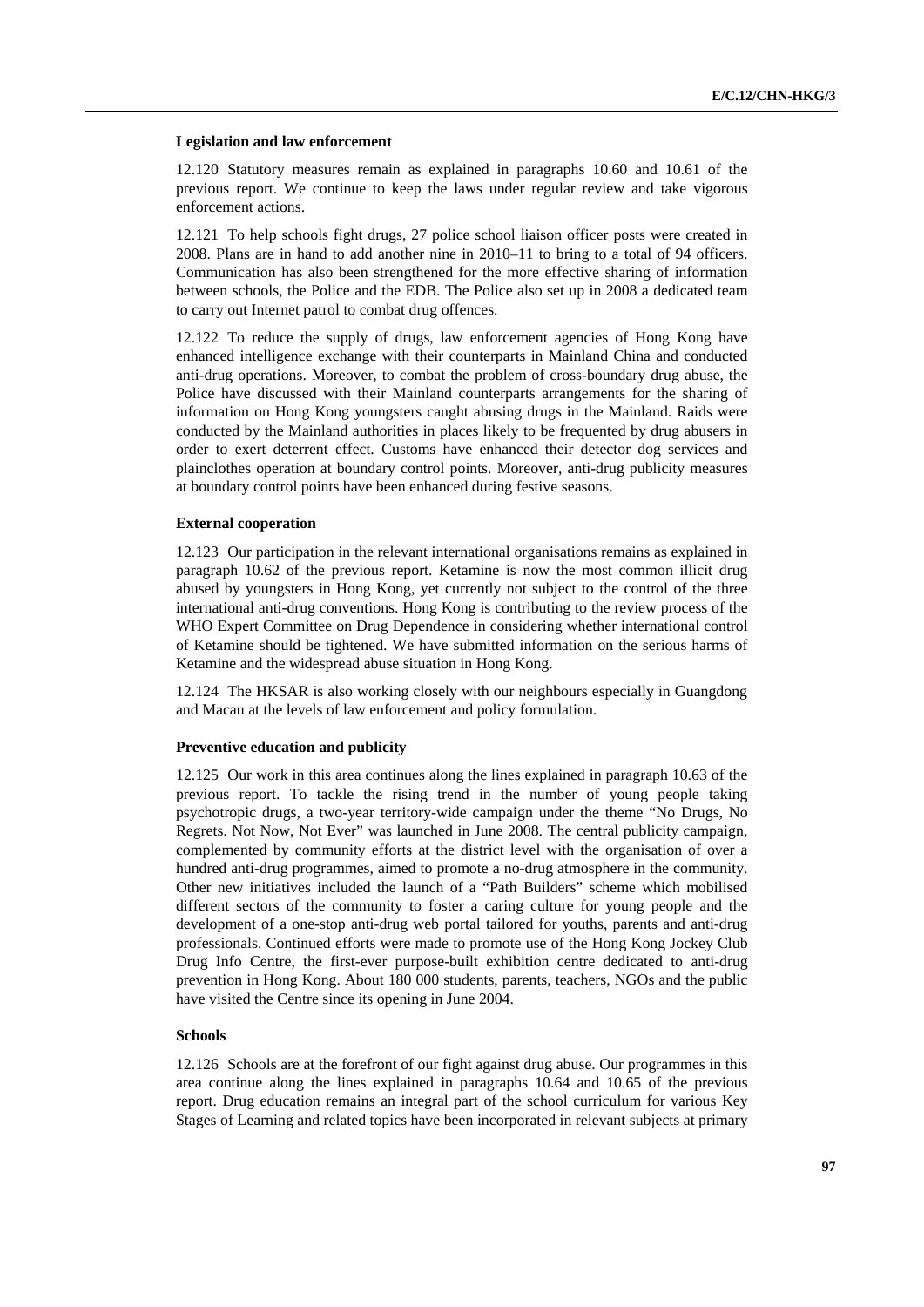#### Legislation and law enforcement

12.120 Statutory measures remain as explained in paragraphs 10.60 and 10.61 of the previous report. We continue to keep the laws under regular review and take vigorous enforcement actions.

12.121 To help schools fight drugs, 27 police school liaison officer posts were created in 2008. Plans are in hand to add another nine in 2010–11 to bring to a total of 94 officers. Communication has also been strengthened for the more effective sharing of information between schools, the Police and the EDB. The Police also set up in 2008 a dedicated team to carry out Internet patrol to combat drug offences.

12.122 To reduce the supply of drugs, law enforcement agencies of Hong Kong have enhanced intelligence exchange with their counterparts in Mainland China and conducted anti-drug operations. Moreover, to combat the problem of cross-boundary drug abuse, the Police have discussed with their Mainland counterparts arrangements for the sharing of information on Hong Kong youngsters caught abusing drugs in the Mainland. Raids were conducted by the Mainland authorities in places likely to be frequented by drug abusers in order to exert deterrent effect. Customs have enhanced their detector dog services and plainclothes operation at boundary control points. Moreover, anti-drug publicity measures at boundary control points have been enhanced during festive seasons.

#### External cooperation

12.123 Our participation in the relevant international organisations remains as explained in paragraph 10.62 of the previous report. Ketamine is now the most common illicit drug abused by youngsters in Hong Kong, yet currently not subject to the control of the three international anti-drug conventions. Hong Kong is contributing to the review process of the WHO Expert Committee on Drug Dependence in considering whether international control of Ketamine should be tightened. We have submitted information on the serious harms of Ketamine and the widespread abuse situation in Hong Kong.

12.124 The HKSAR is also working closely with our neighbours especially in Guangdong and Macau at the levels of law enforcement and policy formulation.

#### Preventive education and publicity

12.125 Our work in this area continues along the lines explained in paragraph 10.63 of the previous report. To tackle the rising trend in the number of young people taking psychotropic drugs, a two-year territory-wide campaign under the theme “No Drugs, No Regrets. Not Now, Not Ever” was launched in June 2008. The central publicity campaign, complemented by community efforts at the district level with the organisation of over a hundred anti-drug programmes, aimed to promote a no-drug atmosphere in the community. Other new initiatives included the launch of a “Path Builders” scheme which mobilised different sectors of the community to foster a caring culture for young people and the development of a one-stop anti-drug web portal tailored for youths, parents and anti-drug professionals. Continued efforts were made to promote use of the Hong Kong Jockey Club Drug Info Centre, the first-ever purpose-built exhibition centre dedicated to anti-drug prevention in Hong Kong. About 180 000 students, parents, teachers, NGOs and the public have visited the Centre since its opening in June 2004.

#### Schools

12.126 Schools are at the forefront of our fight against drug abuse. Our programmes in this area continue along the lines explained in paragraphs 10.64 and 10.65 of the previous report. Drug education remains an integral part of the school curriculum for various Key Stages of Learning and related topics have been incorporated in relevant subjects at primary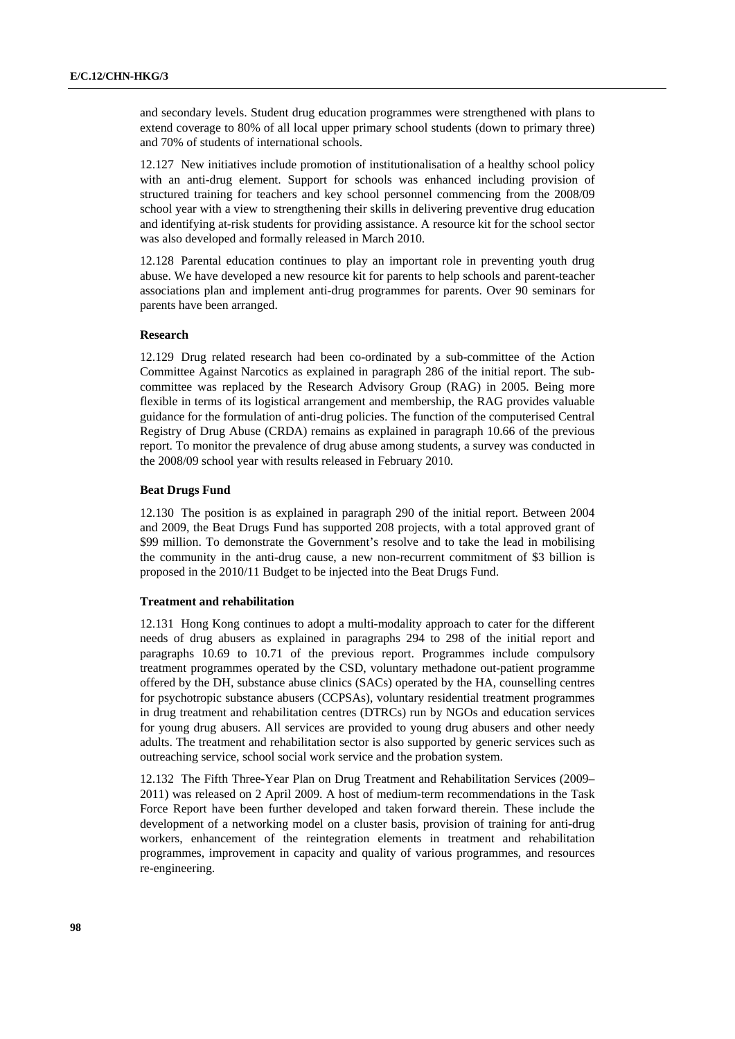and secondary levels. Student drug education programmes were strengthened with plans to extend coverage to 80% of all local upper primary school students (down to primary three) and 70% of students of international schools.

12.127 New initiatives include promotion of institutionalisation of a healthy school policy with an anti-drug element. Support for schools was enhanced including provision of structured training for teachers and key school personnel commencing from the 2008/09 school year with a view to strengthening their skills in delivering preventive drug education and identifying at-risk students for providing assistance. A resource kit for the school sector was also developed and formally released in March 2010.

12.128 Parental education continues to play an important role in preventing youth drug abuse. We have developed a new resource kit for parents to help schools and parent-teacher associations plan and implement anti-drug programmes for parents. Over 90 seminars for parents have been arranged.

#### Research

12.129 Drug related research had been co-ordinated by a sub-committee of the Action Committee Against Narcotics as explained in paragraph 286 of the initial report. The sub-committee was replaced by the Research Advisory Group (RAG) in 2005. Being more flexible in terms of its logistical arrangement and membership, the RAG provides valuable guidance for the formulation of anti-drug policies. The function of the computerised Central Registry of Drug Abuse (CRDA) remains as explained in paragraph 10.66 of the previous report. To monitor the prevalence of drug abuse among students, a survey was conducted in the 2008/09 school year with results released in February 2010.

#### Beat Drugs Fund

12.130 The position is as explained in paragraph 290 of the initial report. Between 2004 and 2009, the Beat Drugs Fund has supported 208 projects, with a total approved grant of \$99 million. To demonstrate the Government's resolve and to take the lead in mobilising the community in the anti-drug cause, a new non-recurrent commitment of \$3 billion is proposed in the 2010/11 Budget to be injected into the Beat Drugs Fund.

#### Treatment and rehabilitation

12.131 Hong Kong continues to adopt a multi-modality approach to cater for the different needs of drug abusers as explained in paragraphs 294 to 298 of the initial report and paragraphs 10.69 to 10.71 of the previous report. Programmes include compulsory treatment programmes operated by the CSD, voluntary methadone out-patient programme offered by the DH, substance abuse clinics (SACs) operated by the HA, counselling centres for psychotropic substance abusers (CCPSAs), voluntary residential treatment programmes in drug treatment and rehabilitation centres (DTRCs) run by NGOs and education services for young drug abusers. All services are provided to young drug abusers and other needy adults. The treatment and rehabilitation sector is also supported by generic services such as outreaching service, school social work service and the probation system.

12.132 The Fifth Three-Year Plan on Drug Treatment and Rehabilitation Services (2009–2011) was released on 2 April 2009. A host of medium-term recommendations in the Task Force Report have been further developed and taken forward therein. These include the development of a networking model on a cluster basis, provision of training for anti-drug workers, enhancement of the reintegration elements in treatment and rehabilitation programmes, improvement in capacity and quality of various programmes, and resources re-engineering.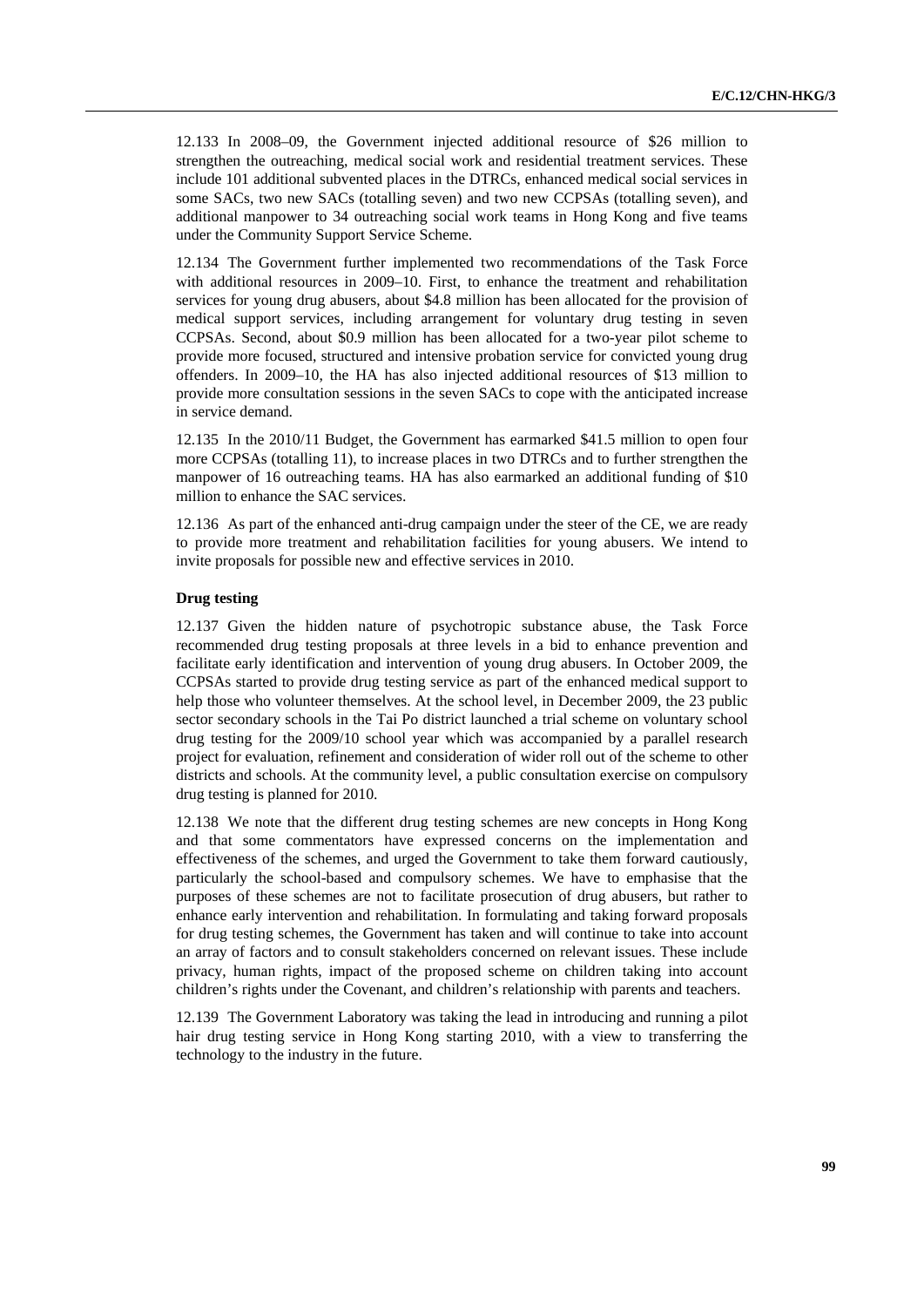12.133 In 2008–09, the Government injected additional resource of $26 million to strengthen the outreaching, medical social work and residential treatment services. These include 101 additional subvented places in the DTRCs, enhanced medical social services in some SACs, two new SACs (totalling seven) and two new CCPSAs (totalling seven), and additional manpower to 34 outreaching social work teams in Hong Kong and five teams under the Community Support Service Scheme.

12.134 The Government further implemented two recommendations of the Task Force with additional resources in 2009–10. First, to enhance the treatment and rehabilitation services for young drug abusers, about $4.8 million has been allocated for the provision of medical support services, including arrangement for voluntary drug testing in seven CCPSAs. Second, about $0.9 million has been allocated for a two-year pilot scheme to provide more focused, structured and intensive probation service for convicted young drug offenders. In 2009–10, the HA has also injected additional resources of $13 million to provide more consultation sessions in the seven SACs to cope with the anticipated increase in service demand.

12.135 In the 2010/11 Budget, the Government has earmarked $41.5 million to open four more CCPSAs (totalling 11), to increase places in two DTRCs and to further strengthen the manpower of 16 outreaching teams. HA has also earmarked an additional funding of $10 million to enhance the SAC services.

12.136 As part of the enhanced anti-drug campaign under the steer of the CE, we are ready to provide more treatment and rehabilitation facilities for young abusers. We intend to invite proposals for possible new and effective services in 2010.

#### Drug testing

12.137 Given the hidden nature of psychotropic substance abuse, the Task Force recommended drug testing proposals at three levels in a bid to enhance prevention and facilitate early identification and intervention of young drug abusers. In October 2009, the CCPSAs started to provide drug testing service as part of the enhanced medical support to help those who volunteer themselves. At the school level, in December 2009, the 23 public sector secondary schools in the Tai Po district launched a trial scheme on voluntary school drug testing for the 2009/10 school year which was accompanied by a parallel research project for evaluation, refinement and consideration of wider roll out of the scheme to other districts and schools. At the community level, a public consultation exercise on compulsory drug testing is planned for 2010.

12.138 We note that the different drug testing schemes are new concepts in Hong Kong and that some commentators have expressed concerns on the implementation and effectiveness of the schemes, and urged the Government to take them forward cautiously, particularly the school-based and compulsory schemes. We have to emphasise that the purposes of these schemes are not to facilitate prosecution of drug abusers, but rather to enhance early intervention and rehabilitation. In formulating and taking forward proposals for drug testing schemes, the Government has taken and will continue to take into account an array of factors and to consult stakeholders concerned on relevant issues. These include privacy, human rights, impact of the proposed scheme on children taking into account children's rights under the Covenant, and children's relationship with parents and teachers.

12.139 The Government Laboratory was taking the lead in introducing and running a pilot hair drug testing service in Hong Kong starting 2010, with a view to transferring the technology to the industry in the future.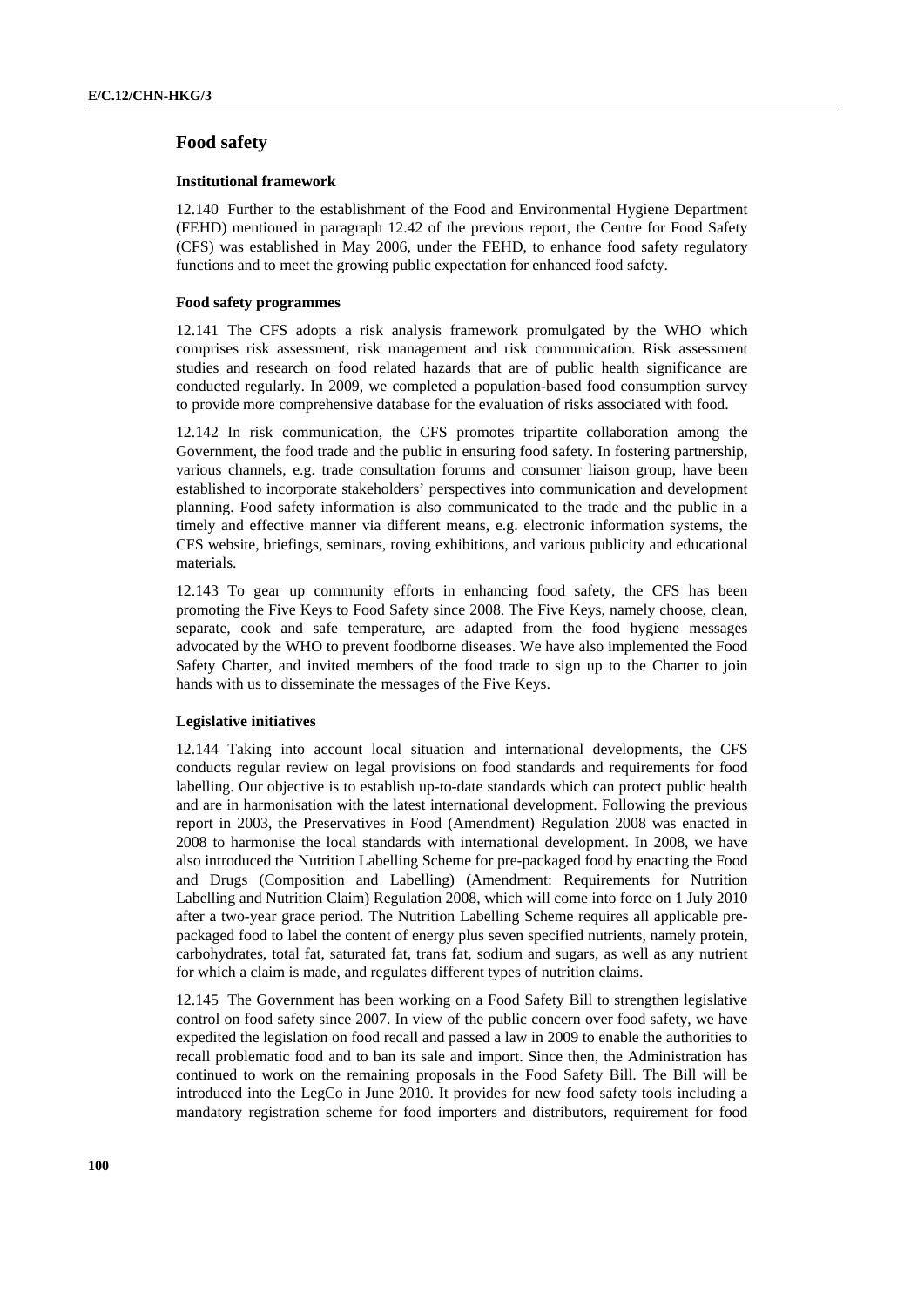## Food safety

### Institutional framework

12.140 Further to the establishment of the Food and Environmental Hygiene Department (FEHD) mentioned in paragraph 12.42 of the previous report, the Centre for Food Safety (CFS) was established in May 2006, under the FEHD, to enhance food safety regulatory functions and to meet the growing public expectation for enhanced food safety.

### Food safety programmes

12.141 The CFS adopts a risk analysis framework promulgated by the WHO which comprises risk assessment, risk management and risk communication. Risk assessment studies and research on food related hazards that are of public health significance are conducted regularly. In 2009, we completed a population-based food consumption survey to provide more comprehensive database for the evaluation of risks associated with food.

12.142 In risk communication, the CFS promotes tripartite collaboration among the Government, the food trade and the public in ensuring food safety. In fostering partnership, various channels, e.g. trade consultation forums and consumer liaison group, have been established to incorporate stakeholders' perspectives into communication and development planning. Food safety information is also communicated to the trade and the public in a timely and effective manner via different means, e.g. electronic information systems, the CFS website, briefings, seminars, roving exhibitions, and various publicity and educational materials.

12.143 To gear up community efforts in enhancing food safety, the CFS has been promoting the Five Keys to Food Safety since 2008. The Five Keys, namely choose, clean, separate, cook and safe temperature, are adapted from the food hygiene messages advocated by the WHO to prevent foodborne diseases. We have also implemented the Food Safety Charter, and invited members of the food trade to sign up to the Charter to join hands with us to disseminate the messages of the Five Keys.

### Legislative initiatives

12.144 Taking into account local situation and international developments, the CFS conducts regular review on legal provisions on food standards and requirements for food labelling. Our objective is to establish up-to-date standards which can protect public health and are in harmonisation with the latest international development. Following the previous report in 2003, the Preservatives in Food (Amendment) Regulation 2008 was enacted in 2008 to harmonise the local standards with international development. In 2008, we have also introduced the Nutrition Labelling Scheme for pre-packaged food by enacting the Food and Drugs (Composition and Labelling) (Amendment: Requirements for Nutrition Labelling and Nutrition Claim) Regulation 2008, which will come into force on 1 July 2010 after a two-year grace period. The Nutrition Labelling Scheme requires all applicable pre-packaged food to label the content of energy plus seven specified nutrients, namely protein, carbohydrates, total fat, saturated fat, trans fat, sodium and sugars, as well as any nutrient for which a claim is made, and regulates different types of nutrition claims.

12.145 The Government has been working on a Food Safety Bill to strengthen legislative control on food safety since 2007. In view of the public concern over food safety, we have expedited the legislation on food recall and passed a law in 2009 to enable the authorities to recall problematic food and to ban its sale and import. Since then, the Administration has continued to work on the remaining proposals in the Food Safety Bill. The Bill will be introduced into the LegCo in June 2010. It provides for new food safety tools including a mandatory registration scheme for food importers and distributors, requirement for food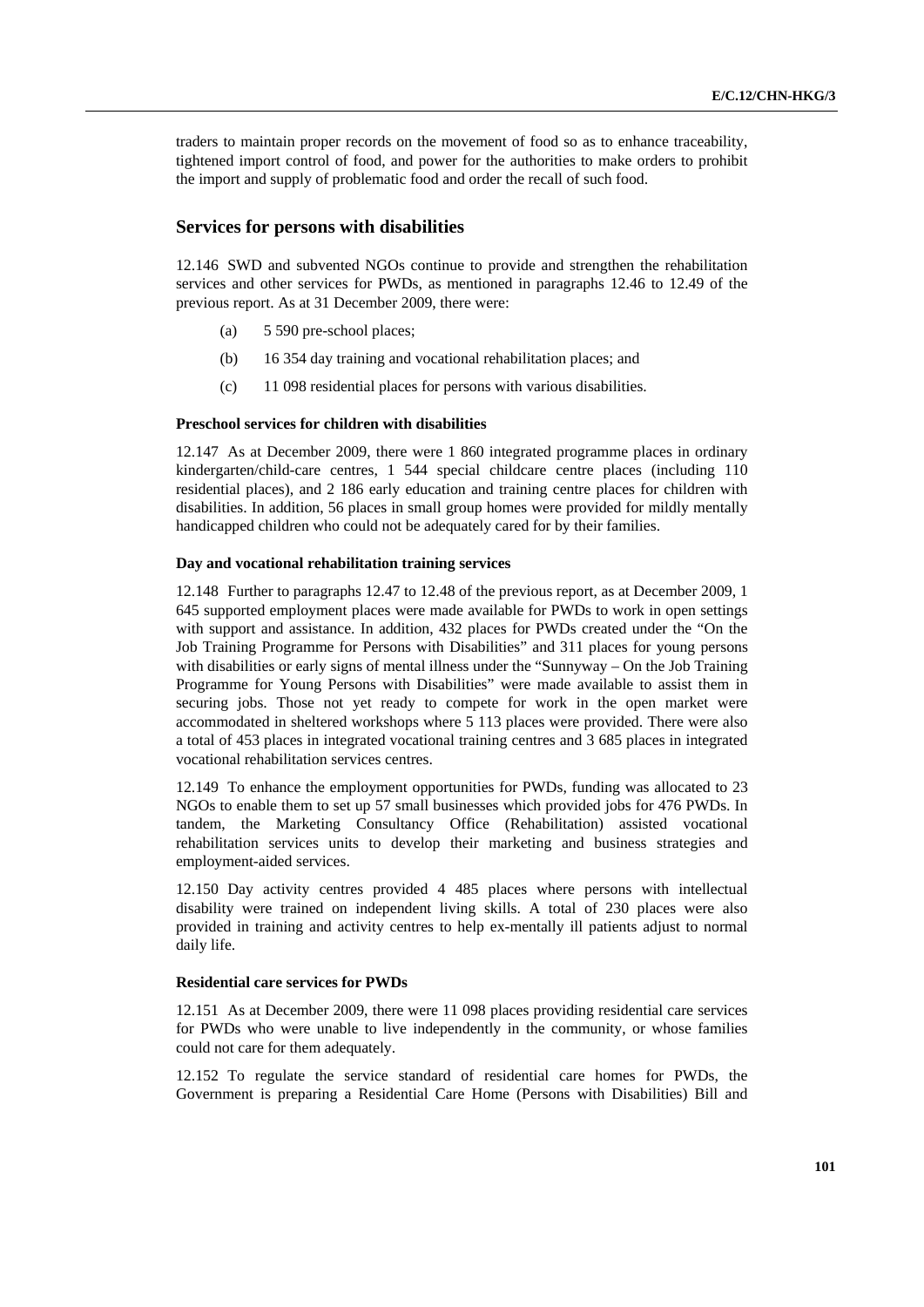traders to maintain proper records on the movement of food so as to enhance traceability, tightened import control of food, and power for the authorities to make orders to prohibit the import and supply of problematic food and order the recall of such food.

## Services for persons with disabilities

12.146 SWD and subvented NGOs continue to provide and strengthen the rehabilitation services and other services for PWDs, as mentioned in paragraphs 12.46 to 12.49 of the previous report. As at 31 December 2009, there were:

(a) 5 590 pre-school places;

(b) 16 354 day training and vocational rehabilitation places; and

(c) 11 098 residential places for persons with various disabilities.

#### Preschool services for children with disabilities

12.147 As at December 2009, there were 1 860 integrated programme places in ordinary kindergarten/child-care centres, 1 544 special childcare centre places (including 110 residential places), and 2 186 early education and training centre places for children with disabilities. In addition, 56 places in small group homes were provided for mildly mentally handicapped children who could not be adequately cared for by their families.

#### Day and vocational rehabilitation training services

12.148 Further to paragraphs 12.47 to 12.48 of the previous report, as at December 2009, 1 645 supported employment places were made available for PWDs to work in open settings with support and assistance. In addition, 432 places for PWDs created under the "On the Job Training Programme for Persons with Disabilities" and 311 places for young persons with disabilities or early signs of mental illness under the "Sunnyway – On the Job Training Programme for Young Persons with Disabilities" were made available to assist them in securing jobs. Those not yet ready to compete for work in the open market were accommodated in sheltered workshops where 5 113 places were provided. There were also a total of 453 places in integrated vocational training centres and 3 685 places in integrated vocational rehabilitation services centres.

12.149 To enhance the employment opportunities for PWDs, funding was allocated to 23 NGOs to enable them to set up 57 small businesses which provided jobs for 476 PWDs. In tandem, the Marketing Consultancy Office (Rehabilitation) assisted vocational rehabilitation services units to develop their marketing and business strategies and employment-aided services.

12.150 Day activity centres provided 4 485 places where persons with intellectual disability were trained on independent living skills. A total of 230 places were also provided in training and activity centres to help ex-mentally ill patients adjust to normal daily life.

#### Residential care services for PWDs

12.151 As at December 2009, there were 11 098 places providing residential care services for PWDs who were unable to live independently in the community, or whose families could not care for them adequately.

12.152 To regulate the service standard of residential care homes for PWDs, the Government is preparing a Residential Care Home (Persons with Disabilities) Bill and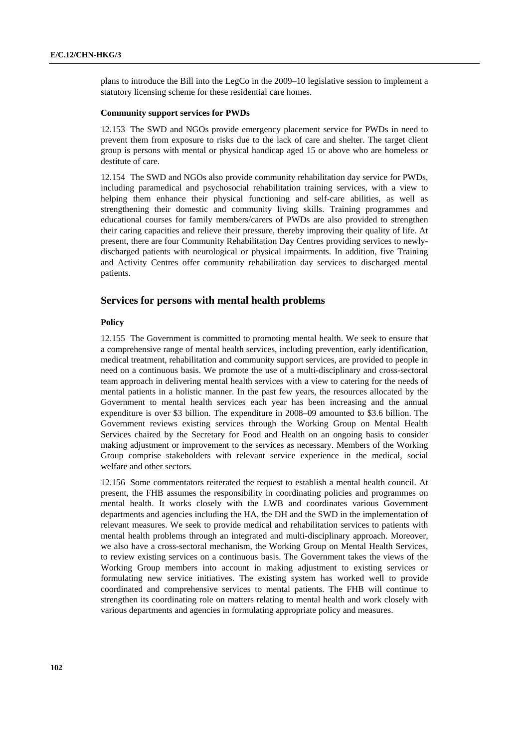plans to introduce the Bill into the LegCo in the 2009–10 legislative session to implement a statutory licensing scheme for these residential care homes.

**Community support services for PWDs**

12.153 The SWD and NGOs provide emergency placement service for PWDs in need to prevent them from exposure to risks due to the lack of care and shelter. The target client group is persons with mental or physical handicap aged 15 or above who are homeless or destitute of care.

12.154 The SWD and NGOs also provide community rehabilitation day service for PWDs, including paramedical and psychosocial rehabilitation training services, with a view to helping them enhance their physical functioning and self-care abilities, as well as strengthening their domestic and community living skills. Training programmes and educational courses for family members/carers of PWDs are also provided to strengthen their caring capacities and relieve their pressure, thereby improving their quality of life. At present, there are four Community Rehabilitation Day Centres providing services to newly-discharged patients with neurological or physical impairments. In addition, five Training and Activity Centres offer community rehabilitation day services to discharged mental patients.

## Services for persons with mental health problems

**Policy**

12.155 The Government is committed to promoting mental health. We seek to ensure that a comprehensive range of mental health services, including prevention, early identification, medical treatment, rehabilitation and community support services, are provided to people in need on a continuous basis. We promote the use of a multi-disciplinary and cross-sectoral team approach in delivering mental health services with a view to catering for the needs of mental patients in a holistic manner. In the past few years, the resources allocated by the Government to mental health services each year has been increasing and the annual expenditure is over $3 billion. The expenditure in 2008–09 amounted to $3.6 billion. The Government reviews existing services through the Working Group on Mental Health Services chaired by the Secretary for Food and Health on an ongoing basis to consider making adjustment or improvement to the services as necessary. Members of the Working Group comprise stakeholders with relevant service experience in the medical, social welfare and other sectors.

12.156 Some commentators reiterated the request to establish a mental health council. At present, the FHB assumes the responsibility in coordinating policies and programmes on mental health. It works closely with the LWB and coordinates various Government departments and agencies including the HA, the DH and the SWD in the implementation of relevant measures. We seek to provide medical and rehabilitation services to patients with mental health problems through an integrated and multi-disciplinary approach. Moreover, we also have a cross-sectoral mechanism, the Working Group on Mental Health Services, to review existing services on a continuous basis. The Government takes the views of the Working Group members into account in making adjustment to existing services or formulating new service initiatives. The existing system has worked well to provide coordinated and comprehensive services to mental patients. The FHB will continue to strengthen its coordinating role on matters relating to mental health and work closely with various departments and agencies in formulating appropriate policy and measures.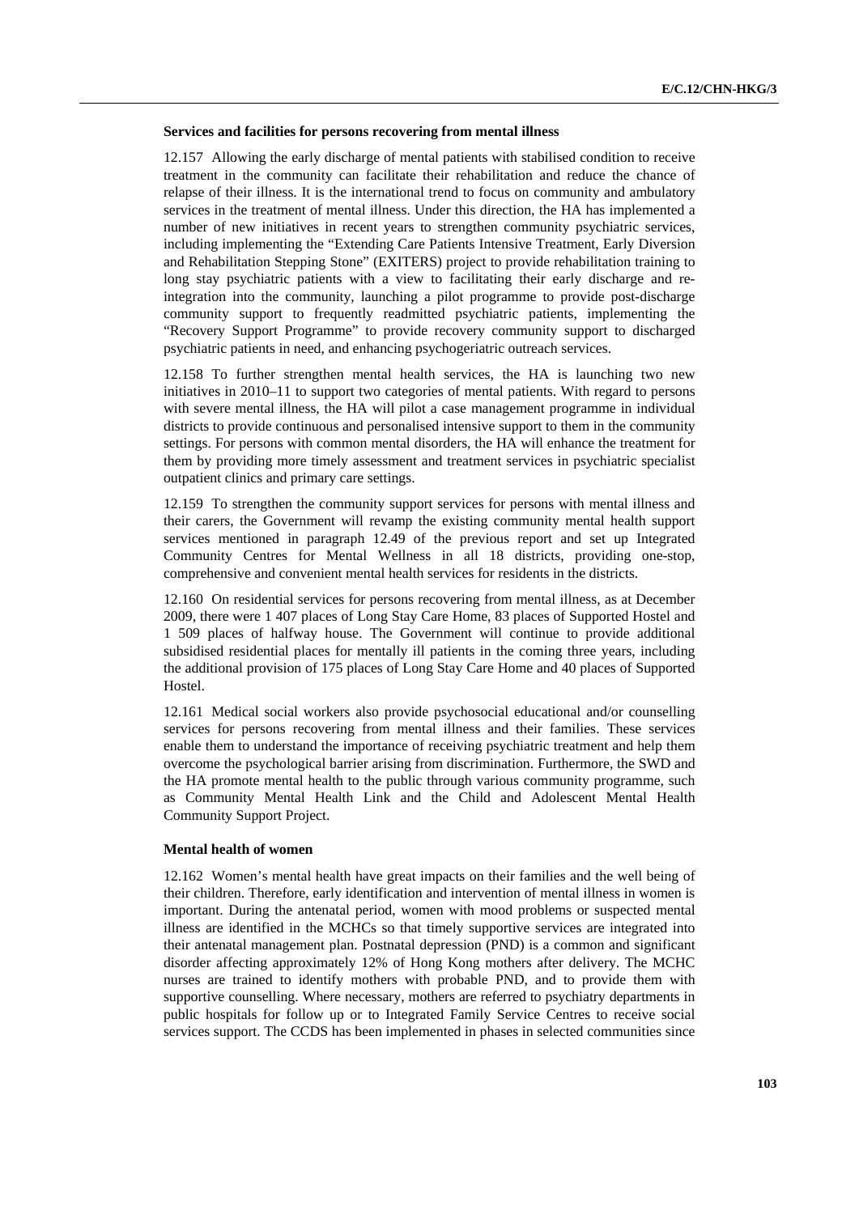**Services and facilities for persons recovering from mental illness**

12.157 Allowing the early discharge of mental patients with stabilised condition to receive treatment in the community can facilitate their rehabilitation and reduce the chance of relapse of their illness. It is the international trend to focus on community and ambulatory services in the treatment of mental illness. Under this direction, the HA has implemented a number of new initiatives in recent years to strengthen community psychiatric services, including implementing the "Extending Care Patients Intensive Treatment, Early Diversion and Rehabilitation Stepping Stone" (EXITERS) project to provide rehabilitation training to long stay psychiatric patients with a view to facilitating their early discharge and re-integration into the community, launching a pilot programme to provide post-discharge community support to frequently readmitted psychiatric patients, implementing the "Recovery Support Programme" to provide recovery community support to discharged psychiatric patients in need, and enhancing psychogeriatric outreach services.

12.158 To further strengthen mental health services, the HA is launching two new initiatives in 2010–11 to support two categories of mental patients. With regard to persons with severe mental illness, the HA will pilot a case management programme in individual districts to provide continuous and personalised intensive support to them in the community settings. For persons with common mental disorders, the HA will enhance the treatment for them by providing more timely assessment and treatment services in psychiatric specialist outpatient clinics and primary care settings.

12.159 To strengthen the community support services for persons with mental illness and their carers, the Government will revamp the existing community mental health support services mentioned in paragraph 12.49 of the previous report and set up Integrated Community Centres for Mental Wellness in all 18 districts, providing one-stop, comprehensive and convenient mental health services for residents in the districts.

12.160 On residential services for persons recovering from mental illness, as at December 2009, there were 1 407 places of Long Stay Care Home, 83 places of Supported Hostel and 1 509 places of halfway house. The Government will continue to provide additional subsidised residential places for mentally ill patients in the coming three years, including the additional provision of 175 places of Long Stay Care Home and 40 places of Supported Hostel.

12.161 Medical social workers also provide psychosocial educational and/or counselling services for persons recovering from mental illness and their families. These services enable them to understand the importance of receiving psychiatric treatment and help them overcome the psychological barrier arising from discrimination. Furthermore, the SWD and the HA promote mental health to the public through various community programme, such as Community Mental Health Link and the Child and Adolescent Mental Health Community Support Project.

**Mental health of women**

12.162 Women's mental health have great impacts on their families and the well being of their children. Therefore, early identification and intervention of mental illness in women is important. During the antenatal period, women with mood problems or suspected mental illness are identified in the MCHCs so that timely supportive services are integrated into their antenatal management plan. Postnatal depression (PND) is a common and significant disorder affecting approximately 12% of Hong Kong mothers after delivery. The MCHC nurses are trained to identify mothers with probable PND, and to provide them with supportive counselling. Where necessary, mothers are referred to psychiatry departments in public hospitals for follow up or to Integrated Family Service Centres to receive social services support. The CCDS has been implemented in phases in selected communities since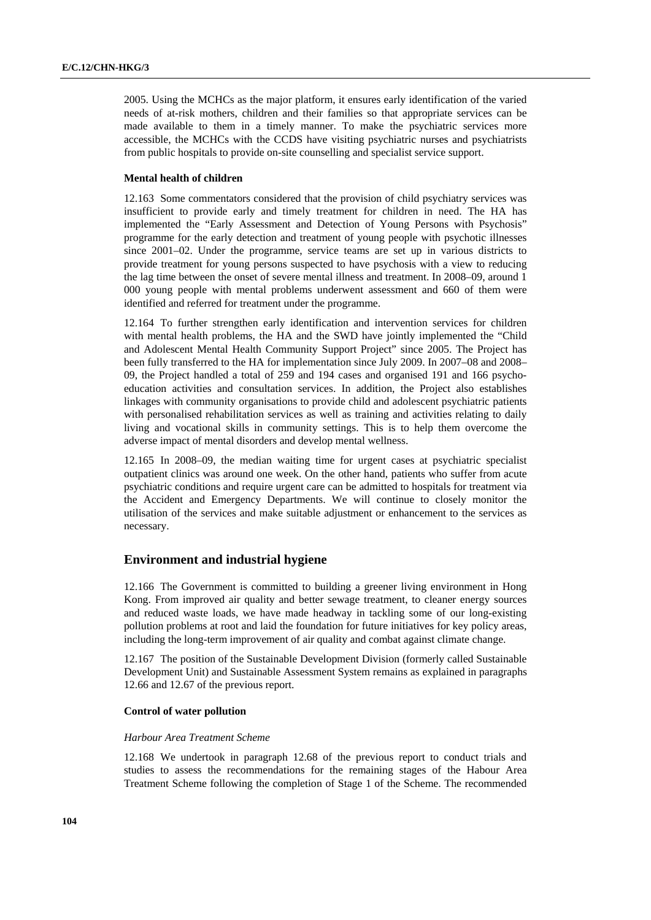2005. Using the MCHCs as the major platform, it ensures early identification of the varied needs of at-risk mothers, children and their families so that appropriate services can be made available to them in a timely manner. To make the psychiatric services more accessible, the MCHCs with the CCDS have visiting psychiatric nurses and psychiatrists from public hospitals to provide on-site counselling and specialist service support.

#### Mental health of children

12.163 Some commentators considered that the provision of child psychiatry services was insufficient to provide early and timely treatment for children in need. The HA has implemented the "Early Assessment and Detection of Young Persons with Psychosis" programme for the early detection and treatment of young people with psychotic illnesses since 2001–02. Under the programme, service teams are set up in various districts to provide treatment for young persons suspected to have psychosis with a view to reducing the lag time between the onset of severe mental illness and treatment. In 2008–09, around 1 000 young people with mental problems underwent assessment and 660 of them were identified and referred for treatment under the programme.

12.164 To further strengthen early identification and intervention services for children with mental health problems, the HA and the SWD have jointly implemented the "Child and Adolescent Mental Health Community Support Project" since 2005. The Project has been fully transferred to the HA for implementation since July 2009. In 2007–08 and 2008–09, the Project handled a total of 259 and 194 cases and organised 191 and 166 psycho-education activities and consultation services. In addition, the Project also establishes linkages with community organisations to provide child and adolescent psychiatric patients with personalised rehabilitation services as well as training and activities relating to daily living and vocational skills in community settings. This is to help them overcome the adverse impact of mental disorders and develop mental wellness.

12.165 In 2008–09, the median waiting time for urgent cases at psychiatric specialist outpatient clinics was around one week. On the other hand, patients who suffer from acute psychiatric conditions and require urgent care can be admitted to hospitals for treatment via the Accident and Emergency Departments. We will continue to closely monitor the utilisation of the services and make suitable adjustment or enhancement to the services as necessary.

### Environment and industrial hygiene

12.166 The Government is committed to building a greener living environment in Hong Kong. From improved air quality and better sewage treatment, to cleaner energy sources and reduced waste loads, we have made headway in tackling some of our long-existing pollution problems at root and laid the foundation for future initiatives for key policy areas, including the long-term improvement of air quality and combat against climate change.

12.167 The position of the Sustainable Development Division (formerly called Sustainable Development Unit) and Sustainable Assessment System remains as explained in paragraphs 12.66 and 12.67 of the previous report.

#### Control of water pollution

*Harbour Area Treatment Scheme*

12.168 We undertook in paragraph 12.68 of the previous report to conduct trials and studies to assess the recommendations for the remaining stages of the Habour Area Treatment Scheme following the completion of Stage 1 of the Scheme. The recommended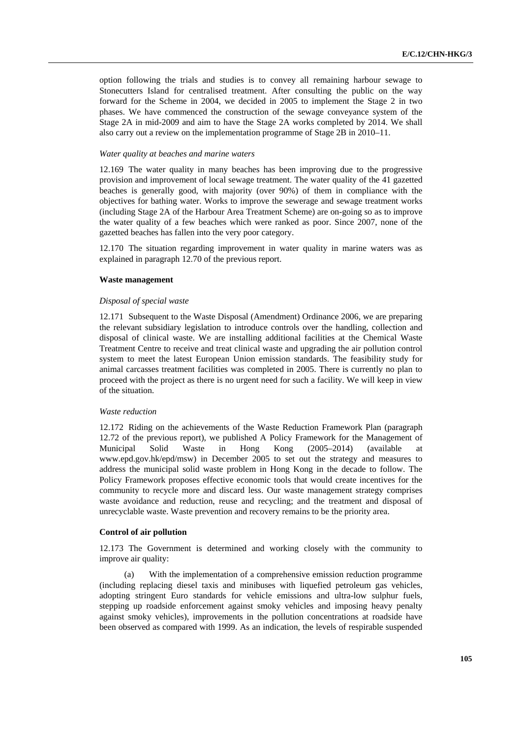option following the trials and studies is to convey all remaining harbour sewage to Stonecutters Island for centralised treatment. After consulting the public on the way forward for the Scheme in 2004, we decided in 2005 to implement the Stage 2 in two phases. We have commenced the construction of the sewage conveyance system of the Stage 2A in mid-2009 and aim to have the Stage 2A works completed by 2014. We shall also carry out a review on the implementation programme of Stage 2B in 2010–11.

*Water quality at beaches and marine waters*

12.169 The water quality in many beaches has been improving due to the progressive provision and improvement of local sewage treatment. The water quality of the 41 gazetted beaches is generally good, with majority (over 90%) of them in compliance with the objectives for bathing water. Works to improve the sewerage and sewage treatment works (including Stage 2A of the Harbour Area Treatment Scheme) are on-going so as to improve the water quality of a few beaches which were ranked as poor. Since 2007, none of the gazetted beaches has fallen into the very poor category.

12.170 The situation regarding improvement in water quality in marine waters was as explained in paragraph 12.70 of the previous report.

**Waste management**

*Disposal of special waste*

12.171 Subsequent to the Waste Disposal (Amendment) Ordinance 2006, we are preparing the relevant subsidiary legislation to introduce controls over the handling, collection and disposal of clinical waste. We are installing additional facilities at the Chemical Waste Treatment Centre to receive and treat clinical waste and upgrading the air pollution control system to meet the latest European Union emission standards. The feasibility study for animal carcasses treatment facilities was completed in 2005. There is currently no plan to proceed with the project as there is no urgent need for such a facility. We will keep in view of the situation.

*Waste reduction*

12.172 Riding on the achievements of the Waste Reduction Framework Plan (paragraph 12.72 of the previous report), we published A Policy Framework for the Management of Municipal Solid Waste in Hong Kong (2005–2014) (available at www.epd.gov.hk/epd/msw) in December 2005 to set out the strategy and measures to address the municipal solid waste problem in Hong Kong in the decade to follow. The Policy Framework proposes effective economic tools that would create incentives for the community to recycle more and discard less. Our waste management strategy comprises waste avoidance and reduction, reuse and recycling; and the treatment and disposal of unrecyclable waste. Waste prevention and recovery remains to be the priority area.

**Control of air pollution**

12.173 The Government is determined and working closely with the community to improve air quality:

(a) With the implementation of a comprehensive emission reduction programme (including replacing diesel taxis and minibuses with liquefied petroleum gas vehicles, adopting stringent Euro standards for vehicle emissions and ultra-low sulphur fuels, stepping up roadside enforcement against smoky vehicles and imposing heavy penalty against smoky vehicles), improvements in the pollution concentrations at roadside have been observed as compared with 1999. As an indication, the levels of respirable suspended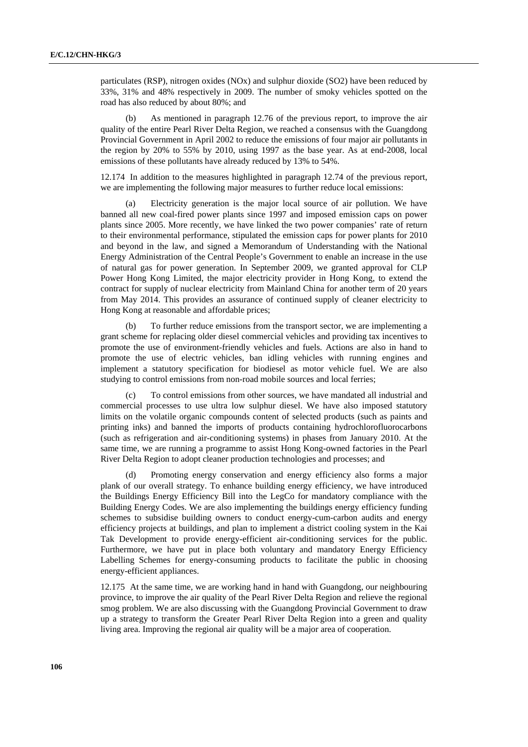particulates (RSP), nitrogen oxides (NOx) and sulphur dioxide ($SO_2$) have been reduced by 33%, 31% and 48% respectively in 2009. The number of smoky vehicles spotted on the road has also reduced by about 80%; and

(b) As mentioned in paragraph 12.76 of the previous report, to improve the air quality of the entire Pearl River Delta Region, we reached a consensus with the Guangdong Provincial Government in April 2002 to reduce the emissions of four major air pollutants in the region by 20% to 55% by 2010, using 1997 as the base year. As at end-2008, local emissions of these pollutants have already reduced by 13% to 54%.

12.174 In addition to the measures highlighted in paragraph 12.74 of the previous report, we are implementing the following major measures to further reduce local emissions:

(a) Electricity generation is the major local source of air pollution. We have banned all new coal-fired power plants since 1997 and imposed emission caps on power plants since 2005. More recently, we have linked the two power companies' rate of return to their environmental performance, stipulated the emission caps for power plants for 2010 and beyond in the law, and signed a Memorandum of Understanding with the National Energy Administration of the Central People's Government to enable an increase in the use of natural gas for power generation. In September 2009, we granted approval for CLP Power Hong Kong Limited, the major electricity provider in Hong Kong, to extend the contract for supply of nuclear electricity from Mainland China for another term of 20 years from May 2014. This provides an assurance of continued supply of cleaner electricity to Hong Kong at reasonable and affordable prices;

(b) To further reduce emissions from the transport sector, we are implementing a grant scheme for replacing older diesel commercial vehicles and providing tax incentives to promote the use of environment-friendly vehicles and fuels. Actions are also in hand to promote the use of electric vehicles, ban idling vehicles with running engines and implement a statutory specification for biodiesel as motor vehicle fuel. We are also studying to control emissions from non-road mobile sources and local ferries;

(c) To control emissions from other sources, we have mandated all industrial and commercial processes to use ultra low sulphur diesel. We have also imposed statutory limits on the volatile organic compounds content of selected products (such as paints and printing inks) and banned the imports of products containing hydrochlorofluorocarbons (such as refrigeration and air-conditioning systems) in phases from January 2010. At the same time, we are running a programme to assist Hong Kong-owned factories in the Pearl River Delta Region to adopt cleaner production technologies and processes; and

(d) Promoting energy conservation and energy efficiency also forms a major plank of our overall strategy. To enhance building energy efficiency, we have introduced the Buildings Energy Efficiency Bill into the LegCo for mandatory compliance with the Building Energy Codes. We are also implementing the buildings energy efficiency funding schemes to subsidise building owners to conduct energy-cum-carbon audits and energy efficiency projects at buildings, and plan to implement a district cooling system in the Kai Tak Development to provide energy-efficient air-conditioning services for the public. Furthermore, we have put in place both voluntary and mandatory Energy Efficiency Labelling Schemes for energy-consuming products to facilitate the public in choosing energy-efficient appliances.

12.175 At the same time, we are working hand in hand with Guangdong, our neighbouring province, to improve the air quality of the Pearl River Delta Region and relieve the regional smog problem. We are also discussing with the Guangdong Provincial Government to draw up a strategy to transform the Greater Pearl River Delta Region into a green and quality living area. Improving the regional air quality will be a major area of cooperation.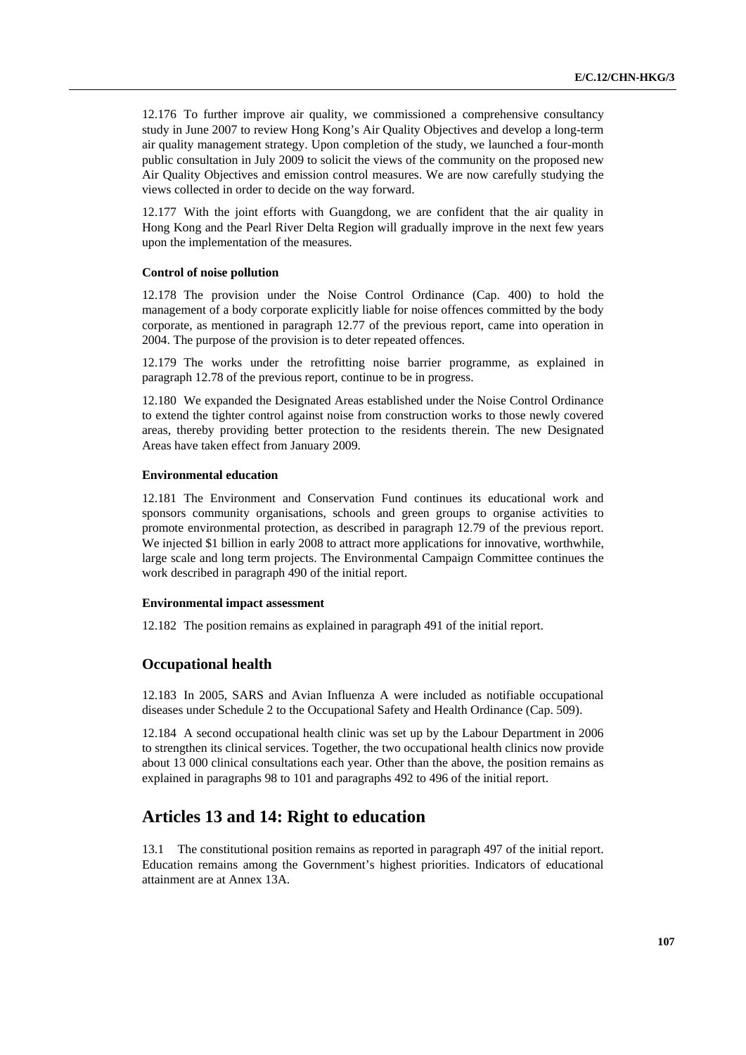12.176 To further improve air quality, we commissioned a comprehensive consultancy study in June 2007 to review Hong Kong's Air Quality Objectives and develop a long-term air quality management strategy. Upon completion of the study, we launched a four-month public consultation in July 2009 to solicit the views of the community on the proposed new Air Quality Objectives and emission control measures. We are now carefully studying the views collected in order to decide on the way forward.

12.177 With the joint efforts with Guangdong, we are confident that the air quality in Hong Kong and the Pearl River Delta Region will gradually improve in the next few years upon the implementation of the measures.

#### Control of noise pollution

12.178 The provision under the Noise Control Ordinance (Cap. 400) to hold the management of a body corporate explicitly liable for noise offences committed by the body corporate, as mentioned in paragraph 12.77 of the previous report, came into operation in 2004. The purpose of the provision is to deter repeated offences.

12.179 The works under the retrofitting noise barrier programme, as explained in paragraph 12.78 of the previous report, continue to be in progress.

12.180 We expanded the Designated Areas established under the Noise Control Ordinance to extend the tighter control against noise from construction works to those newly covered areas, thereby providing better protection to the residents therein. The new Designated Areas have taken effect from January 2009.

#### Environmental education

12.181 The Environment and Conservation Fund continues its educational work and sponsors community organisations, schools and green groups to organise activities to promote environmental protection, as described in paragraph 12.79 of the previous report. We injected $1 billion in early 2008 to attract more applications for innovative, worthwhile, large scale and long term projects. The Environmental Campaign Committee continues the work described in paragraph 490 of the initial report.

#### Environmental impact assessment

12.182 The position remains as explained in paragraph 491 of the initial report.

### Occupational health

12.183 In 2005, SARS and Avian Influenza A were included as notifiable occupational diseases under Schedule 2 to the Occupational Safety and Health Ordinance (Cap. 509).

12.184 A second occupational health clinic was set up by the Labour Department in 2006 to strengthen its clinical services. Together, the two occupational health clinics now provide about 13 000 clinical consultations each year. Other than the above, the position remains as explained in paragraphs 98 to 101 and paragraphs 492 to 496 of the initial report.

## Articles 13 and 14: Right to education

13.1 The constitutional position remains as reported in paragraph 497 of the initial report. Education remains among the Government's highest priorities. Indicators of educational attainment are at Annex 13A.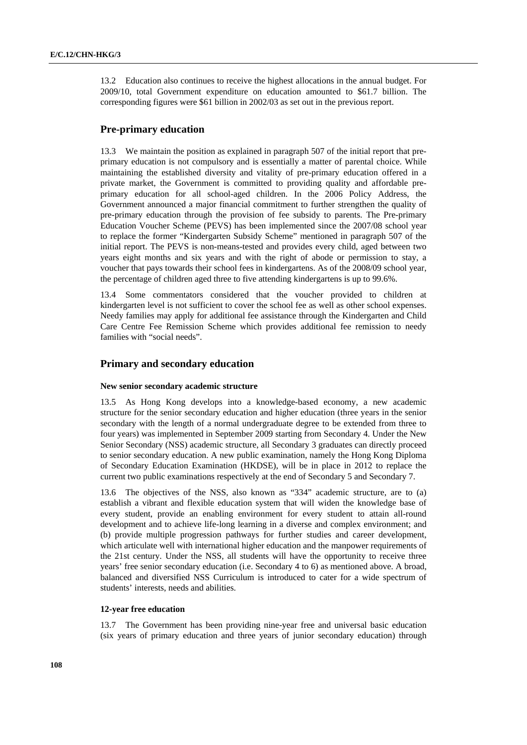13.2 Education also continues to receive the highest allocations in the annual budget. For 2009/10, total Government expenditure on education amounted to $61.7 billion. The corresponding figures were $61 billion in 2002/03 as set out in the previous report.

## Pre-primary education

13.3 We maintain the position as explained in paragraph 507 of the initial report that pre-primary education is not compulsory and is essentially a matter of parental choice. While maintaining the established diversity and vitality of pre-primary education offered in a private market, the Government is committed to providing quality and affordable pre-primary education for all school-aged children. In the 2006 Policy Address, the Government announced a major financial commitment to further strengthen the quality of pre-primary education through the provision of fee subsidy to parents. The Pre-primary Education Voucher Scheme (PEVS) has been implemented since the 2007/08 school year to replace the former "Kindergarten Subsidy Scheme" mentioned in paragraph 507 of the initial report. The PEVS is non-means-tested and provides every child, aged between two years eight months and six years and with the right of abode or permission to stay, a voucher that pays towards their school fees in kindergartens. As of the 2008/09 school year, the percentage of children aged three to five attending kindergartens is up to 99.6%.

13.4 Some commentators considered that the voucher provided to children at kindergarten level is not sufficient to cover the school fee as well as other school expenses. Needy families may apply for additional fee assistance through the Kindergarten and Child Care Centre Fee Remission Scheme which provides additional fee remission to needy families with "social needs".

## Primary and secondary education

### New senior secondary academic structure

13.5 As Hong Kong develops into a knowledge-based economy, a new academic structure for the senior secondary education and higher education (three years in the senior secondary with the length of a normal undergraduate degree to be extended from three to four years) was implemented in September 2009 starting from Secondary 4. Under the New Senior Secondary (NSS) academic structure, all Secondary 3 graduates can directly proceed to senior secondary education. A new public examination, namely the Hong Kong Diploma of Secondary Education Examination (HKDSE), will be in place in 2012 to replace the current two public examinations respectively at the end of Secondary 5 and Secondary 7.

13.6 The objectives of the NSS, also known as "334" academic structure, are to (a) establish a vibrant and flexible education system that will widen the knowledge base of every student, provide an enabling environment for every student to attain all-round development and to achieve life-long learning in a diverse and complex environment; and (b) provide multiple progression pathways for further studies and career development, which articulate well with international higher education and the manpower requirements of the 21st century. Under the NSS, all students will have the opportunity to receive three years' free senior secondary education (i.e. Secondary 4 to 6) as mentioned above. A broad, balanced and diversified NSS Curriculum is introduced to cater for a wide spectrum of students' interests, needs and abilities.

### 12-year free education

13.7 The Government has been providing nine-year free and universal basic education (six years of primary education and three years of junior secondary education) through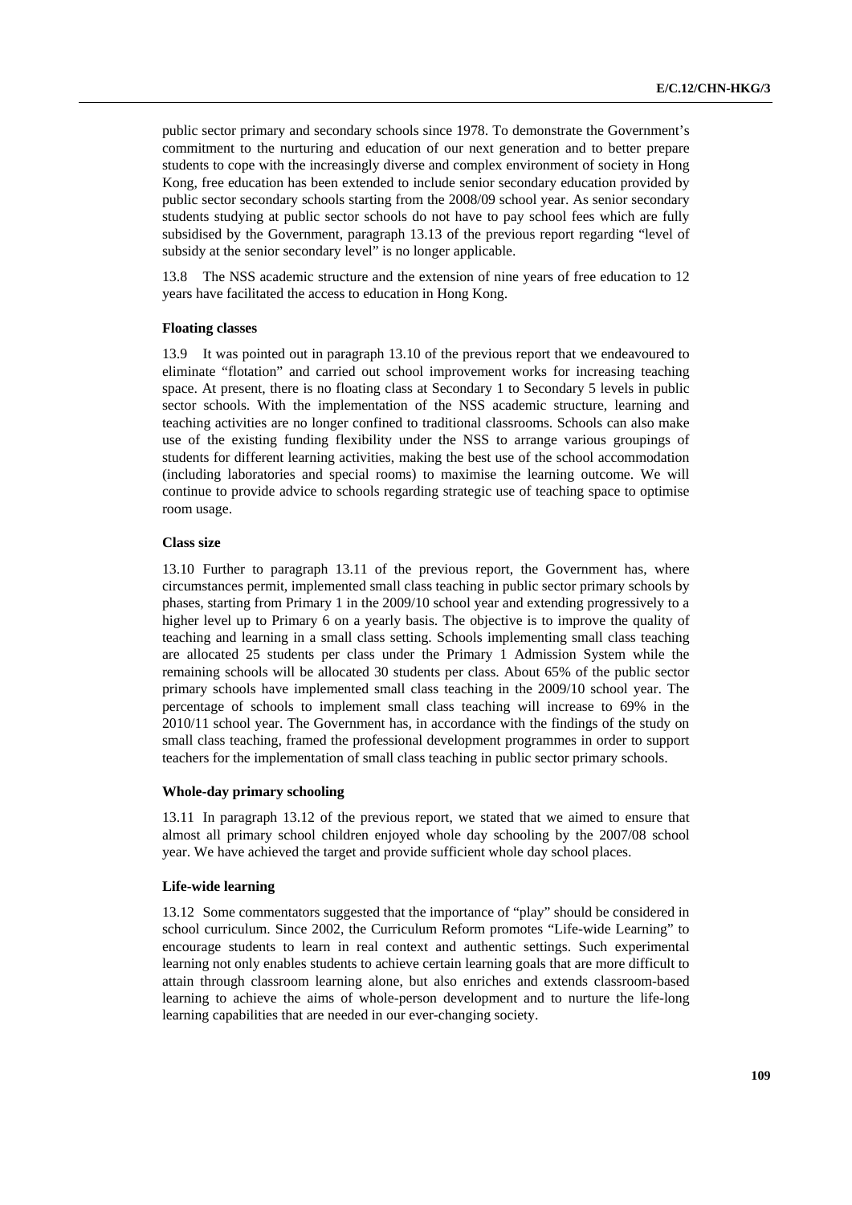public sector primary and secondary schools since 1978. To demonstrate the Government's commitment to the nurturing and education of our next generation and to better prepare students to cope with the increasingly diverse and complex environment of society in Hong Kong, free education has been extended to include senior secondary education provided by public sector secondary schools starting from the 2008/09 school year. As senior secondary students studying at public sector schools do not have to pay school fees which are fully subsidised by the Government, paragraph 13.13 of the previous report regarding "level of subsidy at the senior secondary level" is no longer applicable.

13.8 The NSS academic structure and the extension of nine years of free education to 12 years have facilitated the access to education in Hong Kong.

#### Floating classes

13.9 It was pointed out in paragraph 13.10 of the previous report that we endeavoured to eliminate "flotation" and carried out school improvement works for increasing teaching space. At present, there is no floating class at Secondary 1 to Secondary 5 levels in public sector schools. With the implementation of the NSS academic structure, learning and teaching activities are no longer confined to traditional classrooms. Schools can also make use of the existing funding flexibility under the NSS to arrange various groupings of students for different learning activities, making the best use of the school accommodation (including laboratories and special rooms) to maximise the learning outcome. We will continue to provide advice to schools regarding strategic use of teaching space to optimise room usage.

#### Class size

13.10 Further to paragraph 13.11 of the previous report, the Government has, where circumstances permit, implemented small class teaching in public sector primary schools by phases, starting from Primary 1 in the 2009/10 school year and extending progressively to a higher level up to Primary 6 on a yearly basis. The objective is to improve the quality of teaching and learning in a small class setting. Schools implementing small class teaching are allocated 25 students per class under the Primary 1 Admission System while the remaining schools will be allocated 30 students per class. About 65% of the public sector primary schools have implemented small class teaching in the 2009/10 school year. The percentage of schools to implement small class teaching will increase to 69% in the 2010/11 school year. The Government has, in accordance with the findings of the study on small class teaching, framed the professional development programmes in order to support teachers for the implementation of small class teaching in public sector primary schools.

#### Whole-day primary schooling

13.11 In paragraph 13.12 of the previous report, we stated that we aimed to ensure that almost all primary school children enjoyed whole day schooling by the 2007/08 school year. We have achieved the target and provide sufficient whole day school places.

#### Life-wide learning

13.12 Some commentators suggested that the importance of "play" should be considered in school curriculum. Since 2002, the Curriculum Reform promotes "Life-wide Learning" to encourage students to learn in real context and authentic settings. Such experimental learning not only enables students to achieve certain learning goals that are more difficult to attain through classroom learning alone, but also enriches and extends classroom-based learning to achieve the aims of whole-person development and to nurture the life-long learning capabilities that are needed in our ever-changing society.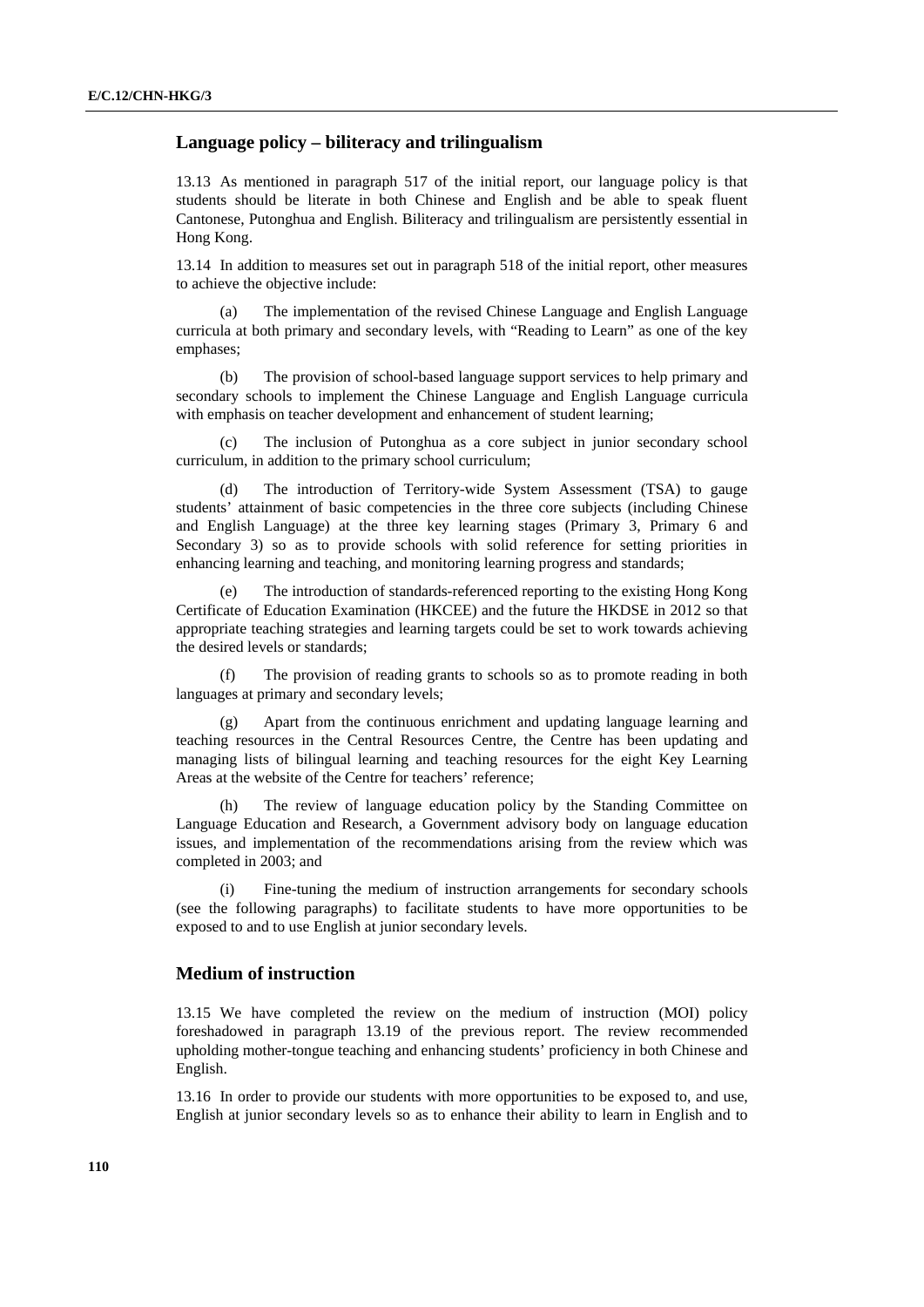## Language policy – biliteracy and trilingualism

13.13 As mentioned in paragraph 517 of the initial report, our language policy is that students should be literate in both Chinese and English and be able to speak fluent Cantonese, Putonghua and English. Biliteracy and trilingualism are persistently essential in Hong Kong.

13.14 In addition to measures set out in paragraph 518 of the initial report, other measures to achieve the objective include:

(a) The implementation of the revised Chinese Language and English Language curricula at both primary and secondary levels, with "Reading to Learn" as one of the key emphases;

(b) The provision of school-based language support services to help primary and secondary schools to implement the Chinese Language and English Language curricula with emphasis on teacher development and enhancement of student learning;

(c) The inclusion of Putonghua as a core subject in junior secondary school curriculum, in addition to the primary school curriculum;

(d) The introduction of Territory-wide System Assessment (TSA) to gauge students' attainment of basic competencies in the three core subjects (including Chinese and English Language) at the three key learning stages (Primary 3, Primary 6 and Secondary 3) so as to provide schools with solid reference for setting priorities in enhancing learning and teaching, and monitoring learning progress and standards;

(e) The introduction of standards-referenced reporting to the existing Hong Kong Certificate of Education Examination (HKCEE) and the future the HKDSE in 2012 so that appropriate teaching strategies and learning targets could be set to work towards achieving the desired levels or standards;

(f) The provision of reading grants to schools so as to promote reading in both languages at primary and secondary levels;

(g) Apart from the continuous enrichment and updating language learning and teaching resources in the Central Resources Centre, the Centre has been updating and managing lists of bilingual learning and teaching resources for the eight Key Learning Areas at the website of the Centre for teachers' reference;

(h) The review of language education policy by the Standing Committee on Language Education and Research, a Government advisory body on language education issues, and implementation of the recommendations arising from the review which was completed in 2003; and

(i) Fine-tuning the medium of instruction arrangements for secondary schools (see the following paragraphs) to facilitate students to have more opportunities to be exposed to and to use English at junior secondary levels.

## Medium of instruction

13.15 We have completed the review on the medium of instruction (MOI) policy foreshadowed in paragraph 13.19 of the previous report. The review recommended upholding mother-tongue teaching and enhancing students' proficiency in both Chinese and English.

13.16 In order to provide our students with more opportunities to be exposed to, and use, English at junior secondary levels so as to enhance their ability to learn in English and to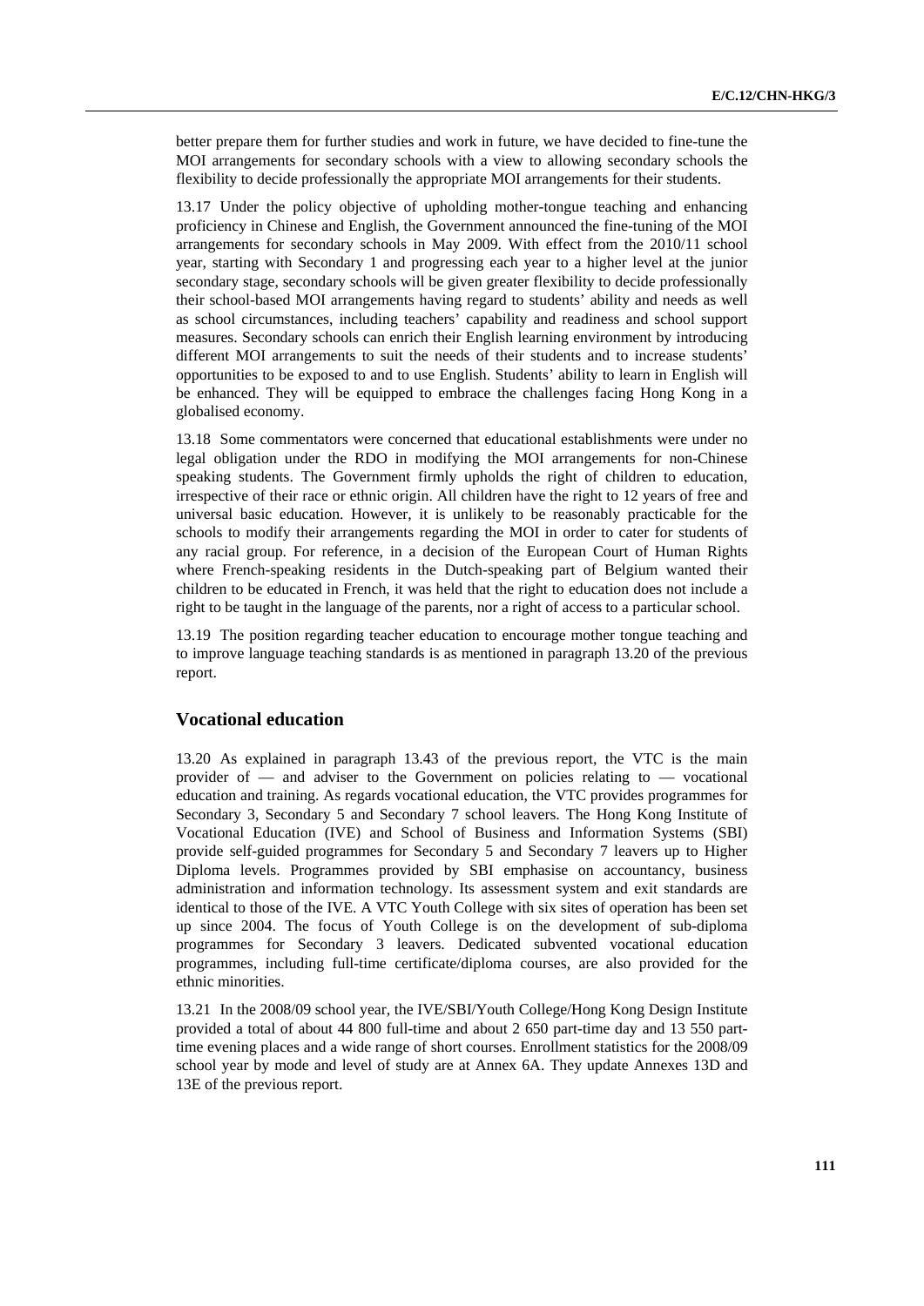better prepare them for further studies and work in future, we have decided to fine-tune the MOI arrangements for secondary schools with a view to allowing secondary schools the flexibility to decide professionally the appropriate MOI arrangements for their students.

13.17 Under the policy objective of upholding mother-tongue teaching and enhancing proficiency in Chinese and English, the Government announced the fine-tuning of the MOI arrangements for secondary schools in May 2009. With effect from the 2010/11 school year, starting with Secondary 1 and progressing each year to a higher level at the junior secondary stage, secondary schools will be given greater flexibility to decide professionally their school-based MOI arrangements having regard to students' ability and needs as well as school circumstances, including teachers' capability and readiness and school support measures. Secondary schools can enrich their English learning environment by introducing different MOI arrangements to suit the needs of their students and to increase students' opportunities to be exposed to and to use English. Students' ability to learn in English will be enhanced. They will be equipped to embrace the challenges facing Hong Kong in a globalised economy.

13.18 Some commentators were concerned that educational establishments were under no legal obligation under the RDO in modifying the MOI arrangements for non-Chinese speaking students. The Government firmly upholds the right of children to education, irrespective of their race or ethnic origin. All children have the right to 12 years of free and universal basic education. However, it is unlikely to be reasonably practicable for the schools to modify their arrangements regarding the MOI in order to cater for students of any racial group. For reference, in a decision of the European Court of Human Rights where French-speaking residents in the Dutch-speaking part of Belgium wanted their children to be educated in French, it was held that the right to education does not include a right to be taught in the language of the parents, nor a right of access to a particular school.

13.19 The position regarding teacher education to encourage mother tongue teaching and to improve language teaching standards is as mentioned in paragraph 13.20 of the previous report.

## Vocational education

13.20 As explained in paragraph 13.43 of the previous report, the VTC is the main provider of — and adviser to the Government on policies relating to — vocational education and training. As regards vocational education, the VTC provides programmes for Secondary 3, Secondary 5 and Secondary 7 school leavers. The Hong Kong Institute of Vocational Education (IVE) and School of Business and Information Systems (SBI) provide self-guided programmes for Secondary 5 and Secondary 7 leavers up to Higher Diploma levels. Programmes provided by SBI emphasise on accountancy, business administration and information technology. Its assessment system and exit standards are identical to those of the IVE. A VTC Youth College with six sites of operation has been set up since 2004. The focus of Youth College is on the development of sub-diploma programmes for Secondary 3 leavers. Dedicated subvented vocational education programmes, including full-time certificate/diploma courses, are also provided for the ethnic minorities.

13.21 In the 2008/09 school year, the IVE/SBI/Youth College/Hong Kong Design Institute provided a total of about 44 800 full-time and about 2 650 part-time day and 13 550 part-time evening places and a wide range of short courses. Enrollment statistics for the 2008/09 school year by mode and level of study are at Annex 6A. They update Annexes 13D and 13E of the previous report.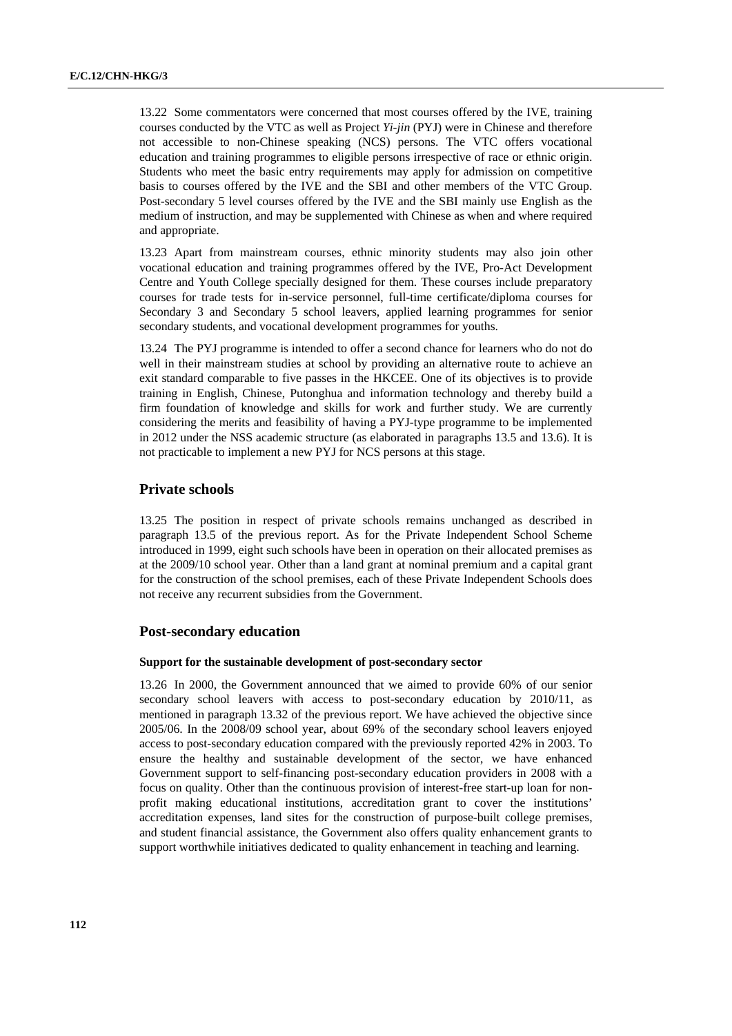13.22 Some commentators were concerned that most courses offered by the IVE, training courses conducted by the VTC as well as Project *Yi-jin* (PYJ) were in Chinese and therefore not accessible to non-Chinese speaking (NCS) persons. The VTC offers vocational education and training programmes to eligible persons irrespective of race or ethnic origin. Students who meet the basic entry requirements may apply for admission on competitive basis to courses offered by the IVE and the SBI and other members of the VTC Group. Post-secondary 5 level courses offered by the IVE and the SBI mainly use English as the medium of instruction, and may be supplemented with Chinese as when and where required and appropriate.

13.23 Apart from mainstream courses, ethnic minority students may also join other vocational education and training programmes offered by the IVE, Pro-Act Development Centre and Youth College specially designed for them. These courses include preparatory courses for trade tests for in-service personnel, full-time certificate/diploma courses for Secondary 3 and Secondary 5 school leavers, applied learning programmes for senior secondary students, and vocational development programmes for youths.

13.24 The PYJ programme is intended to offer a second chance for learners who do not do well in their mainstream studies at school by providing an alternative route to achieve an exit standard comparable to five passes in the HKCEE. One of its objectives is to provide training in English, Chinese, Putonghua and information technology and thereby build a firm foundation of knowledge and skills for work and further study. We are currently considering the merits and feasibility of having a PYJ-type programme to be implemented in 2012 under the NSS academic structure (as elaborated in paragraphs 13.5 and 13.6). It is not practicable to implement a new PYJ for NCS persons at this stage.

## Private schools

13.25 The position in respect of private schools remains unchanged as described in paragraph 13.5 of the previous report. As for the Private Independent School Scheme introduced in 1999, eight such schools have been in operation on their allocated premises as at the 2009/10 school year. Other than a land grant at nominal premium and a capital grant for the construction of the school premises, each of these Private Independent Schools does not receive any recurrent subsidies from the Government.

## Post-secondary education

### Support for the sustainable development of post-secondary sector

13.26 In 2000, the Government announced that we aimed to provide 60% of our senior secondary school leavers with access to post-secondary education by 2010/11, as mentioned in paragraph 13.32 of the previous report. We have achieved the objective since 2005/06. In the 2008/09 school year, about 69% of the secondary school leavers enjoyed access to post-secondary education compared with the previously reported 42% in 2003. To ensure the healthy and sustainable development of the sector, we have enhanced Government support to self-financing post-secondary education providers in 2008 with a focus on quality. Other than the continuous provision of interest-free start-up loan for non-profit making educational institutions, accreditation grant to cover the institutions' accreditation expenses, land sites for the construction of purpose-built college premises, and student financial assistance, the Government also offers quality enhancement grants to support worthwhile initiatives dedicated to quality enhancement in teaching and learning.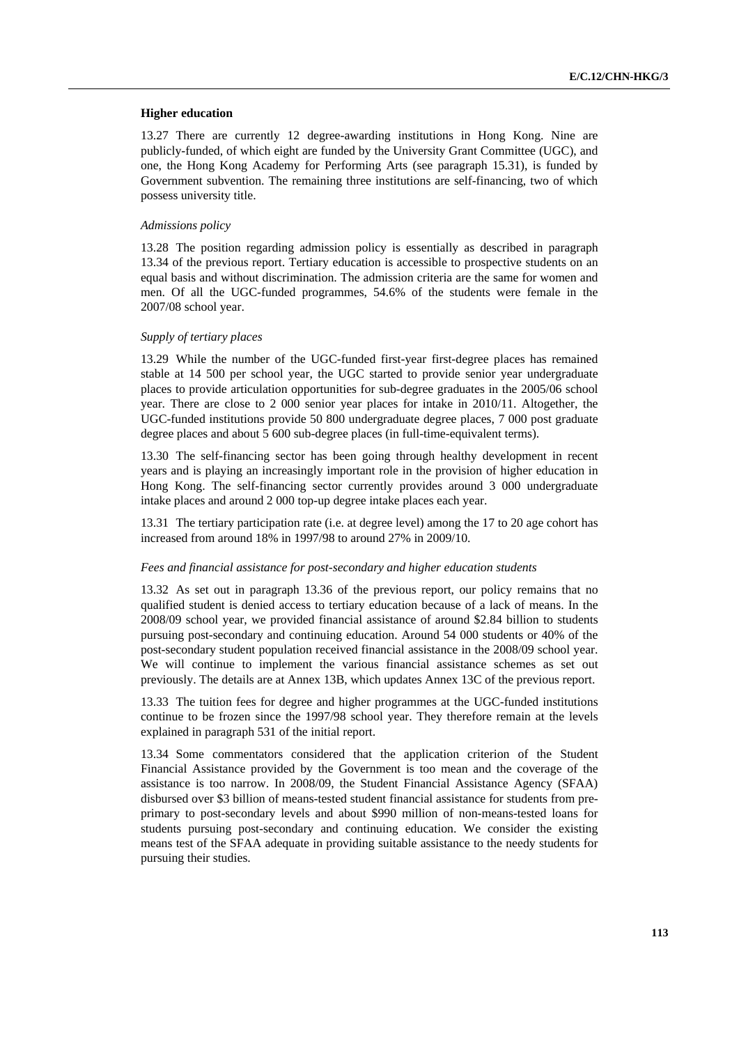**Higher education**

13.27 There are currently 12 degree-awarding institutions in Hong Kong. Nine are publicly-funded, of which eight are funded by the University Grant Committee (UGC), and one, the Hong Kong Academy for Performing Arts (see paragraph 15.31), is funded by Government subvention. The remaining three institutions are self-financing, two of which possess university title.

*Admissions policy*

13.28 The position regarding admission policy is essentially as described in paragraph 13.34 of the previous report. Tertiary education is accessible to prospective students on an equal basis and without discrimination. The admission criteria are the same for women and men. Of all the UGC-funded programmes, 54.6% of the students were female in the 2007/08 school year.

*Supply of tertiary places*

13.29 While the number of the UGC-funded first-year first-degree places has remained stable at 14 500 per school year, the UGC started to provide senior year undergraduate places to provide articulation opportunities for sub-degree graduates in the 2005/06 school year. There are close to 2 000 senior year places for intake in 2010/11. Altogether, the UGC-funded institutions provide 50 800 undergraduate degree places, 7 000 post graduate degree places and about 5 600 sub-degree places (in full-time-equivalent terms).

13.30 The self-financing sector has been going through healthy development in recent years and is playing an increasingly important role in the provision of higher education in Hong Kong. The self-financing sector currently provides around 3 000 undergraduate intake places and around 2 000 top-up degree intake places each year.

13.31 The tertiary participation rate (i.e. at degree level) among the 17 to 20 age cohort has increased from around 18% in 1997/98 to around 27% in 2009/10.

*Fees and financial assistance for post-secondary and higher education students*

13.32 As set out in paragraph 13.36 of the previous report, our policy remains that no qualified student is denied access to tertiary education because of a lack of means. In the 2008/09 school year, we provided financial assistance of around $2.84 billion to students pursuing post-secondary and continuing education. Around 54 000 students or 40% of the post-secondary student population received financial assistance in the 2008/09 school year. We will continue to implement the various financial assistance schemes as set out previously. The details are at Annex 13B, which updates Annex 13C of the previous report.

13.33 The tuition fees for degree and higher programmes at the UGC-funded institutions continue to be frozen since the 1997/98 school year. They therefore remain at the levels explained in paragraph 531 of the initial report.

13.34 Some commentators considered that the application criterion of the Student Financial Assistance provided by the Government is too mean and the coverage of the assistance is too narrow. In 2008/09, the Student Financial Assistance Agency (SFAA) disbursed over $3 billion of means-tested student financial assistance for students from pre-primary to post-secondary levels and about $990 million of non-means-tested loans for students pursuing post-secondary and continuing education. We consider the existing means test of the SFAA adequate in providing suitable assistance to the needy students for pursuing their studies.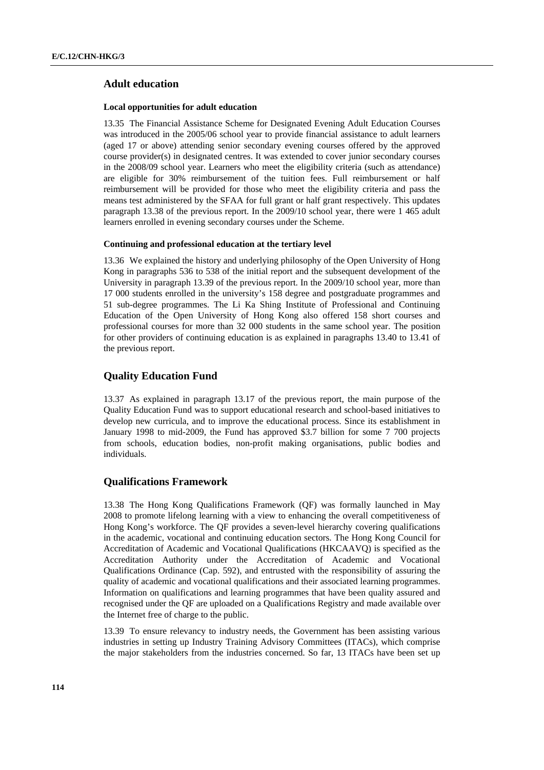## Adult education

### Local opportunities for adult education

13.35 The Financial Assistance Scheme for Designated Evening Adult Education Courses was introduced in the 2005/06 school year to provide financial assistance to adult learners (aged 17 or above) attending senior secondary evening courses offered by the approved course provider(s) in designated centres. It was extended to cover junior secondary courses in the 2008/09 school year. Learners who meet the eligibility criteria (such as attendance) are eligible for 30% reimbursement of the tuition fees. Full reimbursement or half reimbursement will be provided for those who meet the eligibility criteria and pass the means test administered by the SFAA for full grant or half grant respectively. This updates paragraph 13.38 of the previous report. In the 2009/10 school year, there were 1 465 adult learners enrolled in evening secondary courses under the Scheme.

### Continuing and professional education at the tertiary level

13.36 We explained the history and underlying philosophy of the Open University of Hong Kong in paragraphs 536 to 538 of the initial report and the subsequent development of the University in paragraph 13.39 of the previous report. In the 2009/10 school year, more than 17 000 students enrolled in the university's 158 degree and postgraduate programmes and 51 sub-degree programmes. The Li Ka Shing Institute of Professional and Continuing Education of the Open University of Hong Kong also offered 158 short courses and professional courses for more than 32 000 students in the same school year. The position for other providers of continuing education is as explained in paragraphs 13.40 to 13.41 of the previous report.

## Quality Education Fund

13.37 As explained in paragraph 13.17 of the previous report, the main purpose of the Quality Education Fund was to support educational research and school-based initiatives to develop new curricula, and to improve the educational process. Since its establishment in January 1998 to mid-2009, the Fund has approved $3.7 billion for some 7 700 projects from schools, education bodies, non-profit making organisations, public bodies and individuals.

## Qualifications Framework

13.38 The Hong Kong Qualifications Framework (QF) was formally launched in May 2008 to promote lifelong learning with a view to enhancing the overall competitiveness of Hong Kong's workforce. The QF provides a seven-level hierarchy covering qualifications in the academic, vocational and continuing education sectors. The Hong Kong Council for Accreditation of Academic and Vocational Qualifications (HKCAAVQ) is specified as the Accreditation Authority under the Accreditation of Academic and Vocational Qualifications Ordinance (Cap. 592), and entrusted with the responsibility of assuring the quality of academic and vocational qualifications and their associated learning programmes. Information on qualifications and learning programmes that have been quality assured and recognised under the QF are uploaded on a Qualifications Registry and made available over the Internet free of charge to the public.

13.39 To ensure relevancy to industry needs, the Government has been assisting various industries in setting up Industry Training Advisory Committees (ITACs), which comprise the major stakeholders from the industries concerned. So far, 13 ITACs have been set up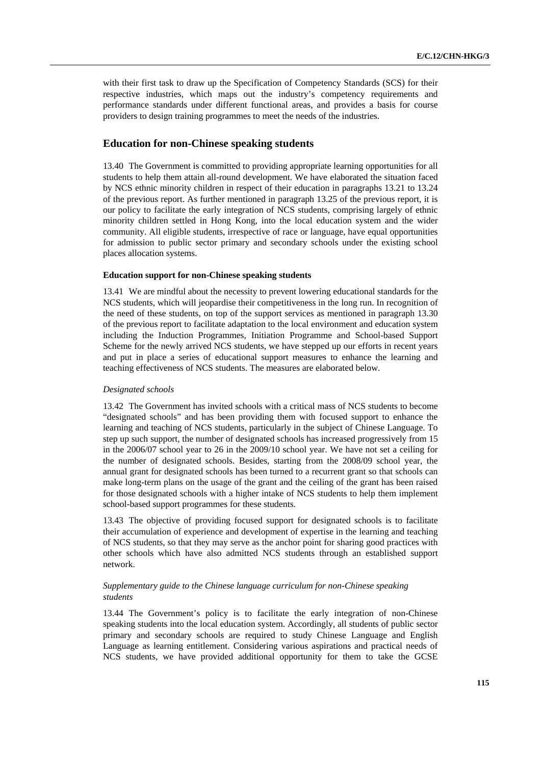with their first task to draw up the Specification of Competency Standards (SCS) for their respective industries, which maps out the industry's competency requirements and performance standards under different functional areas, and provides a basis for course providers to design training programmes to meet the needs of the industries.

## Education for non-Chinese speaking students

13.40 The Government is committed to providing appropriate learning opportunities for all students to help them attain all-round development. We have elaborated the situation faced by NCS ethnic minority children in respect of their education in paragraphs 13.21 to 13.24 of the previous report. As further mentioned in paragraph 13.25 of the previous report, it is our policy to facilitate the early integration of NCS students, comprising largely of ethnic minority children settled in Hong Kong, into the local education system and the wider community. All eligible students, irrespective of race or language, have equal opportunities for admission to public sector primary and secondary schools under the existing school places allocation systems.

#### Education support for non-Chinese speaking students

13.41 We are mindful about the necessity to prevent lowering educational standards for the NCS students, which will jeopardise their competitiveness in the long run. In recognition of the need of these students, on top of the support services as mentioned in paragraph 13.30 of the previous report to facilitate adaptation to the local environment and education system including the Induction Programmes, Initiation Programme and School-based Support Scheme for the newly arrived NCS students, we have stepped up our efforts in recent years and put in place a series of educational support measures to enhance the learning and teaching effectiveness of NCS students. The measures are elaborated below.

*Designated schools*

13.42 The Government has invited schools with a critical mass of NCS students to become "designated schools" and has been providing them with focused support to enhance the learning and teaching of NCS students, particularly in the subject of Chinese Language. To step up such support, the number of designated schools has increased progressively from 15 in the 2006/07 school year to 26 in the 2009/10 school year. We have not set a ceiling for the number of designated schools. Besides, starting from the 2008/09 school year, the annual grant for designated schools has been turned to a recurrent grant so that schools can make long-term plans on the usage of the grant and the ceiling of the grant has been raised for those designated schools with a higher intake of NCS students to help them implement school-based support programmes for these students.

13.43 The objective of providing focused support for designated schools is to facilitate their accumulation of experience and development of expertise in the learning and teaching of NCS students, so that they may serve as the anchor point for sharing good practices with other schools which have also admitted NCS students through an established support network.

*Supplementary guide to the Chinese language curriculum for non-Chinese speaking students*

13.44 The Government's policy is to facilitate the early integration of non-Chinese speaking students into the local education system. Accordingly, all students of public sector primary and secondary schools are required to study Chinese Language and English Language as learning entitlement. Considering various aspirations and practical needs of NCS students, we have provided additional opportunity for them to take the GCSE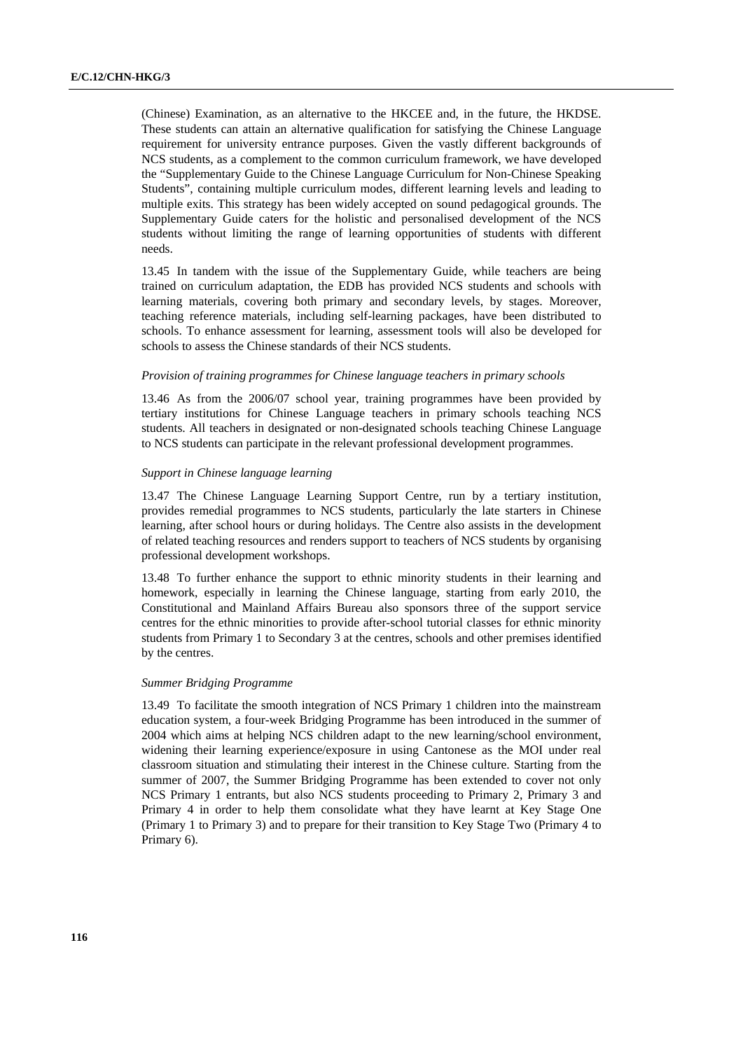(Chinese) Examination, as an alternative to the HKCEE and, in the future, the HKDSE. These students can attain an alternative qualification for satisfying the Chinese Language requirement for university entrance purposes. Given the vastly different backgrounds of NCS students, as a complement to the common curriculum framework, we have developed the "Supplementary Guide to the Chinese Language Curriculum for Non-Chinese Speaking Students", containing multiple curriculum modes, different learning levels and leading to multiple exits. This strategy has been widely accepted on sound pedagogical grounds. The Supplementary Guide caters for the holistic and personalised development of the NCS students without limiting the range of learning opportunities of students with different needs.

13.45 In tandem with the issue of the Supplementary Guide, while teachers are being trained on curriculum adaptation, the EDB has provided NCS students and schools with learning materials, covering both primary and secondary levels, by stages. Moreover, teaching reference materials, including self-learning packages, have been distributed to schools. To enhance assessment for learning, assessment tools will also be developed for schools to assess the Chinese standards of their NCS students.

*Provision of training programmes for Chinese language teachers in primary schools*

13.46 As from the 2006/07 school year, training programmes have been provided by tertiary institutions for Chinese Language teachers in primary schools teaching NCS students. All teachers in designated or non-designated schools teaching Chinese Language to NCS students can participate in the relevant professional development programmes.

*Support in Chinese language learning*

13.47 The Chinese Language Learning Support Centre, run by a tertiary institution, provides remedial programmes to NCS students, particularly the late starters in Chinese learning, after school hours or during holidays. The Centre also assists in the development of related teaching resources and renders support to teachers of NCS students by organising professional development workshops.

13.48 To further enhance the support to ethnic minority students in their learning and homework, especially in learning the Chinese language, starting from early 2010, the Constitutional and Mainland Affairs Bureau also sponsors three of the support service centres for the ethnic minorities to provide after-school tutorial classes for ethnic minority students from Primary 1 to Secondary 3 at the centres, schools and other premises identified by the centres.

*Summer Bridging Programme*

13.49 To facilitate the smooth integration of NCS Primary 1 children into the mainstream education system, a four-week Bridging Programme has been introduced in the summer of 2004 which aims at helping NCS children adapt to the new learning/school environment, widening their learning experience/exposure in using Cantonese as the MOI under real classroom situation and stimulating their interest in the Chinese culture. Starting from the summer of 2007, the Summer Bridging Programme has been extended to cover not only NCS Primary 1 entrants, but also NCS students proceeding to Primary 2, Primary 3 and Primary 4 in order to help them consolidate what they have learnt at Key Stage One (Primary 1 to Primary 3) and to prepare for their transition to Key Stage Two (Primary 4 to Primary 6).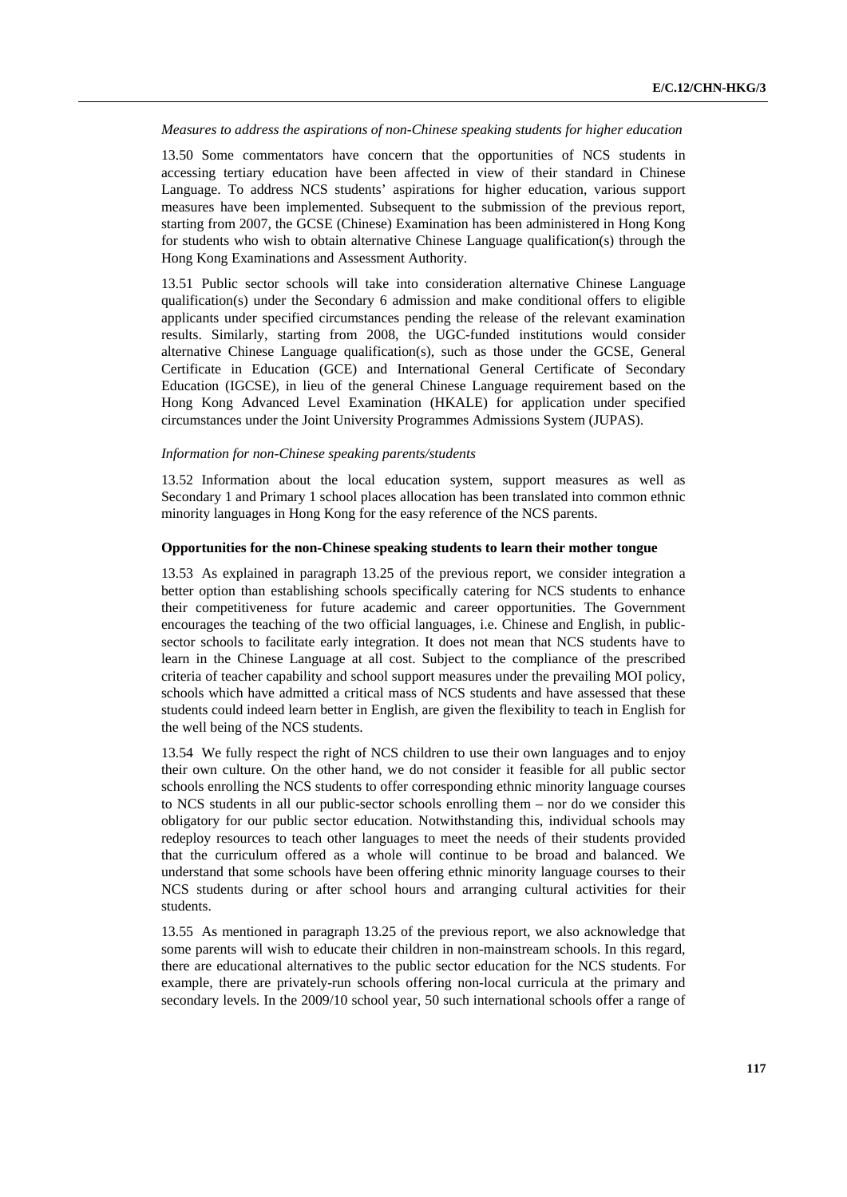*Measures to address the aspirations of non-Chinese speaking students for higher education*

13.50 Some commentators have concern that the opportunities of NCS students in accessing tertiary education have been affected in view of their standard in Chinese Language. To address NCS students' aspirations for higher education, various support measures have been implemented. Subsequent to the submission of the previous report, starting from 2007, the GCSE (Chinese) Examination has been administered in Hong Kong for students who wish to obtain alternative Chinese Language qualification(s) through the Hong Kong Examinations and Assessment Authority.

13.51 Public sector schools will take into consideration alternative Chinese Language qualification(s) under the Secondary 6 admission and make conditional offers to eligible applicants under specified circumstances pending the release of the relevant examination results. Similarly, starting from 2008, the UGC-funded institutions would consider alternative Chinese Language qualification(s), such as those under the GCSE, General Certificate in Education (GCE) and International General Certificate of Secondary Education (IGCSE), in lieu of the general Chinese Language requirement based on the Hong Kong Advanced Level Examination (HKALE) for application under specified circumstances under the Joint University Programmes Admissions System (JUPAS).

*Information for non-Chinese speaking parents/students*

13.52 Information about the local education system, support measures as well as Secondary 1 and Primary 1 school places allocation has been translated into common ethnic minority languages in Hong Kong for the easy reference of the NCS parents.

**Opportunities for the non-Chinese speaking students to learn their mother tongue**

13.53 As explained in paragraph 13.25 of the previous report, we consider integration a better option than establishing schools specifically catering for NCS students to enhance their competitiveness for future academic and career opportunities. The Government encourages the teaching of the two official languages, i.e. Chinese and English, in public-sector schools to facilitate early integration. It does not mean that NCS students have to learn in the Chinese Language at all cost. Subject to the compliance of the prescribed criteria of teacher capability and school support measures under the prevailing MOI policy, schools which have admitted a critical mass of NCS students and have assessed that these students could indeed learn better in English, are given the flexibility to teach in English for the well being of the NCS students.

13.54 We fully respect the right of NCS children to use their own languages and to enjoy their own culture. On the other hand, we do not consider it feasible for all public sector schools enrolling the NCS students to offer corresponding ethnic minority language courses to NCS students in all our public-sector schools enrolling them – nor do we consider this obligatory for our public sector education. Notwithstanding this, individual schools may redeploy resources to teach other languages to meet the needs of their students provided that the curriculum offered as a whole will continue to be broad and balanced. We understand that some schools have been offering ethnic minority language courses to their NCS students during or after school hours and arranging cultural activities for their students.

13.55 As mentioned in paragraph 13.25 of the previous report, we also acknowledge that some parents will wish to educate their children in non-mainstream schools. In this regard, there are educational alternatives to the public sector education for the NCS students. For example, there are privately-run schools offering non-local curricula at the primary and secondary levels. In the 2009/10 school year, 50 such international schools offer a range of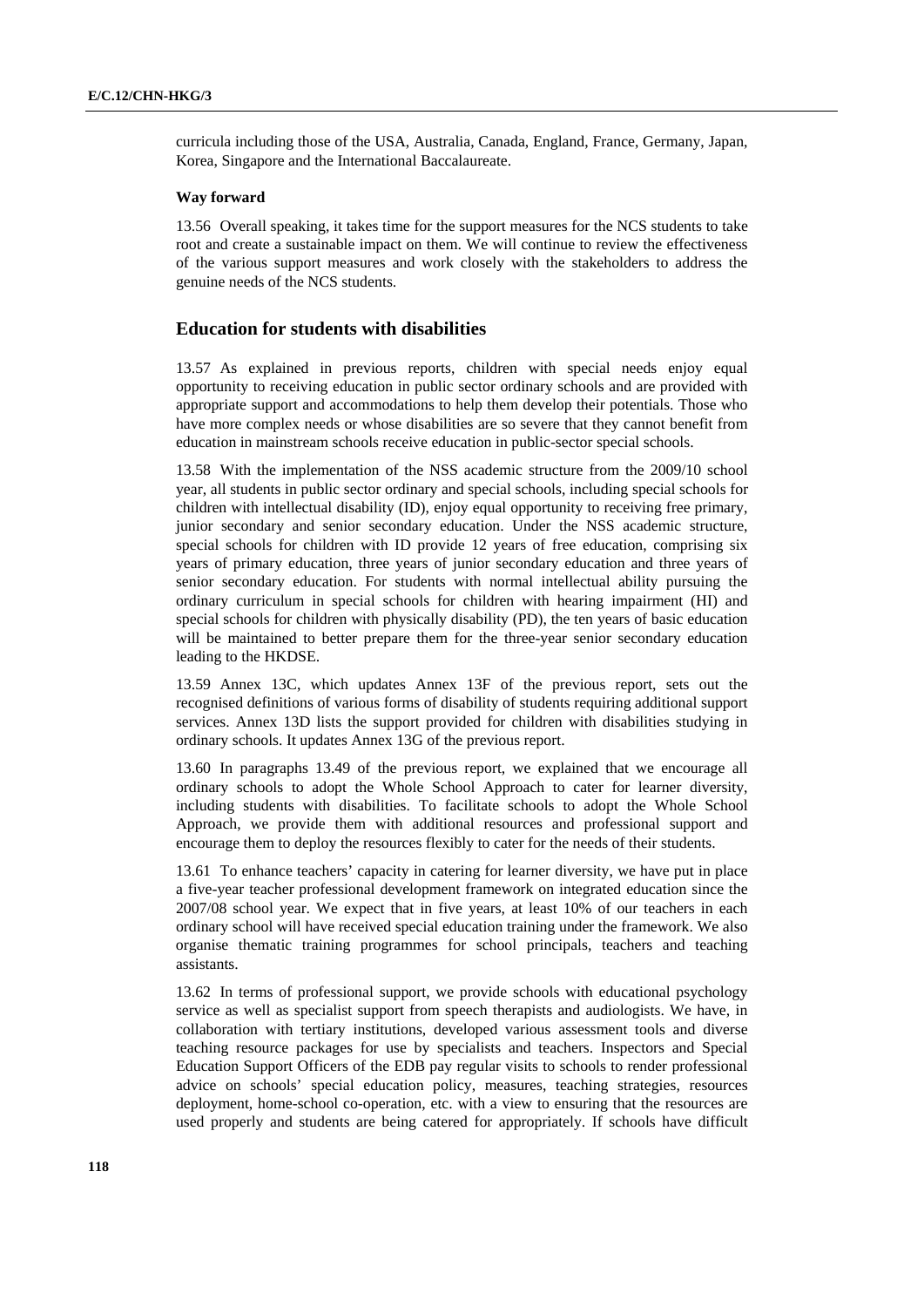curricula including those of the USA, Australia, Canada, England, France, Germany, Japan, Korea, Singapore and the International Baccalaureate.

**Way forward**

13.56 Overall speaking, it takes time for the support measures for the NCS students to take root and create a sustainable impact on them. We will continue to review the effectiveness of the various support measures and work closely with the stakeholders to address the genuine needs of the NCS students.

## Education for students with disabilities

13.57 As explained in previous reports, children with special needs enjoy equal opportunity to receiving education in public sector ordinary schools and are provided with appropriate support and accommodations to help them develop their potentials. Those who have more complex needs or whose disabilities are so severe that they cannot benefit from education in mainstream schools receive education in public-sector special schools.

13.58 With the implementation of the NSS academic structure from the 2009/10 school year, all students in public sector ordinary and special schools, including special schools for children with intellectual disability (ID), enjoy equal opportunity to receiving free primary, junior secondary and senior secondary education. Under the NSS academic structure, special schools for children with ID provide 12 years of free education, comprising six years of primary education, three years of junior secondary education and three years of senior secondary education. For students with normal intellectual ability pursuing the ordinary curriculum in special schools for children with hearing impairment (HI) and special schools for children with physically disability (PD), the ten years of basic education will be maintained to better prepare them for the three-year senior secondary education leading to the HKDSE.

13.59 Annex 13C, which updates Annex 13F of the previous report, sets out the recognised definitions of various forms of disability of students requiring additional support services. Annex 13D lists the support provided for children with disabilities studying in ordinary schools. It updates Annex 13G of the previous report.

13.60 In paragraphs 13.49 of the previous report, we explained that we encourage all ordinary schools to adopt the Whole School Approach to cater for learner diversity, including students with disabilities. To facilitate schools to adopt the Whole School Approach, we provide them with additional resources and professional support and encourage them to deploy the resources flexibly to cater for the needs of their students.

13.61 To enhance teachers' capacity in catering for learner diversity, we have put in place a five-year teacher professional development framework on integrated education since the 2007/08 school year. We expect that in five years, at least 10% of our teachers in each ordinary school will have received special education training under the framework. We also organise thematic training programmes for school principals, teachers and teaching assistants.

13.62 In terms of professional support, we provide schools with educational psychology service as well as specialist support from speech therapists and audiologists. We have, in collaboration with tertiary institutions, developed various assessment tools and diverse teaching resource packages for use by specialists and teachers. Inspectors and Special Education Support Officers of the EDB pay regular visits to schools to render professional advice on schools' special education policy, measures, teaching strategies, resources deployment, home-school co-operation, etc. with a view to ensuring that the resources are used properly and students are being catered for appropriately. If schools have difficult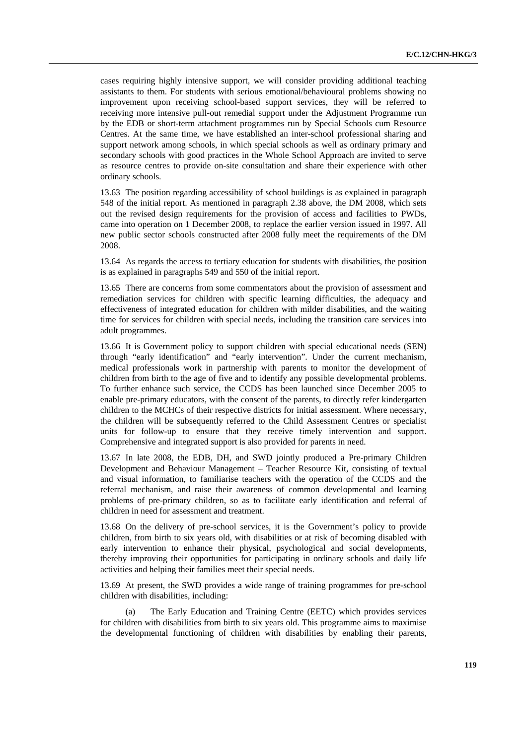cases requiring highly intensive support, we will consider providing additional teaching assistants to them. For students with serious emotional/behavioural problems showing no improvement upon receiving school-based support services, they will be referred to receiving more intensive pull-out remedial support under the Adjustment Programme run by the EDB or short-term attachment programmes run by Special Schools cum Resource Centres. At the same time, we have established an inter-school professional sharing and support network among schools, in which special schools as well as ordinary primary and secondary schools with good practices in the Whole School Approach are invited to serve as resource centres to provide on-site consultation and share their experience with other ordinary schools.

13.63 The position regarding accessibility of school buildings is as explained in paragraph 548 of the initial report. As mentioned in paragraph 2.38 above, the DM 2008, which sets out the revised design requirements for the provision of access and facilities to PWDs, came into operation on 1 December 2008, to replace the earlier version issued in 1997. All new public sector schools constructed after 2008 fully meet the requirements of the DM 2008.

13.64 As regards the access to tertiary education for students with disabilities, the position is as explained in paragraphs 549 and 550 of the initial report.

13.65 There are concerns from some commentators about the provision of assessment and remediation services for children with specific learning difficulties, the adequacy and effectiveness of integrated education for children with milder disabilities, and the waiting time for services for children with special needs, including the transition care services into adult programmes.

13.66 It is Government policy to support children with special educational needs (SEN) through "early identification" and "early intervention". Under the current mechanism, medical professionals work in partnership with parents to monitor the development of children from birth to the age of five and to identify any possible developmental problems. To further enhance such service, the CCDS has been launched since December 2005 to enable pre-primary educators, with the consent of the parents, to directly refer kindergarten children to the MCHCs of their respective districts for initial assessment. Where necessary, the children will be subsequently referred to the Child Assessment Centres or specialist units for follow-up to ensure that they receive timely intervention and support. Comprehensive and integrated support is also provided for parents in need.

13.67 In late 2008, the EDB, DH, and SWD jointly produced a Pre-primary Children Development and Behaviour Management – Teacher Resource Kit, consisting of textual and visual information, to familiarise teachers with the operation of the CCDS and the referral mechanism, and raise their awareness of common developmental and learning problems of pre-primary children, so as to facilitate early identification and referral of children in need for assessment and treatment.

13.68 On the delivery of pre-school services, it is the Government's policy to provide children, from birth to six years old, with disabilities or at risk of becoming disabled with early intervention to enhance their physical, psychological and social developments, thereby improving their opportunities for participating in ordinary schools and daily life activities and helping their families meet their special needs.

13.69 At present, the SWD provides a wide range of training programmes for pre-school children with disabilities, including:

(a) The Early Education and Training Centre (EETC) which provides services for children with disabilities from birth to six years old. This programme aims to maximise the developmental functioning of children with disabilities by enabling their parents,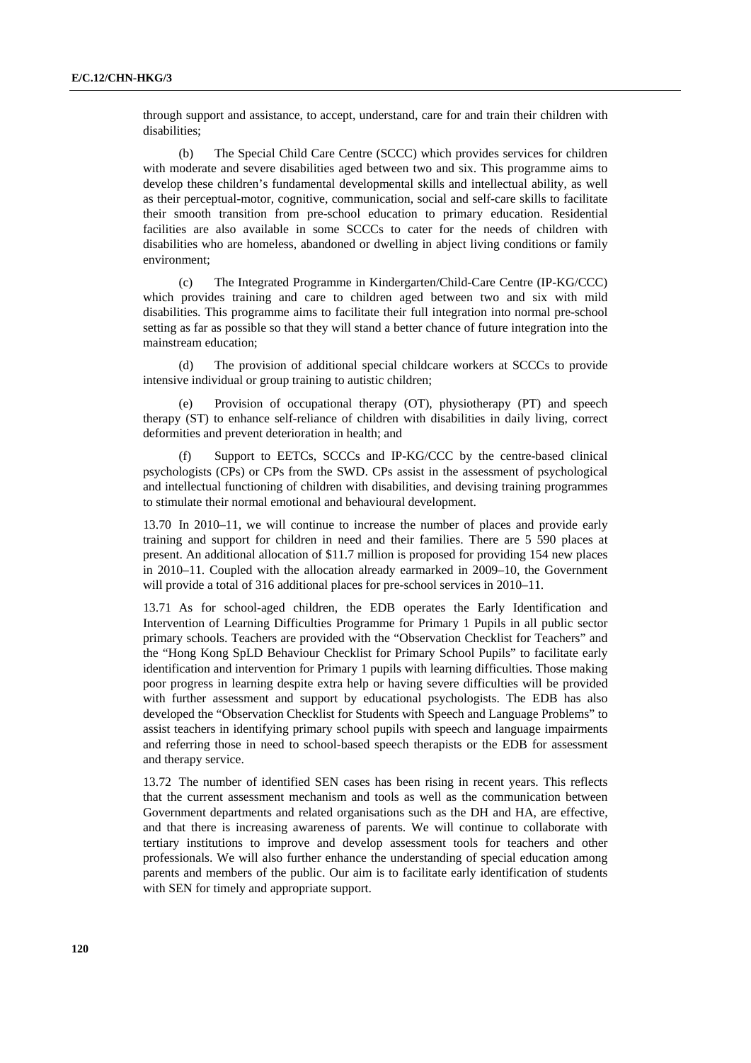through support and assistance, to accept, understand, care for and train their children with disabilities;

(b) The Special Child Care Centre (SCCC) which provides services for children with moderate and severe disabilities aged between two and six. This programme aims to develop these children's fundamental developmental skills and intellectual ability, as well as their perceptual-motor, cognitive, communication, social and self-care skills to facilitate their smooth transition from pre-school education to primary education. Residential facilities are also available in some SCCCs to cater for the needs of children with disabilities who are homeless, abandoned or dwelling in abject living conditions or family environment;

(c) The Integrated Programme in Kindergarten/Child-Care Centre (IP-KG/CCC) which provides training and care to children aged between two and six with mild disabilities. This programme aims to facilitate their full integration into normal pre-school setting as far as possible so that they will stand a better chance of future integration into the mainstream education;

(d) The provision of additional special childcare workers at SCCCs to provide intensive individual or group training to autistic children;

(e) Provision of occupational therapy (OT), physiotherapy (PT) and speech therapy (ST) to enhance self-reliance of children with disabilities in daily living, correct deformities and prevent deterioration in health; and

(f) Support to EETCs, SCCCs and IP-KG/CCC by the centre-based clinical psychologists (CPs) or CPs from the SWD. CPs assist in the assessment of psychological and intellectual functioning of children with disabilities, and devising training programmes to stimulate their normal emotional and behavioural development.

13.70 In 2010–11, we will continue to increase the number of places and provide early training and support for children in need and their families. There are 5 590 places at present. An additional allocation of $11.7 million is proposed for providing 154 new places in 2010–11. Coupled with the allocation already earmarked in 2009–10, the Government will provide a total of 316 additional places for pre-school services in 2010–11.

13.71 As for school-aged children, the EDB operates the Early Identification and Intervention of Learning Difficulties Programme for Primary 1 Pupils in all public sector primary schools. Teachers are provided with the "Observation Checklist for Teachers" and the "Hong Kong SpLD Behaviour Checklist for Primary School Pupils" to facilitate early identification and intervention for Primary 1 pupils with learning difficulties. Those making poor progress in learning despite extra help or having severe difficulties will be provided with further assessment and support by educational psychologists. The EDB has also developed the "Observation Checklist for Students with Speech and Language Problems" to assist teachers in identifying primary school pupils with speech and language impairments and referring those in need to school-based speech therapists or the EDB for assessment and therapy service.

13.72 The number of identified SEN cases has been rising in recent years. This reflects that the current assessment mechanism and tools as well as the communication between Government departments and related organisations such as the DH and HA, are effective, and that there is increasing awareness of parents. We will continue to collaborate with tertiary institutions to improve and develop assessment tools for teachers and other professionals. We will also further enhance the understanding of special education among parents and members of the public. Our aim is to facilitate early identification of students with SEN for timely and appropriate support.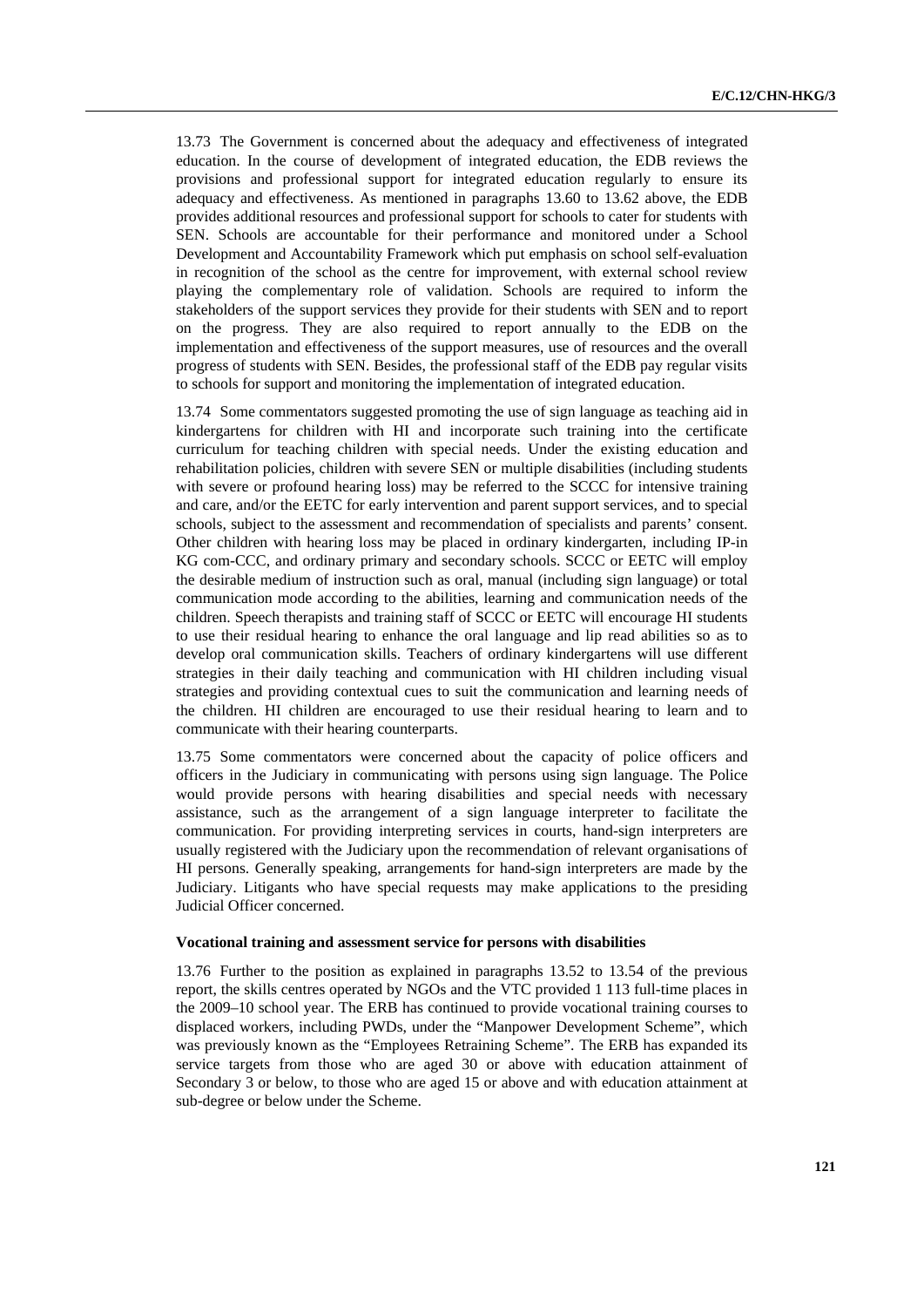13.73 The Government is concerned about the adequacy and effectiveness of integrated education. In the course of development of integrated education, the EDB reviews the provisions and professional support for integrated education regularly to ensure its adequacy and effectiveness. As mentioned in paragraphs 13.60 to 13.62 above, the EDB provides additional resources and professional support for schools to cater for students with SEN. Schools are accountable for their performance and monitored under a School Development and Accountability Framework which put emphasis on school self-evaluation in recognition of the school as the centre for improvement, with external school review playing the complementary role of validation. Schools are required to inform the stakeholders of the support services they provide for their students with SEN and to report on the progress. They are also required to report annually to the EDB on the implementation and effectiveness of the support measures, use of resources and the overall progress of students with SEN. Besides, the professional staff of the EDB pay regular visits to schools for support and monitoring the implementation of integrated education.

13.74 Some commentators suggested promoting the use of sign language as teaching aid in kindergartens for children with HI and incorporate such training into the certificate curriculum for teaching children with special needs. Under the existing education and rehabilitation policies, children with severe SEN or multiple disabilities (including students with severe or profound hearing loss) may be referred to the SCCC for intensive training and care, and/or the EETC for early intervention and parent support services, and to special schools, subject to the assessment and recommendation of specialists and parents' consent. Other children with hearing loss may be placed in ordinary kindergarten, including IP-in KG com-CCC, and ordinary primary and secondary schools. SCCC or EETC will employ the desirable medium of instruction such as oral, manual (including sign language) or total communication mode according to the abilities, learning and communication needs of the children. Speech therapists and training staff of SCCC or EETC will encourage HI students to use their residual hearing to enhance the oral language and lip read abilities so as to develop oral communication skills. Teachers of ordinary kindergartens will use different strategies in their daily teaching and communication with HI children including visual strategies and providing contextual cues to suit the communication and learning needs of the children. HI children are encouraged to use their residual hearing to learn and to communicate with their hearing counterparts.

13.75 Some commentators were concerned about the capacity of police officers and officers in the Judiciary in communicating with persons using sign language. The Police would provide persons with hearing disabilities and special needs with necessary assistance, such as the arrangement of a sign language interpreter to facilitate the communication. For providing interpreting services in courts, hand-sign interpreters are usually registered with the Judiciary upon the recommendation of relevant organisations of HI persons. Generally speaking, arrangements for hand-sign interpreters are made by the Judiciary. Litigants who have special requests may make applications to the presiding Judicial Officer concerned.

**Vocational training and assessment service for persons with disabilities**

13.76 Further to the position as explained in paragraphs 13.52 to 13.54 of the previous report, the skills centres operated by NGOs and the VTC provided 1 113 full-time places in the 2009–10 school year. The ERB has continued to provide vocational training courses to displaced workers, including PWDs, under the "Manpower Development Scheme", which was previously known as the "Employees Retraining Scheme". The ERB has expanded its service targets from those who are aged 30 or above with education attainment of Secondary 3 or below, to those who are aged 15 or above and with education attainment at sub-degree or below under the Scheme.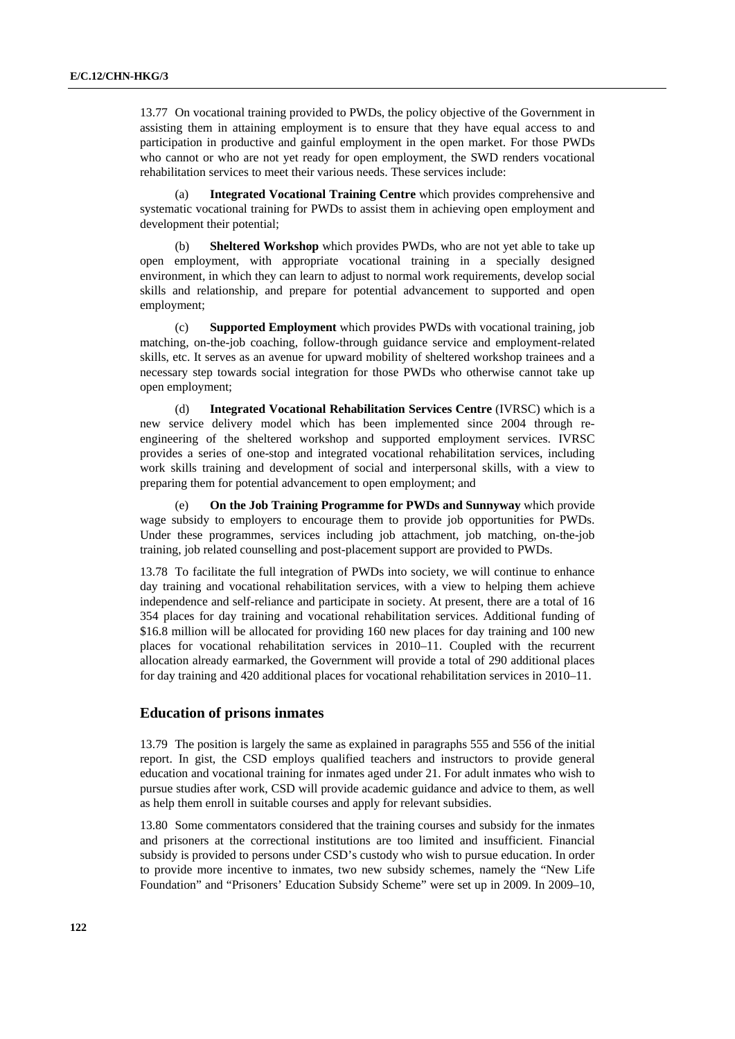13.77 On vocational training provided to PWDs, the policy objective of the Government in assisting them in attaining employment is to ensure that they have equal access to and participation in productive and gainful employment in the open market. For those PWDs who cannot or who are not yet ready for open employment, the SWD renders vocational rehabilitation services to meet their various needs. These services include:

(a) **Integrated Vocational Training Centre** which provides comprehensive and systematic vocational training for PWDs to assist them in achieving open employment and development their potential;

(b) **Sheltered Workshop** which provides PWDs, who are not yet able to take up open employment, with appropriate vocational training in a specially designed environment, in which they can learn to adjust to normal work requirements, develop social skills and relationship, and prepare for potential advancement to supported and open employment;

(c) **Supported Employment** which provides PWDs with vocational training, job matching, on-the-job coaching, follow-through guidance service and employment-related skills, etc. It serves as an avenue for upward mobility of sheltered workshop trainees and a necessary step towards social integration for those PWDs who otherwise cannot take up open employment;

(d) **Integrated Vocational Rehabilitation Services Centre** (IVRSC) which is a new service delivery model which has been implemented since 2004 through re-engineering of the sheltered workshop and supported employment services. IVRSC provides a series of one-stop and integrated vocational rehabilitation services, including work skills training and development of social and interpersonal skills, with a view to preparing them for potential advancement to open employment; and

(e) **On the Job Training Programme for PWDs and Sunnyway** which provide wage subsidy to employers to encourage them to provide job opportunities for PWDs. Under these programmes, services including job attachment, job matching, on-the-job training, job related counselling and post-placement support are provided to PWDs.

13.78 To facilitate the full integration of PWDs into society, we will continue to enhance day training and vocational rehabilitation services, with a view to helping them achieve independence and self-reliance and participate in society. At present, there are a total of 16 354 places for day training and vocational rehabilitation services. Additional funding of $16.8 million will be allocated for providing 160 new places for day training and 100 new places for vocational rehabilitation services in 2010–11. Coupled with the recurrent allocation already earmarked, the Government will provide a total of 290 additional places for day training and 420 additional places for vocational rehabilitation services in 2010–11.

## Education of prisons inmates

13.79 The position is largely the same as explained in paragraphs 555 and 556 of the initial report. In gist, the CSD employs qualified teachers and instructors to provide general education and vocational training for inmates aged under 21. For adult inmates who wish to pursue studies after work, CSD will provide academic guidance and advice to them, as well as help them enroll in suitable courses and apply for relevant subsidies.

13.80 Some commentators considered that the training courses and subsidy for the inmates and prisoners at the correctional institutions are too limited and insufficient. Financial subsidy is provided to persons under CSD's custody who wish to pursue education. In order to provide more incentive to inmates, two new subsidy schemes, namely the "New Life Foundation" and "Prisoners' Education Subsidy Scheme" were set up in 2009. In 2009–10,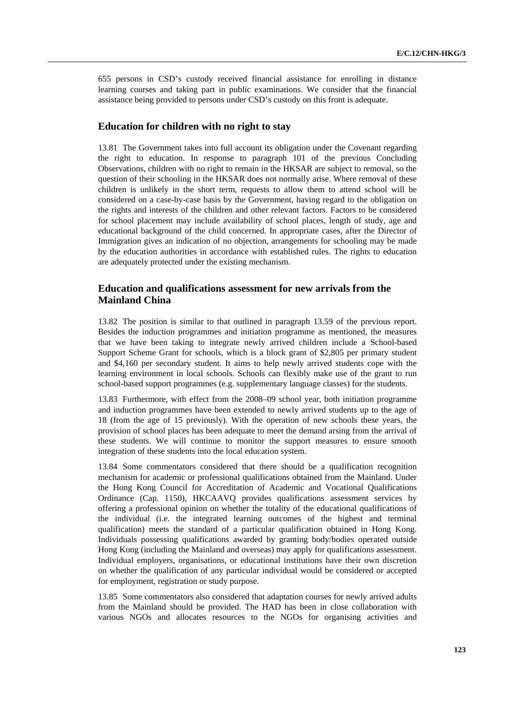655 persons in CSD's custody received financial assistance for enrolling in distance learning courses and taking part in public examinations. We consider that the financial assistance being provided to persons under CSD's custody on this front is adequate.

## Education for children with no right to stay

13.81 The Government takes into full account its obligation under the Covenant regarding the right to education. In response to paragraph 101 of the previous Concluding Observations, children with no right to remain in the HKSAR are subject to removal, so the question of their schooling in the HKSAR does not normally arise. Where removal of these children is unlikely in the short term, requests to allow them to attend school will be considered on a case-by-case basis by the Government, having regard to the obligation on the rights and interests of the children and other relevant factors. Factors to be considered for school placement may include availability of school places, length of study, age and educational background of the child concerned. In appropriate cases, after the Director of Immigration gives an indication of no objection, arrangements for schooling may be made by the education authorities in accordance with established rules. The rights to education are adequately protected under the existing mechanism.

## Education and qualifications assessment for new arrivals from the Mainland China

13.82 The position is similar to that outlined in paragraph 13.59 of the previous report. Besides the induction programmes and initiation programme as mentioned, the measures that we have been taking to integrate newly arrived children include a School-based Support Scheme Grant for schools, which is a block grant of $2,805 per primary student and $4,160 per secondary student. It aims to help newly arrived students cope with the learning environment in local schools. Schools can flexibly make use of the grant to run school-based support programmes (e.g. supplementary language classes) for the students.

13.83 Furthermore, with effect from the 2008–09 school year, both initiation programme and induction programmes have been extended to newly arrived students up to the age of 18 (from the age of 15 previously). With the operation of new schools these years, the provision of school places has been adequate to meet the demand arsing from the arrival of these students. We will continue to monitor the support measures to ensure smooth integration of these students into the local education system.

13.84 Some commentators considered that there should be a qualification recognition mechanism for academic or professional qualifications obtained from the Mainland. Under the Hong Kong Council for Accreditation of Academic and Vocational Qualifications Ordinance (Cap. 1150), HKCAAVQ provides qualifications assessment services by offering a professional opinion on whether the totality of the educational qualifications of the individual (i.e. the integrated learning outcomes of the highest and terminal qualification) meets the standard of a particular qualification obtained in Hong Kong. Individuals possessing qualifications awarded by granting body/bodies operated outside Hong Kong (including the Mainland and overseas) may apply for qualifications assessment. Individual employers, organisations, or educational institutions have their own discretion on whether the qualification of any particular individual would be considered or accepted for employment, registration or study purpose.

13.85 Some commentators also considered that adaptation courses for newly arrived adults from the Mainland should be provided. The HAD has been in close collaboration with various NGOs and allocates resources to the NGOs for organising activities and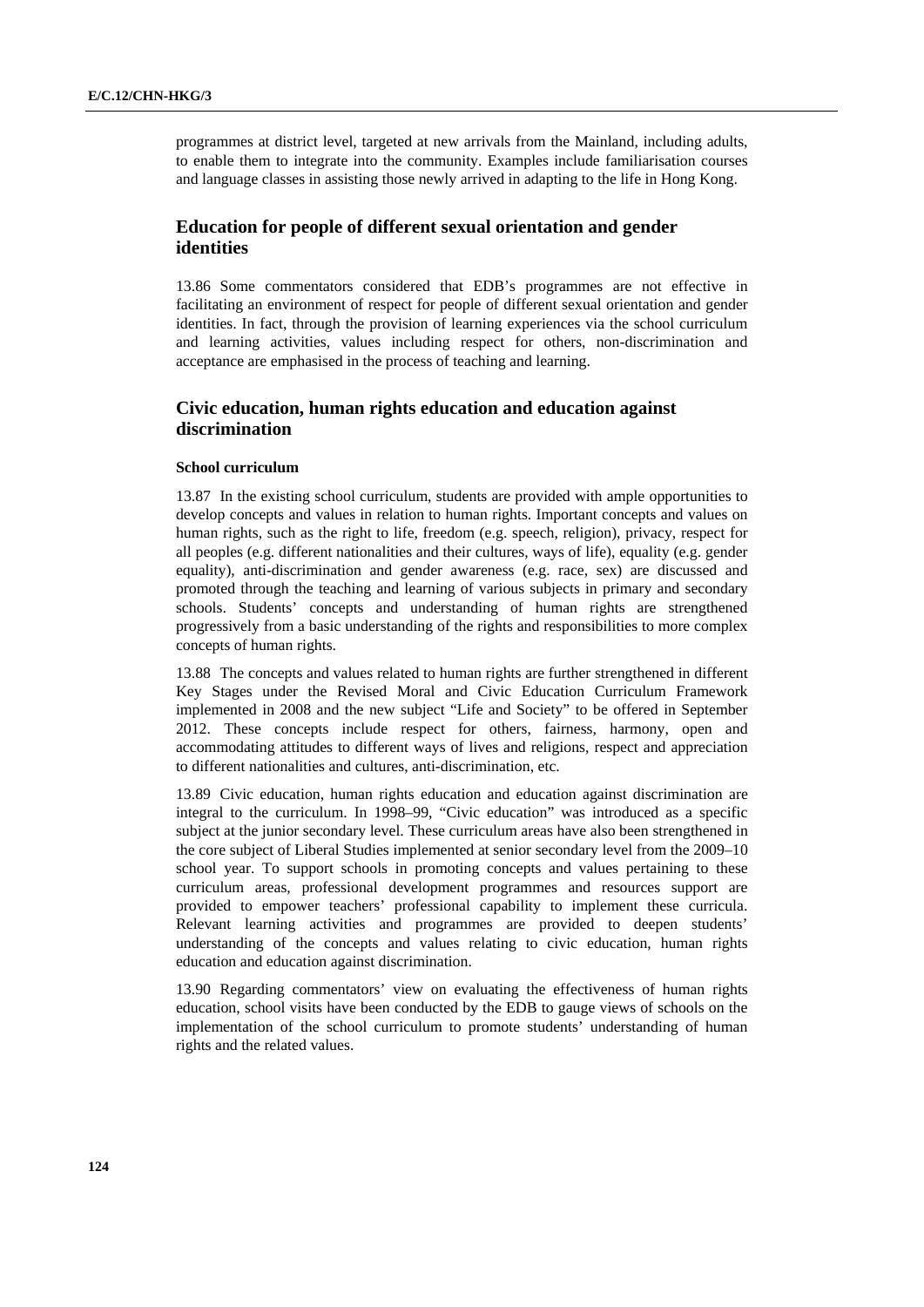programmes at district level, targeted at new arrivals from the Mainland, including adults, to enable them to integrate into the community. Examples include familiarisation courses and language classes in assisting those newly arrived in adapting to the life in Hong Kong.

## Education for people of different sexual orientation and gender identities

13.86 Some commentators considered that EDB's programmes are not effective in facilitating an environment of respect for people of different sexual orientation and gender identities. In fact, through the provision of learning experiences via the school curriculum and learning activities, values including respect for others, non-discrimination and acceptance are emphasised in the process of teaching and learning.

## Civic education, human rights education and education against discrimination

### School curriculum

13.87 In the existing school curriculum, students are provided with ample opportunities to develop concepts and values in relation to human rights. Important concepts and values on human rights, such as the right to life, freedom (e.g. speech, religion), privacy, respect for all peoples (e.g. different nationalities and their cultures, ways of life), equality (e.g. gender equality), anti-discrimination and gender awareness (e.g. race, sex) are discussed and promoted through the teaching and learning of various subjects in primary and secondary schools. Students' concepts and understanding of human rights are strengthened progressively from a basic understanding of the rights and responsibilities to more complex concepts of human rights.

13.88 The concepts and values related to human rights are further strengthened in different Key Stages under the Revised Moral and Civic Education Curriculum Framework implemented in 2008 and the new subject "Life and Society" to be offered in September 2012. These concepts include respect for others, fairness, harmony, open and accommodating attitudes to different ways of lives and religions, respect and appreciation to different nationalities and cultures, anti-discrimination, etc.

13.89 Civic education, human rights education and education against discrimination are integral to the curriculum. In 1998–99, "Civic education" was introduced as a specific subject at the junior secondary level. These curriculum areas have also been strengthened in the core subject of Liberal Studies implemented at senior secondary level from the 2009–10 school year. To support schools in promoting concepts and values pertaining to these curriculum areas, professional development programmes and resources support are provided to empower teachers' professional capability to implement these curricula. Relevant learning activities and programmes are provided to deepen students' understanding of the concepts and values relating to civic education, human rights education and education against discrimination.

13.90 Regarding commentators' view on evaluating the effectiveness of human rights education, school visits have been conducted by the EDB to gauge views of schools on the implementation of the school curriculum to promote students' understanding of human rights and the related values.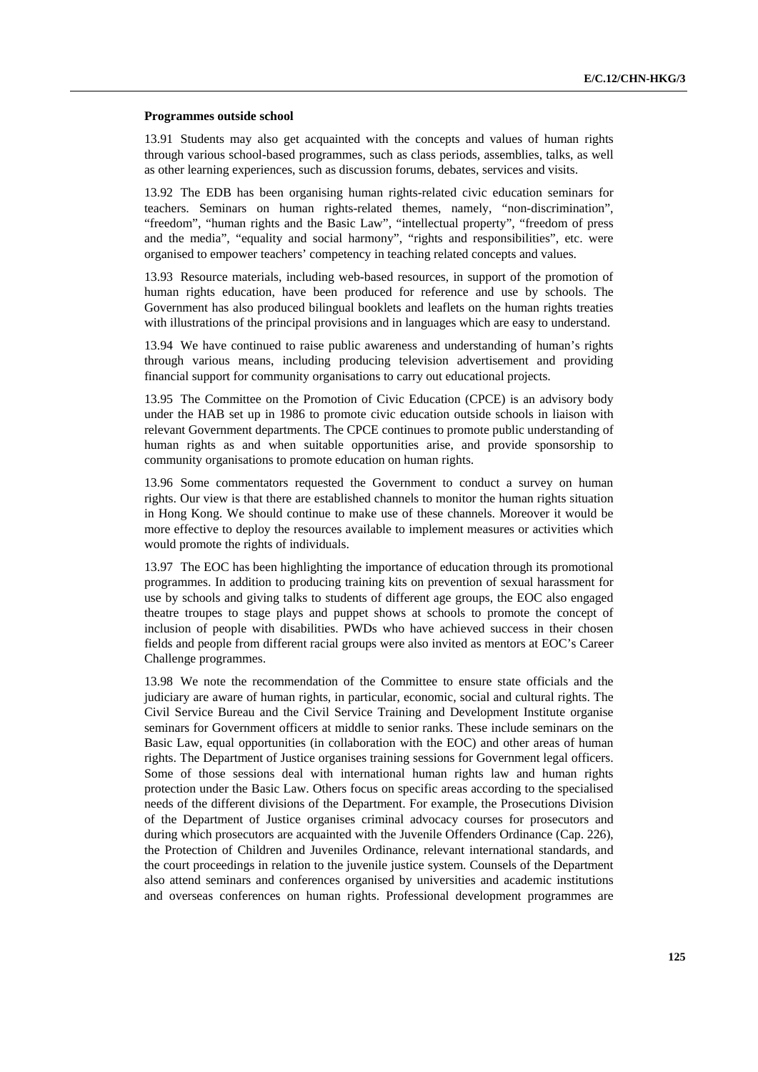#### Programmes outside school

13.91 Students may also get acquainted with the concepts and values of human rights through various school-based programmes, such as class periods, assemblies, talks, as well as other learning experiences, such as discussion forums, debates, services and visits.

13.92 The EDB has been organising human rights-related civic education seminars for teachers. Seminars on human rights-related themes, namely, "non-discrimination", "freedom", "human rights and the Basic Law", "intellectual property", "freedom of press and the media", "equality and social harmony", "rights and responsibilities", etc. were organised to empower teachers' competency in teaching related concepts and values.

13.93 Resource materials, including web-based resources, in support of the promotion of human rights education, have been produced for reference and use by schools. The Government has also produced bilingual booklets and leaflets on the human rights treaties with illustrations of the principal provisions and in languages which are easy to understand.

13.94 We have continued to raise public awareness and understanding of human's rights through various means, including producing television advertisement and providing financial support for community organisations to carry out educational projects.

13.95 The Committee on the Promotion of Civic Education (CPCE) is an advisory body under the HAB set up in 1986 to promote civic education outside schools in liaison with relevant Government departments. The CPCE continues to promote public understanding of human rights as and when suitable opportunities arise, and provide sponsorship to community organisations to promote education on human rights.

13.96 Some commentators requested the Government to conduct a survey on human rights. Our view is that there are established channels to monitor the human rights situation in Hong Kong. We should continue to make use of these channels. Moreover it would be more effective to deploy the resources available to implement measures or activities which would promote the rights of individuals.

13.97 The EOC has been highlighting the importance of education through its promotional programmes. In addition to producing training kits on prevention of sexual harassment for use by schools and giving talks to students of different age groups, the EOC also engaged theatre troupes to stage plays and puppet shows at schools to promote the concept of inclusion of people with disabilities. PWDs who have achieved success in their chosen fields and people from different racial groups were also invited as mentors at EOC's Career Challenge programmes.

13.98 We note the recommendation of the Committee to ensure state officials and the judiciary are aware of human rights, in particular, economic, social and cultural rights. The Civil Service Bureau and the Civil Service Training and Development Institute organise seminars for Government officers at middle to senior ranks. These include seminars on the Basic Law, equal opportunities (in collaboration with the EOC) and other areas of human rights. The Department of Justice organises training sessions for Government legal officers. Some of those sessions deal with international human rights law and human rights protection under the Basic Law. Others focus on specific areas according to the specialised needs of the different divisions of the Department. For example, the Prosecutions Division of the Department of Justice organises criminal advocacy courses for prosecutors and during which prosecutors are acquainted with the Juvenile Offenders Ordinance (Cap. 226), the Protection of Children and Juveniles Ordinance, relevant international standards, and the court proceedings in relation to the juvenile justice system. Counsels of the Department also attend seminars and conferences organised by universities and academic institutions and overseas conferences on human rights. Professional development programmes are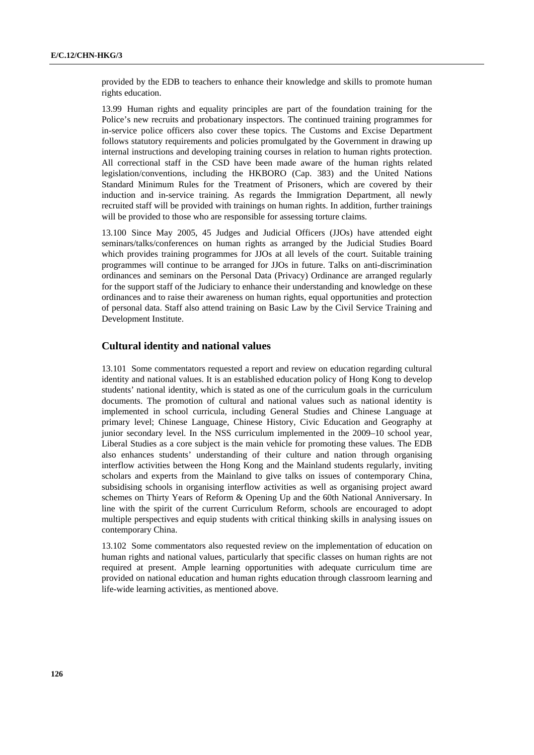provided by the EDB to teachers to enhance their knowledge and skills to promote human rights education.

13.99 Human rights and equality principles are part of the foundation training for the Police's new recruits and probationary inspectors. The continued training programmes for in-service police officers also cover these topics. The Customs and Excise Department follows statutory requirements and policies promulgated by the Government in drawing up internal instructions and developing training courses in relation to human rights protection. All correctional staff in the CSD have been made aware of the human rights related legislation/conventions, including the HKBORO (Cap. 383) and the United Nations Standard Minimum Rules for the Treatment of Prisoners, which are covered by their induction and in-service training. As regards the Immigration Department, all newly recruited staff will be provided with trainings on human rights. In addition, further trainings will be provided to those who are responsible for assessing torture claims.

13.100 Since May 2005, 45 Judges and Judicial Officers (JJOs) have attended eight seminars/talks/conferences on human rights as arranged by the Judicial Studies Board which provides training programmes for JJOs at all levels of the court. Suitable training programmes will continue to be arranged for JJOs in future. Talks on anti-discrimination ordinances and seminars on the Personal Data (Privacy) Ordinance are arranged regularly for the support staff of the Judiciary to enhance their understanding and knowledge on these ordinances and to raise their awareness on human rights, equal opportunities and protection of personal data. Staff also attend training on Basic Law by the Civil Service Training and Development Institute.

## Cultural identity and national values

13.101 Some commentators requested a report and review on education regarding cultural identity and national values. It is an established education policy of Hong Kong to develop students' national identity, which is stated as one of the curriculum goals in the curriculum documents. The promotion of cultural and national values such as national identity is implemented in school curricula, including General Studies and Chinese Language at primary level; Chinese Language, Chinese History, Civic Education and Geography at junior secondary level. In the NSS curriculum implemented in the 2009–10 school year, Liberal Studies as a core subject is the main vehicle for promoting these values. The EDB also enhances students' understanding of their culture and nation through organising interflow activities between the Hong Kong and the Mainland students regularly, inviting scholars and experts from the Mainland to give talks on issues of contemporary China, subsidising schools in organising interflow activities as well as organising project award schemes on Thirty Years of Reform & Opening Up and the 60th National Anniversary. In line with the spirit of the current Curriculum Reform, schools are encouraged to adopt multiple perspectives and equip students with critical thinking skills in analysing issues on contemporary China.

13.102 Some commentators also requested review on the implementation of education on human rights and national values, particularly that specific classes on human rights are not required at present. Ample learning opportunities with adequate curriculum time are provided on national education and human rights education through classroom learning and life-wide learning activities, as mentioned above.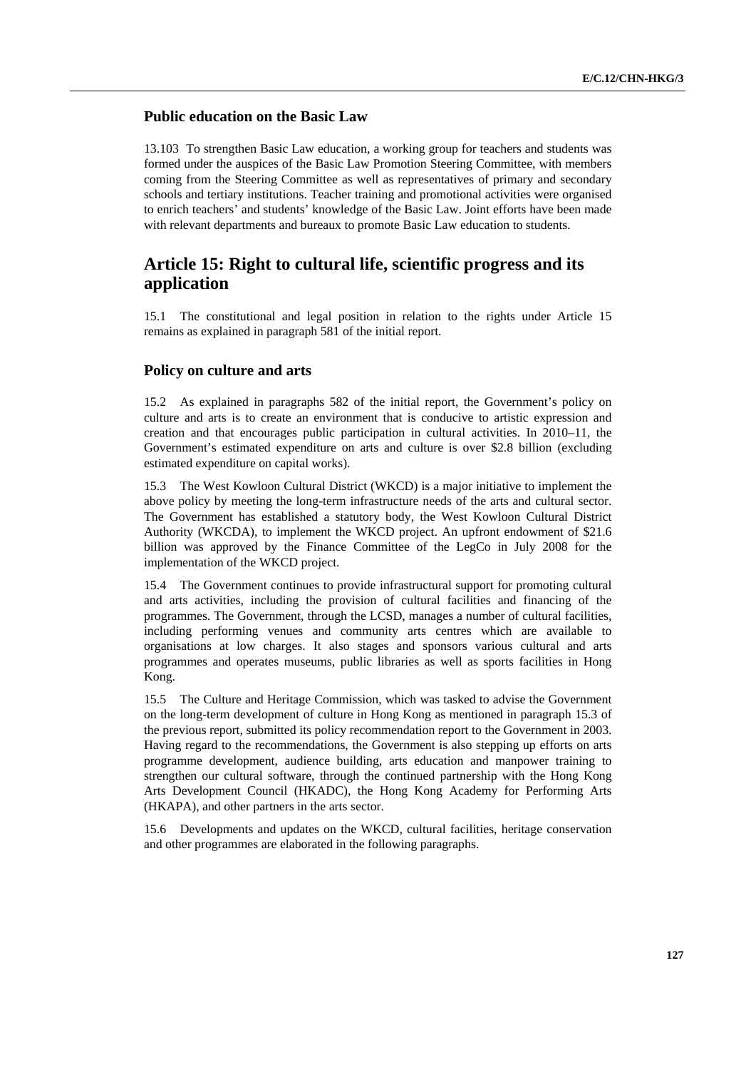### Public education on the Basic Law

13.103 To strengthen Basic Law education, a working group for teachers and students was formed under the auspices of the Basic Law Promotion Steering Committee, with members coming from the Steering Committee as well as representatives of primary and secondary schools and tertiary institutions. Teacher training and promotional activities were organised to enrich teachers' and students' knowledge of the Basic Law. Joint efforts have been made with relevant departments and bureaux to promote Basic Law education to students.

## Article 15: Right to cultural life, scientific progress and its application

15.1 The constitutional and legal position in relation to the rights under Article 15 remains as explained in paragraph 581 of the initial report.

### Policy on culture and arts

15.2 As explained in paragraphs 582 of the initial report, the Government's policy on culture and arts is to create an environment that is conducive to artistic expression and creation and that encourages public participation in cultural activities. In 2010–11, the Government's estimated expenditure on arts and culture is over $2.8 billion (excluding estimated expenditure on capital works).

15.3 The West Kowloon Cultural District (WKCD) is a major initiative to implement the above policy by meeting the long-term infrastructure needs of the arts and cultural sector. The Government has established a statutory body, the West Kowloon Cultural District Authority (WKCDA), to implement the WKCD project. An upfront endowment of $21.6 billion was approved by the Finance Committee of the LegCo in July 2008 for the implementation of the WKCD project.

15.4 The Government continues to provide infrastructural support for promoting cultural and arts activities, including the provision of cultural facilities and financing of the programmes. The Government, through the LCSD, manages a number of cultural facilities, including performing venues and community arts centres which are available to organisations at low charges. It also stages and sponsors various cultural and arts programmes and operates museums, public libraries as well as sports facilities in Hong Kong.

15.5 The Culture and Heritage Commission, which was tasked to advise the Government on the long-term development of culture in Hong Kong as mentioned in paragraph 15.3 of the previous report, submitted its policy recommendation report to the Government in 2003. Having regard to the recommendations, the Government is also stepping up efforts on arts programme development, audience building, arts education and manpower training to strengthen our cultural software, through the continued partnership with the Hong Kong Arts Development Council (HKADC), the Hong Kong Academy for Performing Arts (HKAPA), and other partners in the arts sector.

15.6 Developments and updates on the WKCD, cultural facilities, heritage conservation and other programmes are elaborated in the following paragraphs.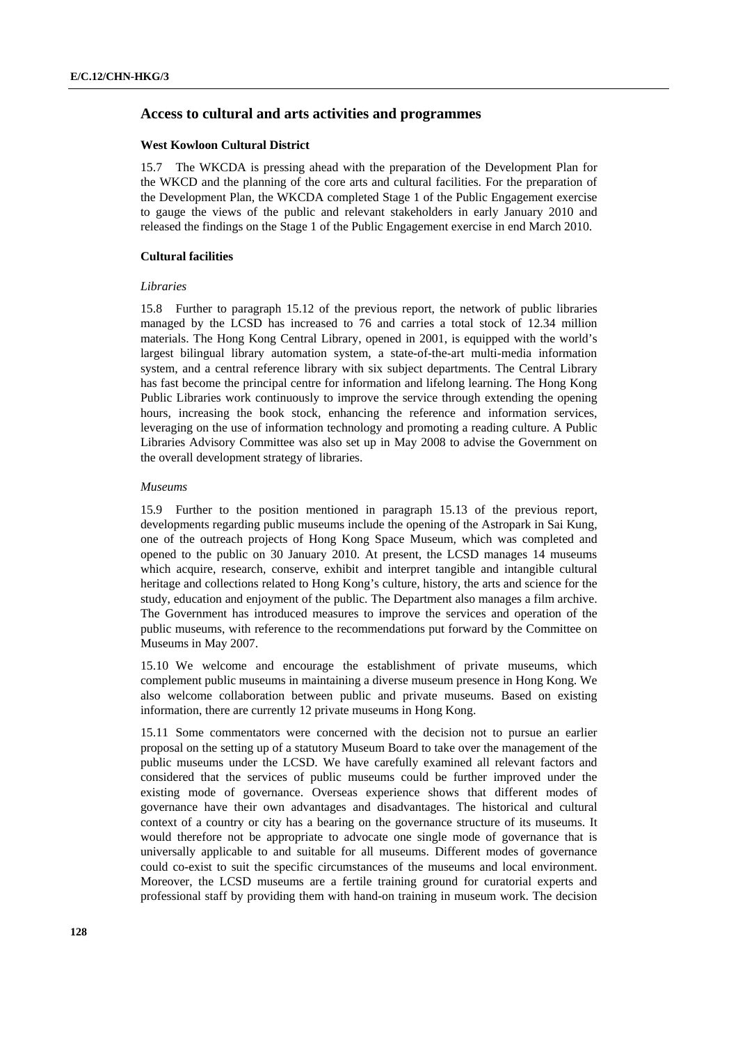## Access to cultural and arts activities and programmes

### West Kowloon Cultural District

15.7 The WKCDA is pressing ahead with the preparation of the Development Plan for the WKCD and the planning of the core arts and cultural facilities. For the preparation of the Development Plan, the WKCDA completed Stage 1 of the Public Engagement exercise to gauge the views of the public and relevant stakeholders in early January 2010 and released the findings on the Stage 1 of the Public Engagement exercise in end March 2010.

### Cultural facilities

*Libraries*

15.8 Further to paragraph 15.12 of the previous report, the network of public libraries managed by the LCSD has increased to 76 and carries a total stock of 12.34 million materials. The Hong Kong Central Library, opened in 2001, is equipped with the world's largest bilingual library automation system, a state-of-the-art multi-media information system, and a central reference library with six subject departments. The Central Library has fast become the principal centre for information and lifelong learning. The Hong Kong Public Libraries work continuously to improve the service through extending the opening hours, increasing the book stock, enhancing the reference and information services, leveraging on the use of information technology and promoting a reading culture. A Public Libraries Advisory Committee was also set up in May 2008 to advise the Government on the overall development strategy of libraries.

*Museums*

15.9 Further to the position mentioned in paragraph 15.13 of the previous report, developments regarding public museums include the opening of the Astropark in Sai Kung, one of the outreach projects of Hong Kong Space Museum, which was completed and opened to the public on 30 January 2010. At present, the LCSD manages 14 museums which acquire, research, conserve, exhibit and interpret tangible and intangible cultural heritage and collections related to Hong Kong's culture, history, the arts and science for the study, education and enjoyment of the public. The Department also manages a film archive. The Government has introduced measures to improve the services and operation of the public museums, with reference to the recommendations put forward by the Committee on Museums in May 2007.

15.10 We welcome and encourage the establishment of private museums, which complement public museums in maintaining a diverse museum presence in Hong Kong. We also welcome collaboration between public and private museums. Based on existing information, there are currently 12 private museums in Hong Kong.

15.11 Some commentators were concerned with the decision not to pursue an earlier proposal on the setting up of a statutory Museum Board to take over the management of the public museums under the LCSD. We have carefully examined all relevant factors and considered that the services of public museums could be further improved under the existing mode of governance. Overseas experience shows that different modes of governance have their own advantages and disadvantages. The historical and cultural context of a country or city has a bearing on the governance structure of its museums. It would therefore not be appropriate to advocate one single mode of governance that is universally applicable to and suitable for all museums. Different modes of governance could co-exist to suit the specific circumstances of the museums and local environment. Moreover, the LCSD museums are a fertile training ground for curatorial experts and professional staff by providing them with hand-on training in museum work. The decision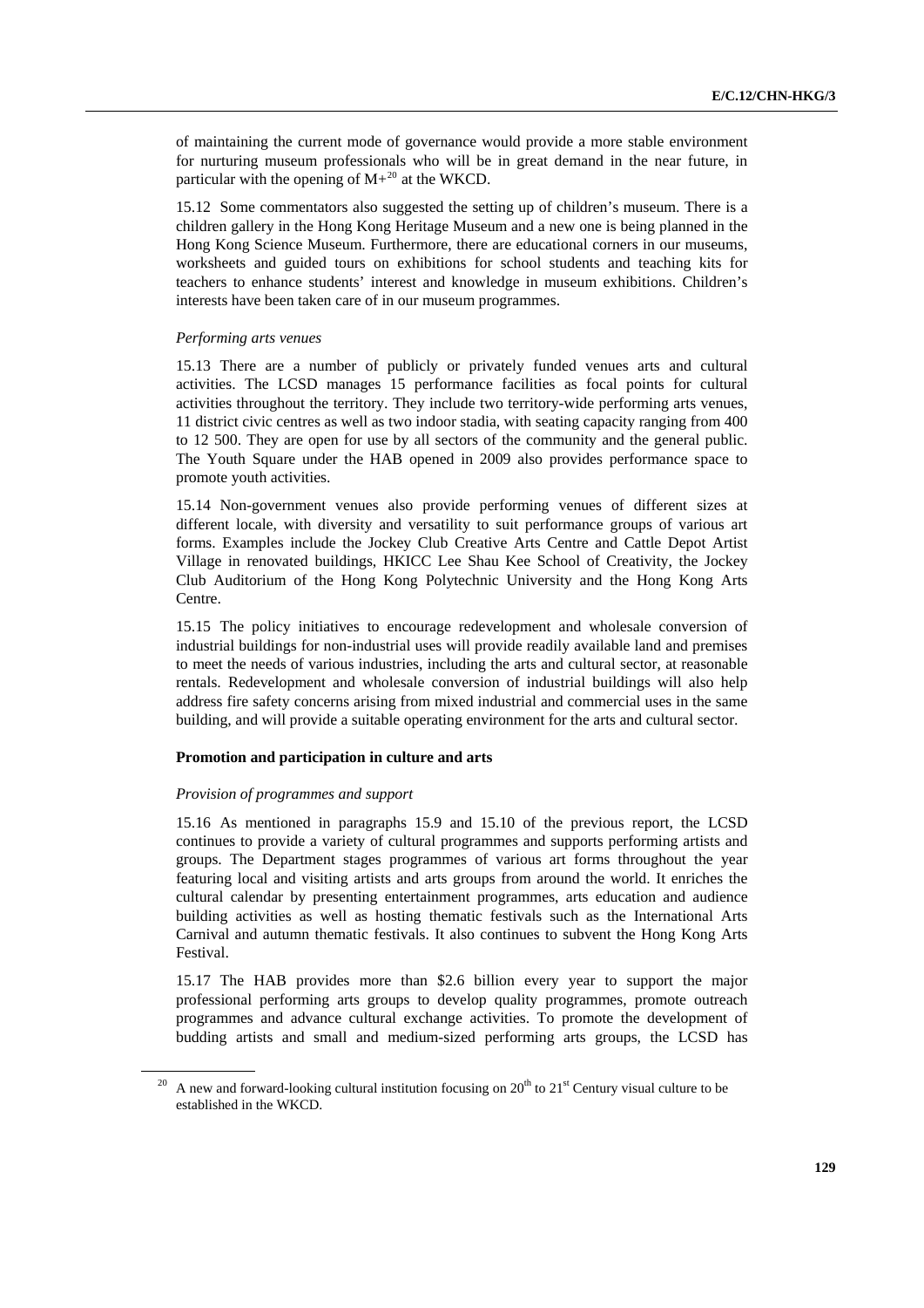of maintaining the current mode of governance would provide a more stable environment for nurturing museum professionals who will be in great demand in the near future, in particular with the opening of M+[20] at the WKCD.

15.12 Some commentators also suggested the setting up of children's museum. There is a children gallery in the Hong Kong Heritage Museum and a new one is being planned in the Hong Kong Science Museum. Furthermore, there are educational corners in our museums, worksheets and guided tours on exhibitions for school students and teaching kits for teachers to enhance students' interest and knowledge in museum exhibitions. Children's interests have been taken care of in our museum programmes.

*Performing arts venues*

15.13 There are a number of publicly or privately funded venues arts and cultural activities. The LCSD manages 15 performance facilities as focal points for cultural activities throughout the territory. They include two territory-wide performing arts venues, 11 district civic centres as well as two indoor stadia, with seating capacity ranging from 400 to 12 500. They are open for use by all sectors of the community and the general public. The Youth Square under the HAB opened in 2009 also provides performance space to promote youth activities.

15.14 Non-government venues also provide performing venues of different sizes at different locale, with diversity and versatility to suit performance groups of various art forms. Examples include the Jockey Club Creative Arts Centre and Cattle Depot Artist Village in renovated buildings, HKICC Lee Shau Kee School of Creativity, the Jockey Club Auditorium of the Hong Kong Polytechnic University and the Hong Kong Arts Centre.

15.15 The policy initiatives to encourage redevelopment and wholesale conversion of industrial buildings for non-industrial uses will provide readily available land and premises to meet the needs of various industries, including the arts and cultural sector, at reasonable rentals. Redevelopment and wholesale conversion of industrial buildings will also help address fire safety concerns arising from mixed industrial and commercial uses in the same building, and will provide a suitable operating environment for the arts and cultural sector.

**Promotion and participation in culture and arts**

*Provision of programmes and support*

15.16 As mentioned in paragraphs 15.9 and 15.10 of the previous report, the LCSD continues to provide a variety of cultural programmes and supports performing artists and groups. The Department stages programmes of various art forms throughout the year featuring local and visiting artists and arts groups from around the world. It enriches the cultural calendar by presenting entertainment programmes, arts education and audience building activities as well as hosting thematic festivals such as the International Arts Carnival and autumn thematic festivals. It also continues to subvent the Hong Kong Arts Festival.

15.17 The HAB provides more than $2.6 billion every year to support the major professional performing arts groups to develop quality programmes, promote outreach programmes and advance cultural exchange activities. To promote the development of budding artists and small and medium-sized performing arts groups, the LCSD has

[20] A new and forward-looking cultural institution focusing on 20th to 21st Century visual culture to be established in the WKCD.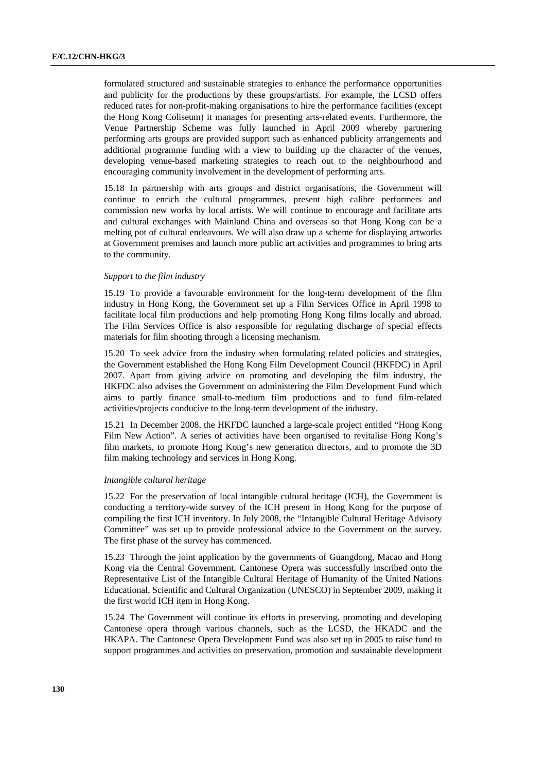formulated structured and sustainable strategies to enhance the performance opportunities and publicity for the productions by these groups/artists. For example, the LCSD offers reduced rates for non-profit-making organisations to hire the performance facilities (except the Hong Kong Coliseum) it manages for presenting arts-related events. Furthermore, the Venue Partnership Scheme was fully launched in April 2009 whereby partnering performing arts groups are provided support such as enhanced publicity arrangements and additional programme funding with a view to building up the character of the venues, developing venue-based marketing strategies to reach out to the neighbourhood and encouraging community involvement in the development of performing arts.

15.18 In partnership with arts groups and district organisations, the Government will continue to enrich the cultural programmes, present high calibre performers and commission new works by local artists. We will continue to encourage and facilitate arts and cultural exchanges with Mainland China and overseas so that Hong Kong can be a melting pot of cultural endeavours. We will also draw up a scheme for displaying artworks at Government premises and launch more public art activities and programmes to bring arts to the community.

*Support to the film industry*

15.19 To provide a favourable environment for the long-term development of the film industry in Hong Kong, the Government set up a Film Services Office in April 1998 to facilitate local film productions and help promoting Hong Kong films locally and abroad. The Film Services Office is also responsible for regulating discharge of special effects materials for film shooting through a licensing mechanism.

15.20 To seek advice from the industry when formulating related policies and strategies, the Government established the Hong Kong Film Development Council (HKFDC) in April 2007. Apart from giving advice on promoting and developing the film industry, the HKFDC also advises the Government on administering the Film Development Fund which aims to partly finance small-to-medium film productions and to fund film-related activities/projects conducive to the long-term development of the industry.

15.21 In December 2008, the HKFDC launched a large-scale project entitled "Hong Kong Film New Action". A series of activities have been organised to revitalise Hong Kong's film markets, to promote Hong Kong's new generation directors, and to promote the 3D film making technology and services in Hong Kong.

*Intangible cultural heritage*

15.22 For the preservation of local intangible cultural heritage (ICH), the Government is conducting a territory-wide survey of the ICH present in Hong Kong for the purpose of compiling the first ICH inventory. In July 2008, the "Intangible Cultural Heritage Advisory Committee" was set up to provide professional advice to the Government on the survey. The first phase of the survey has commenced.

15.23 Through the joint application by the governments of Guangdong, Macao and Hong Kong via the Central Government, Cantonese Opera was successfully inscribed onto the Representative List of the Intangible Cultural Heritage of Humanity of the United Nations Educational, Scientific and Cultural Organization (UNESCO) in September 2009, making it the first world ICH item in Hong Kong.

15.24 The Government will continue its efforts in preserving, promoting and developing Cantonese opera through various channels, such as the LCSD, the HKADC and the HKAPA. The Cantonese Opera Development Fund was also set up in 2005 to raise fund to support programmes and activities on preservation, promotion and sustainable development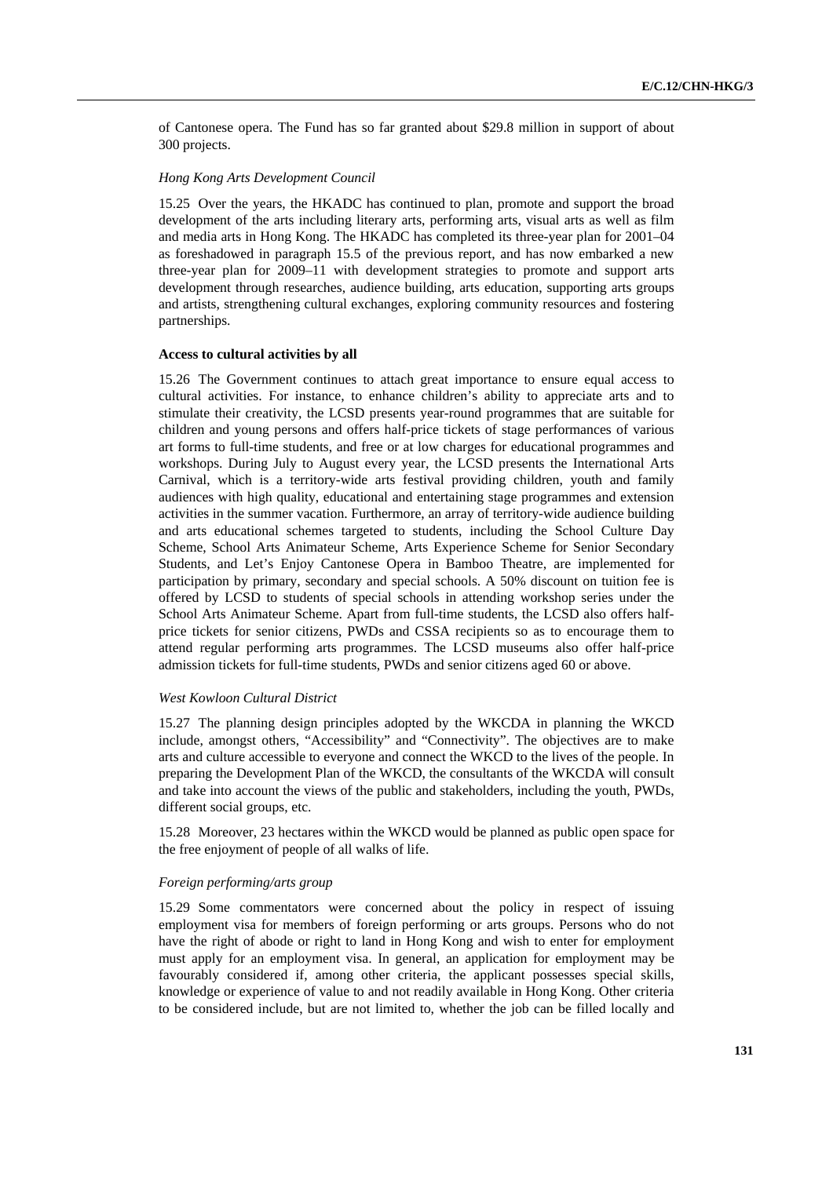of Cantonese opera. The Fund has so far granted about $29.8 million in support of about 300 projects.

*Hong Kong Arts Development Council*

15.25 Over the years, the HKADC has continued to plan, promote and support the broad development of the arts including literary arts, performing arts, visual arts as well as film and media arts in Hong Kong. The HKADC has completed its three-year plan for 2001–04 as foreshadowed in paragraph 15.5 of the previous report, and has now embarked a new three-year plan for 2009–11 with development strategies to promote and support arts development through researches, audience building, arts education, supporting arts groups and artists, strengthening cultural exchanges, exploring community resources and fostering partnerships.

**Access to cultural activities by all**

15.26 The Government continues to attach great importance to ensure equal access to cultural activities. For instance, to enhance children's ability to appreciate arts and to stimulate their creativity, the LCSD presents year-round programmes that are suitable for children and young persons and offers half-price tickets of stage performances of various art forms to full-time students, and free or at low charges for educational programmes and workshops. During July to August every year, the LCSD presents the International Arts Carnival, which is a territory-wide arts festival providing children, youth and family audiences with high quality, educational and entertaining stage programmes and extension activities in the summer vacation. Furthermore, an array of territory-wide audience building and arts educational schemes targeted to students, including the School Culture Day Scheme, School Arts Animateur Scheme, Arts Experience Scheme for Senior Secondary Students, and Let's Enjoy Cantonese Opera in Bamboo Theatre, are implemented for participation by primary, secondary and special schools. A 50% discount on tuition fee is offered by LCSD to students of special schools in attending workshop series under the School Arts Animateur Scheme. Apart from full-time students, the LCSD also offers half-price tickets for senior citizens, PWDs and CSSA recipients so as to encourage them to attend regular performing arts programmes. The LCSD museums also offer half-price admission tickets for full-time students, PWDs and senior citizens aged 60 or above.

*West Kowloon Cultural District*

15.27 The planning design principles adopted by the WKCDA in planning the WKCD include, amongst others, "Accessibility" and "Connectivity". The objectives are to make arts and culture accessible to everyone and connect the WKCD to the lives of the people. In preparing the Development Plan of the WKCD, the consultants of the WKCDA will consult and take into account the views of the public and stakeholders, including the youth, PWDs, different social groups, etc.

15.28 Moreover, 23 hectares within the WKCD would be planned as public open space for the free enjoyment of people of all walks of life.

*Foreign performing/arts group*

15.29 Some commentators were concerned about the policy in respect of issuing employment visa for members of foreign performing or arts groups. Persons who do not have the right of abode or right to land in Hong Kong and wish to enter for employment must apply for an employment visa. In general, an application for employment may be favourably considered if, among other criteria, the applicant possesses special skills, knowledge or experience of value to and not readily available in Hong Kong. Other criteria to be considered include, but are not limited to, whether the job can be filled locally and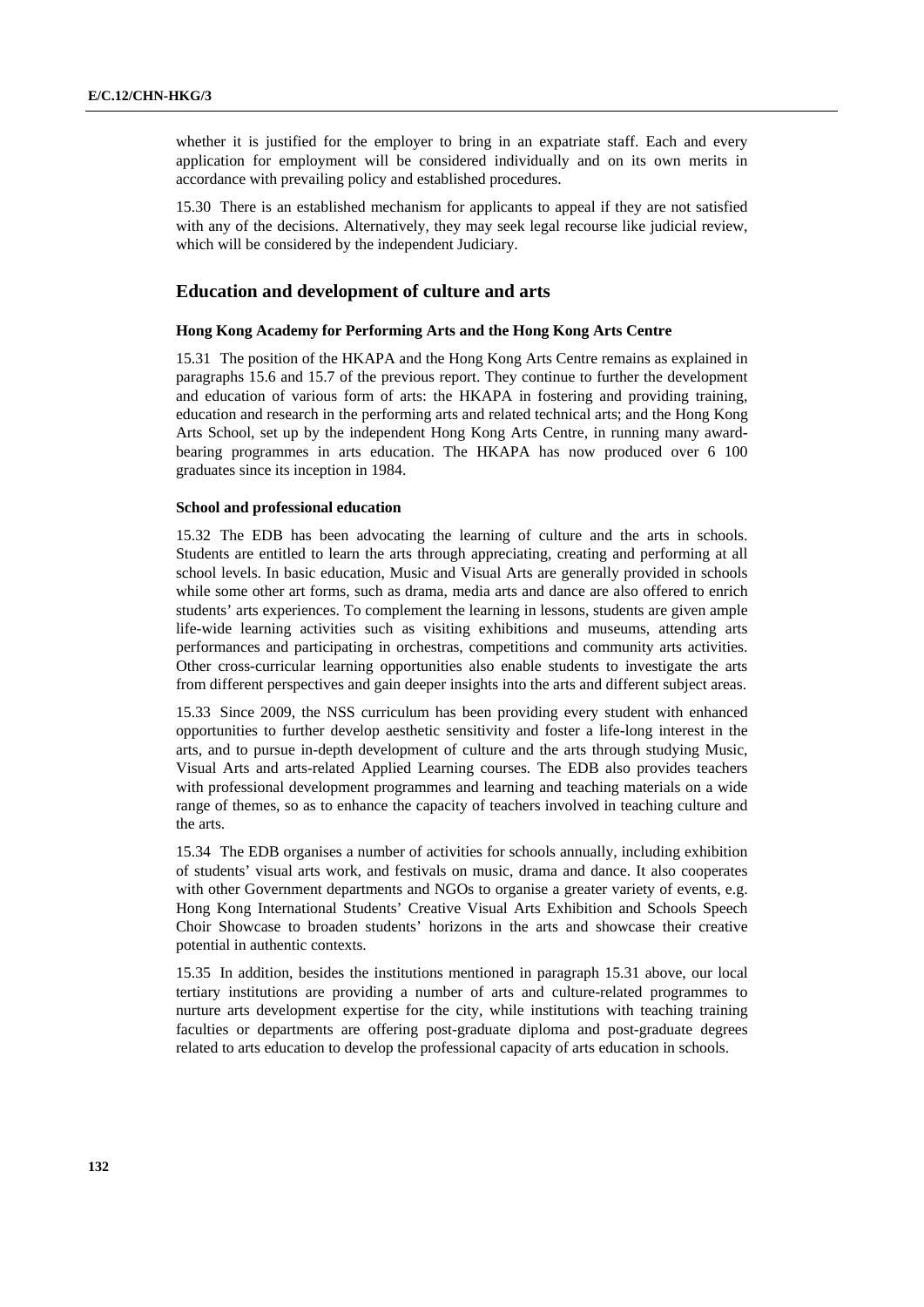whether it is justified for the employer to bring in an expatriate staff. Each and every application for employment will be considered individually and on its own merits in accordance with prevailing policy and established procedures.

15.30 There is an established mechanism for applicants to appeal if they are not satisfied with any of the decisions. Alternatively, they may seek legal recourse like judicial review, which will be considered by the independent Judiciary.

## Education and development of culture and arts

### Hong Kong Academy for Performing Arts and the Hong Kong Arts Centre

15.31 The position of the HKAPA and the Hong Kong Arts Centre remains as explained in paragraphs 15.6 and 15.7 of the previous report. They continue to further the development and education of various form of arts: the HKAPA in fostering and providing training, education and research in the performing arts and related technical arts; and the Hong Kong Arts School, set up by the independent Hong Kong Arts Centre, in running many award-bearing programmes in arts education. The HKAPA has now produced over 6 100 graduates since its inception in 1984.

### School and professional education

15.32 The EDB has been advocating the learning of culture and the arts in schools. Students are entitled to learn the arts through appreciating, creating and performing at all school levels. In basic education, Music and Visual Arts are generally provided in schools while some other art forms, such as drama, media arts and dance are also offered to enrich students' arts experiences. To complement the learning in lessons, students are given ample life-wide learning activities such as visiting exhibitions and museums, attending arts performances and participating in orchestras, competitions and community arts activities. Other cross-curricular learning opportunities also enable students to investigate the arts from different perspectives and gain deeper insights into the arts and different subject areas.

15.33 Since 2009, the NSS curriculum has been providing every student with enhanced opportunities to further develop aesthetic sensitivity and foster a life-long interest in the arts, and to pursue in-depth development of culture and the arts through studying Music, Visual Arts and arts-related Applied Learning courses. The EDB also provides teachers with professional development programmes and learning and teaching materials on a wide range of themes, so as to enhance the capacity of teachers involved in teaching culture and the arts.

15.34 The EDB organises a number of activities for schools annually, including exhibition of students' visual arts work, and festivals on music, drama and dance. It also cooperates with other Government departments and NGOs to organise a greater variety of events, e.g. Hong Kong International Students' Creative Visual Arts Exhibition and Schools Speech Choir Showcase to broaden students' horizons in the arts and showcase their creative potential in authentic contexts.

15.35 In addition, besides the institutions mentioned in paragraph 15.31 above, our local tertiary institutions are providing a number of arts and culture-related programmes to nurture arts development expertise for the city, while institutions with teaching training faculties or departments are offering post-graduate diploma and post-graduate degrees related to arts education to develop the professional capacity of arts education in schools.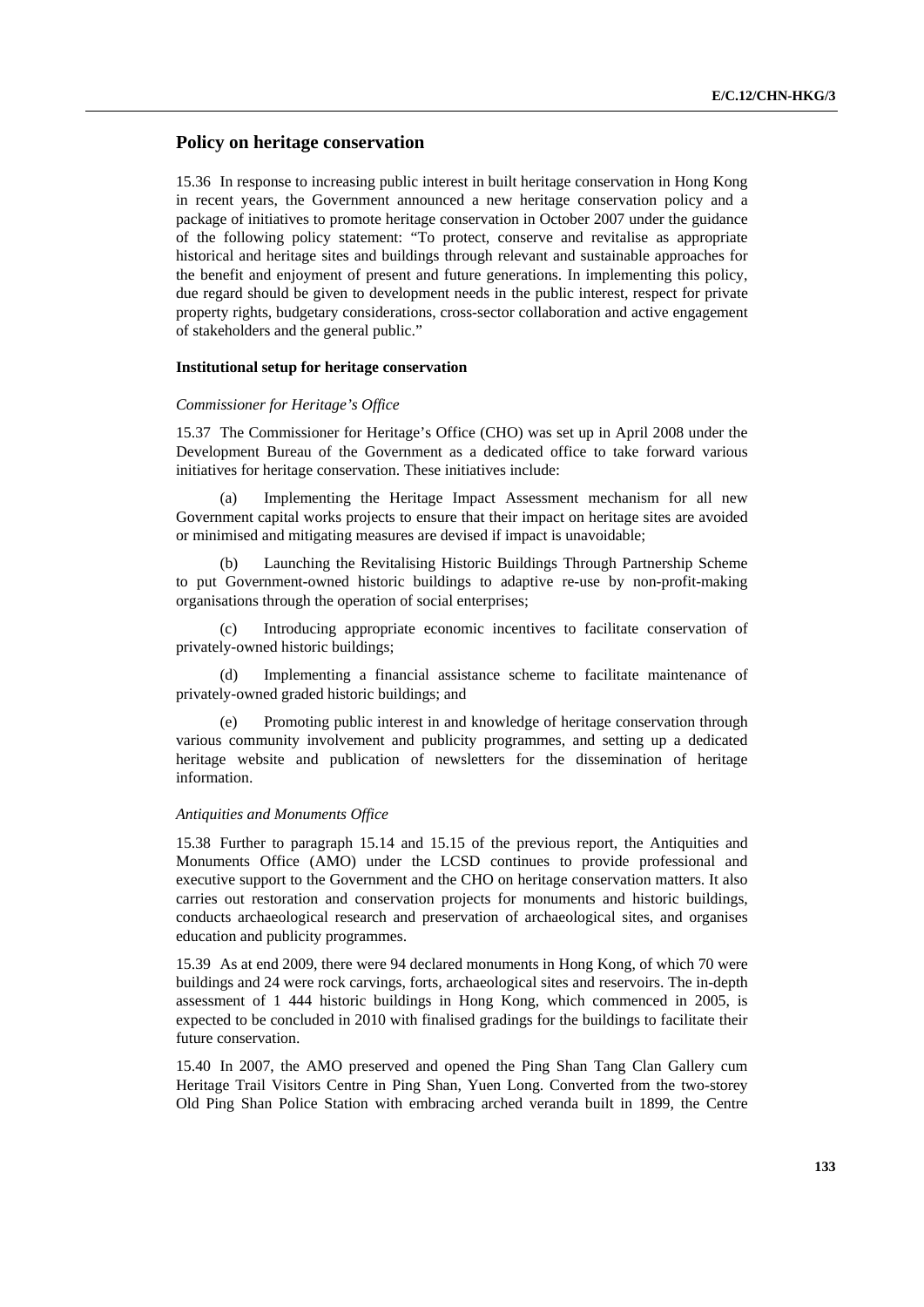## Policy on heritage conservation

15.36 In response to increasing public interest in built heritage conservation in Hong Kong in recent years, the Government announced a new heritage conservation policy and a package of initiatives to promote heritage conservation in October 2007 under the guidance of the following policy statement: "To protect, conserve and revitalise as appropriate historical and heritage sites and buildings through relevant and sustainable approaches for the benefit and enjoyment of present and future generations. In implementing this policy, due regard should be given to development needs in the public interest, respect for private property rights, budgetary considerations, cross-sector collaboration and active engagement of stakeholders and the general public."

#### Institutional setup for heritage conservation

*Commissioner for Heritage's Office*

15.37 The Commissioner for Heritage's Office (CHO) was set up in April 2008 under the Development Bureau of the Government as a dedicated office to take forward various initiatives for heritage conservation. These initiatives include:

(a) Implementing the Heritage Impact Assessment mechanism for all new Government capital works projects to ensure that their impact on heritage sites are avoided or minimised and mitigating measures are devised if impact is unavoidable;

(b) Launching the Revitalising Historic Buildings Through Partnership Scheme to put Government-owned historic buildings to adaptive re-use by non-profit-making organisations through the operation of social enterprises;

(c) Introducing appropriate economic incentives to facilitate conservation of privately-owned historic buildings;

(d) Implementing a financial assistance scheme to facilitate maintenance of privately-owned graded historic buildings; and

(e) Promoting public interest in and knowledge of heritage conservation through various community involvement and publicity programmes, and setting up a dedicated heritage website and publication of newsletters for the dissemination of heritage information.

*Antiquities and Monuments Office*

15.38 Further to paragraph 15.14 and 15.15 of the previous report, the Antiquities and Monuments Office (AMO) under the LCSD continues to provide professional and executive support to the Government and the CHO on heritage conservation matters. It also carries out restoration and conservation projects for monuments and historic buildings, conducts archaeological research and preservation of archaeological sites, and organises education and publicity programmes.

15.39 As at end 2009, there were 94 declared monuments in Hong Kong, of which 70 were buildings and 24 were rock carvings, forts, archaeological sites and reservoirs. The in-depth assessment of 1 444 historic buildings in Hong Kong, which commenced in 2005, is expected to be concluded in 2010 with finalised gradings for the buildings to facilitate their future conservation.

15.40 In 2007, the AMO preserved and opened the Ping Shan Tang Clan Gallery cum Heritage Trail Visitors Centre in Ping Shan, Yuen Long. Converted from the two-storey Old Ping Shan Police Station with embracing arched veranda built in 1899, the Centre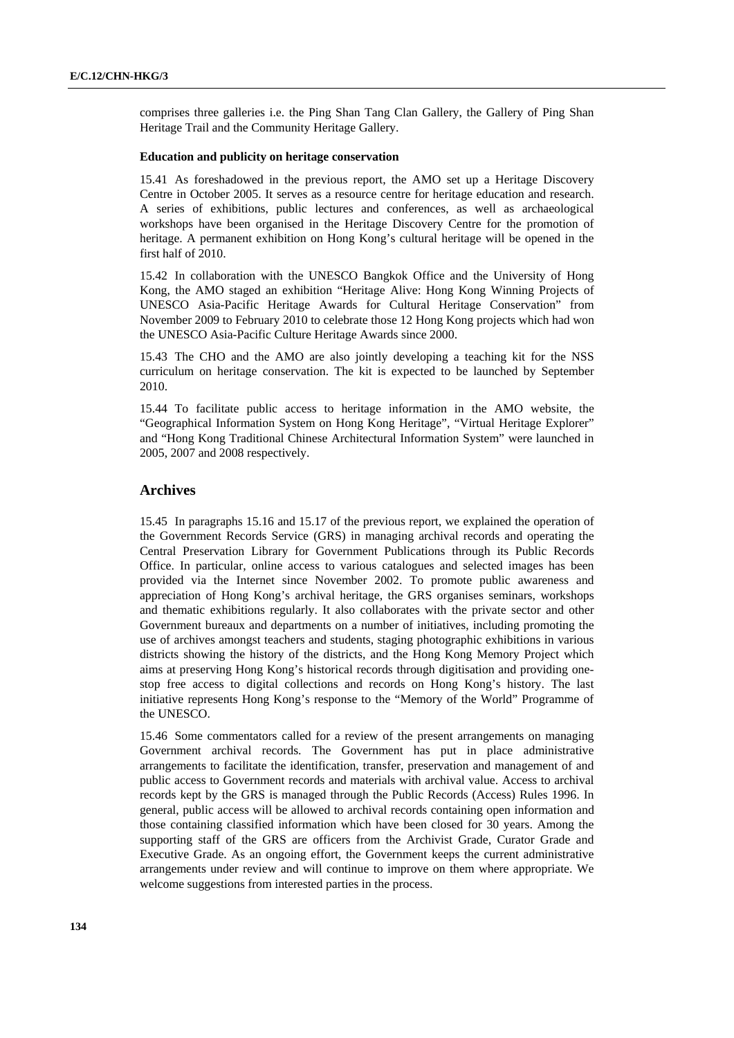comprises three galleries i.e. the Ping Shan Tang Clan Gallery, the Gallery of Ping Shan Heritage Trail and the Community Heritage Gallery.

**Education and publicity on heritage conservation**

15.41 As foreshadowed in the previous report, the AMO set up a Heritage Discovery Centre in October 2005. It serves as a resource centre for heritage education and research. A series of exhibitions, public lectures and conferences, as well as archaeological workshops have been organised in the Heritage Discovery Centre for the promotion of heritage. A permanent exhibition on Hong Kong's cultural heritage will be opened in the first half of 2010.

15.42 In collaboration with the UNESCO Bangkok Office and the University of Hong Kong, the AMO staged an exhibition "Heritage Alive: Hong Kong Winning Projects of UNESCO Asia-Pacific Heritage Awards for Cultural Heritage Conservation" from November 2009 to February 2010 to celebrate those 12 Hong Kong projects which had won the UNESCO Asia-Pacific Culture Heritage Awards since 2000.

15.43 The CHO and the AMO are also jointly developing a teaching kit for the NSS curriculum on heritage conservation. The kit is expected to be launched by September 2010.

15.44 To facilitate public access to heritage information in the AMO website, the "Geographical Information System on Hong Kong Heritage", "Virtual Heritage Explorer" and "Hong Kong Traditional Chinese Architectural Information System" were launched in 2005, 2007 and 2008 respectively.

## Archives

15.45 In paragraphs 15.16 and 15.17 of the previous report, we explained the operation of the Government Records Service (GRS) in managing archival records and operating the Central Preservation Library for Government Publications through its Public Records Office. In particular, online access to various catalogues and selected images has been provided via the Internet since November 2002. To promote public awareness and appreciation of Hong Kong's archival heritage, the GRS organises seminars, workshops and thematic exhibitions regularly. It also collaborates with the private sector and other Government bureaux and departments on a number of initiatives, including promoting the use of archives amongst teachers and students, staging photographic exhibitions in various districts showing the history of the districts, and the Hong Kong Memory Project which aims at preserving Hong Kong's historical records through digitisation and providing one-stop free access to digital collections and records on Hong Kong's history. The last initiative represents Hong Kong's response to the "Memory of the World" Programme of the UNESCO.

15.46 Some commentators called for a review of the present arrangements on managing Government archival records. The Government has put in place administrative arrangements to facilitate the identification, transfer, preservation and management of and public access to Government records and materials with archival value. Access to archival records kept by the GRS is managed through the Public Records (Access) Rules 1996. In general, public access will be allowed to archival records containing open information and those containing classified information which have been closed for 30 years. Among the supporting staff of the GRS are officers from the Archivist Grade, Curator Grade and Executive Grade. As an ongoing effort, the Government keeps the current administrative arrangements under review and will continue to improve on them where appropriate. We welcome suggestions from interested parties in the process.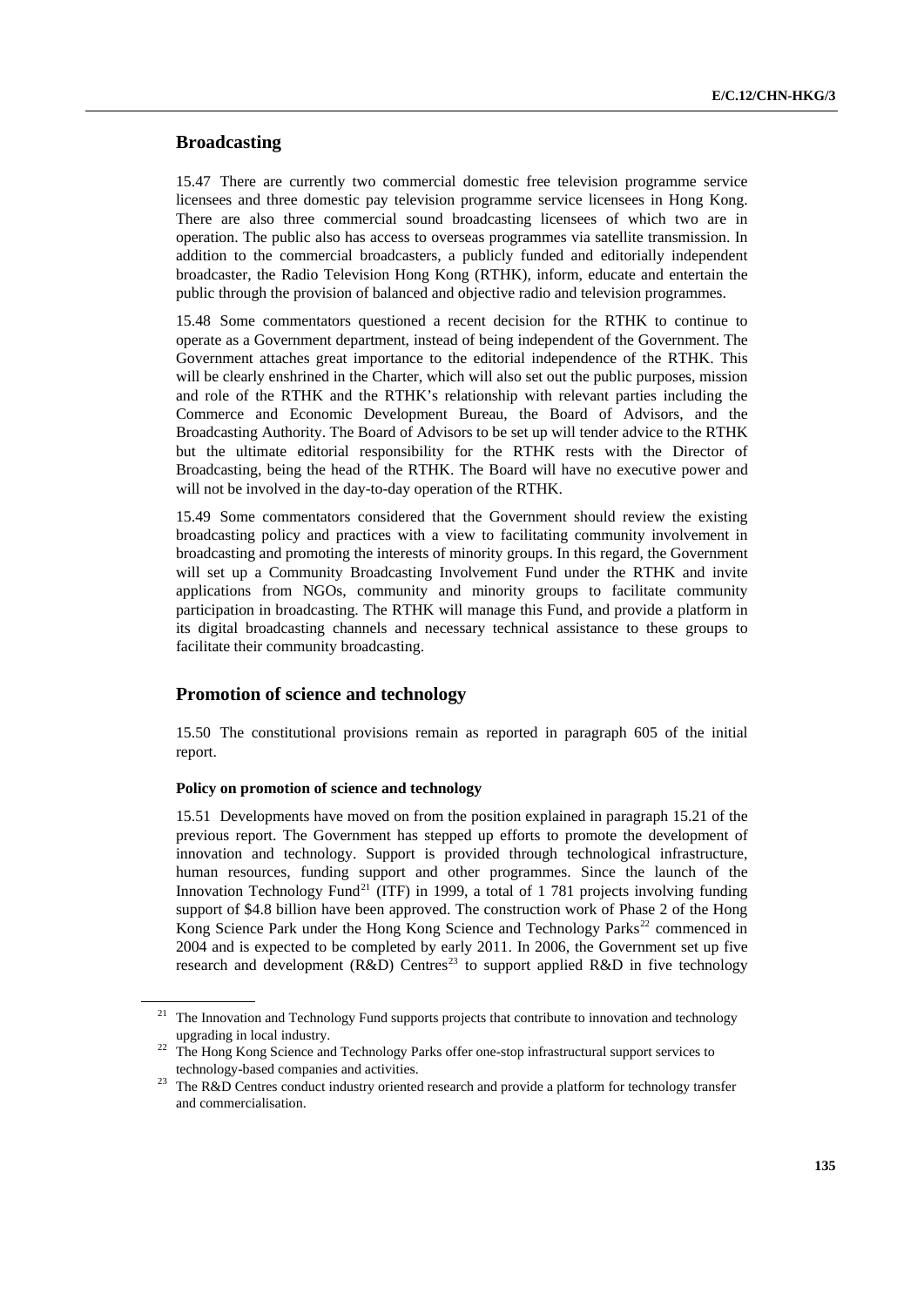## Broadcasting

15.47 There are currently two commercial domestic free television programme service licensees and three domestic pay television programme service licensees in Hong Kong. There are also three commercial sound broadcasting licensees of which two are in operation. The public also has access to overseas programmes via satellite transmission. In addition to the commercial broadcasters, a publicly funded and editorially independent broadcaster, the Radio Television Hong Kong (RTHK), inform, educate and entertain the public through the provision of balanced and objective radio and television programmes.

15.48 Some commentators questioned a recent decision for the RTHK to continue to operate as a Government department, instead of being independent of the Government. The Government attaches great importance to the editorial independence of the RTHK. This will be clearly enshrined in the Charter, which will also set out the public purposes, mission and role of the RTHK and the RTHK's relationship with relevant parties including the Commerce and Economic Development Bureau, the Board of Advisors, and the Broadcasting Authority. The Board of Advisors to be set up will tender advice to the RTHK but the ultimate editorial responsibility for the RTHK rests with the Director of Broadcasting, being the head of the RTHK. The Board will have no executive power and will not be involved in the day-to-day operation of the RTHK.

15.49 Some commentators considered that the Government should review the existing broadcasting policy and practices with a view to facilitating community involvement in broadcasting and promoting the interests of minority groups. In this regard, the Government will set up a Community Broadcasting Involvement Fund under the RTHK and invite applications from NGOs, community and minority groups to facilitate community participation in broadcasting. The RTHK will manage this Fund, and provide a platform in its digital broadcasting channels and necessary technical assistance to these groups to facilitate their community broadcasting.

## Promotion of science and technology

15.50 The constitutional provisions remain as reported in paragraph 605 of the initial report.

### Policy on promotion of science and technology

15.51 Developments have moved on from the position explained in paragraph 15.21 of the previous report. The Government has stepped up efforts to promote the development of innovation and technology. Support is provided through technological infrastructure, human resources, funding support and other programmes. Since the launch of the Innovation Technology Fund[21] (ITF) in 1999, a total of 1 781 projects involving funding support of $4.8 billion have been approved. The construction work of Phase 2 of the Hong Kong Science Park under the Hong Kong Science and Technology Parks[22] commenced in 2004 and is expected to be completed by early 2011. In 2006, the Government set up five research and development (R&D) Centres[23] to support applied R&D in five technology

[21] The Innovation and Technology Fund supports projects that contribute to innovation and technology upgrading in local industry.

[22] The Hong Kong Science and Technology Parks offer one-stop infrastructural support services to technology-based companies and activities.

[23] The R&D Centres conduct industry oriented research and provide a platform for technology transfer and commercialisation.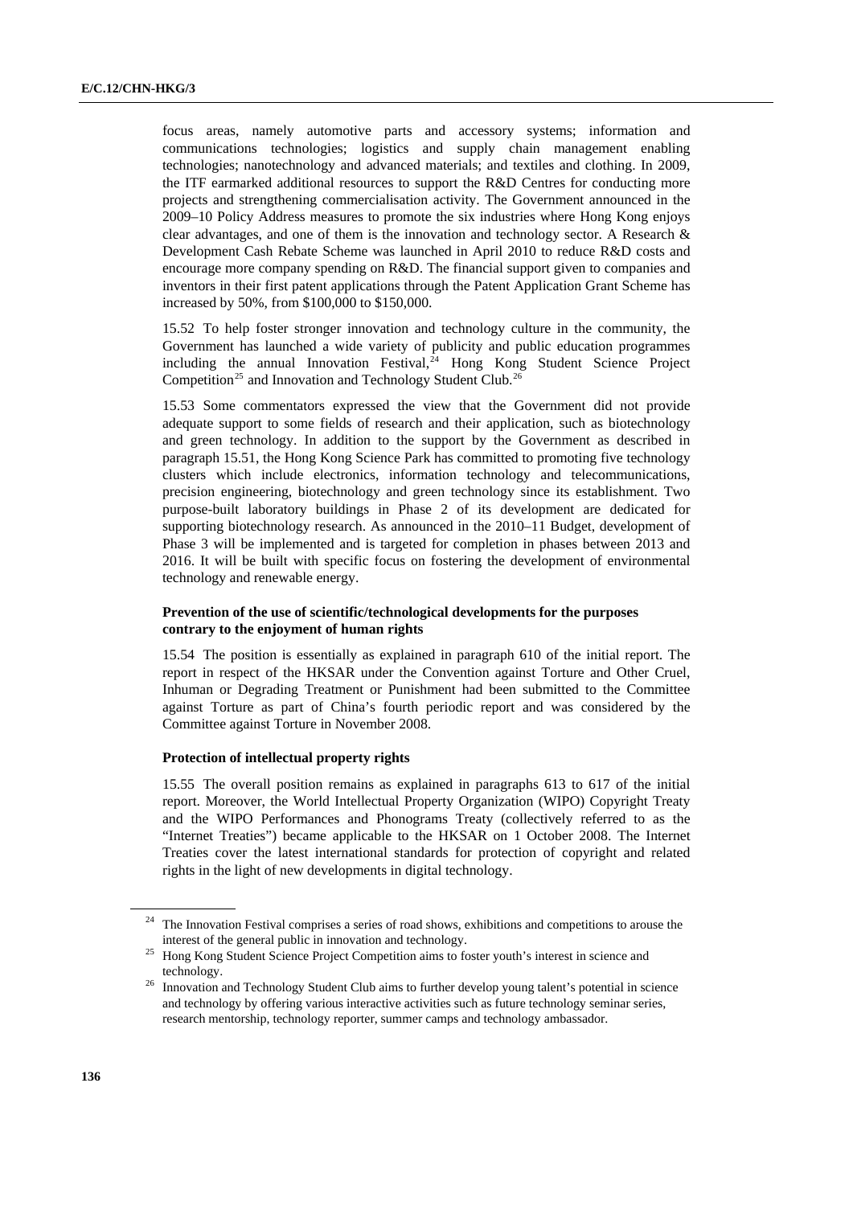focus areas, namely automotive parts and accessory systems; information and communications technologies; logistics and supply chain management enabling technologies; nanotechnology and advanced materials; and textiles and clothing. In 2009, the ITF earmarked additional resources to support the R&D Centres for conducting more projects and strengthening commercialisation activity. The Government announced in the 2009–10 Policy Address measures to promote the six industries where Hong Kong enjoys clear advantages, and one of them is the innovation and technology sector. A Research & Development Cash Rebate Scheme was launched in April 2010 to reduce R&D costs and encourage more company spending on R&D. The financial support given to companies and inventors in their first patent applications through the Patent Application Grant Scheme has increased by 50%, from $100,000 to $150,000.

15.52 To help foster stronger innovation and technology culture in the community, the Government has launched a wide variety of publicity and public education programmes including the annual Innovation Festival,[24] Hong Kong Student Science Project Competition[25] and Innovation and Technology Student Club.[26]

15.53 Some commentators expressed the view that the Government did not provide adequate support to some fields of research and their application, such as biotechnology and green technology. In addition to the support by the Government as described in paragraph 15.51, the Hong Kong Science Park has committed to promoting five technology clusters which include electronics, information technology and telecommunications, precision engineering, biotechnology and green technology since its establishment. Two purpose-built laboratory buildings in Phase 2 of its development are dedicated for supporting biotechnology research. As announced in the 2010–11 Budget, development of Phase 3 will be implemented and is targeted for completion in phases between 2013 and 2016. It will be built with specific focus on fostering the development of environmental technology and renewable energy.

**Prevention of the use of scientific/technological developments for the purposes contrary to the enjoyment of human rights**

15.54 The position is essentially as explained in paragraph 610 of the initial report. The report in respect of the HKSAR under the Convention against Torture and Other Cruel, Inhuman or Degrading Treatment or Punishment had been submitted to the Committee against Torture as part of China's fourth periodic report and was considered by the Committee against Torture in November 2008.

**Protection of intellectual property rights**

15.55 The overall position remains as explained in paragraphs 613 to 617 of the initial report. Moreover, the World Intellectual Property Organization (WIPO) Copyright Treaty and the WIPO Performances and Phonograms Treaty (collectively referred to as the "Internet Treaties") became applicable to the HKSAR on 1 October 2008. The Internet Treaties cover the latest international standards for protection of copyright and related rights in the light of new developments in digital technology.

---

[24] The Innovation Festival comprises a series of road shows, exhibitions and competitions to arouse the interest of the general public in innovation and technology.

[25] Hong Kong Student Science Project Competition aims to foster youth's interest in science and technology.

[26] Innovation and Technology Student Club aims to further develop young talent's potential in science and technology by offering various interactive activities such as future technology seminar series, research mentorship, technology reporter, summer camps and technology ambassador.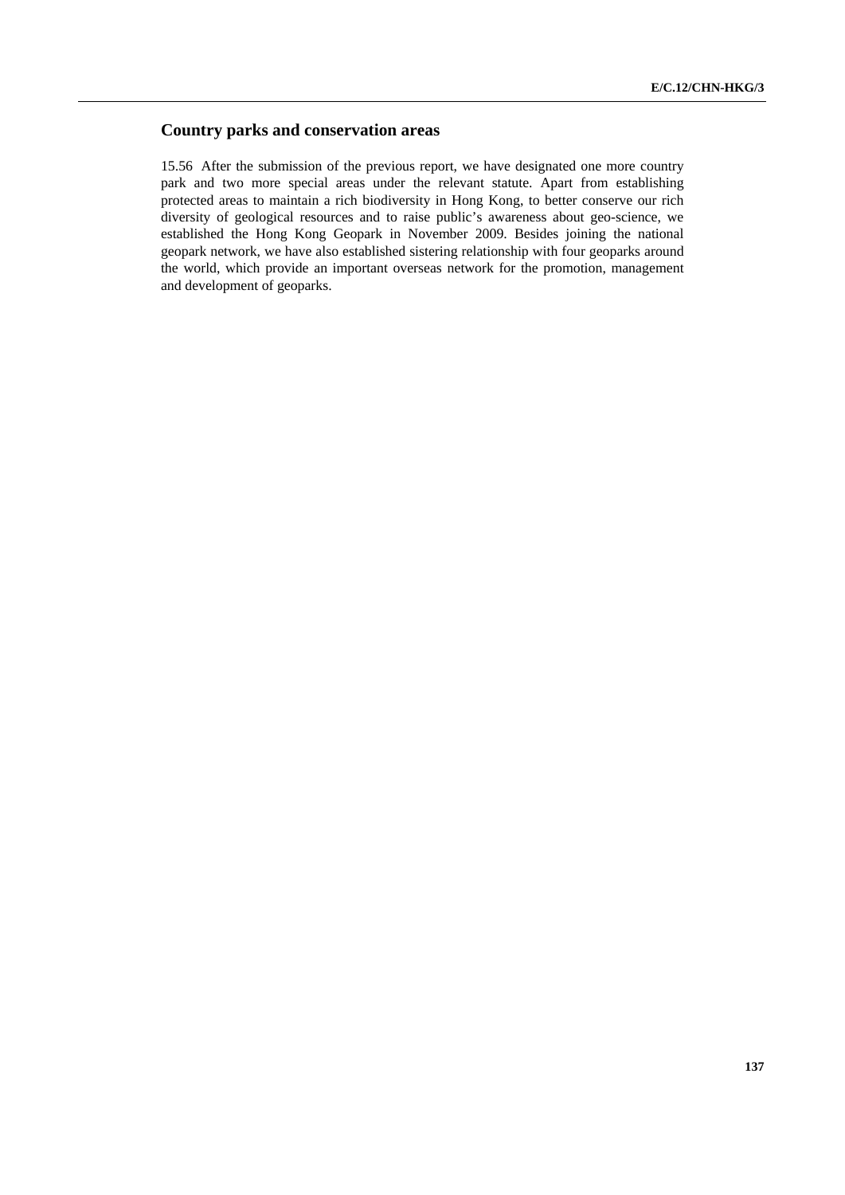## Country parks and conservation areas

15.56 After the submission of the previous report, we have designated one more country park and two more special areas under the relevant statute. Apart from establishing protected areas to maintain a rich biodiversity in Hong Kong, to better conserve our rich diversity of geological resources and to raise public's awareness about geo-science, we established the Hong Kong Geopark in November 2009. Besides joining the national geopark network, we have also established sistering relationship with four geoparks around the world, which provide an important overseas network for the promotion, management and development of geoparks.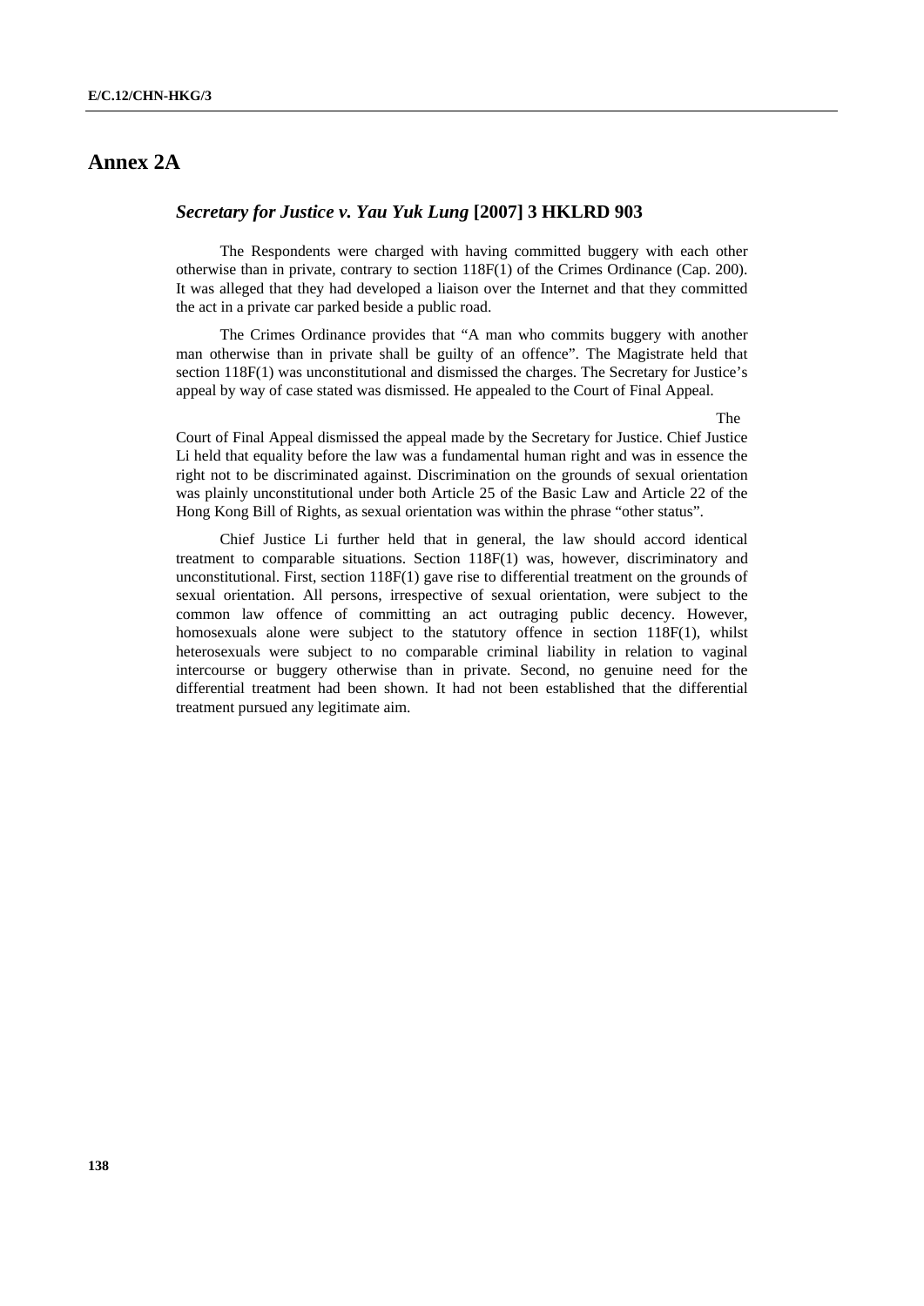# Annex 2A

## *Secretary for Justice v. Yau Yuk Lung* [2007] 3 HKLRD 903

The Respondents were charged with having committed buggery with each other otherwise than in private, contrary to section 118F(1) of the Crimes Ordinance (Cap. 200). It was alleged that they had developed a liaison over the Internet and that they committed the act in a private car parked beside a public road.

The Crimes Ordinance provides that "A man who commits buggery with another man otherwise than in private shall be guilty of an offence". The Magistrate held that section 118F(1) was unconstitutional and dismissed the charges. The Secretary for Justice's appeal by way of case stated was dismissed. He appealed to the Court of Final Appeal.

The Court of Final Appeal dismissed the appeal made by the Secretary for Justice. Chief Justice Li held that equality before the law was a fundamental human right and was in essence the right not to be discriminated against. Discrimination on the grounds of sexual orientation was plainly unconstitutional under both Article 25 of the Basic Law and Article 22 of the Hong Kong Bill of Rights, as sexual orientation was within the phrase "other status".

Chief Justice Li further held that in general, the law should accord identical treatment to comparable situations. Section 118F(1) was, however, discriminatory and unconstitutional. First, section 118F(1) gave rise to differential treatment on the grounds of sexual orientation. All persons, irrespective of sexual orientation, were subject to the common law offence of committing an act outraging public decency. However, homosexuals alone were subject to the statutory offence in section 118F(1), whilst heterosexuals were subject to no comparable criminal liability in relation to vaginal intercourse or buggery otherwise than in private. Second, no genuine need for the differential treatment had been shown. It had not been established that the differential treatment pursued any legitimate aim.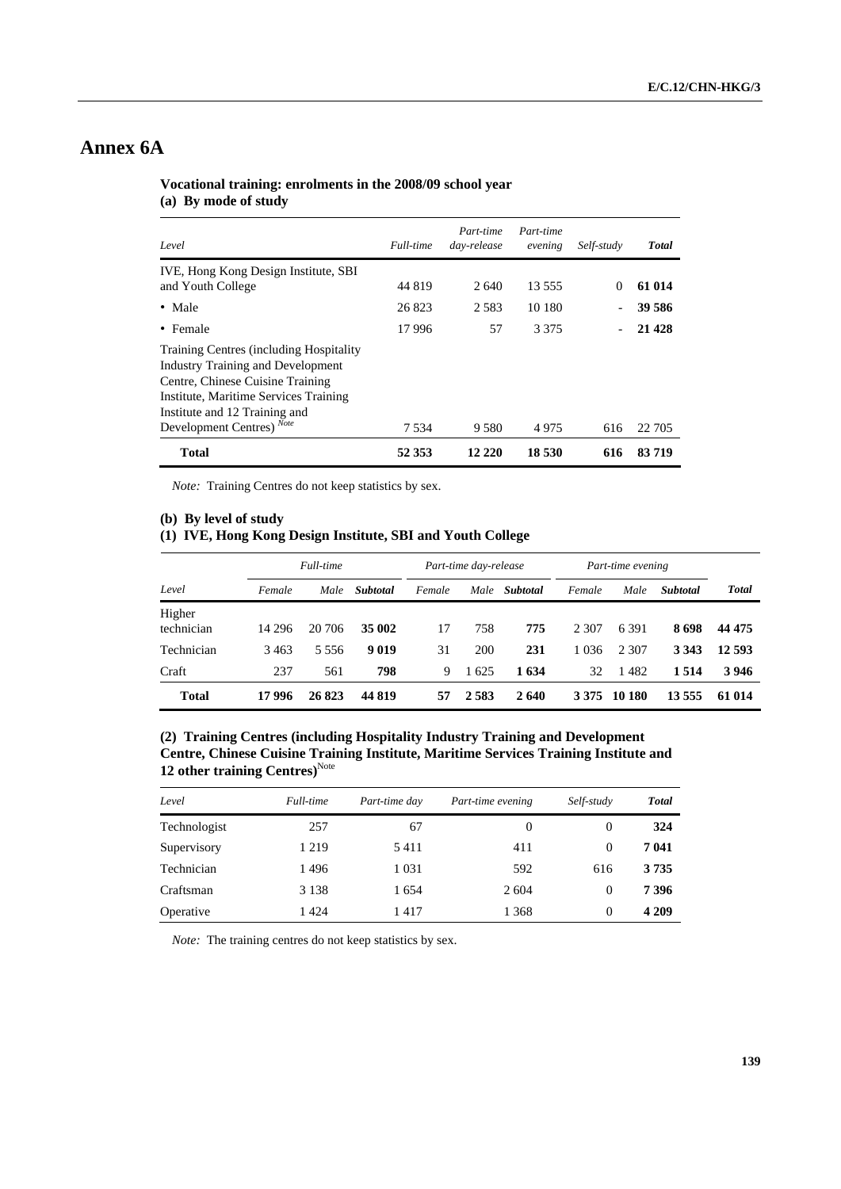# Annex 6A

**Vocational training: enrolments in the 2008/09 school year**
**(a) By mode of study**

| *Level* | *Full-time* | *Part-time day-release* | *Part-time evening* | *Self-study* | ***Total*** |
|---|---|---|---|---|---|
| IVE, Hong Kong Design Institute, SBI and Youth College | 44 819 | 2 640 | 13 555 | 0 | **61 014** |
| • Male | 26 823 | 2 583 | 10 180 | - | **39 586** |
| • Female | 17 996 | 57 | 3 375 | - | **21 428** |
| Training Centres (including Hospitality Industry Training and Development Centre, Chinese Cuisine Training Institute, Maritime Services Training Institute and 12 Training and Development Centres) *Note* | 7 534 | 9 580 | 4 975 | 616 | 22 705 |
| **Total** | **52 353** | **12 220** | **18 530** | **616** | **83 719** |

*Note:* Training Centres do not keep statistics by sex.

**(b) By level of study**
**(1) IVE, Hong Kong Design Institute, SBI and Youth College**

| | *Full-time* | | | *Part-time day-release* | | | *Part-time evening* | | | |
|---|---|---|---|---|---|---|---|---|---|---|
| *Level* | *Female* | *Male* | ***Subtotal*** | *Female* | *Male* | ***Subtotal*** | *Female* | *Male* | ***Subtotal*** | ***Total*** |
| Higher technician | 14 296 | 20 706 | **35 002** | 17 | 758 | **775** | 2 307 | 6 391 | **8 698** | **44 475** |
| Technician | 3 463 | 5 556 | **9 019** | 31 | 200 | **231** | 1 036 | 2 307 | **3 343** | **12 593** |
| Craft | 237 | 561 | **798** | 9 | 1 625 | **1 634** | 32 | 1 482 | **1 514** | **3 946** |
| **Total** | **17 996** | **26 823** | **44 819** | **57** | **2 583** | **2 640** | **3 375** | **10 180** | **13 555** | **61 014** |

**(2) Training Centres (including Hospitality Industry Training and Development Centre, Chinese Cuisine Training Institute, Maritime Services Training Institute and 12 other training Centres)**[Note]

| *Level* | *Full-time* | *Part-time day* | *Part-time evening* | *Self-study* | ***Total*** |
|---|---|---|---|---|---|
| Technologist | 257 | 67 | 0 | 0 | **324** |
| Supervisory | 1 219 | 5 411 | 411 | 0 | **7 041** |
| Technician | 1 496 | 1 031 | 592 | 616 | **3 735** |
| Craftsman | 3 138 | 1 654 | 2 604 | 0 | **7 396** |
| Operative | 1 424 | 1 417 | 1 368 | 0 | **4 209** |

*Note:* The training centres do not keep statistics by sex.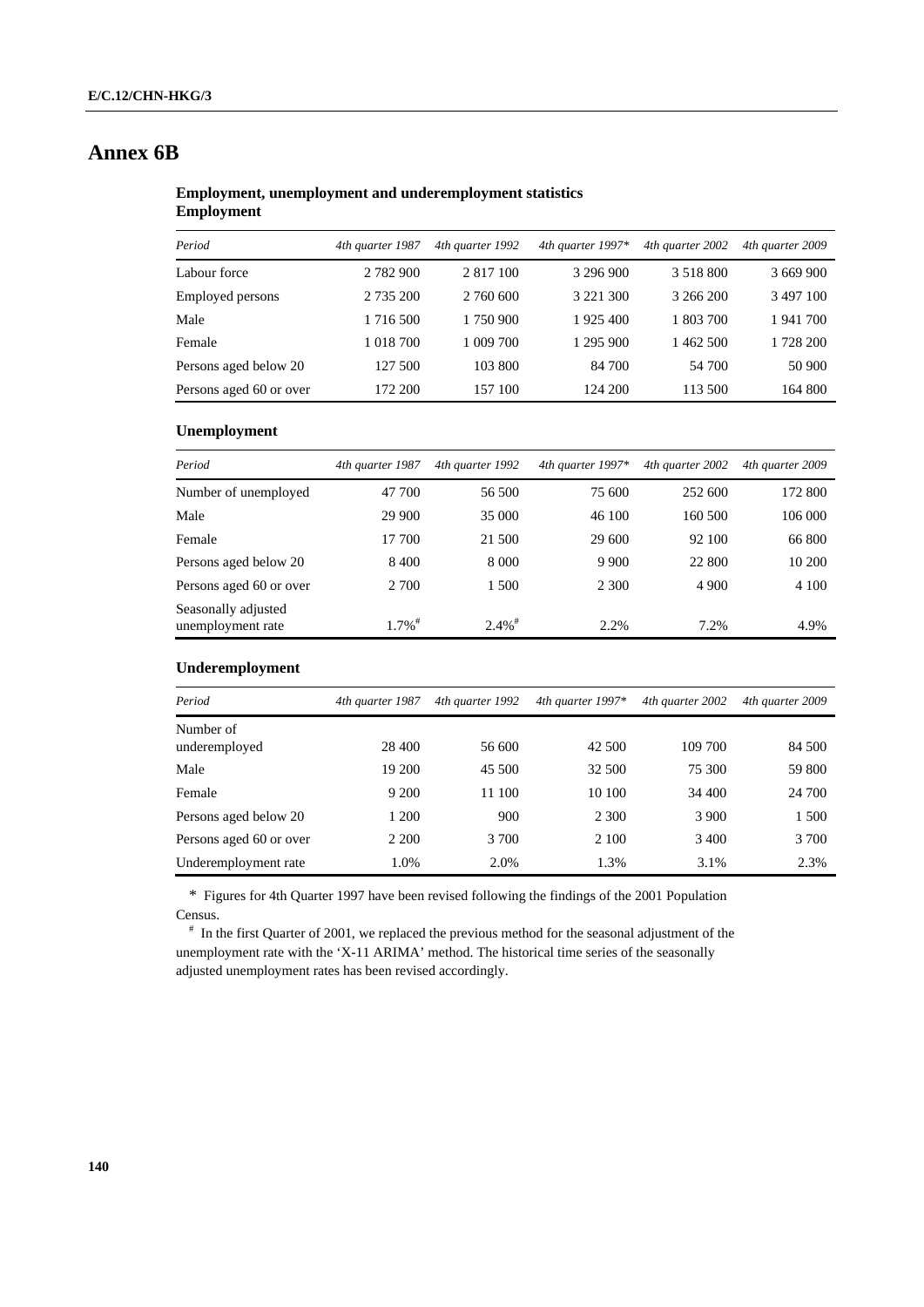# Annex 6B

**Employment, unemployment and underemployment statistics**

**Employment**

| *Period* | *4th quarter 1987* | *4th quarter 1992* | *4th quarter 1997\** | *4th quarter 2002* | *4th quarter 2009* |
|---|---|---|---|---|---|
| Labour force | 2 782 900 | 2 817 100 | 3 296 900 | 3 518 800 | 3 669 900 |
| Employed persons | 2 735 200 | 2 760 600 | 3 221 300 | 3 266 200 | 3 497 100 |
| Male | 1 716 500 | 1 750 900 | 1 925 400 | 1 803 700 | 1 941 700 |
| Female | 1 018 700 | 1 009 700 | 1 295 900 | 1 462 500 | 1 728 200 |
| Persons aged below 20 | 127 500 | 103 800 | 84 700 | 54 700 | 50 900 |
| Persons aged 60 or over | 172 200 | 157 100 | 124 200 | 113 500 | 164 800 |

**Unemployment**

| *Period* | *4th quarter 1987* | *4th quarter 1992* | *4th quarter 1997\** | *4th quarter 2002* | *4th quarter 2009* |
|---|---|---|---|---|---|
| Number of unemployed | 47 700 | 56 500 | 75 600 | 252 600 | 172 800 |
| Male | 29 900 | 35 000 | 46 100 | 160 500 | 106 000 |
| Female | 17 700 | 21 500 | 29 600 | 92 100 | 66 800 |
| Persons aged below 20 | 8 400 | 8 000 | 9 900 | 22 800 | 10 200 |
| Persons aged 60 or over | 2 700 | 1 500 | 2 300 | 4 900 | 4 100 |
| Seasonally adjusted unemployment rate | 1.7%[#] | 2.4%[#] | 2.2% | 7.2% | 4.9% |

**Underemployment**

| *Period* | *4th quarter 1987* | *4th quarter 1992* | *4th quarter 1997\** | *4th quarter 2002* | *4th quarter 2009* |
|---|---|---|---|---|---|
| Number of underemployed | 28 400 | 56 600 | 42 500 | 109 700 | 84 500 |
| Male | 19 200 | 45 500 | 32 500 | 75 300 | 59 800 |
| Female | 9 200 | 11 100 | 10 100 | 34 400 | 24 700 |
| Persons aged below 20 | 1 200 | 900 | 2 300 | 3 900 | 1 500 |
| Persons aged 60 or over | 2 200 | 3 700 | 2 100 | 3 400 | 3 700 |
| Underemployment rate | 1.0% | 2.0% | 1.3% | 3.1% | 2.3% |

\* Figures for 4th Quarter 1997 have been revised following the findings of the 2001 Population Census.

[#] In the first Quarter of 2001, we replaced the previous method for the seasonal adjustment of the unemployment rate with the 'X-11 ARIMA' method. The historical time series of the seasonally adjusted unemployment rates has been revised accordingly.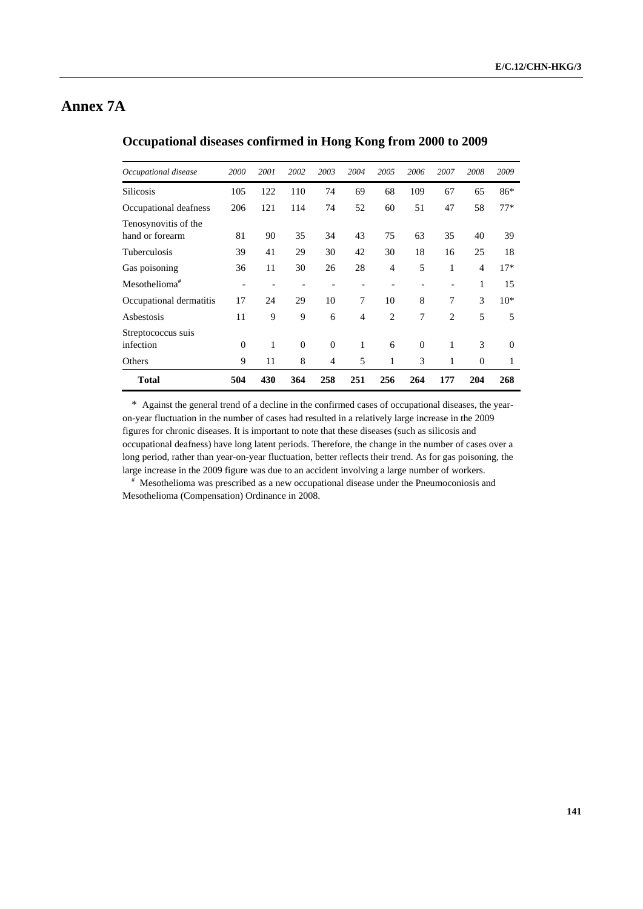# Annex 7A

## Occupational diseases confirmed in Hong Kong from 2000 to 2009

| *Occupational disease* | *2000* | *2001* | *2002* | *2003* | *2004* | *2005* | *2006* | *2007* | *2008* | *2009* |
|---|---|---|---|---|---|---|---|---|---|---|
| Silicosis | 105 | 122 | 110 | 74 | 69 | 68 | 109 | 67 | 65 | 86* |
| Occupational deafness | 206 | 121 | 114 | 74 | 52 | 60 | 51 | 47 | 58 | 77* |
| Tenosynovitis of the hand or forearm | 81 | 90 | 35 | 34 | 43 | 75 | 63 | 35 | 40 | 39 |
| Tuberculosis | 39 | 41 | 29 | 30 | 42 | 30 | 18 | 16 | 25 | 18 |
| Gas poisoning | 36 | 11 | 30 | 26 | 28 | 4 | 5 | 1 | 4 | 17* |
| Mesothelioma[#] | - | - | - | - | - | - | - | - | 1 | 15 |
| Occupational dermatitis | 17 | 24 | 29 | 10 | 7 | 10 | 8 | 7 | 3 | 10* |
| Asbestosis | 11 | 9 | 9 | 6 | 4 | 2 | 7 | 2 | 5 | 5 |
| Streptococcus suis infection | 0 | 1 | 0 | 0 | 1 | 6 | 0 | 1 | 3 | 0 |
| Others | 9 | 11 | 8 | 4 | 5 | 1 | 3 | 1 | 0 | 1 |
| **Total** | **504** | **430** | **364** | **258** | **251** | **256** | **264** | **177** | **204** | **268** |

\* Against the general trend of a decline in the confirmed cases of occupational diseases, the year-on-year fluctuation in the number of cases had resulted in a relatively large increase in the 2009 figures for chronic diseases. It is important to note that these diseases (such as silicosis and occupational deafness) have long latent periods. Therefore, the change in the number of cases over a long period, rather than year-on-year fluctuation, better reflects their trend. As for gas poisoning, the large increase in the 2009 figure was due to an accident involving a large number of workers.

[#] Mesothelioma was prescribed as a new occupational disease under the Pneumoconiosis and Mesothelioma (Compensation) Ordinance in 2008.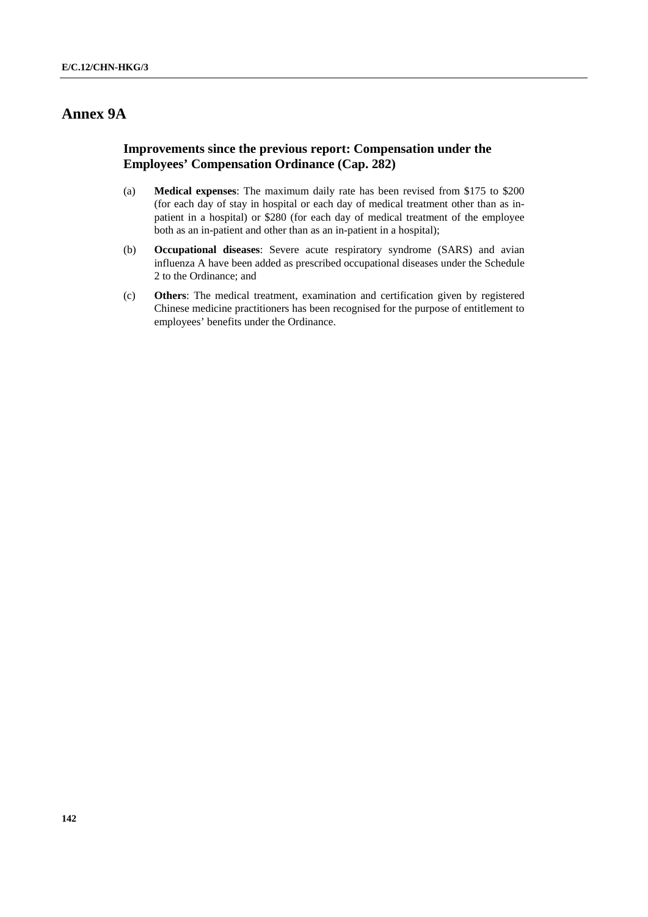# Annex 9A

## Improvements since the previous report: Compensation under the Employees' Compensation Ordinance (Cap. 282)

(a) **Medical expenses**: The maximum daily rate has been revised from $175 to $200 (for each day of stay in hospital or each day of medical treatment other than as in-patient in a hospital) or $280 (for each day of medical treatment of the employee both as an in-patient and other than as an in-patient in a hospital);

(b) **Occupational diseases**: Severe acute respiratory syndrome (SARS) and avian influenza A have been added as prescribed occupational diseases under the Schedule 2 to the Ordinance; and

(c) **Others**: The medical treatment, examination and certification given by registered Chinese medicine practitioners has been recognised for the purpose of entitlement to employees' benefits under the Ordinance.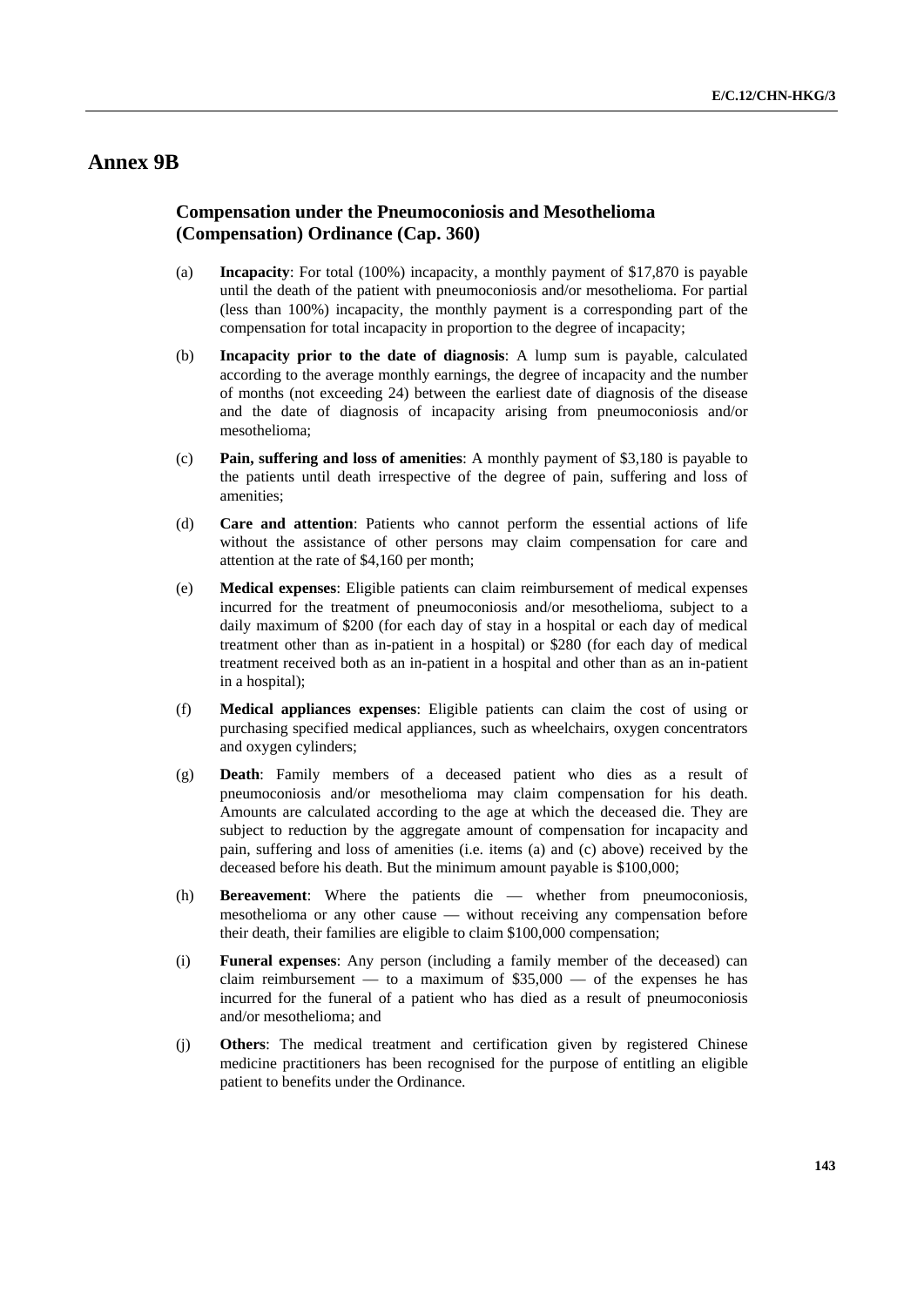# Annex 9B

## Compensation under the Pneumoconiosis and Mesothelioma (Compensation) Ordinance (Cap. 360)

(a) **Incapacity**: For total (100%) incapacity, a monthly payment of $17,870 is payable until the death of the patient with pneumoconiosis and/or mesothelioma. For partial (less than 100%) incapacity, the monthly payment is a corresponding part of the compensation for total incapacity in proportion to the degree of incapacity;

(b) **Incapacity prior to the date of diagnosis**: A lump sum is payable, calculated according to the average monthly earnings, the degree of incapacity and the number of months (not exceeding 24) between the earliest date of diagnosis of the disease and the date of diagnosis of incapacity arising from pneumoconiosis and/or mesothelioma;

(c) **Pain, suffering and loss of amenities**: A monthly payment of $3,180 is payable to the patients until death irrespective of the degree of pain, suffering and loss of amenities;

(d) **Care and attention**: Patients who cannot perform the essential actions of life without the assistance of other persons may claim compensation for care and attention at the rate of $4,160 per month;

(e) **Medical expenses**: Eligible patients can claim reimbursement of medical expenses incurred for the treatment of pneumoconiosis and/or mesothelioma, subject to a daily maximum of $200 (for each day of stay in a hospital or each day of medical treatment other than as in-patient in a hospital) or $280 (for each day of medical treatment received both as an in-patient in a hospital and other than as an in-patient in a hospital);

(f) **Medical appliances expenses**: Eligible patients can claim the cost of using or purchasing specified medical appliances, such as wheelchairs, oxygen concentrators and oxygen cylinders;

(g) **Death**: Family members of a deceased patient who dies as a result of pneumoconiosis and/or mesothelioma may claim compensation for his death. Amounts are calculated according to the age at which the deceased die. They are subject to reduction by the aggregate amount of compensation for incapacity and pain, suffering and loss of amenities (i.e. items (a) and (c) above) received by the deceased before his death. But the minimum amount payable is $100,000;

(h) **Bereavement**: Where the patients die — whether from pneumoconiosis, mesothelioma or any other cause — without receiving any compensation before their death, their families are eligible to claim $100,000 compensation;

(i) **Funeral expenses**: Any person (including a family member of the deceased) can claim reimbursement — to a maximum of $35,000 — of the expenses he has incurred for the funeral of a patient who has died as a result of pneumoconiosis and/or mesothelioma; and

(j) **Others**: The medical treatment and certification given by registered Chinese medicine practitioners has been recognised for the purpose of entitling an eligible patient to benefits under the Ordinance.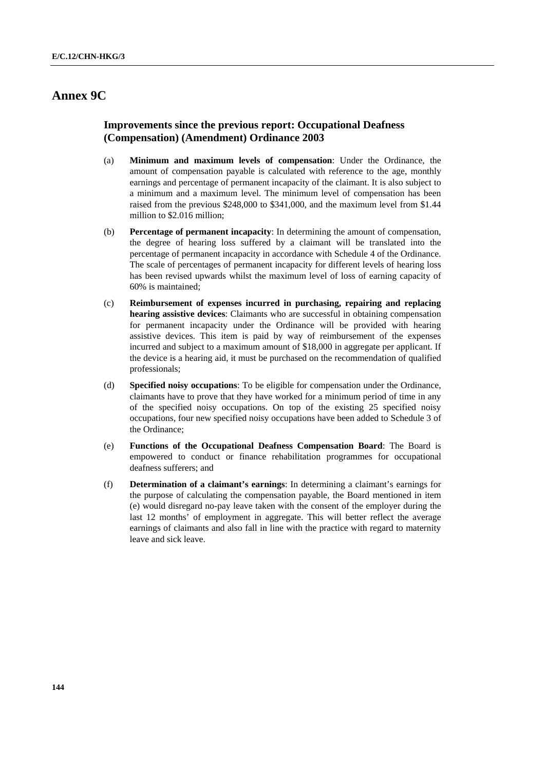## Annex 9C

### Improvements since the previous report: Occupational Deafness (Compensation) (Amendment) Ordinance 2003

(a) **Minimum and maximum levels of compensation**: Under the Ordinance, the amount of compensation payable is calculated with reference to the age, monthly earnings and percentage of permanent incapacity of the claimant. It is also subject to a minimum and a maximum level. The minimum level of compensation has been raised from the previous $248,000 to $341,000, and the maximum level from $1.44 million to $2.016 million;

(b) **Percentage of permanent incapacity**: In determining the amount of compensation, the degree of hearing loss suffered by a claimant will be translated into the percentage of permanent incapacity in accordance with Schedule 4 of the Ordinance. The scale of percentages of permanent incapacity for different levels of hearing loss has been revised upwards whilst the maximum level of loss of earning capacity of 60% is maintained;

(c) **Reimbursement of expenses incurred in purchasing, repairing and replacing hearing assistive devices**: Claimants who are successful in obtaining compensation for permanent incapacity under the Ordinance will be provided with hearing assistive devices. This item is paid by way of reimbursement of the expenses incurred and subject to a maximum amount of $18,000 in aggregate per applicant. If the device is a hearing aid, it must be purchased on the recommendation of qualified professionals;

(d) **Specified noisy occupations**: To be eligible for compensation under the Ordinance, claimants have to prove that they have worked for a minimum period of time in any of the specified noisy occupations. On top of the existing 25 specified noisy occupations, four new specified noisy occupations have been added to Schedule 3 of the Ordinance;

(e) **Functions of the Occupational Deafness Compensation Board**: The Board is empowered to conduct or finance rehabilitation programmes for occupational deafness sufferers; and

(f) **Determination of a claimant's earnings**: In determining a claimant's earnings for the purpose of calculating the compensation payable, the Board mentioned in item (e) would disregard no-pay leave taken with the consent of the employer during the last 12 months' of employment in aggregate. This will better reflect the average earnings of claimants and also fall in line with the practice with regard to maternity leave and sick leave.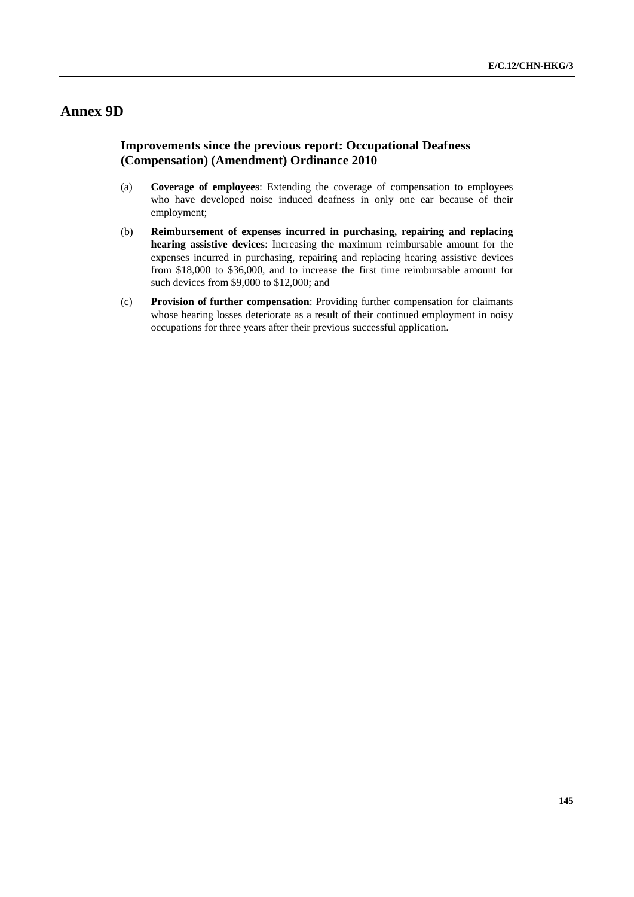# Annex 9D

## Improvements since the previous report: Occupational Deafness (Compensation) (Amendment) Ordinance 2010

(a) **Coverage of employees**: Extending the coverage of compensation to employees who have developed noise induced deafness in only one ear because of their employment;

(b) **Reimbursement of expenses incurred in purchasing, repairing and replacing hearing assistive devices**: Increasing the maximum reimbursable amount for the expenses incurred in purchasing, repairing and replacing hearing assistive devices from $18,000 to $36,000, and to increase the first time reimbursable amount for such devices from $9,000 to $12,000; and

(c) **Provision of further compensation**: Providing further compensation for claimants whose hearing losses deteriorate as a result of their continued employment in noisy occupations for three years after their previous successful application.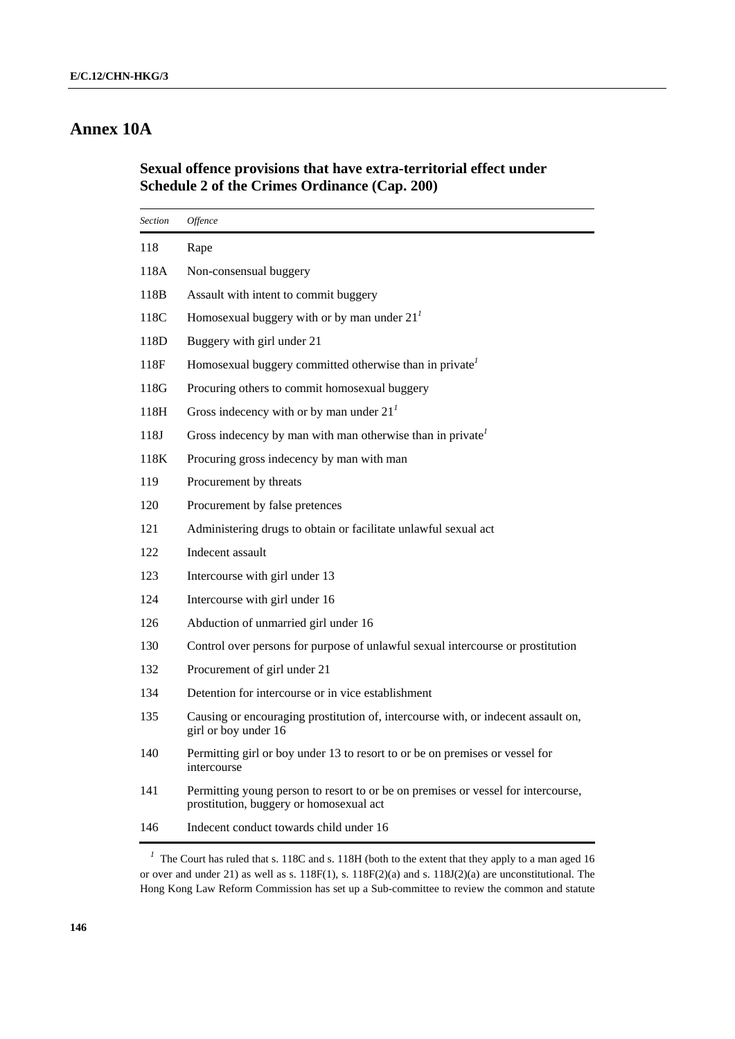# Annex 10A

## Sexual offence provisions that have extra-territorial effect under Schedule 2 of the Crimes Ordinance (Cap. 200)

| *Section* | *Offence* |
|---|---|
| 118 | Rape |
| 118A | Non-consensual buggery |
| 118B | Assault with intent to commit buggery |
| 118C | Homosexual buggery with or by man under 21[1] |
| 118D | Buggery with girl under 21 |
| 118F | Homosexual buggery committed otherwise than in private[1] |
| 118G | Procuring others to commit homosexual buggery |
| 118H | Gross indecency with or by man under 21[1] |
| 118J | Gross indecency by man with man otherwise than in private[1] |
| 118K | Procuring gross indecency by man with man |
| 119 | Procurement by threats |
| 120 | Procurement by false pretences |
| 121 | Administering drugs to obtain or facilitate unlawful sexual act |
| 122 | Indecent assault |
| 123 | Intercourse with girl under 13 |
| 124 | Intercourse with girl under 16 |
| 126 | Abduction of unmarried girl under 16 |
| 130 | Control over persons for purpose of unlawful sexual intercourse or prostitution |
| 132 | Procurement of girl under 21 |
| 134 | Detention for intercourse or in vice establishment |
| 135 | Causing or encouraging prostitution of, intercourse with, or indecent assault on, girl or boy under 16 |
| 140 | Permitting girl or boy under 13 to resort to or be on premises or vessel for intercourse |
| 141 | Permitting young person to resort to or be on premises or vessel for intercourse, prostitution, buggery or homosexual act |
| 146 | Indecent conduct towards child under 16 |

[1] The Court has ruled that s. 118C and s. 118H (both to the extent that they apply to a man aged 16 or over and under 21) as well as s. 118F(1), s. 118F(2)(a) and s. 118J(2)(a) are unconstitutional. The Hong Kong Law Reform Commission has set up a Sub-committee to review the common and statute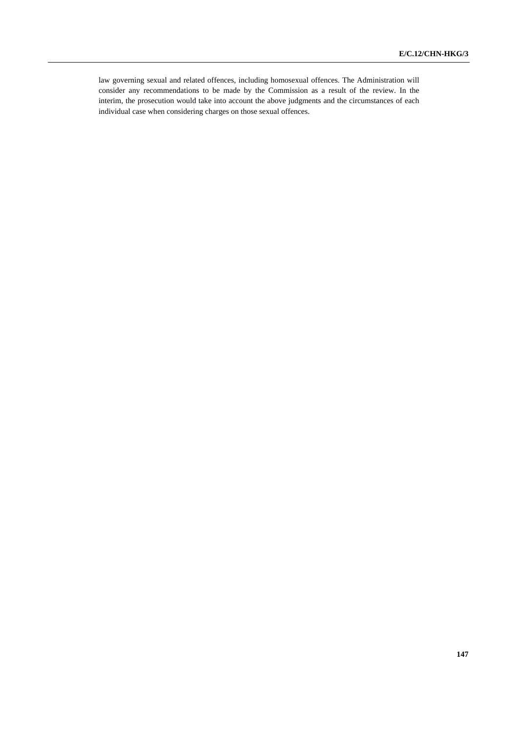law governing sexual and related offences, including homosexual offences. The Administration will consider any recommendations to be made by the Commission as a result of the review. In the interim, the prosecution would take into account the above judgments and the circumstances of each individual case when considering charges on those sexual offences.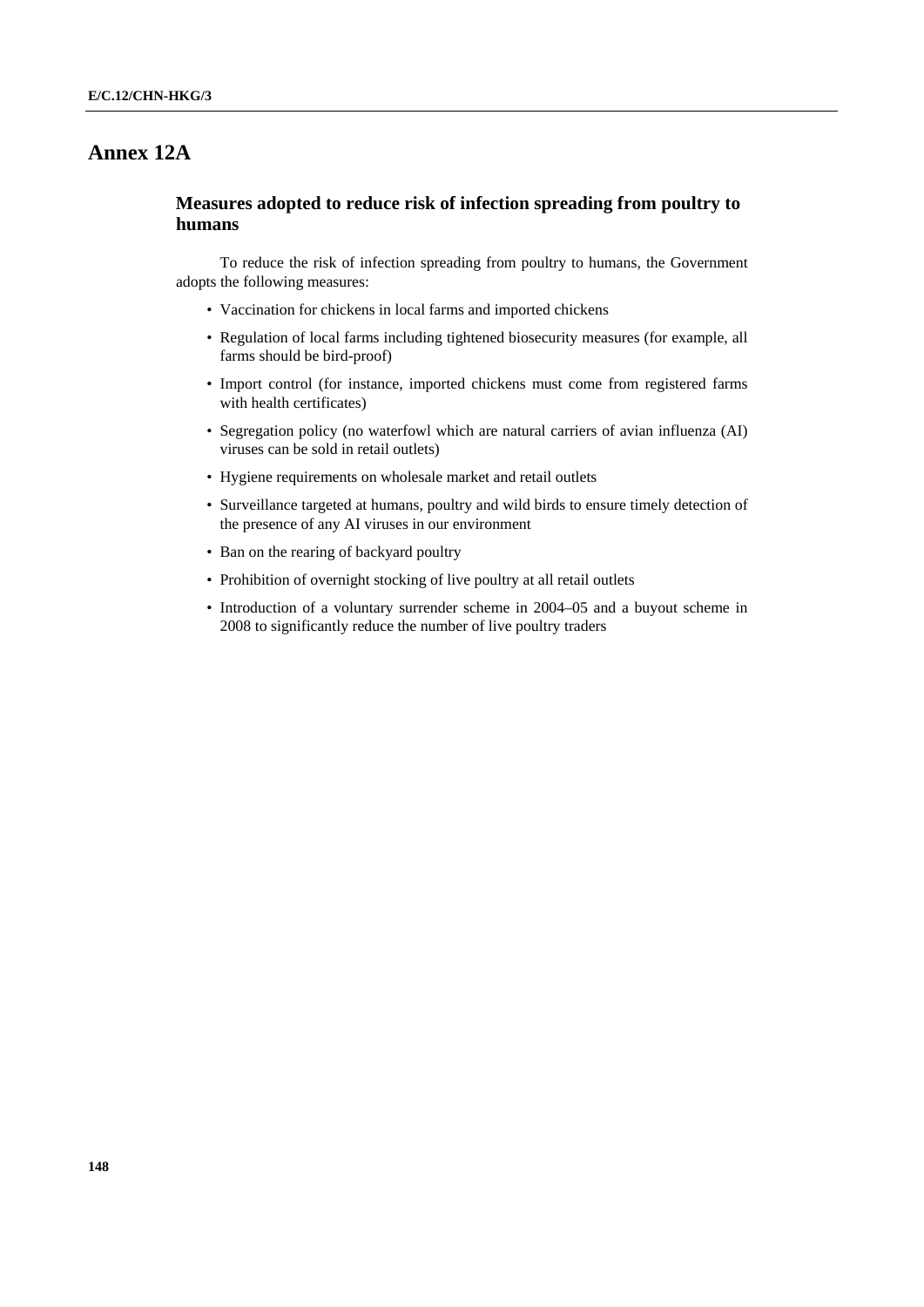# Annex 12A

## Measures adopted to reduce risk of infection spreading from poultry to humans

To reduce the risk of infection spreading from poultry to humans, the Government adopts the following measures:

- Vaccination for chickens in local farms and imported chickens
- Regulation of local farms including tightened biosecurity measures (for example, all farms should be bird-proof)
- Import control (for instance, imported chickens must come from registered farms with health certificates)
- Segregation policy (no waterfowl which are natural carriers of avian influenza (AI) viruses can be sold in retail outlets)
- Hygiene requirements on wholesale market and retail outlets
- Surveillance targeted at humans, poultry and wild birds to ensure timely detection of the presence of any AI viruses in our environment
- Ban on the rearing of backyard poultry
- Prohibition of overnight stocking of live poultry at all retail outlets
- Introduction of a voluntary surrender scheme in 2004–05 and a buyout scheme in 2008 to significantly reduce the number of live poultry traders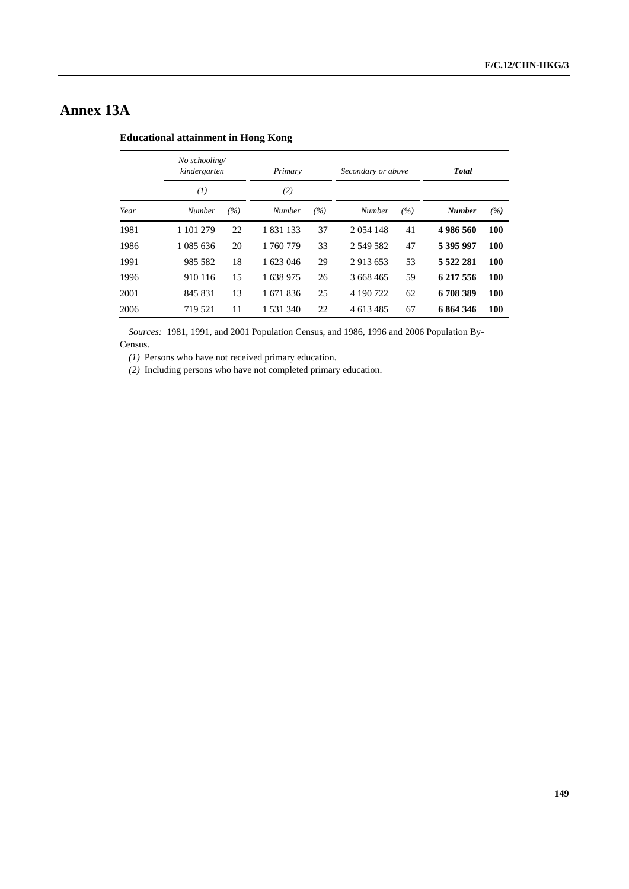# Annex 13A

**Educational attainment in Hong Kong**

| | *No schooling/ kindergarten* | | *Primary* | | *Secondary or above* | | ***Total*** | |
|---|---|---|---|---|---|---|---|---|
| | *(1)* | | *(2)* | | | | | |
| *Year* | *Number* | *(%)* | *Number* | *(%)* | *Number* | *(%)* | ***Number*** | ***(%)*** |
| 1981 | 1 101 279 | 22 | 1 831 133 | 37 | 2 054 148 | 41 | **4 986 560** | **100** |
| 1986 | 1 085 636 | 20 | 1 760 779 | 33 | 2 549 582 | 47 | **5 395 997** | **100** |
| 1991 | 985 582 | 18 | 1 623 046 | 29 | 2 913 653 | 53 | **5 522 281** | **100** |
| 1996 | 910 116 | 15 | 1 638 975 | 26 | 3 668 465 | 59 | **6 217 556** | **100** |
| 2001 | 845 831 | 13 | 1 671 836 | 25 | 4 190 722 | 62 | **6 708 389** | **100** |
| 2006 | 719 521 | 11 | 1 531 340 | 22 | 4 613 485 | 67 | **6 864 346** | **100** |

*Sources:* 1981, 1991, and 2001 Population Census, and 1986, 1996 and 2006 Population By-Census.

*(1)* Persons who have not received primary education.

*(2)* Including persons who have not completed primary education.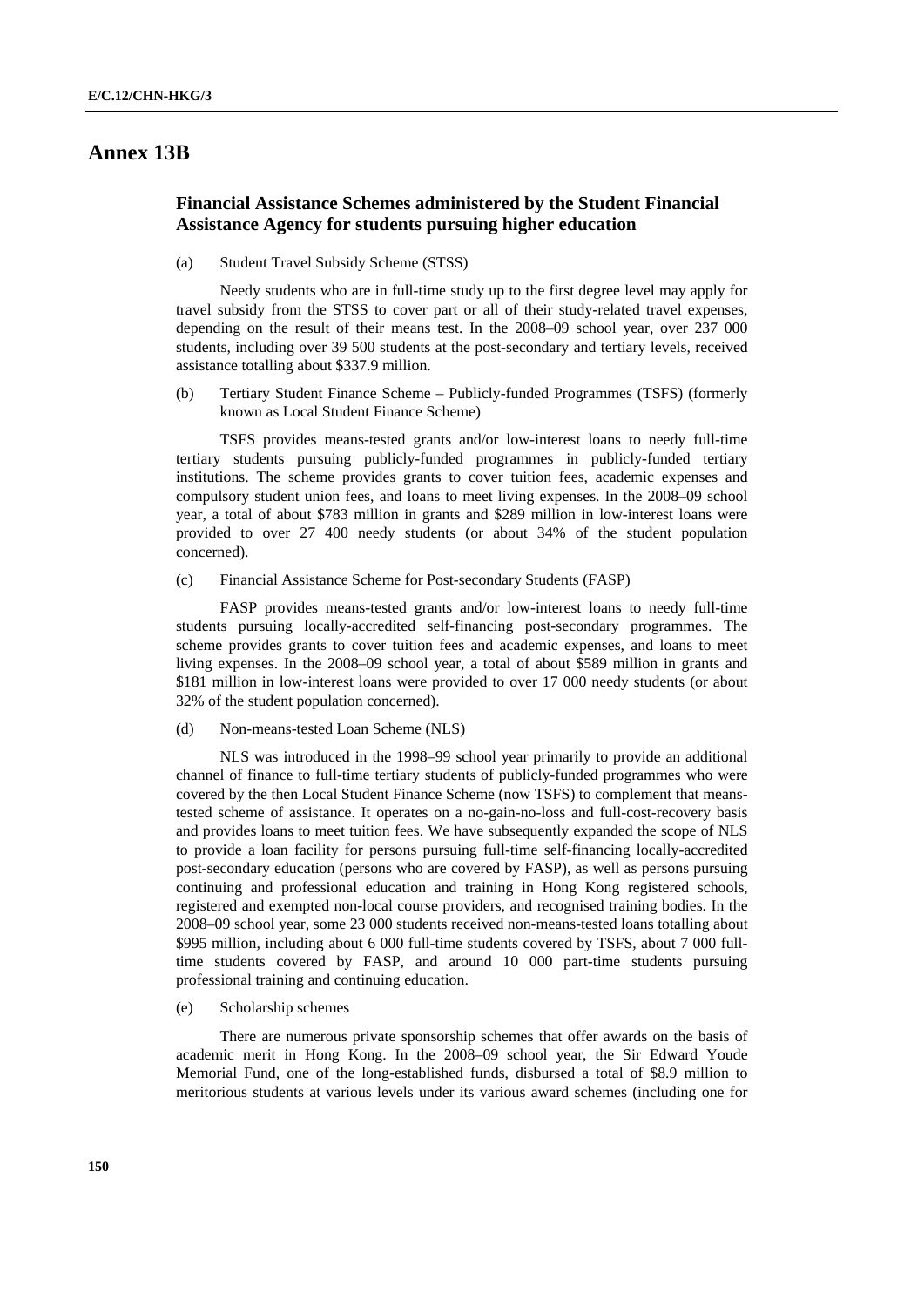# Annex 13B

## Financial Assistance Schemes administered by the Student Financial Assistance Agency for students pursuing higher education

(a) Student Travel Subsidy Scheme (STSS)

Needy students who are in full-time study up to the first degree level may apply for travel subsidy from the STSS to cover part or all of their study-related travel expenses, depending on the result of their means test. In the 2008–09 school year, over 237 000 students, including over 39 500 students at the post-secondary and tertiary levels, received assistance totalling about $337.9 million.

(b) Tertiary Student Finance Scheme – Publicly-funded Programmes (TSFS) (formerly known as Local Student Finance Scheme)

TSFS provides means-tested grants and/or low-interest loans to needy full-time tertiary students pursuing publicly-funded programmes in publicly-funded tertiary institutions. The scheme provides grants to cover tuition fees, academic expenses and compulsory student union fees, and loans to meet living expenses. In the 2008–09 school year, a total of about $783 million in grants and $289 million in low-interest loans were provided to over 27 400 needy students (or about 34% of the student population concerned).

(c) Financial Assistance Scheme for Post-secondary Students (FASP)

FASP provides means-tested grants and/or low-interest loans to needy full-time students pursuing locally-accredited self-financing post-secondary programmes. The scheme provides grants to cover tuition fees and academic expenses, and loans to meet living expenses. In the 2008–09 school year, a total of about $589 million in grants and $181 million in low-interest loans were provided to over 17 000 needy students (or about 32% of the student population concerned).

(d) Non-means-tested Loan Scheme (NLS)

NLS was introduced in the 1998–99 school year primarily to provide an additional channel of finance to full-time tertiary students of publicly-funded programmes who were covered by the then Local Student Finance Scheme (now TSFS) to complement that means-tested scheme of assistance. It operates on a no-gain-no-loss and full-cost-recovery basis and provides loans to meet tuition fees. We have subsequently expanded the scope of NLS to provide a loan facility for persons pursuing full-time self-financing locally-accredited post-secondary education (persons who are covered by FASP), as well as persons pursuing continuing and professional education and training in Hong Kong registered schools, registered and exempted non-local course providers, and recognised training bodies. In the 2008–09 school year, some 23 000 students received non-means-tested loans totalling about $995 million, including about 6 000 full-time students covered by TSFS, about 7 000 full-time students covered by FASP, and around 10 000 part-time students pursuing professional training and continuing education.

(e) Scholarship schemes

There are numerous private sponsorship schemes that offer awards on the basis of academic merit in Hong Kong. In the 2008–09 school year, the Sir Edward Youde Memorial Fund, one of the long-established funds, disbursed a total of $8.9 million to meritorious students at various levels under its various award schemes (including one for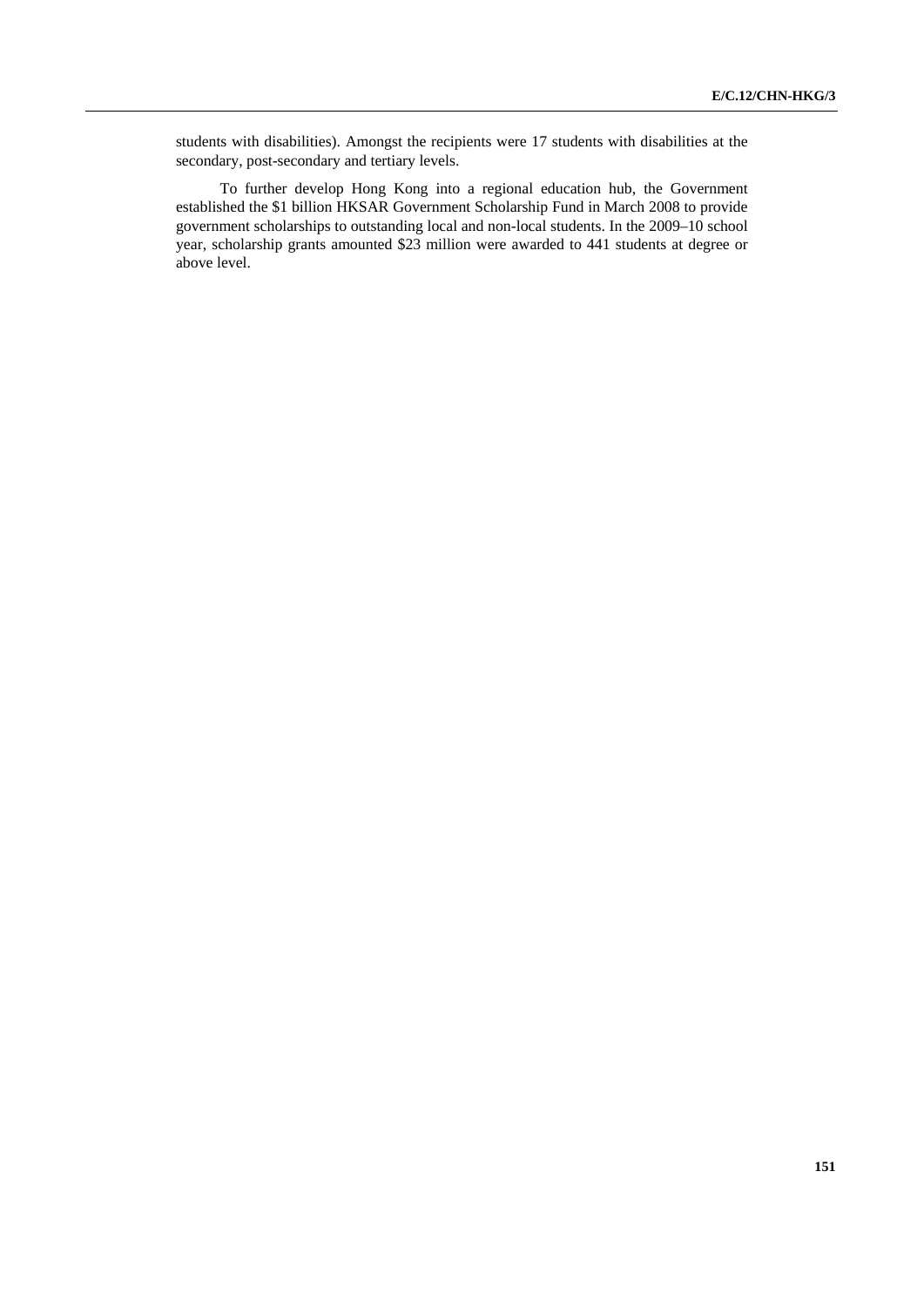students with disabilities). Amongst the recipients were 17 students with disabilities at the secondary, post-secondary and tertiary levels.

To further develop Hong Kong into a regional education hub, the Government established the $1 billion HKSAR Government Scholarship Fund in March 2008 to provide government scholarships to outstanding local and non-local students. In the 2009–10 school year, scholarship grants amounted $23 million were awarded to 441 students at degree or above level.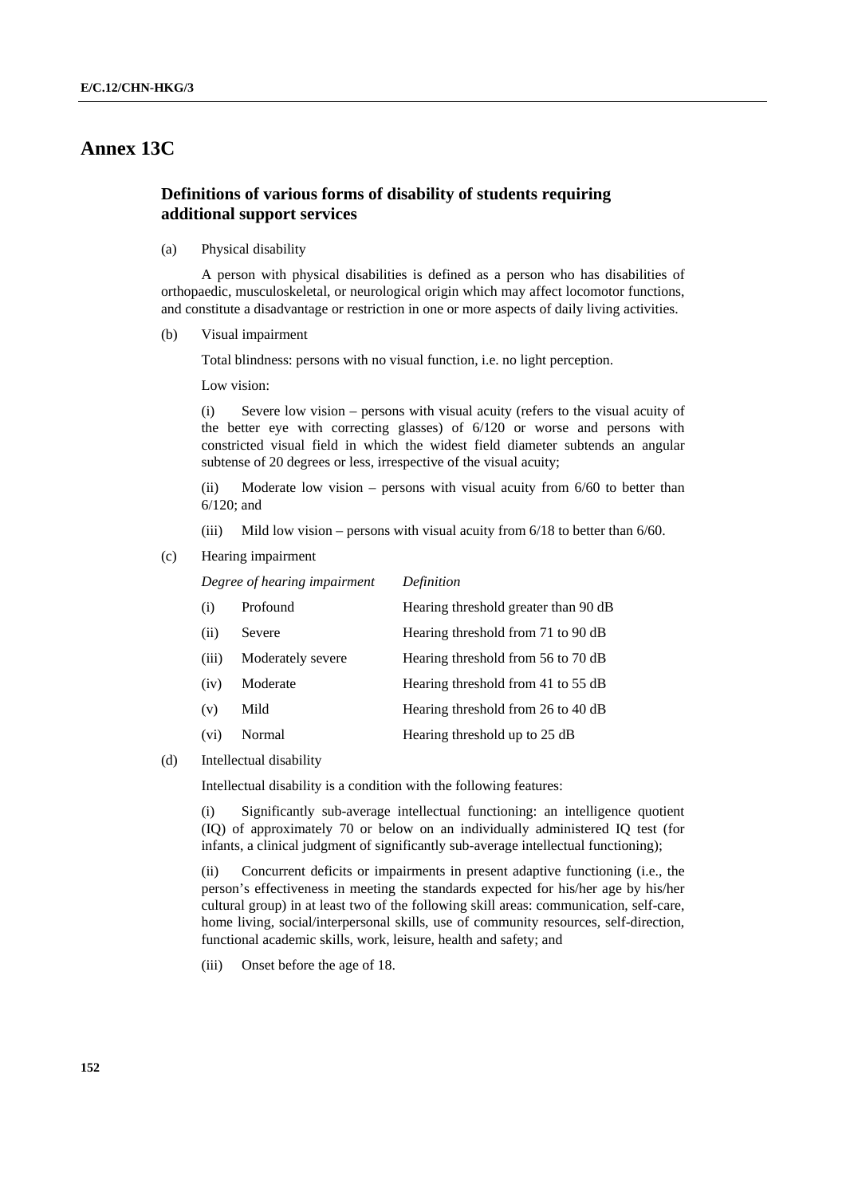# Annex 13C

## Definitions of various forms of disability of students requiring additional support services

(a) Physical disability

A person with physical disabilities is defined as a person who has disabilities of orthopaedic, musculoskeletal, or neurological origin which may affect locomotor functions, and constitute a disadvantage or restriction in one or more aspects of daily living activities.

(b) Visual impairment

Total blindness: persons with no visual function, i.e. no light perception.

Low vision:

(i) Severe low vision – persons with visual acuity (refers to the visual acuity of the better eye with correcting glasses) of 6/120 or worse and persons with constricted visual field in which the widest field diameter subtends an angular subtense of 20 degrees or less, irrespective of the visual acuity;

(ii) Moderate low vision – persons with visual acuity from 6/60 to better than 6/120; and

(iii) Mild low vision – persons with visual acuity from 6/18 to better than 6/60.

(c) Hearing impairment

| | *Degree of hearing impairment* | *Definition* |
|---|---|---|
| (i) | Profound | Hearing threshold greater than 90 dB |
| (ii) | Severe | Hearing threshold from 71 to 90 dB |
| (iii) | Moderately severe | Hearing threshold from 56 to 70 dB |
| (iv) | Moderate | Hearing threshold from 41 to 55 dB |
| (v) | Mild | Hearing threshold from 26 to 40 dB |
| (vi) | Normal | Hearing threshold up to 25 dB |

(d) Intellectual disability

Intellectual disability is a condition with the following features:

(i) Significantly sub-average intellectual functioning: an intelligence quotient (IQ) of approximately 70 or below on an individually administered IQ test (for infants, a clinical judgment of significantly sub-average intellectual functioning);

(ii) Concurrent deficits or impairments in present adaptive functioning (i.e., the person's effectiveness in meeting the standards expected for his/her age by his/her cultural group) in at least two of the following skill areas: communication, self-care, home living, social/interpersonal skills, use of community resources, self-direction, functional academic skills, work, leisure, health and safety; and

(iii) Onset before the age of 18.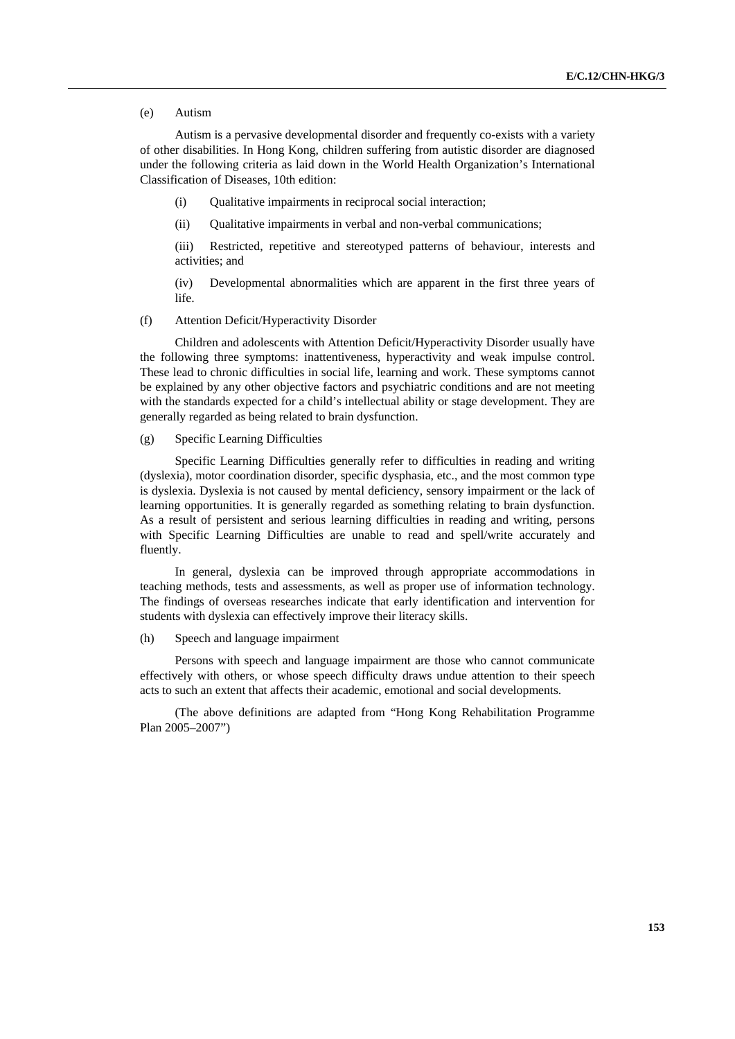(e) Autism

Autism is a pervasive developmental disorder and frequently co-exists with a variety of other disabilities. In Hong Kong, children suffering from autistic disorder are diagnosed under the following criteria as laid down in the World Health Organization's International Classification of Diseases, 10th edition:

(i) Qualitative impairments in reciprocal social interaction;

(ii) Qualitative impairments in verbal and non-verbal communications;

(iii) Restricted, repetitive and stereotyped patterns of behaviour, interests and activities; and

(iv) Developmental abnormalities which are apparent in the first three years of life.

(f) Attention Deficit/Hyperactivity Disorder

Children and adolescents with Attention Deficit/Hyperactivity Disorder usually have the following three symptoms: inattentiveness, hyperactivity and weak impulse control. These lead to chronic difficulties in social life, learning and work. These symptoms cannot be explained by any other objective factors and psychiatric conditions and are not meeting with the standards expected for a child's intellectual ability or stage development. They are generally regarded as being related to brain dysfunction.

(g) Specific Learning Difficulties

Specific Learning Difficulties generally refer to difficulties in reading and writing (dyslexia), motor coordination disorder, specific dysphasia, etc., and the most common type is dyslexia. Dyslexia is not caused by mental deficiency, sensory impairment or the lack of learning opportunities. It is generally regarded as something relating to brain dysfunction. As a result of persistent and serious learning difficulties in reading and writing, persons with Specific Learning Difficulties are unable to read and spell/write accurately and fluently.

In general, dyslexia can be improved through appropriate accommodations in teaching methods, tests and assessments, as well as proper use of information technology. The findings of overseas researches indicate that early identification and intervention for students with dyslexia can effectively improve their literacy skills.

(h) Speech and language impairment

Persons with speech and language impairment are those who cannot communicate effectively with others, or whose speech difficulty draws undue attention to their speech acts to such an extent that affects their academic, emotional and social developments.

(The above definitions are adapted from "Hong Kong Rehabilitation Programme Plan 2005–2007")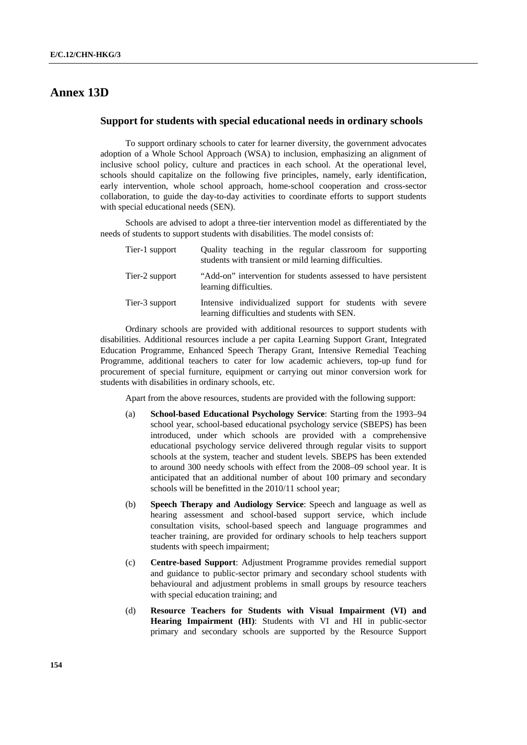# Annex 13D

## Support for students with special educational needs in ordinary schools

To support ordinary schools to cater for learner diversity, the government advocates adoption of a Whole School Approach (WSA) to inclusion, emphasizing an alignment of inclusive school policy, culture and practices in each school. At the operational level, schools should capitalize on the following five principles, namely, early identification, early intervention, whole school approach, home-school cooperation and cross-sector collaboration, to guide the day-to-day activities to coordinate efforts to support students with special educational needs (SEN).

Schools are advised to adopt a three-tier intervention model as differentiated by the needs of students to support students with disabilities. The model consists of:

| | |
|---|---|
| Tier-1 support | Quality teaching in the regular classroom for supporting students with transient or mild learning difficulties. |
| Tier-2 support | "Add-on" intervention for students assessed to have persistent learning difficulties. |
| Tier-3 support | Intensive individualized support for students with severe learning difficulties and students with SEN. |

Ordinary schools are provided with additional resources to support students with disabilities. Additional resources include a per capita Learning Support Grant, Integrated Education Programme, Enhanced Speech Therapy Grant, Intensive Remedial Teaching Programme, additional teachers to cater for low academic achievers, top-up fund for procurement of special furniture, equipment or carrying out minor conversion work for students with disabilities in ordinary schools, etc.

Apart from the above resources, students are provided with the following support:

(a) **School-based Educational Psychology Service**: Starting from the 1993–94 school year, school-based educational psychology service (SBEPS) has been introduced, under which schools are provided with a comprehensive educational psychology service delivered through regular visits to support schools at the system, teacher and student levels. SBEPS has been extended to around 300 needy schools with effect from the 2008–09 school year. It is anticipated that an additional number of about 100 primary and secondary schools will be benefitted in the 2010/11 school year;

(b) **Speech Therapy and Audiology Service**: Speech and language as well as hearing assessment and school-based support service, which include consultation visits, school-based speech and language programmes and teacher training, are provided for ordinary schools to help teachers support students with speech impairment;

(c) **Centre-based Support**: Adjustment Programme provides remedial support and guidance to public-sector primary and secondary school students with behavioural and adjustment problems in small groups by resource teachers with special education training; and

(d) **Resource Teachers for Students with Visual Impairment (VI) and Hearing Impairment (HI)**: Students with VI and HI in public-sector primary and secondary schools are supported by the Resource Support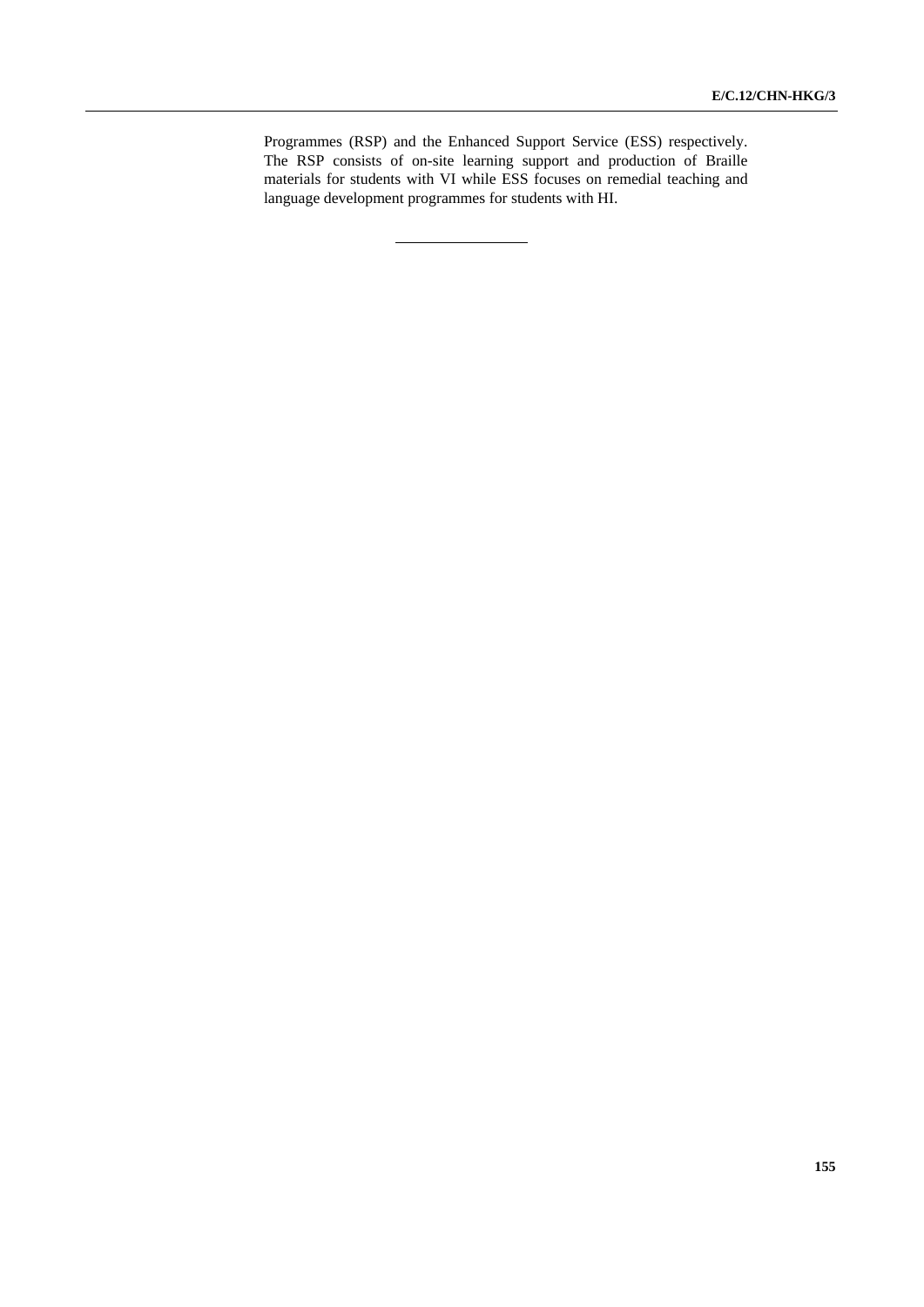Programmes (RSP) and the Enhanced Support Service (ESS) respectively. The RSP consists of on-site learning support and production of Braille materials for students with VI while ESS focuses on remedial teaching and language development programmes for students with HI.